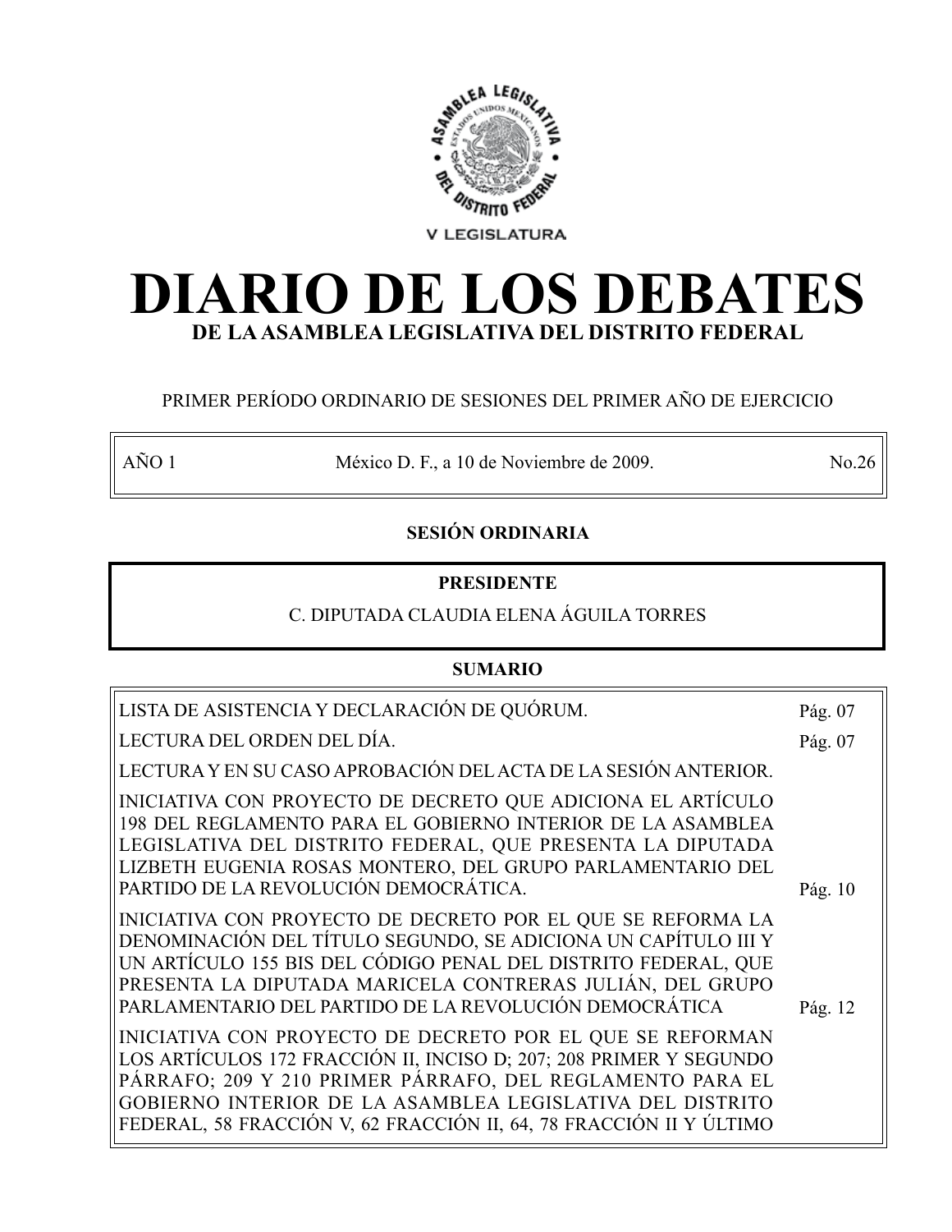V LEGISLATURA

# DIARIO DE LOS DEBATES

## DE LA ASAMBLEA LEGISLATIVA DEL DISTRITO FEDERAL

PRIMER PERÍODO ORDINARIO DE SESIONES DEL PRIMER AÑO DE EJERCICIO

| AÑO 1 | México D. F., a 10 de Noviembre de 2009. | No.26 |
| --- | --- | --- |

**SESIÓN ORDINARIA**

**PRESIDENTE**

C. DIPUTADA CLAUDIA ELENA ÁGUILA TORRES

**SUMARIO**

| | |
| --- | --- |
| LISTA DE ASISTENCIA Y DECLARACIÓN DE QUÓRUM. | Pág. 07 |
| LECTURA DEL ORDEN DEL DÍA. | Pág. 07 |
| LECTURA Y EN SU CASO APROBACIÓN DEL ACTA DE LA SESIÓN ANTERIOR. | |
| INICIATIVA CON PROYECTO DE DECRETO QUE ADICIONA EL ARTÍCULO 198 DEL REGLAMENTO PARA EL GOBIERNO INTERIOR DE LA ASAMBLEA LEGISLATIVA DEL DISTRITO FEDERAL, QUE PRESENTA LA DIPUTADA LIZBETH EUGENIA ROSAS MONTERO, DEL GRUPO PARLAMENTARIO DEL PARTIDO DE LA REVOLUCIÓN DEMOCRÁTICA. | Pág. 10 |
| INICIATIVA CON PROYECTO DE DECRETO POR EL QUE SE REFORMA LA DENOMINACIÓN DEL TÍTULO SEGUNDO, SE ADICIONA UN CAPÍTULO III Y UN ARTÍCULO 155 BIS DEL CÓDIGO PENAL DEL DISTRITO FEDERAL, QUE PRESENTA LA DIPUTADA MARICELA CONTRERAS JULIÁN, DEL GRUPO PARLAMENTARIO DEL PARTIDO DE LA REVOLUCIÓN DEMOCRÁTICA | Pág. 12 |
| INICIATIVA CON PROYECTO DE DECRETO POR EL QUE SE REFORMAN LOS ARTÍCULOS 172 FRACCIÓN II, INCISO D; 207; 208 PRIMER Y SEGUNDO PÁRRAFO; 209 Y 210 PRIMER PÁRRAFO, DEL REGLAMENTO PARA EL GOBIERNO INTERIOR DE LA ASAMBLEA LEGISLATIVA DEL DISTRITO FEDERAL, 58 FRACCIÓN V, 62 FRACCIÓN II, 64, 78 FRACCIÓN II Y ÚLTIMO | |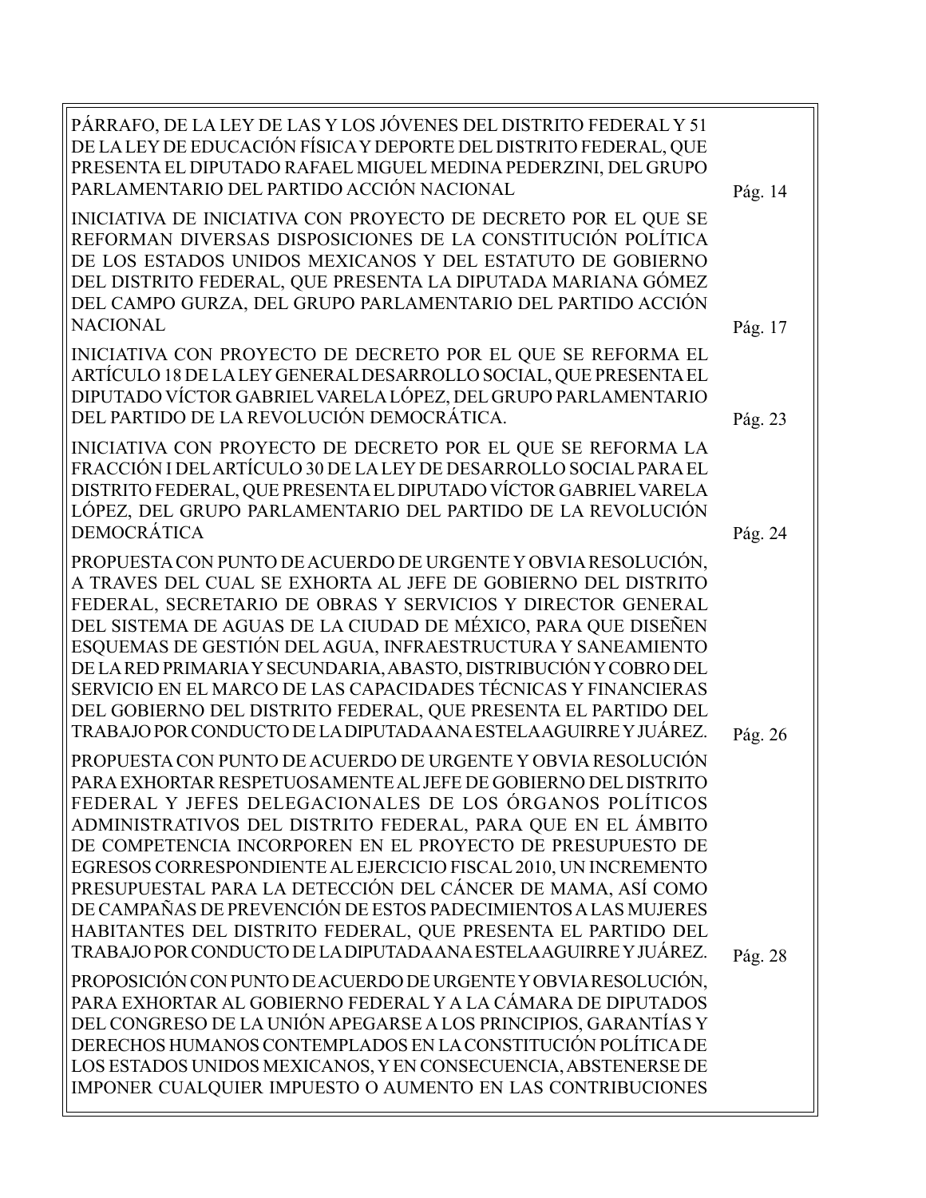| | |
|---|---|
| PÁRRAFO, DE LA LEY DE LAS Y LOS JÓVENES DEL DISTRITO FEDERAL Y 51 DE LA LEY DE EDUCACIÓN FÍSICA Y DEPORTE DEL DISTRITO FEDERAL, QUE PRESENTA EL DIPUTADO RAFAEL MIGUEL MEDINA PEDERZINI, DEL GRUPO PARLAMENTARIO DEL PARTIDO ACCIÓN NACIONAL | Pág. 14 |
| INICIATIVA DE INICIATIVA CON PROYECTO DE DECRETO POR EL QUE SE REFORMAN DIVERSAS DISPOSICIONES DE LA CONSTITUCIÓN POLÍTICA DE LOS ESTADOS UNIDOS MEXICANOS Y DEL ESTATUTO DE GOBIERNO DEL DISTRITO FEDERAL, QUE PRESENTA LA DIPUTADA MARIANA GÓMEZ DEL CAMPO GURZA, DEL GRUPO PARLAMENTARIO DEL PARTIDO ACCIÓN NACIONAL | Pág. 17 |
| INICIATIVA CON PROYECTO DE DECRETO POR EL QUE SE REFORMA EL ARTÍCULO 18 DE LA LEY GENERAL DESARROLLO SOCIAL, QUE PRESENTA EL DIPUTADO VÍCTOR GABRIEL VARELA LÓPEZ, DEL GRUPO PARLAMENTARIO DEL PARTIDO DE LA REVOLUCIÓN DEMOCRÁTICA. | Pág. 23 |
| INICIATIVA CON PROYECTO DE DECRETO POR EL QUE SE REFORMA LA FRACCIÓN I DEL ARTÍCULO 30 DE LA LEY DE DESARROLLO SOCIAL PARA EL DISTRITO FEDERAL, QUE PRESENTA EL DIPUTADO VÍCTOR GABRIEL VARELA LÓPEZ, DEL GRUPO PARLAMENTARIO DEL PARTIDO DE LA REVOLUCIÓN DEMOCRÁTICA | Pág. 24 |
| PROPUESTA CON PUNTO DE ACUERDO DE URGENTE Y OBVIA RESOLUCIÓN, A TRAVES DEL CUAL SE EXHORTA AL JEFE DE GOBIERNO DEL DISTRITO FEDERAL, SECRETARIO DE OBRAS Y SERVICIOS Y DIRECTOR GENERAL DEL SISTEMA DE AGUAS DE LA CIUDAD DE MÉXICO, PARA QUE DISEÑEN ESQUEMAS DE GESTIÓN DEL AGUA, INFRAESTRUCTURA Y SANEAMIENTO DE LA RED PRIMARIA Y SECUNDARIA, ABASTO, DISTRIBUCIÓN Y COBRO DEL SERVICIO EN EL MARCO DE LAS CAPACIDADES TÉCNICAS Y FINANCIERAS DEL GOBIERNO DEL DISTRITO FEDERAL, QUE PRESENTA EL PARTIDO DEL TRABAJO POR CONDUCTO DE LA DIPUTADA ANA ESTELA AGUIRRE Y JUÁREZ. | Pág. 26 |
| PROPUESTA CON PUNTO DE ACUERDO DE URGENTE Y OBVIA RESOLUCIÓN PARA EXHORTAR RESPETUOSAMENTE AL JEFE DE GOBIERNO DEL DISTRITO FEDERAL Y JEFES DELEGACIONALES DE LOS ÓRGANOS POLÍTICOS ADMINISTRATIVOS DEL DISTRITO FEDERAL, PARA QUE EN EL ÁMBITO DE COMPETENCIA INCORPOREN EN EL PROYECTO DE PRESUPUESTO DE EGRESOS CORRESPONDIENTE AL EJERCICIO FISCAL 2010, UN INCREMENTO PRESUPUESTAL PARA LA DETECCIÓN DEL CÁNCER DE MAMA, ASÍ COMO DE CAMPAÑAS DE PREVENCIÓN DE ESTOS PADECIMIENTOS A LAS MUJERES HABITANTES DEL DISTRITO FEDERAL, QUE PRESENTA EL PARTIDO DEL TRABAJO POR CONDUCTO DE LA DIPUTADA ANA ESTELA AGUIRRE Y JUÁREZ. | Pág. 28 |
| PROPOSICIÓN CON PUNTO DE ACUERDO DE URGENTE Y OBVIA RESOLUCIÓN, PARA EXHORTAR AL GOBIERNO FEDERAL Y A LA CÁMARA DE DIPUTADOS DEL CONGRESO DE LA UNIÓN APEGARSE A LOS PRINCIPIOS, GARANTÍAS Y DERECHOS HUMANOS CONTEMPLADOS EN LA CONSTITUCIÓN POLÍTICA DE LOS ESTADOS UNIDOS MEXICANOS, Y EN CONSECUENCIA, ABSTENERSE DE IMPONER CUALQUIER IMPUESTO O AUMENTO EN LAS CONTRIBUCIONES | |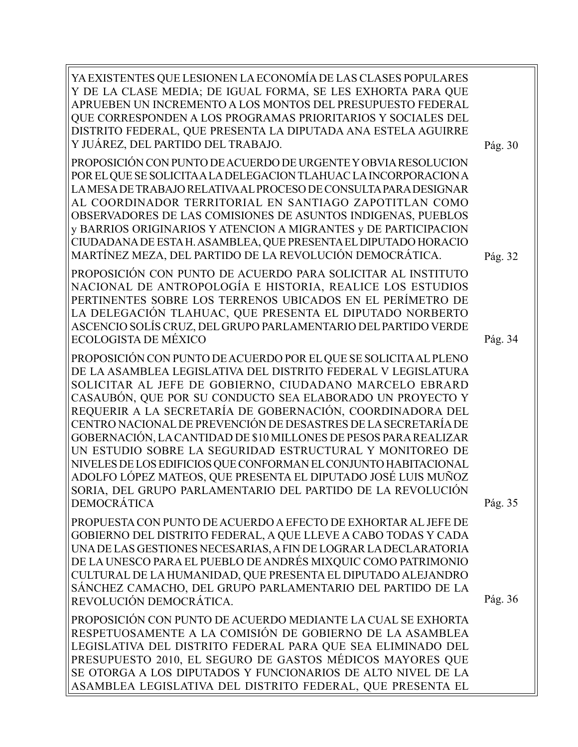YA EXISTENTES QUE LESIONEN LA ECONOMÍA DE LAS CLASES POPULARES Y DE LA CLASE MEDIA; DE IGUAL FORMA, SE LES EXHORTA PARA QUE APRUEBEN UN INCREMENTO A LOS MONTOS DEL PRESUPUESTO FEDERAL QUE CORRESPONDEN A LOS PROGRAMAS PRIORITARIOS Y SOCIALES DEL DISTRITO FEDERAL, QUE PRESENTA LA DIPUTADA ANA ESTELA AGUIRRE Y JUÁREZ, DEL PARTIDO DEL TRABAJO. Pág. 30

PROPOSICIÓN CON PUNTO DE ACUERDO DE URGENTE Y OBVIA RESOLUCION POR EL QUE SE SOLICITA A LA DELEGACION TLAHUAC LA INCORPORACION A LA MESA DE TRABAJO RELATIVA AL PROCESO DE CONSULTA PARA DESIGNAR AL COORDINADOR TERRITORIAL EN SANTIAGO ZAPOTITLAN COMO OBSERVADORES DE LAS COMISIONES DE ASUNTOS INDIGENAS, PUEBLOS y BARRIOS ORIGINARIOS Y ATENCION A MIGRANTES y DE PARTICIPACION CIUDADANA DE ESTA H. ASAMBLEA, QUE PRESENTA EL DIPUTADO HORACIO MARTÍNEZ MEZA, DEL PARTIDO DE LA REVOLUCIÓN DEMOCRÁTICA. Pág. 32

PROPOSICIÓN CON PUNTO DE ACUERDO PARA SOLICITAR AL INSTITUTO NACIONAL DE ANTROPOLOGÍA E HISTORIA, REALICE LOS ESTUDIOS PERTINENTES SOBRE LOS TERRENOS UBICADOS EN EL PERÍMETRO DE LA DELEGACIÓN TLAHUAC, QUE PRESENTA EL DIPUTADO NORBERTO ASCENCIO SOLÍS CRUZ, DEL GRUPO PARLAMENTARIO DEL PARTIDO VERDE ECOLOGISTA DE MÉXICO Pág. 34

PROPOSICIÓN CON PUNTO DE ACUERDO POR EL QUE SE SOLICITA AL PLENO DE LA ASAMBLEA LEGISLATIVA DEL DISTRITO FEDERAL V LEGISLATURA SOLICITAR AL JEFE DE GOBIERNO, CIUDADANO MARCELO EBRARD CASAUBÓN, QUE POR SU CONDUCTO SEA ELABORADO UN PROYECTO Y REQUERIR A LA SECRETARÍA DE GOBERNACIÓN, COORDINADORA DEL CENTRO NACIONAL DE PREVENCIÓN DE DESASTRES DE LA SECRETARÍA DE GOBERNACIÓN, LA CANTIDAD DE $10 MILLONES DE PESOS PARA REALIZAR UN ESTUDIO SOBRE LA SEGURIDAD ESTRUCTURAL Y MONITOREO DE NIVELES DE LOS EDIFICIOS QUE CONFORMAN EL CONJUNTO HABITACIONAL ADOLFO LÓPEZ MATEOS, QUE PRESENTA EL DIPUTADO JOSÉ LUIS MUÑOZ SORIA, DEL GRUPO PARLAMENTARIO DEL PARTIDO DE LA REVOLUCIÓN DEMOCRÁTICA Pág. 35

PROPUESTA CON PUNTO DE ACUERDO A EFECTO DE EXHORTAR AL JEFE DE GOBIERNO DEL DISTRITO FEDERAL, A QUE LLEVE A CABO TODAS Y CADA UNA DE LAS GESTIONES NECESARIAS, A FIN DE LOGRAR LA DECLARATORIA DE LA UNESCO PARA EL PUEBLO DE ANDRÉS MIXQUIC COMO PATRIMONIO CULTURAL DE LA HUMANIDAD, QUE PRESENTA EL DIPUTADO ALEJANDRO SÁNCHEZ CAMACHO, DEL GRUPO PARLAMENTARIO DEL PARTIDO DE LA REVOLUCIÓN DEMOCRÁTICA. Pág. 36

PROPOSICIÓN CON PUNTO DE ACUERDO MEDIANTE LA CUAL SE EXHORTA RESPETUOSAMENTE A LA COMISIÓN DE GOBIERNO DE LA ASAMBLEA LEGISLATIVA DEL DISTRITO FEDERAL PARA QUE SEA ELIMINADO DEL PRESUPUESTO 2010, EL SEGURO DE GASTOS MÉDICOS MAYORES QUE SE OTORGA A LOS DIPUTADOS Y FUNCIONARIOS DE ALTO NIVEL DE LA ASAMBLEA LEGISLATIVA DEL DISTRITO FEDERAL, QUE PRESENTA EL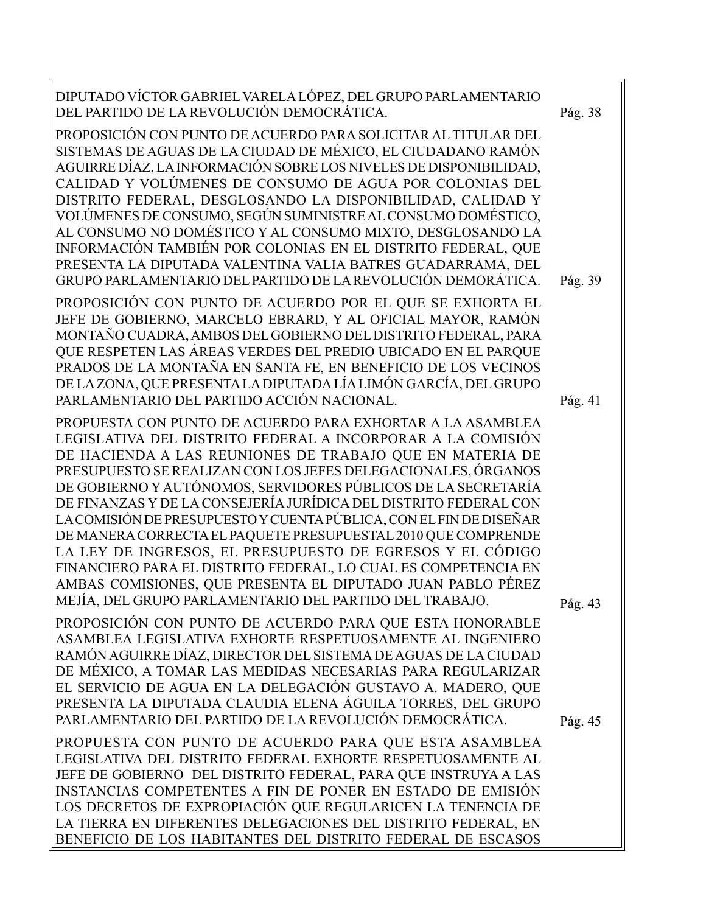DIPUTADO VÍCTOR GABRIEL VARELA LÓPEZ, DEL GRUPO PARLAMENTARIO DEL PARTIDO DE LA REVOLUCIÓN DEMOCRÁTICA. Pág. 38

PROPOSICIÓN CON PUNTO DE ACUERDO PARA SOLICITAR AL TITULAR DEL SISTEMAS DE AGUAS DE LA CIUDAD DE MÉXICO, EL CIUDADANO RAMÓN AGUIRRE DÍAZ, LA INFORMACIÓN SOBRE LOS NIVELES DE DISPONIBILIDAD, CALIDAD Y VOLÚMENES DE CONSUMO DE AGUA POR COLONIAS DEL DISTRITO FEDERAL, DESGLOSANDO LA DISPONIBILIDAD, CALIDAD Y VOLÚMENES DE CONSUMO, SEGÚN SUMINISTRE AL CONSUMO DOMÉSTICO, AL CONSUMO NO DOMÉSTICO Y AL CONSUMO MIXTO, DESGLOSANDO LA INFORMACIÓN TAMBIÉN POR COLONIAS EN EL DISTRITO FEDERAL, QUE PRESENTA LA DIPUTADA VALENTINA VALIA BATRES GUADARRAMA, DEL GRUPO PARLAMENTARIO DEL PARTIDO DE LA REVOLUCIÓN DEMORÁTICA. Pág. 39

PROPOSICIÓN CON PUNTO DE ACUERDO POR EL QUE SE EXHORTA EL JEFE DE GOBIERNO, MARCELO EBRARD, Y AL OFICIAL MAYOR, RAMÓN MONTAÑO CUADRA, AMBOS DEL GOBIERNO DEL DISTRITO FEDERAL, PARA QUE RESPETEN LAS ÁREAS VERDES DEL PREDIO UBICADO EN EL PARQUE PRADOS DE LA MONTAÑA EN SANTA FE, EN BENEFICIO DE LOS VECINOS DE LA ZONA, QUE PRESENTA LA DIPUTADA LÍA LIMÓN GARCÍA, DEL GRUPO PARLAMENTARIO DEL PARTIDO ACCIÓN NACIONAL. Pág. 41

PROPUESTA CON PUNTO DE ACUERDO PARA EXHORTAR A LA ASAMBLEA LEGISLATIVA DEL DISTRITO FEDERAL A INCORPORAR A LA COMISIÓN DE HACIENDA A LAS REUNIONES DE TRABAJO QUE EN MATERIA DE PRESUPUESTO SE REALIZAN CON LOS JEFES DELEGACIONALES, ÓRGANOS DE GOBIERNO Y AUTÓNOMOS, SERVIDORES PÚBLICOS DE LA SECRETARÍA DE FINANZAS Y DE LA CONSEJERÍA JURÍDICA DEL DISTRITO FEDERAL CON LA COMISIÓN DE PRESUPUESTO Y CUENTA PÚBLICA, CON EL FIN DE DISEÑAR DE MANERA CORRECTA EL PAQUETE PRESUPUESTAL 2010 QUE COMPRENDE LA LEY DE INGRESOS, EL PRESUPUESTO DE EGRESOS Y EL CÓDIGO FINANCIERO PARA EL DISTRITO FEDERAL, LO CUAL ES COMPETENCIA EN AMBAS COMISIONES, QUE PRESENTA EL DIPUTADO JUAN PABLO PÉREZ MEJÍA, DEL GRUPO PARLAMENTARIO DEL PARTIDO DEL TRABAJO. Pág. 43

PROPOSICIÓN CON PUNTO DE ACUERDO PARA QUE ESTA HONORABLE ASAMBLEA LEGISLATIVA EXHORTE RESPETUOSAMENTE AL INGENIERO RAMÓN AGUIRRE DÍAZ, DIRECTOR DEL SISTEMA DE AGUAS DE LA CIUDAD DE MÉXICO, A TOMAR LAS MEDIDAS NECESARIAS PARA REGULARIZAR EL SERVICIO DE AGUA EN LA DELEGACIÓN GUSTAVO A. MADERO, QUE PRESENTA LA DIPUTADA CLAUDIA ELENA ÁGUILA TORRES, DEL GRUPO PARLAMENTARIO DEL PARTIDO DE LA REVOLUCIÓN DEMOCRÁTICA. Pág. 45

PROPUESTA CON PUNTO DE ACUERDO PARA QUE ESTA ASAMBLEA LEGISLATIVA DEL DISTRITO FEDERAL EXHORTE RESPETUOSAMENTE AL JEFE DE GOBIERNO DEL DISTRITO FEDERAL, PARA QUE INSTRUYA A LAS INSTANCIAS COMPETENTES A FIN DE PONER EN ESTADO DE EMISIÓN LOS DECRETOS DE EXPROPIACIÓN QUE REGULARICEN LA TENENCIA DE LA TIERRA EN DIFERENTES DELEGACIONES DEL DISTRITO FEDERAL, EN BENEFICIO DE LOS HABITANTES DEL DISTRITO FEDERAL DE ESCASOS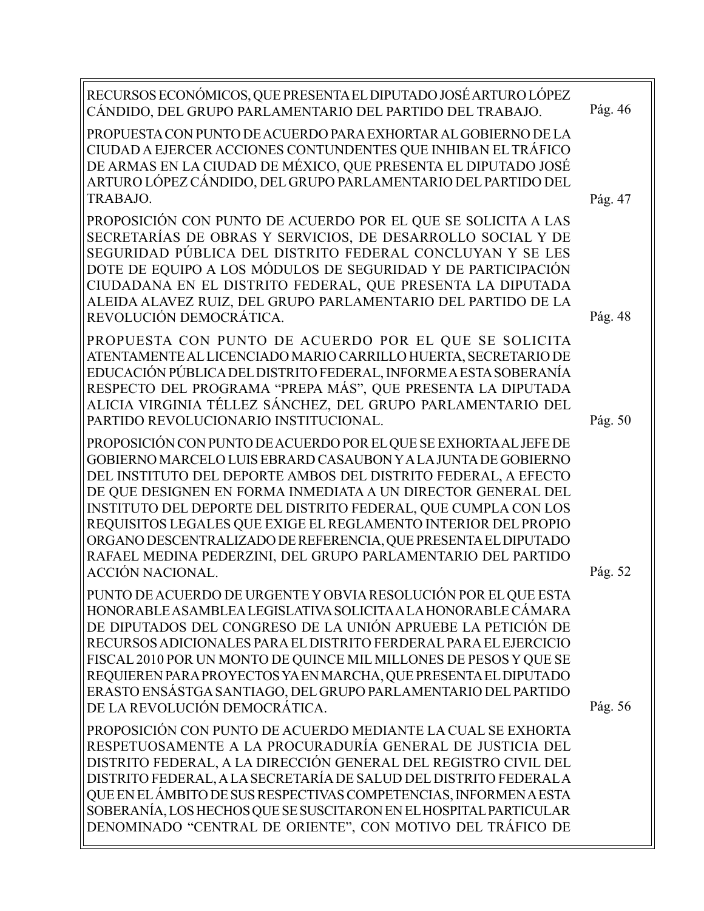RECURSOS ECONÓMICOS, QUE PRESENTA EL DIPUTADO JOSÉ ARTURO LÓPEZ CÁNDIDO, DEL GRUPO PARLAMENTARIO DEL PARTIDO DEL TRABAJO. Pág. 46

PROPUESTA CON PUNTO DE ACUERDO PARA EXHORTAR AL GOBIERNO DE LA CIUDAD A EJERCER ACCIONES CONTUNDENTES QUE INHIBAN EL TRÁFICO DE ARMAS EN LA CIUDAD DE MÉXICO, QUE PRESENTA EL DIPUTADO JOSÉ ARTURO LÓPEZ CÁNDIDO, DEL GRUPO PARLAMENTARIO DEL PARTIDO DEL TRABAJO. Pág. 47

PROPOSICIÓN CON PUNTO DE ACUERDO POR EL QUE SE SOLICITA A LAS SECRETARÍAS DE OBRAS Y SERVICIOS, DE DESARROLLO SOCIAL Y DE SEGURIDAD PÚBLICA DEL DISTRITO FEDERAL CONCLUYAN Y SE LES DOTE DE EQUIPO A LOS MÓDULOS DE SEGURIDAD Y DE PARTICIPACIÓN CIUDADANA EN EL DISTRITO FEDERAL, QUE PRESENTA LA DIPUTADA ALEIDA ALAVEZ RUIZ, DEL GRUPO PARLAMENTARIO DEL PARTIDO DE LA REVOLUCIÓN DEMOCRÁTICA. Pág. 48

PROPUESTA CON PUNTO DE ACUERDO POR EL QUE SE SOLICITA ATENTAMENTE AL LICENCIADO MARIO CARRILLO HUERTA, SECRETARIO DE EDUCACIÓN PÚBLICA DEL DISTRITO FEDERAL, INFORME A ESTA SOBERANÍA RESPECTO DEL PROGRAMA “PREPA MÁS”, QUE PRESENTA LA DIPUTADA ALICIA VIRGINIA TÉLLEZ SÁNCHEZ, DEL GRUPO PARLAMENTARIO DEL PARTIDO REVOLUCIONARIO INSTITUCIONAL. Pág. 50

PROPOSICIÓN CON PUNTO DE ACUERDO POR EL QUE SE EXHORTA AL JEFE DE GOBIERNO MARCELO LUIS EBRARD CASAUBON Y A LA JUNTA DE GOBIERNO DEL INSTITUTO DEL DEPORTE AMBOS DEL DISTRITO FEDERAL, A EFECTO DE QUE DESIGNEN EN FORMA INMEDIATA A UN DIRECTOR GENERAL DEL INSTITUTO DEL DEPORTE DEL DISTRITO FEDERAL, QUE CUMPLA CON LOS REQUISITOS LEGALES QUE EXIGE EL REGLAMENTO INTERIOR DEL PROPIO ORGANO DESCENTRALIZADO DE REFERENCIA, QUE PRESENTA EL DIPUTADO RAFAEL MEDINA PEDERZINI, DEL GRUPO PARLAMENTARIO DEL PARTIDO ACCIÓN NACIONAL. Pág. 52

PUNTO DE ACUERDO DE URGENTE Y OBVIA RESOLUCIÓN POR EL QUE ESTA HONORABLE ASAMBLEA LEGISLATIVA SOLICITA A LA HONORABLE CÁMARA DE DIPUTADOS DEL CONGRESO DE LA UNIÓN APRUEBE LA PETICIÓN DE RECURSOS ADICIONALES PARA EL DISTRITO FERDERAL PARA EL EJERCICIO FISCAL 2010 POR UN MONTO DE QUINCE MIL MILLONES DE PESOS Y QUE SE REQUIEREN PARA PROYECTOS YA EN MARCHA, QUE PRESENTA EL DIPUTADO ERASTO ENSÁSTGA SANTIAGO, DEL GRUPO PARLAMENTARIO DEL PARTIDO DE LA REVOLUCIÓN DEMOCRÁTICA. Pág. 56

PROPOSICIÓN CON PUNTO DE ACUERDO MEDIANTE LA CUAL SE EXHORTA RESPETUOSAMENTE A LA PROCURADURÍA GENERAL DE JUSTICIA DEL DISTRITO FEDERAL, A LA DIRECCIÓN GENERAL DEL REGISTRO CIVIL DEL DISTRITO FEDERAL, A LA SECRETARÍA DE SALUD DEL DISTRITO FEDERAL A QUE EN EL ÁMBITO DE SUS RESPECTIVAS COMPETENCIAS, INFORMEN A ESTA SOBERANÍA, LOS HECHOS QUE SE SUSCITARON EN EL HOSPITAL PARTICULAR DENOMINADO “CENTRAL DE ORIENTE”, CON MOTIVO DEL TRÁFICO DE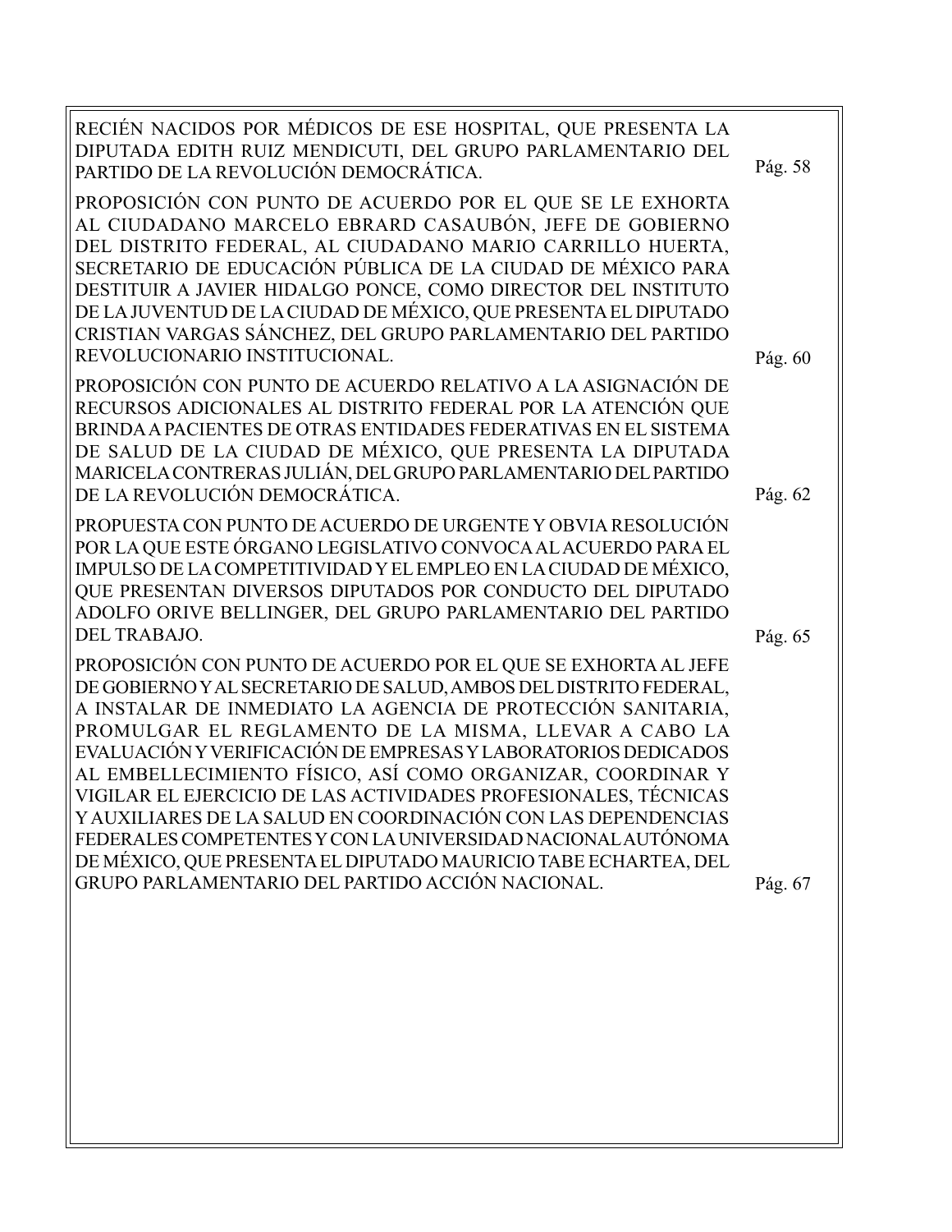RECIÉN NACIDOS POR MÉDICOS DE ESE HOSPITAL, QUE PRESENTA LA DIPUTADA EDITH RUIZ MENDICUTI, DEL GRUPO PARLAMENTARIO DEL PARTIDO DE LA REVOLUCIÓN DEMOCRÁTICA. Pág. 58

PROPOSICIÓN CON PUNTO DE ACUERDO POR EL QUE SE LE EXHORTA AL CIUDADANO MARCELO EBRARD CASAUBÓN, JEFE DE GOBIERNO DEL DISTRITO FEDERAL, AL CIUDADANO MARIO CARRILLO HUERTA, SECRETARIO DE EDUCACIÓN PÚBLICA DE LA CIUDAD DE MÉXICO PARA DESTITUIR A JAVIER HIDALGO PONCE, COMO DIRECTOR DEL INSTITUTO DE LA JUVENTUD DE LA CIUDAD DE MÉXICO, QUE PRESENTA EL DIPUTADO CRISTIAN VARGAS SÁNCHEZ, DEL GRUPO PARLAMENTARIO DEL PARTIDO REVOLUCIONARIO INSTITUCIONAL. Pág. 60

PROPOSICIÓN CON PUNTO DE ACUERDO RELATIVO A LA ASIGNACIÓN DE RECURSOS ADICIONALES AL DISTRITO FEDERAL POR LA ATENCIÓN QUE BRINDA A PACIENTES DE OTRAS ENTIDADES FEDERATIVAS EN EL SISTEMA DE SALUD DE LA CIUDAD DE MÉXICO, QUE PRESENTA LA DIPUTADA MARICELA CONTRERAS JULIÁN, DEL GRUPO PARLAMENTARIO DEL PARTIDO DE LA REVOLUCIÓN DEMOCRÁTICA. Pág. 62

PROPUESTA CON PUNTO DE ACUERDO DE URGENTE Y OBVIA RESOLUCIÓN POR LA QUE ESTE ÓRGANO LEGISLATIVO CONVOCA AL ACUERDO PARA EL IMPULSO DE LA COMPETITIVIDAD Y EL EMPLEO EN LA CIUDAD DE MÉXICO, QUE PRESENTAN DIVERSOS DIPUTADOS POR CONDUCTO DEL DIPUTADO ADOLFO ORIVE BELLINGER, DEL GRUPO PARLAMENTARIO DEL PARTIDO DEL TRABAJO. Pág. 65

PROPOSICIÓN CON PUNTO DE ACUERDO POR EL QUE SE EXHORTA AL JEFE DE GOBIERNO Y AL SECRETARIO DE SALUD, AMBOS DEL DISTRITO FEDERAL, A INSTALAR DE INMEDIATO LA AGENCIA DE PROTECCIÓN SANITARIA, PROMULGAR EL REGLAMENTO DE LA MISMA, LLEVAR A CABO LA EVALUACIÓN Y VERIFICACIÓN DE EMPRESAS Y LABORATORIOS DEDICADOS AL EMBELLECIMIENTO FÍSICO, ASÍ COMO ORGANIZAR, COORDINAR Y VIGILAR EL EJERCICIO DE LAS ACTIVIDADES PROFESIONALES, TÉCNICAS Y AUXILIARES DE LA SALUD EN COORDINACIÓN CON LAS DEPENDENCIAS FEDERALES COMPETENTES Y CON LA UNIVERSIDAD NACIONAL AUTÓNOMA DE MÉXICO, QUE PRESENTA EL DIPUTADO MAURICIO TABE ECHARTEA, DEL GRUPO PARLAMENTARIO DEL PARTIDO ACCIÓN NACIONAL. Pág. 67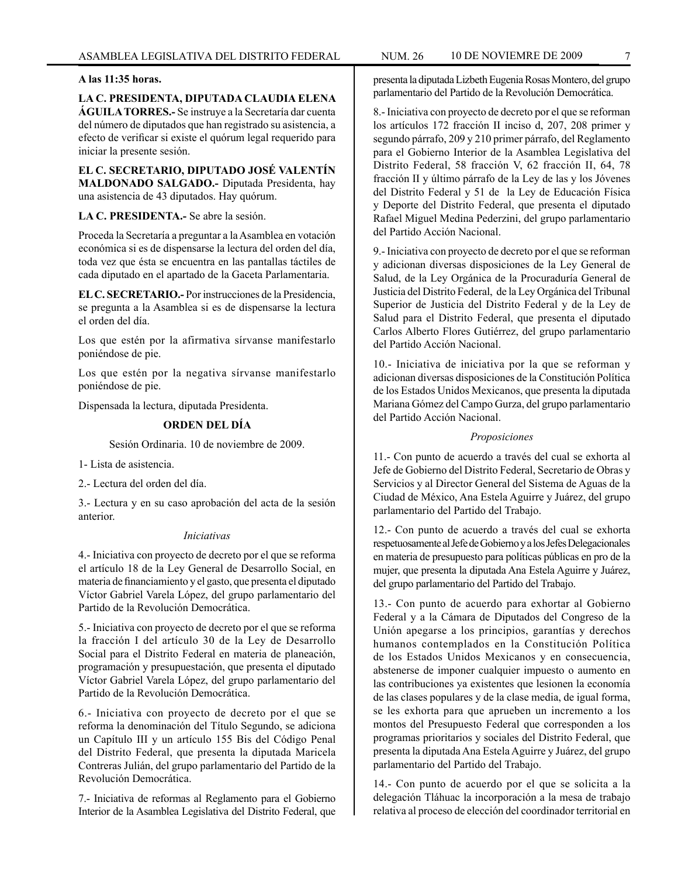**A las 11:35 horas.**

**LA C. PRESIDENTA, DIPUTADA CLAUDIA ELENA ÁGUILA TORRES.-** Se instruye a la Secretaría dar cuenta del número de diputados que han registrado su asistencia, a efecto de verificar si existe el quórum legal requerido para iniciar la presente sesión.

**EL C. SECRETARIO, DIPUTADO JOSÉ VALENTÍN MALDONADO SALGADO.-** Diputada Presidenta, hay una asistencia de 43 diputados. Hay quórum.

**LA C. PRESIDENTA.-** Se abre la sesión.

Proceda la Secretaría a preguntar a la Asamblea en votación económica si es de dispensarse la lectura del orden del día, toda vez que ésta se encuentra en las pantallas táctiles de cada diputado en el apartado de la Gaceta Parlamentaria.

**EL C. SECRETARIO.-** Por instrucciones de la Presidencia, se pregunta a la Asamblea si es de dispensarse la lectura el orden del día.

Los que estén por la afirmativa sírvanse manifestarlo poniéndose de pie.

Los que estén por la negativa sírvanse manifestarlo poniéndose de pie.

Dispensada la lectura, diputada Presidenta.

**ORDEN DEL DÍA**

Sesión Ordinaria. 10 de noviembre de 2009.

1- Lista de asistencia.

2.- Lectura del orden del día.

3.- Lectura y en su caso aprobación del acta de la sesión anterior.

*Iniciativas*

4.- Iniciativa con proyecto de decreto por el que se reforma el artículo 18 de la Ley General de Desarrollo Social, en materia de financiamiento y el gasto, que presenta el diputado Víctor Gabriel Varela López, del grupo parlamentario del Partido de la Revolución Democrática.

5.- Iniciativa con proyecto de decreto por el que se reforma la fracción I del artículo 30 de la Ley de Desarrollo Social para el Distrito Federal en materia de planeación, programación y presupuestación, que presenta el diputado Víctor Gabriel Varela López, del grupo parlamentario del Partido de la Revolución Democrática.

6.- Iniciativa con proyecto de decreto por el que se reforma la denominación del Título Segundo, se adiciona un Capítulo III y un artículo 155 Bis del Código Penal del Distrito Federal, que presenta la diputada Maricela Contreras Julián, del grupo parlamentario del Partido de la Revolución Democrática.

7.- Iniciativa de reformas al Reglamento para el Gobierno Interior de la Asamblea Legislativa del Distrito Federal, que presenta la diputada Lizbeth Eugenia Rosas Montero, del grupo parlamentario del Partido de la Revolución Democrática.

8.- Iniciativa con proyecto de decreto por el que se reforman los artículos 172 fracción II inciso d, 207, 208 primer y segundo párrafo, 209 y 210 primer párrafo, del Reglamento para el Gobierno Interior de la Asamblea Legislativa del Distrito Federal, 58 fracción V, 62 fracción II, 64, 78 fracción II y último párrafo de la Ley de las y los Jóvenes del Distrito Federal y 51 de la Ley de Educación Física y Deporte del Distrito Federal, que presenta el diputado Rafael Miguel Medina Pederzini, del grupo parlamentario del Partido Acción Nacional.

9.- Iniciativa con proyecto de decreto por el que se reforman y adicionan diversas disposiciones de la Ley General de Salud, de la Ley Orgánica de la Procuraduría General de Justicia del Distrito Federal, de la Ley Orgánica del Tribunal Superior de Justicia del Distrito Federal y de la Ley de Salud para el Distrito Federal, que presenta el diputado Carlos Alberto Flores Gutiérrez, del grupo parlamentario del Partido Acción Nacional.

10.- Iniciativa de iniciativa por la que se reforman y adicionan diversas disposiciones de la Constitución Política de los Estados Unidos Mexicanos, que presenta la diputada Mariana Gómez del Campo Gurza, del grupo parlamentario del Partido Acción Nacional.

*Proposiciones*

11.- Con punto de acuerdo a través del cual se exhorta al Jefe de Gobierno del Distrito Federal, Secretario de Obras y Servicios y al Director General del Sistema de Aguas de la Ciudad de México, Ana Estela Aguirre y Juárez, del grupo parlamentario del Partido del Trabajo.

12.- Con punto de acuerdo a través del cual se exhorta respetuosamente al Jefe de Gobierno y a los Jefes Delegacionales en materia de presupuesto para políticas públicas en pro de la mujer, que presenta la diputada Ana Estela Aguirre y Juárez, del grupo parlamentario del Partido del Trabajo.

13.- Con punto de acuerdo para exhortar al Gobierno Federal y a la Cámara de Diputados del Congreso de la Unión apegarse a los principios, garantías y derechos humanos contemplados en la Constitución Política de los Estados Unidos Mexicanos y en consecuencia, abstenerse de imponer cualquier impuesto o aumento en las contribuciones ya existentes que lesionen la economía de las clases populares y de la clase media, de igual forma, se les exhorta para que aprueben un incremento a los montos del Presupuesto Federal que corresponden a los programas prioritarios y sociales del Distrito Federal, que presenta la diputada Ana Estela Aguirre y Juárez, del grupo parlamentario del Partido del Trabajo.

14.- Con punto de acuerdo por el que se solicita a la delegación Tláhuac la incorporación a la mesa de trabajo relativa al proceso de elección del coordinador territorial en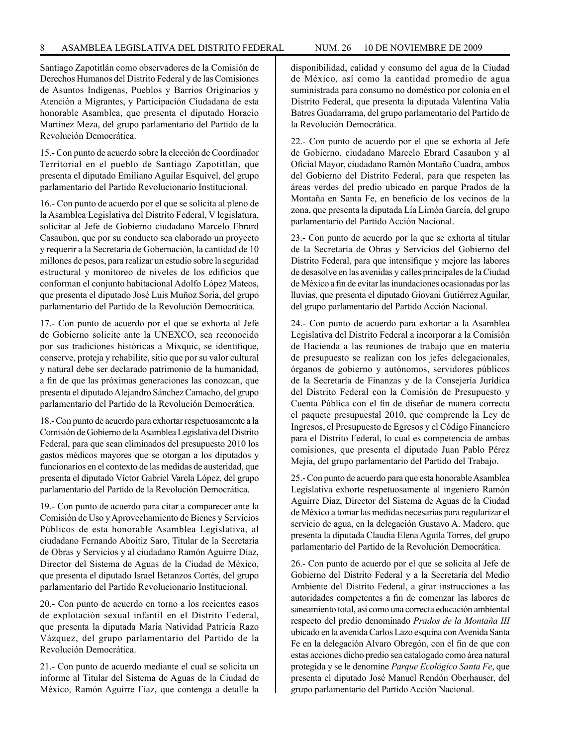Santiago Zapotitlán como observadores de la Comisión de Derechos Humanos del Distrito Federal y de las Comisiones de Asuntos Indígenas, Pueblos y Barrios Originarios y Atención a Migrantes, y Participación Ciudadana de esta honorable Asamblea, que presenta el diputado Horacio Martínez Meza, del grupo parlamentario del Partido de la Revolución Democrática.

15.- Con punto de acuerdo sobre la elección de Coordinador Territorial en el pueblo de Santiago Zapotitlan, que presenta el diputado Emiliano Aguilar Esquivel, del grupo parlamentario del Partido Revolucionario Institucional.

16.- Con punto de acuerdo por el que se solicita al pleno de la Asamblea Legislativa del Distrito Federal, V legislatura, solicitar al Jefe de Gobierno ciudadano Marcelo Ebrard Casaubon, que por su conducto sea elaborado un proyecto y requerir a la Secretaría de Gobernación, la cantidad de 10 millones de pesos, para realizar un estudio sobre la seguridad estructural y monitoreo de niveles de los edificios que conforman el conjunto habitacional Adolfo López Mateos, que presenta el diputado José Luis Muñoz Soria, del grupo parlamentario del Partido de la Revolución Democrática.

17.- Con punto de acuerdo por el que se exhorta al Jefe de Gobierno solicite ante la UNEXCO, sea reconocido por sus tradiciones históricas a Mixquic, se identifique, conserve, proteja y rehabilite, sitio que por su valor cultural y natural debe ser declarado patrimonio de la humanidad, a fin de que las próximas generaciones las conozcan, que presenta el diputado Alejandro Sánchez Camacho, del grupo parlamentario del Partido de la Revolución Democrática.

18.- Con punto de acuerdo para exhortar respetuosamente a la Comisión de Gobierno de la Asamblea Legislativa del Distrito Federal, para que sean eliminados del presupuesto 2010 los gastos médicos mayores que se otorgan a los diputados y funcionarios en el contexto de las medidas de austeridad, que presenta el diputado Víctor Gabriel Varela López, del grupo parlamentario del Partido de la Revolución Democrática.

19.- Con punto de acuerdo para citar a comparecer ante la Comisión de Uso y Aprovechamiento de Bienes y Servicios Públicos de esta honorable Asamblea Legislativa, al ciudadano Fernando Aboitiz Saro, Titular de la Secretaría de Obras y Servicios y al ciudadano Ramón Aguirre Díaz, Director del Sistema de Aguas de la Ciudad de México, que presenta el diputado Israel Betanzos Cortés, del grupo parlamentario del Partido Revolucionario Institucional.

20.- Con punto de acuerdo en torno a los recientes casos de explotación sexual infantil en el Distrito Federal, que presenta la diputada María Natividad Patricia Razo Vázquez, del grupo parlamentario del Partido de la Revolución Democrática.

21.- Con punto de acuerdo mediante el cual se solicita un informe al Titular del Sistema de Aguas de la Ciudad de México, Ramón Aguirre Fíaz, que contenga a detalle la disponibilidad, calidad y consumo del agua de la Ciudad de México, así como la cantidad promedio de agua suministrada para consumo no doméstico por colonia en el Distrito Federal, que presenta la diputada Valentina Valia Batres Guadarrama, del grupo parlamentario del Partido de la Revolución Democrática.

22.- Con punto de acuerdo por el que se exhorta al Jefe de Gobierno, ciudadano Marcelo Ebrard Casaubon y al Oficial Mayor, ciudadano Ramón Montaño Cuadra, ambos del Gobierno del Distrito Federal, para que respeten las áreas verdes del predio ubicado en parque Prados de la Montaña en Santa Fe, en beneficio de los vecinos de la zona, que presenta la diputada Lía Limón García, del grupo parlamentario del Partido Acción Nacional.

23.- Con punto de acuerdo por la que se exhorta al titular de la Secretaría de Obras y Servicios del Gobierno del Distrito Federal, para que intensifique y mejore las labores de desasolve en las avenidas y calles principales de la Ciudad de México a fin de evitar las inundaciones ocasionadas por las lluvias, que presenta el diputado Giovani Gutiérrez Aguilar, del grupo parlamentario del Partido Acción Nacional.

24.- Con punto de acuerdo para exhortar a la Asamblea Legislativa del Distrito Federal a incorporar a la Comisión de Hacienda a las reuniones de trabajo que en materia de presupuesto se realizan con los jefes delegacionales, órganos de gobierno y autónomos, servidores públicos de la Secretaría de Finanzas y de la Consejería Jurídica del Distrito Federal con la Comisión de Presupuesto y Cuenta Pública con el fin de diseñar de manera correcta el paquete presupuestal 2010, que comprende la Ley de Ingresos, el Presupuesto de Egresos y el Código Financiero para el Distrito Federal, lo cual es competencia de ambas comisiones, que presenta el diputado Juan Pablo Pérez Mejía, del grupo parlamentario del Partido del Trabajo.

25.- Con punto de acuerdo para que esta honorable Asamblea Legislativa exhorte respetuosamente al ingeniero Ramón Aguirre Díaz, Director del Sistema de Aguas de la Ciudad de México a tomar las medidas necesarias para regularizar el servicio de agua, en la delegación Gustavo A. Madero, que presenta la diputada Claudia Elena Aguila Torres, del grupo parlamentario del Partido de la Revolución Democrática.

26.- Con punto de acuerdo por el que se solicita al Jefe de Gobierno del Distrito Federal y a la Secretaría del Medio Ambiente del Distrito Federal, a girar instrucciones a las autoridades competentes a fin de comenzar las labores de saneamiento total, así como una correcta educación ambiental respecto del predio denominado *Prados de la Montaña III* ubicado en la avenida Carlos Lazo esquina con Avenida Santa Fe en la delegación Alvaro Obregón, con el fin de que con estas acciones dicho predio sea catalogado como área natural protegida y se le denomine *Parque Ecológico Santa Fe*, que presenta el diputado José Manuel Rendón Oberhauser, del grupo parlamentario del Partido Acción Nacional.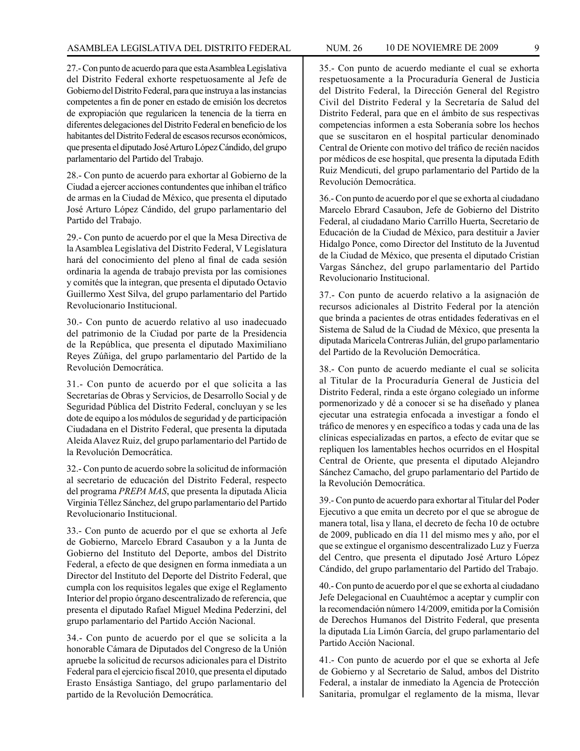27.- Con punto de acuerdo para que esta Asamblea Legislativa del Distrito Federal exhorte respetuosamente al Jefe de Gobierno del Distrito Federal, para que instruya a las instancias competentes a fin de poner en estado de emisión los decretos de expropiación que regularicen la tenencia de la tierra en diferentes delegaciones del Distrito Federal en beneficio de los habitantes del Distrito Federal de escasos recursos económicos, que presenta el diputado José Arturo López Cándido, del grupo parlamentario del Partido del Trabajo.

28.- Con punto de acuerdo para exhortar al Gobierno de la Ciudad a ejercer acciones contundentes que inhiban el tráfico de armas en la Ciudad de México, que presenta el diputado José Arturo López Cándido, del grupo parlamentario del Partido del Trabajo.

29.- Con punto de acuerdo por el que la Mesa Directiva de la Asamblea Legislativa del Distrito Federal, V Legislatura hará del conocimiento del pleno al final de cada sesión ordinaria la agenda de trabajo prevista por las comisiones y comités que la integran, que presenta el diputado Octavio Guillermo Xest Silva, del grupo parlamentario del Partido Revolucionario Institucional.

30.- Con punto de acuerdo relativo al uso inadecuado del patrimonio de la Ciudad por parte de la Presidencia de la República, que presenta el diputado Maximiliano Reyes Zúñiga, del grupo parlamentario del Partido de la Revolución Democrática.

31.- Con punto de acuerdo por el que solicita a las Secretarías de Obras y Servicios, de Desarrollo Social y de Seguridad Pública del Distrito Federal, concluyan y se les dote de equipo a los módulos de seguridad y de participación Ciudadana en el Distrito Federal, que presenta la diputada Aleida Alavez Ruiz, del grupo parlamentario del Partido de la Revolución Democrática.

32.- Con punto de acuerdo sobre la solicitud de información al secretario de educación del Distrito Federal, respecto del programa *PREPA MAS*, que presenta la diputada Alicia Virginia Téllez Sánchez, del grupo parlamentario del Partido Revolucionario Institucional.

33.- Con punto de acuerdo por el que se exhorta al Jefe de Gobierno, Marcelo Ebrard Casaubon y a la Junta de Gobierno del Instituto del Deporte, ambos del Distrito Federal, a efecto de que designen en forma inmediata a un Director del Instituto del Deporte del Distrito Federal, que cumpla con los requisitos legales que exige el Reglamento Interior del propio órgano descentralizado de referencia, que presenta el diputado Rafael Miguel Medina Pederzini, del grupo parlamentario del Partido Acción Nacional.

34.- Con punto de acuerdo por el que se solicita a la honorable Cámara de Diputados del Congreso de la Unión apruebe la solicitud de recursos adicionales para el Distrito Federal para el ejercicio fiscal 2010, que presenta el diputado Erasto Ensástiga Santiago, del grupo parlamentario del partido de la Revolución Democrática.

35.- Con punto de acuerdo mediante el cual se exhorta respetuosamente a la Procuraduría General de Justicia del Distrito Federal, la Dirección General del Registro Civil del Distrito Federal y la Secretaría de Salud del Distrito Federal, para que en el ámbito de sus respectivas competencias informen a esta Soberanía sobre los hechos que se suscitaron en el hospital particular denominado Central de Oriente con motivo del tráfico de recién nacidos por médicos de ese hospital, que presenta la diputada Edith Ruiz Mendicuti, del grupo parlamentario del Partido de la Revolución Democrática.

36.- Con punto de acuerdo por el que se exhorta al ciudadano Marcelo Ebrard Casaubon, Jefe de Gobierno del Distrito Federal, al ciudadano Mario Carrillo Huerta, Secretario de Educación de la Ciudad de México, para destituir a Javier Hidalgo Ponce, como Director del Instituto de la Juventud de la Ciudad de México, que presenta el diputado Cristian Vargas Sánchez, del grupo parlamentario del Partido Revolucionario Institucional.

37.- Con punto de acuerdo relativo a la asignación de recursos adicionales al Distrito Federal por la atención que brinda a pacientes de otras entidades federativas en el Sistema de Salud de la Ciudad de México, que presenta la diputada Maricela Contreras Julián, del grupo parlamentario del Partido de la Revolución Democrática.

38.- Con punto de acuerdo mediante el cual se solicita al Titular de la Procuraduría General de Justicia del Distrito Federal, rinda a este órgano colegiado un informe pormenorizado y dé a conocer si se ha diseñado y planea ejecutar una estrategia enfocada a investigar a fondo el tráfico de menores y en específico a todas y cada una de las clínicas especializadas en partos, a efecto de evitar que se repliquen los lamentables hechos ocurridos en el Hospital Central de Oriente, que presenta el diputado Alejandro Sánchez Camacho, del grupo parlamentario del Partido de la Revolución Democrática.

39.- Con punto de acuerdo para exhortar al Titular del Poder Ejecutivo a que emita un decreto por el que se abrogue de manera total, lisa y llana, el decreto de fecha 10 de octubre de 2009, publicado en día 11 del mismo mes y año, por el que se extingue el organismo descentralizado Luz y Fuerza del Centro, que presenta el diputado José Arturo López Cándido, del grupo parlamentario del Partido del Trabajo.

40.- Con punto de acuerdo por el que se exhorta al ciudadano Jefe Delegacional en Cuauhtémoc a aceptar y cumplir con la recomendación número 14/2009, emitida por la Comisión de Derechos Humanos del Distrito Federal, que presenta la diputada Lía Limón García, del grupo parlamentario del Partido Acción Nacional.

41.- Con punto de acuerdo por el que se exhorta al Jefe de Gobierno y al Secretario de Salud, ambos del Distrito Federal, a instalar de inmediato la Agencia de Protección Sanitaria, promulgar el reglamento de la misma, llevar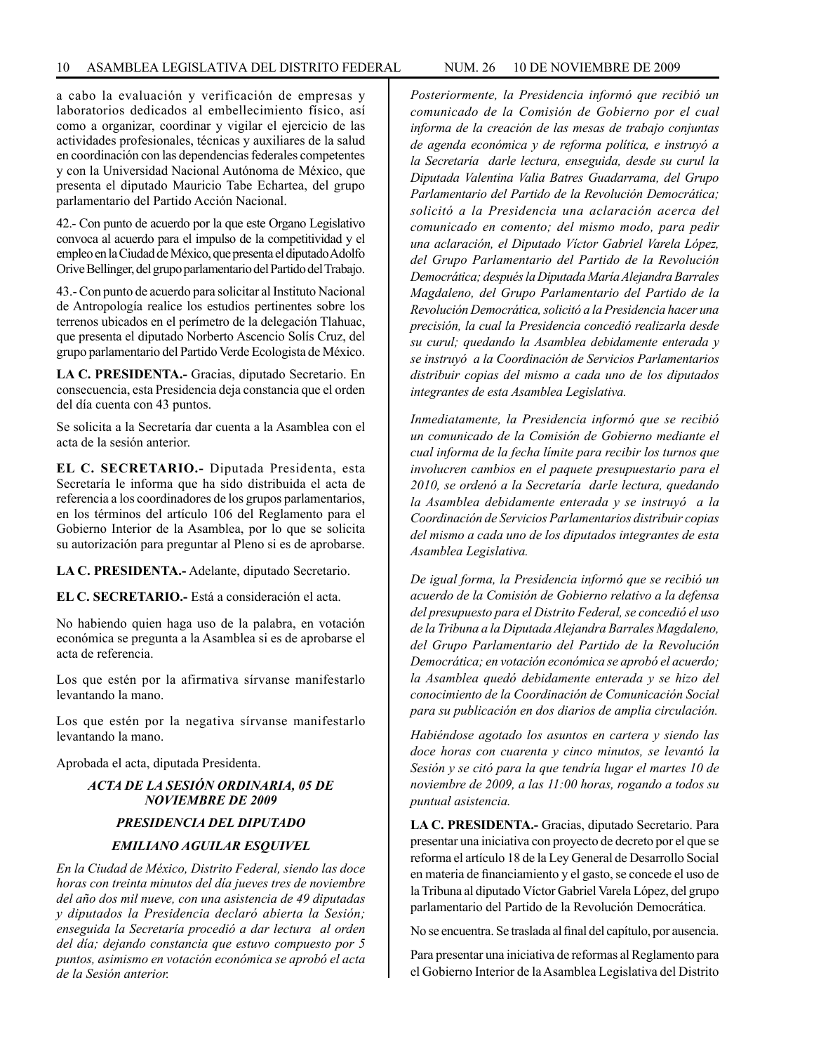a cabo la evaluación y verificación de empresas y laboratorios dedicados al embellecimiento físico, así como a organizar, coordinar y vigilar el ejercicio de las actividades profesionales, técnicas y auxiliares de la salud en coordinación con las dependencias federales competentes y con la Universidad Nacional Autónoma de México, que presenta el diputado Mauricio Tabe Echartea, del grupo parlamentario del Partido Acción Nacional.

42.- Con punto de acuerdo por la que este Organo Legislativo convoca al acuerdo para el impulso de la competitividad y el empleo en la Ciudad de México, que presenta el diputado Adolfo Orive Bellinger, del grupo parlamentario del Partido del Trabajo.

43.- Con punto de acuerdo para solicitar al Instituto Nacional de Antropología realice los estudios pertinentes sobre los terrenos ubicados en el perímetro de la delegación Tlahuac, que presenta el diputado Norberto Ascencio Solís Cruz, del grupo parlamentario del Partido Verde Ecologista de México.

**LA C. PRESIDENTA.-** Gracias, diputado Secretario. En consecuencia, esta Presidencia deja constancia que el orden del día cuenta con 43 puntos.

Se solicita a la Secretaría dar cuenta a la Asamblea con el acta de la sesión anterior.

**EL C. SECRETARIO.-** Diputada Presidenta, esta Secretaría le informa que ha sido distribuida el acta de referencia a los coordinadores de los grupos parlamentarios, en los términos del artículo 106 del Reglamento para el Gobierno Interior de la Asamblea, por lo que se solicita su autorización para preguntar al Pleno si es de aprobarse.

**LA C. PRESIDENTA.-** Adelante, diputado Secretario.

**EL C. SECRETARIO.-** Está a consideración el acta.

No habiendo quien haga uso de la palabra, en votación económica se pregunta a la Asamblea si es de aprobarse el acta de referencia.

Los que estén por la afirmativa sírvanse manifestarlo levantando la mano.

Los que estén por la negativa sírvanse manifestarlo levantando la mano.

Aprobada el acta, diputada Presidenta.

***ACTA DE LA SESIÓN ORDINARIA, 05 DE NOVIEMBRE DE 2009***

***PRESIDENCIA DEL DIPUTADO***

***EMILIANO AGUILAR ESQUIVEL***

*En la Ciudad de México, Distrito Federal, siendo las doce horas con treinta minutos del día jueves tres de noviembre del año dos mil nueve, con una asistencia de 49 diputadas y diputados la Presidencia declaró abierta la Sesión; enseguida la Secretaría procedió a dar lectura al orden del día; dejando constancia que estuvo compuesto por 5 puntos, asimismo en votación económica se aprobó el acta de la Sesión anterior.*

*Posteriormente, la Presidencia informó que recibió un comunicado de la Comisión de Gobierno por el cual informa de la creación de las mesas de trabajo conjuntas de agenda económica y de reforma política, e instruyó a la Secretaría darle lectura, enseguida, desde su curul la Diputada Valentina Valia Batres Guadarrama, del Grupo Parlamentario del Partido de la Revolución Democrática; solicitó a la Presidencia una aclaración acerca del comunicado en comento; del mismo modo, para pedir una aclaración, el Diputado Víctor Gabriel Varela López, del Grupo Parlamentario del Partido de la Revolución Democrática; después la Diputada María Alejandra Barrales Magdaleno, del Grupo Parlamentario del Partido de la Revolución Democrática, solicitó a la Presidencia hacer una precisión, la cual la Presidencia concedió realizarla desde su curul; quedando la Asamblea debidamente enterada y se instruyó a la Coordinación de Servicios Parlamentarios distribuir copias del mismo a cada uno de los diputados integrantes de esta Asamblea Legislativa.*

*Inmediatamente, la Presidencia informó que se recibió un comunicado de la Comisión de Gobierno mediante el cual informa de la fecha límite para recibir los turnos que involucren cambios en el paquete presupuestario para el 2010, se ordenó a la Secretaría darle lectura, quedando la Asamblea debidamente enterada y se instruyó a la Coordinación de Servicios Parlamentarios distribuir copias del mismo a cada uno de los diputados integrantes de esta Asamblea Legislativa.*

*De igual forma, la Presidencia informó que se recibió un acuerdo de la Comisión de Gobierno relativo a la defensa del presupuesto para el Distrito Federal, se concedió el uso de la Tribuna a la Diputada Alejandra Barrales Magdaleno, del Grupo Parlamentario del Partido de la Revolución Democrática; en votación económica se aprobó el acuerdo; la Asamblea quedó debidamente enterada y se hizo del conocimiento de la Coordinación de Comunicación Social para su publicación en dos diarios de amplia circulación.*

*Habiéndose agotado los asuntos en cartera y siendo las doce horas con cuarenta y cinco minutos, se levantó la Sesión y se citó para la que tendría lugar el martes 10 de noviembre de 2009, a las 11:00 horas, rogando a todos su puntual asistencia.*

**LA C. PRESIDENTA.-** Gracias, diputado Secretario. Para presentar una iniciativa con proyecto de decreto por el que se reforma el artículo 18 de la Ley General de Desarrollo Social en materia de financiamiento y el gasto, se concede el uso de la Tribuna al diputado Víctor Gabriel Varela López, del grupo parlamentario del Partido de la Revolución Democrática.

No se encuentra. Se traslada al final del capítulo, por ausencia.

Para presentar una iniciativa de reformas al Reglamento para el Gobierno Interior de la Asamblea Legislativa del Distrito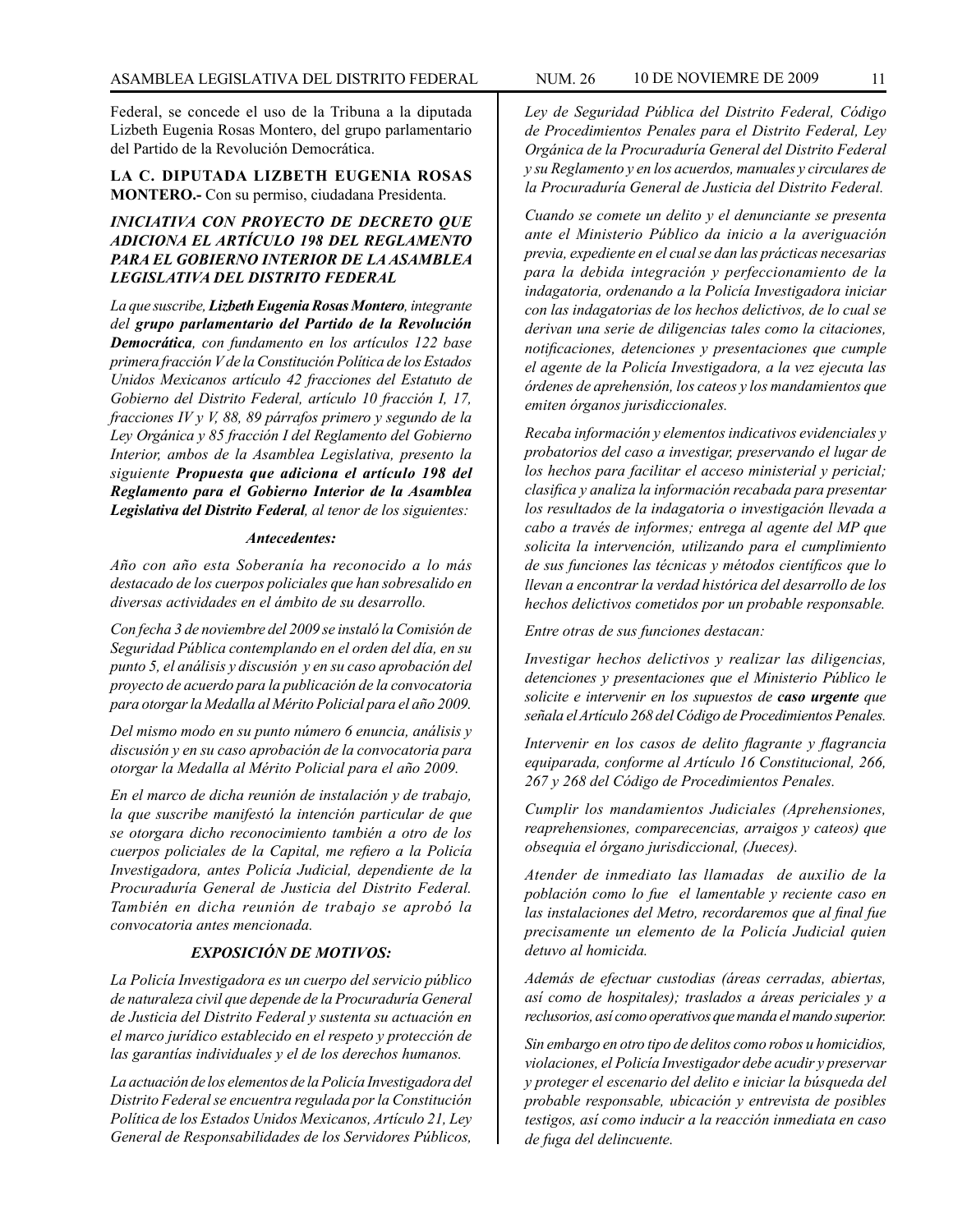Federal, se concede el uso de la Tribuna a la diputada Lizbeth Eugenia Rosas Montero, del grupo parlamentario del Partido de la Revolución Democrática.

**LA C. DIPUTADA LIZBETH EUGENIA ROSAS MONTERO.-** Con su permiso, ciudadana Presidenta.

***INICIATIVA CON PROYECTO DE DECRETO QUE ADICIONA EL ARTÍCULO 198 DEL REGLAMENTO PARA EL GOBIERNO INTERIOR DE LA ASAMBLEA LEGISLATIVA DEL DISTRITO FEDERAL***

*La que suscribe, **Lizbeth Eugenia Rosas Montero**, integrante del **grupo parlamentario del Partido de la Revolución Democrática**, con fundamento en los artículos 122 base primera fracción V de la Constitución Política de los Estados Unidos Mexicanos artículo 42 fracciones del Estatuto de Gobierno del Distrito Federal, artículo 10 fracción I, 17, fracciones IV y V, 88, 89 párrafos primero y segundo de la Ley Orgánica y 85 fracción I del Reglamento del Gobierno Interior, ambos de la Asamblea Legislativa, presento la siguiente **Propuesta que adiciona el artículo 198 del Reglamento para el Gobierno Interior de la Asamblea Legislativa del Distrito Federal**, al tenor de los siguientes:*

***Antecedentes:***

*Año con año esta Soberanía ha reconocido a lo más destacado de los cuerpos policiales que han sobresalido en diversas actividades en el ámbito de su desarrollo.*

*Con fecha 3 de noviembre del 2009 se instaló la Comisión de Seguridad Pública contemplando en el orden del día, en su punto 5, el análisis y discusión y en su caso aprobación del proyecto de acuerdo para la publicación de la convocatoria para otorgar la Medalla al Mérito Policial para el año 2009.*

*Del mismo modo en su punto número 6 enuncia, análisis y discusión y en su caso aprobación de la convocatoria para otorgar la Medalla al Mérito Policial para el año 2009.*

*En el marco de dicha reunión de instalación y de trabajo, la que suscribe manifestó la intención particular de que se otorgara dicho reconocimiento también a otro de los cuerpos policiales de la Capital, me refiero a la Policía Investigadora, antes Policía Judicial, dependiente de la Procuraduría General de Justicia del Distrito Federal. También en dicha reunión de trabajo se aprobó la convocatoria antes mencionada.*

***EXPOSICIÓN DE MOTIVOS:***

*La Policía Investigadora es un cuerpo del servicio público de naturaleza civil que depende de la Procuraduría General de Justicia del Distrito Federal y sustenta su actuación en el marco jurídico establecido en el respeto y protección de las garantías individuales y el de los derechos humanos.*

*La actuación de los elementos de la Policía Investigadora del Distrito Federal se encuentra regulada por la Constitución Política de los Estados Unidos Mexicanos, Artículo 21, Ley General de Responsabilidades de los Servidores Públicos, Ley de Seguridad Pública del Distrito Federal, Código de Procedimientos Penales para el Distrito Federal, Ley Orgánica de la Procuraduría General del Distrito Federal y su Reglamento y en los acuerdos, manuales y circulares de la Procuraduría General de Justicia del Distrito Federal.*

*Cuando se comete un delito y el denunciante se presenta ante el Ministerio Público da inicio a la averiguación previa, expediente en el cual se dan las prácticas necesarias para la debida integración y perfeccionamiento de la indagatoria, ordenando a la Policía Investigadora iniciar con las indagatorias de los hechos delictivos, de lo cual se derivan una serie de diligencias tales como la citaciones, notificaciones, detenciones y presentaciones que cumple el agente de la Policía Investigadora, a la vez ejecuta las órdenes de aprehensión, los cateos y los mandamientos que emiten órganos jurisdiccionales.*

*Recaba información y elementos indicativos evidenciales y probatorios del caso a investigar, preservando el lugar de los hechos para facilitar el acceso ministerial y pericial; clasifica y analiza la información recabada para presentar los resultados de la indagatoria o investigación llevada a cabo a través de informes; entrega al agente del MP que solicita la intervención, utilizando para el cumplimiento de sus funciones las técnicas y métodos científicos que lo llevan a encontrar la verdad histórica del desarrollo de los hechos delictivos cometidos por un probable responsable.*

*Entre otras de sus funciones destacan:*

*Investigar hechos delictivos y realizar las diligencias, detenciones y presentaciones que el Ministerio Público le solicite e intervenir en los supuestos de **caso urgente** que señala el Artículo 268 del Código de Procedimientos Penales.*

*Intervenir en los casos de delito flagrante y flagrancia equiparada, conforme al Artículo 16 Constitucional, 266, 267 y 268 del Código de Procedimientos Penales.*

*Cumplir los mandamientos Judiciales (Aprehensiones, reaprehensiones, comparecencias, arraigos y cateos) que obsequia el órgano jurisdiccional, (Jueces).*

*Atender de inmediato las llamadas de auxilio de la población como lo fue el lamentable y reciente caso en las instalaciones del Metro, recordaremos que al final fue precisamente un elemento de la Policía Judicial quien detuvo al homicida.*

*Además de efectuar custodias (áreas cerradas, abiertas, así como de hospitales); traslados a áreas periciales y a reclusorios, así como operativos que manda el mando superior.*

*Sin embargo en otro tipo de delitos como robos u homicidios, violaciones, el Policía Investigador debe acudir y preservar y proteger el escenario del delito e iniciar la búsqueda del probable responsable, ubicación y entrevista de posibles testigos, así como inducir a la reacción inmediata en caso de fuga del delincuente.*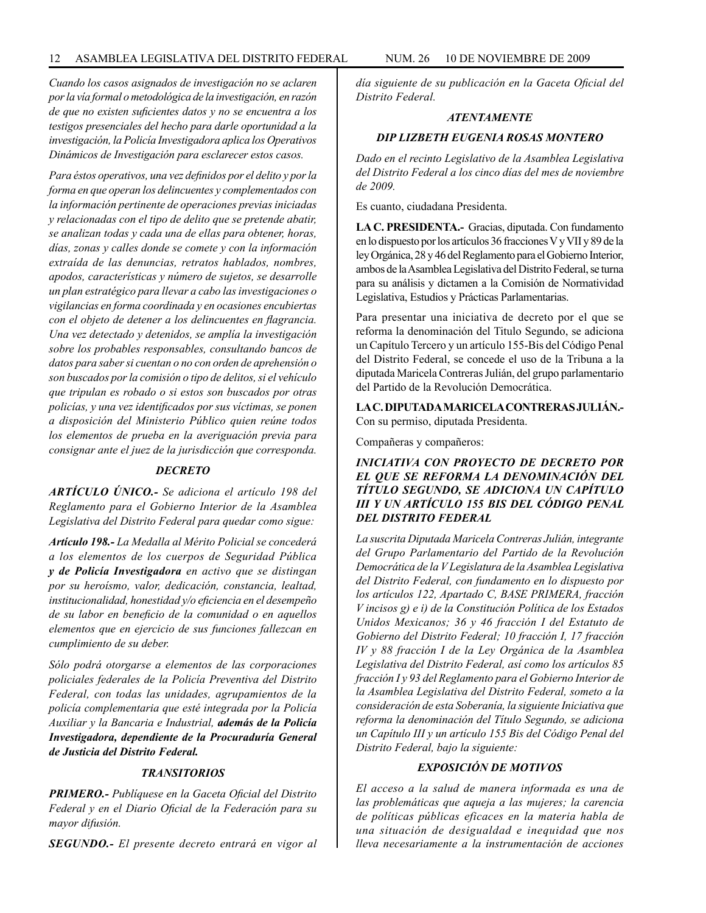*Cuando los casos asignados de investigación no se aclaren por la vía formal o metodológica de la investigación, en razón de que no existen suficientes datos y no se encuentra a los testigos presenciales del hecho para darle oportunidad a la investigación, la Policía Investigadora aplica los Operativos Dinámicos de Investigación para esclarecer estos casos.*

*Para éstos operativos, una vez definidos por el delito y por la forma en que operan los delincuentes y complementados con la información pertinente de operaciones previas iniciadas y relacionadas con el tipo de delito que se pretende abatir, se analizan todas y cada una de ellas para obtener, horas, días, zonas y calles donde se comete y con la información extraída de las denuncias, retratos hablados, nombres, apodos, características y número de sujetos, se desarrolle un plan estratégico para llevar a cabo las investigaciones o vigilancias en forma coordinada y en ocasiones encubiertas con el objeto de detener a los delincuentes en flagrancia. Una vez detectado y detenidos, se amplía la investigación sobre los probables responsables, consultando bancos de datos para saber si cuentan o no con orden de aprehensión o son buscados por la comisión o tipo de delitos, si el vehículo que tripulan es robado o si estos son buscados por otras policías, y una vez identificados por sus víctimas, se ponen a disposición del Ministerio Público quien reúne todos los elementos de prueba en la averiguación previa para consignar ante el juez de la jurisdicción que corresponda.*

### *DECRETO*

***ARTÍCULO ÚNICO.-*** *Se adiciona el artículo 198 del Reglamento para el Gobierno Interior de la Asamblea Legislativa del Distrito Federal para quedar como sigue:*

***Artículo 198.-*** *La Medalla al Mérito Policial se concederá a los elementos de los cuerpos de Seguridad Pública* ***y de Policía Investigadora*** *en activo que se distingan por su heroísmo, valor, dedicación, constancia, lealtad, institucionalidad, honestidad y/o eficiencia en el desempeño de su labor en beneficio de la comunidad o en aquellos elementos que en ejercicio de sus funciones fallezcan en cumplimiento de su deber.*

*Sólo podrá otorgarse a elementos de las corporaciones policiales federales de la Policía Preventiva del Distrito Federal, con todas las unidades, agrupamientos de la policía complementaria que esté integrada por la Policía Auxiliar y la Bancaria e Industrial,* ***además de la Policía Investigadora, dependiente de la Procuraduría General de Justicia del Distrito Federal.***

### *TRANSITORIOS*

***PRIMERO.-*** *Publíquese en la Gaceta Oficial del Distrito Federal y en el Diario Oficial de la Federación para su mayor difusión.*

***SEGUNDO.-*** *El presente decreto entrará en vigor al día siguiente de su publicación en la Gaceta Oficial del Distrito Federal.*

***ATENTAMENTE***

***DIP LIZBETH EUGENIA ROSAS MONTERO***

*Dado en el recinto Legislativo de la Asamblea Legislativa del Distrito Federal a los cinco días del mes de noviembre de 2009.*

Es cuanto, ciudadana Presidenta.

**LA C. PRESIDENTA.-** Gracias, diputada. Con fundamento en lo dispuesto por los artículos 36 fracciones V y VII y 89 de la ley Orgánica, 28 y 46 del Reglamento para el Gobierno Interior, ambos de la Asamblea Legislativa del Distrito Federal, se turna para su análisis y dictamen a la Comisión de Normatividad Legislativa, Estudios y Prácticas Parlamentarias.

Para presentar una iniciativa de decreto por el que se reforma la denominación del Titulo Segundo, se adiciona un Capítulo Tercero y un artículo 155-Bis del Código Penal del Distrito Federal, se concede el uso de la Tribuna a la diputada Maricela Contreras Julián, del grupo parlamentario del Partido de la Revolución Democrática.

**LA C. DIPUTADA MARICELA CONTRERAS JULIÁN.-** Con su permiso, diputada Presidenta.

Compañeras y compañeros:

### *INICIATIVA CON PROYECTO DE DECRETO POR EL QUE SE REFORMA LA DENOMINACIÓN DEL TÍTULO SEGUNDO, SE ADICIONA UN CAPÍTULO III Y UN ARTÍCULO 155 BIS DEL CÓDIGO PENAL DEL DISTRITO FEDERAL*

*La suscrita Diputada Maricela Contreras Julián, integrante del Grupo Parlamentario del Partido de la Revolución Democrática de la V Legislatura de la Asamblea Legislativa del Distrito Federal, con fundamento en lo dispuesto por los artículos 122, Apartado C, BASE PRIMERA, fracción V incisos g) e i) de la Constitución Política de los Estados Unidos Mexicanos; 36 y 46 fracción I del Estatuto de Gobierno del Distrito Federal; 10 fracción I, 17 fracción IV y 88 fracción I de la Ley Orgánica de la Asamblea Legislativa del Distrito Federal, así como los artículos 85 fracción I y 93 del Reglamento para el Gobierno Interior de la Asamblea Legislativa del Distrito Federal, someto a la consideración de esta Soberanía, la siguiente Iniciativa que reforma la denominación del Título Segundo, se adiciona un Capítulo III y un artículo 155 Bis del Código Penal del Distrito Federal, bajo la siguiente:*

### *EXPOSICIÓN DE MOTIVOS*

*El acceso a la salud de manera informada es una de las problemáticas que aqueja a las mujeres; la carencia de políticas públicas eficaces en la materia habla de una situación de desigualdad e inequidad que nos lleva necesariamente a la instrumentación de acciones*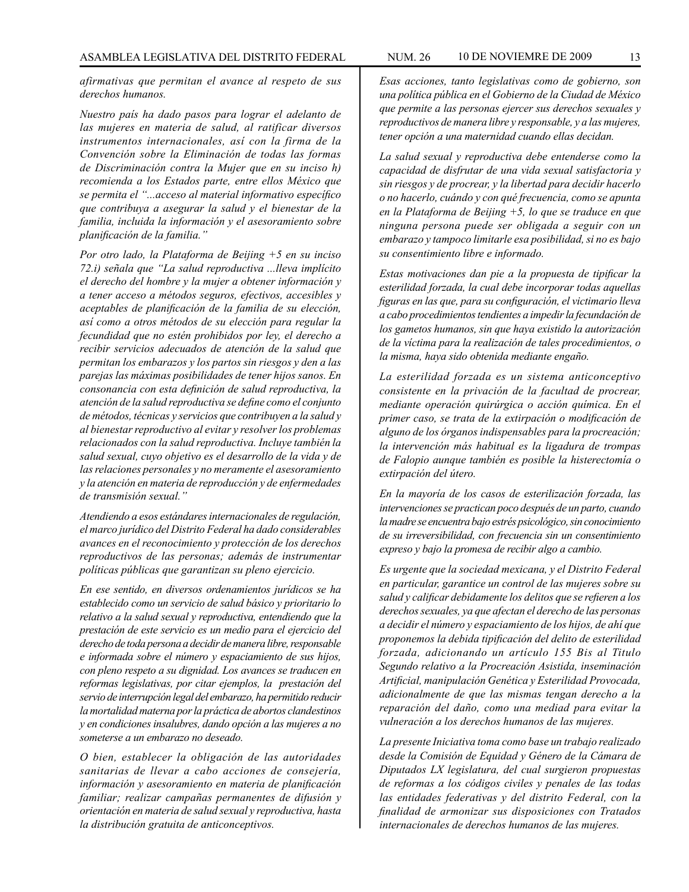*afirmativas que permitan el avance al respeto de sus derechos humanos.*

*Nuestro país ha dado pasos para lograr el adelanto de las mujeres en materia de salud, al ratificar diversos instrumentos internacionales, así con la firma de la Convención sobre la Eliminación de todas las formas de Discriminación contra la Mujer que en su inciso h) recomienda a los Estados parte, entre ellos México que se permita el "...acceso al material informativo específico que contribuya a asegurar la salud y el bienestar de la familia, incluida la información y el asesoramiento sobre planificación de la familia."*

*Por otro lado, la Plataforma de Beijing +5 en su inciso 72.i) señala que "La salud reproductiva ...lleva implícito el derecho del hombre y la mujer a obtener información y a tener acceso a métodos seguros, efectivos, accesibles y aceptables de planificación de la familia de su elección, así como a otros métodos de su elección para regular la fecundidad que no estén prohibidos por ley, el derecho a recibir servicios adecuados de atención de la salud que permitan los embarazos y los partos sin riesgos y den a las parejas las máximas posibilidades de tener hijos sanos. En consonancia con esta definición de salud reproductiva, la atención de la salud reproductiva se define como el conjunto de métodos, técnicas y servicios que contribuyen a la salud y al bienestar reproductivo al evitar y resolver los problemas relacionados con la salud reproductiva. Incluye también la salud sexual, cuyo objetivo es el desarrollo de la vida y de las relaciones personales y no meramente el asesoramiento y la atención en materia de reproducción y de enfermedades de transmisión sexual."*

*Atendiendo a esos estándares internacionales de regulación, el marco jurídico del Distrito Federal ha dado considerables avances en el reconocimiento y protección de los derechos reproductivos de las personas; además de instrumentar políticas públicas que garantizan su pleno ejercicio.*

*En ese sentido, en diversos ordenamientos jurídicos se ha establecido como un servicio de salud básico y prioritario lo relativo a la salud sexual y reproductiva, entendiendo que la prestación de este servicio es un medio para el ejercicio del derecho de toda persona a decidir de manera libre, responsable e informada sobre el número y espaciamiento de sus hijos, con pleno respeto a su dignidad. Los avances se traducen en reformas legislativas, por citar ejemplos, la prestación del servio de interrupción legal del embarazo, ha permitido reducir la mortalidad materna por la práctica de abortos clandestinos y en condiciones insalubres, dando opción a las mujeres a no someterse a un embarazo no deseado.*

*O bien, establecer la obligación de las autoridades sanitarias de llevar a cabo acciones de consejería, información y asesoramiento en materia de planificación familiar; realizar campañas permanentes de difusión y orientación en materia de salud sexual y reproductiva, hasta la distribución gratuita de anticonceptivos.*

*Esas acciones, tanto legislativas como de gobierno, son una política pública en el Gobierno de la Ciudad de México que permite a las personas ejercer sus derechos sexuales y reproductivos de manera libre y responsable, y a las mujeres, tener opción a una maternidad cuando ellas decidan.*

*La salud sexual y reproductiva debe entenderse como la capacidad de disfrutar de una vida sexual satisfactoria y sin riesgos y de procrear, y la libertad para decidir hacerlo o no hacerlo, cuándo y con qué frecuencia, como se apunta en la Plataforma de Beijing +5, lo que se traduce en que ninguna persona puede ser obligada a seguir con un embarazo y tampoco limitarle esa posibilidad, si no es bajo su consentimiento libre e informado.*

*Estas motivaciones dan pie a la propuesta de tipificar la esterilidad forzada, la cual debe incorporar todas aquellas figuras en las que, para su configuración, el victimario lleva a cabo procedimientos tendientes a impedir la fecundación de los gametos humanos, sin que haya existido la autorización de la víctima para la realización de tales procedimientos, o la misma, haya sido obtenida mediante engaño.*

*La esterilidad forzada es un sistema anticonceptivo consistente en la privación de la facultad de procrear, mediante operación quirúrgica o acción química. En el primer caso, se trata de la extirpación o modificación de alguno de los órganos indispensables para la procreación; la intervención más habitual es la ligadura de trompas de Falopio aunque también es posible la histerectomía o extirpación del útero.*

*En la mayoría de los casos de esterilización forzada, las intervenciones se practican poco después de un parto, cuando la madre se encuentra bajo estrés psicológico, sin conocimiento de su irreversibilidad, con frecuencia sin un consentimiento expreso y bajo la promesa de recibir algo a cambio.*

*Es urgente que la sociedad mexicana, y el Distrito Federal en particular, garantice un control de las mujeres sobre su salud y calificar debidamente los delitos que se refieren a los derechos sexuales, ya que afectan el derecho de las personas a decidir el número y espaciamiento de los hijos, de ahí que proponemos la debida tipificación del delito de esterilidad forzada, adicionando un artículo 155 Bis al Titulo Segundo relativo a la Procreación Asistida, inseminación Artificial, manipulación Genética y Esterilidad Provocada, adicionalmente de que las mismas tengan derecho a la reparación del daño, como una mediad para evitar la vulneración a los derechos humanos de las mujeres.*

*La presente Iniciativa toma como base un trabajo realizado desde la Comisión de Equidad y Género de la Cámara de Diputados LX legislatura, del cual surgieron propuestas de reformas a los códigos civiles y penales de las todas las entidades federativas y del distrito Federal, con la finalidad de armonizar sus disposiciones con Tratados internacionales de derechos humanos de las mujeres.*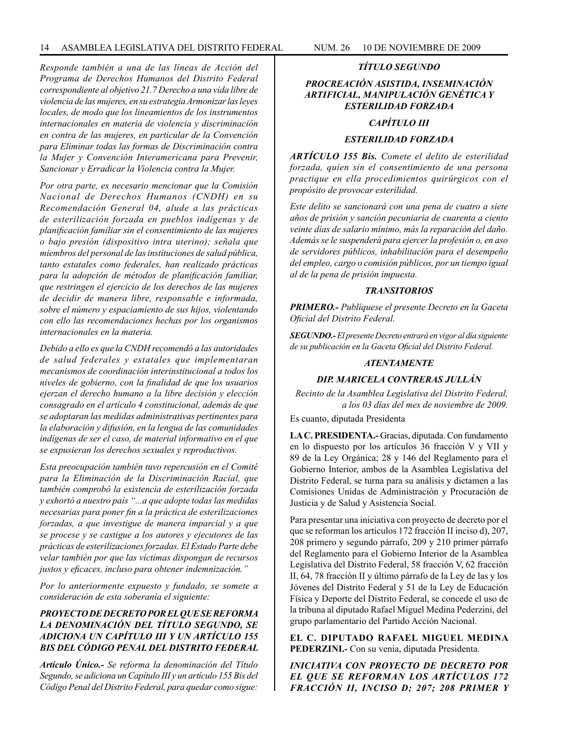*Responde también a una de las líneas de Acción del Programa de Derechos Humanos del Distrito Federal correspondiente al objetivo 21.7 Derecho a una vida libre de violencia de las mujeres, en su estrategia Armonizar las leyes locales, de modo que los lineamientos de los instrumentos internacionales en materia de violencia y discriminación en contra de las mujeres, en particular de la Convención para Eliminar todas las formas de Discriminación contra la Mujer y Convención Interamericana para Prevenir, Sancionar y Erradicar la Violencia contra la Mujer.*

*Por otra parte, es necesario mencionar que la Comisión Nacional de Derechos Humanos (CNDH) en su Recomendación General 04, alude a las prácticas de esterilización forzada en pueblos indígenas y de planificación familiar sin el consentimiento de las mujeres o bajo presión (dispositivo intra uterino); señala que miembros del personal de las instituciones de salud pública, tanto estatales como federales, han realizado prácticas para la adopción de métodos de planificación familiar, que restringen el ejercicio de los derechos de las mujeres de decidir de manera libre, responsable e informada, sobre el número y espaciamiento de sus hijos, violentando con ello las recomendaciones hechas por los organismos internacionales en la materia.*

*Debido a ello es que la CNDH recomendó a las autoridades de salud federales y estatales que implementaran mecanismos de coordinación interinstitucional a todos los niveles de gobierno, con la finalidad de que los usuarios ejerzan el derecho humano a la libre decisión y elección consagrado en el artículo 4 constitucional, además de que se adoptaran las medidas administrativas pertinentes para la elaboración y difusión, en la lengua de las comunidades indígenas de ser el caso, de material informativo en el que se expusieran los derechos sexuales y reproductivos.*

*Esta preocupación también tuvo repercusión en el Comité para la Eliminación de la Discriminación Racial, que también comprobó la existencia de esterilización forzada y exhortó a nuestro país "...a que adopte todas las medidas necesarias para poner fin a la práctica de esterilizaciones forzadas, a que investigue de manera imparcial y a que se procese y se castigue a los autores y ejecutores de las prácticas de esterilizaciones forzadas. El Estado Parte debe velar también por que las víctimas dispongan de recursos justos y eficaces, incluso para obtener indemnización."*

*Por lo anteriormente expuesto y fundado, se somete a consideración de esta soberanía el siguiente:*

***PROYECTO DE DECRETO POR EL QUE SE REFORMA LA DENOMINACIÓN DEL TÍTULO SEGUNDO, SE ADICIONA UN CAPÍTULO III Y UN ARTÍCULO 155 BIS DEL CÓDIGO PENAL DEL DISTRITO FEDERAL***

***Artículo Único.-** Se reforma la denominación del Título Segundo, se adiciona un Capítulo III y un artículo 155 Bis del Código Penal del Distrito Federal, para quedar como sigue:*

***TÍTULO SEGUNDO***

***PROCREACIÓN ASISTIDA, INSEMINACIÓN ARTIFICIAL, MANIPULACIÓN GENÉTICA Y ESTERILIDAD FORZADA***

***CAPÍTULO III***

***ESTERILIDAD FORZADA***

***ARTÍCULO 155 Bis.** Comete el delito de esterilidad forzada, quien sin el consentimiento de una persona practique en ella procedimientos quirúrgicos con el propósito de provocar esterilidad.*

*Este delito se sancionará con una pena de cuatro a siete años de prisión y sanción pecuniaria de cuarenta a ciento veinte días de salario mínimo, más la reparación del daño. Además se le suspenderá para ejercer la profesión o, en aso de servidores públicos, inhabilitación para el desempeño del empleo, cargo o comisión públicos, por un tiempo igual al de la pena de prisión impuesta.*

***TRANSITORIOS***

***PRIMERO.-** Publíquese el presente Decreto en la Gaceta Oficial del Distrito Federal.*

***SEGUNDO.-** El presente Decreto entrará en vigor al día siguiente de su publicación en la Gaceta Oficial del Distrito Federal.*

***ATENTAMENTE***

***DIP. MARICELA CONTRERAS JULLÁN***

*Recinto de la Asamblea Legislativa del Distrito Federal, a los 03 días del mes de noviembre de 2009.*

Es cuanto, diputada Presidenta

**LA C. PRESIDENTA.-** Gracias, diputada. Con fundamento en lo dispuesto por los artículos 36 fracción V y VII y 89 de la Ley Orgánica; 28 y 146 del Reglamento para el Gobierno Interior, ambos de la Asamblea Legislativa del Distrito Federal, se turna para su análisis y dictamen a las Comisiones Unidas de Administración y Procuración de Justicia y de Salud y Asistencia Social.

Para presentar una iniciativa con proyecto de decreto por el que se reforman los artículos 172 fracción II inciso d), 207, 208 primero y segundo párrafo, 209 y 210 primer párrafo del Reglamento para el Gobierno Interior de la Asamblea Legislativa del Distrito Federal, 58 fracción V, 62 fracción II, 64, 78 fracción II y último párrafo de la Ley de las y los Jóvenes del Distrito Federal y 51 de la Ley de Educación Física y Deporte del Distrito Federal, se concede el uso de la tribuna al diputado Rafael Miguel Medina Pederzini, del grupo parlamentario del Partido Acción Nacional.

**EL C. DIPUTADO RAFAEL MIGUEL MEDINA PEDERZINI.-** Con su venia, diputada Presidenta.

***INICIATIVA CON PROYECTO DE DECRETO POR EL QUE SE REFORMAN LOS ARTÍCULOS 172 FRACCIÓN II, INCISO D; 207; 208 PRIMER Y***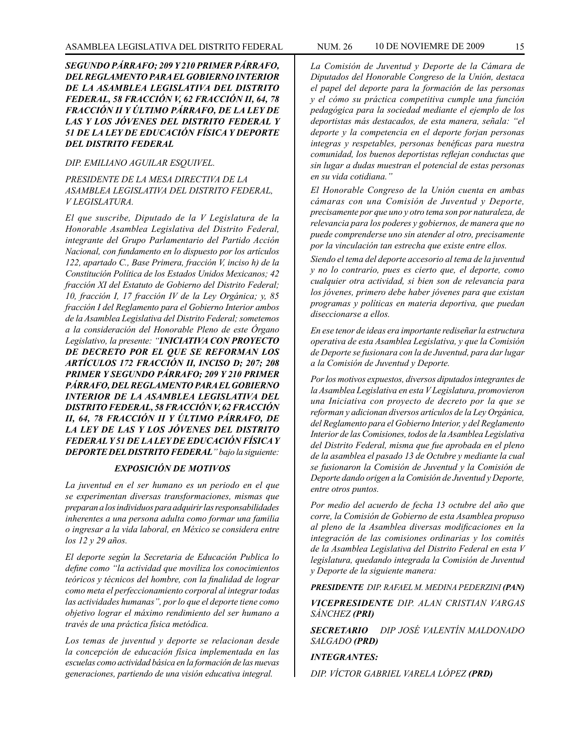***SEGUNDO PÁRRAFO; 209 Y 210 PRIMER PÁRRAFO, DEL REGLAMENTO PARA EL GOBIERNO INTERIOR DE LA ASAMBLEA LEGISLATIVA DEL DISTRITO FEDERAL, 58 FRACCIÓN V, 62 FRACCIÓN II, 64, 78 FRACCIÓN II Y ÚLTIMO PÁRRAFO, DE LA LEY DE LAS Y LOS JÓVENES DEL DISTRITO FEDERAL Y 51 DE LA LEY DE EDUCACIÓN FÍSICA Y DEPORTE DEL DISTRITO FEDERAL***

*DIP. EMILIANO AGUILAR ESQUIVEL.*

*PRESIDENTE DE LA MESA DIRECTIVA DE LA ASAMBLEA LEGISLATIVA DEL DISTRITO FEDERAL, V LEGISLATURA.*

*El que suscribe, Diputado de la V Legislatura de la Honorable Asamblea Legislativa del Distrito Federal, integrante del Grupo Parlamentario del Partido Acción Nacional, con fundamento en lo dispuesto por los artículos 122, apartado C., Base Primera, fracción V, inciso h) de la Constitución Política de los Estados Unidos Mexicanos; 42 fracción XI del Estatuto de Gobierno del Distrito Federal; 10, fracción I, 17 fracción IV de la Ley Orgánica; y, 85 fracción I del Reglamento para el Gobierno Interior ambos de la Asamblea Legislativa del Distrito Federal; sometemos a la consideración del Honorable Pleno de este Órgano Legislativo, la presente: "**INICIATIVA CON PROYECTO DE DECRETO POR EL QUE SE REFORMAN LOS ARTÍCULOS 172 FRACCIÓN II, INCISO D; 207; 208 PRIMER Y SEGUNDO PÁRRAFO; 209 Y 210 PRIMER PÁRRAFO, DEL REGLAMENTO PARA EL GOBIERNO INTERIOR DE LA ASAMBLEA LEGISLATIVA DEL DISTRITO FEDERAL, 58 FRACCIÓN V, 62 FRACCIÓN II, 64, 78 FRACCIÓN II Y ÚLTIMO PÁRRAFO, DE LA LEY DE LAS Y LOS JÓVENES DEL DISTRITO FEDERAL Y 51 DE LA LEY DE EDUCACIÓN FÍSICA Y DEPORTE DEL DISTRITO FEDERAL**" bajo la siguiente:*

## *EXPOSICIÓN DE MOTIVOS*

*La juventud en el ser humano es un periodo en el que se experimentan diversas transformaciones, mismas que preparan a los individuos para adquirir las responsabilidades inherentes a una persona adulta como formar una familia o ingresar a la vida laboral, en México se considera entre los 12 y 29 años.*

*El deporte según la Secretaria de Educación Publica lo define como "la actividad que moviliza los conocimientos teóricos y técnicos del hombre, con la finalidad de lograr como meta el perfeccionamiento corporal al integrar todas las actividades humanas", por lo que el deporte tiene como objetivo lograr el máximo rendimiento del ser humano a través de una práctica física metódica.*

*Los temas de juventud y deporte se relacionan desde la concepción de educación física implementada en las escuelas como actividad básica en la formación de las nuevas generaciones, partiendo de una visión educativa integral.*

*La Comisión de Juventud y Deporte de la Cámara de Diputados del Honorable Congreso de la Unión, destaca el papel del deporte para la formación de las personas y el cómo su práctica competitiva cumple una función pedagógica para la sociedad mediante el ejemplo de los deportistas más destacados, de esta manera, señala: "el deporte y la competencia en el deporte forjan personas integras y respetables, personas benéficas para nuestra comunidad, los buenos deportistas reflejan conductas que sin lugar a dudas muestran el potencial de estas personas en su vida cotidiana."*

*El Honorable Congreso de la Unión cuenta en ambas cámaras con una Comisión de Juventud y Deporte, precisamente por que uno y otro tema son por naturaleza, de relevancia para los poderes y gobiernos, de manera que no puede comprenderse uno sin atender al otro, precisamente por la vinculación tan estrecha que existe entre ellos.*

*Siendo el tema del deporte accesorio al tema de la juventud y no lo contrario, pues es cierto que, el deporte, como cualquier otra actividad, si bien son de relevancia para los jóvenes, primero debe haber jóvenes para que existan programas y políticas en materia deportiva, que puedan diseccionarse a ellos.*

*En ese tenor de ideas era importante rediseñar la estructura operativa de esta Asamblea Legislativa, y que la Comisión de Deporte se fusionara con la de Juventud, para dar lugar a la Comisión de Juventud y Deporte.*

*Por los motivos expuestos, diversos diputados integrantes de la Asamblea Legislativa en esta V Legislatura, promovieron una Iniciativa con proyecto de decreto por la que se reforman y adicionan diversos artículos de la Ley Orgánica, del Reglamento para el Gobierno Interior, y del Reglamento Interior de las Comisiones, todos de la Asamblea Legislativa del Distrito Federal, misma que fue aprobada en el pleno de la asamblea el pasado 13 de Octubre y mediante la cual se fusionaron la Comisión de Juventud y la Comisión de Deporte dando origen a la Comisión de Juventud y Deporte, entre otros puntos.*

*Por medio del acuerdo de fecha 13 octubre del año que corre, la Comisión de Gobierno de esta Asamblea propuso al pleno de la Asamblea diversas modificaciones en la integración de las comisiones ordinarias y los comités de la Asamblea Legislativa del Distrito Federal en esta V legislatura, quedando integrada la Comisión de Juventud y Deporte de la siguiente manera:*

***PRESIDENTE** DIP. RAFAEL M. MEDINA PEDERZINI **(PAN)***

***VICEPRESIDENTE** DIP. ALAN CRISTIAN VARGAS SÁNCHEZ **(PRI)***

***SECRETARIO** DIP JOSÉ VALENTÍN MALDONADO SALGADO **(PRD)***

***INTEGRANTES:***

*DIP. VÍCTOR GABRIEL VARELA LÓPEZ **(PRD)***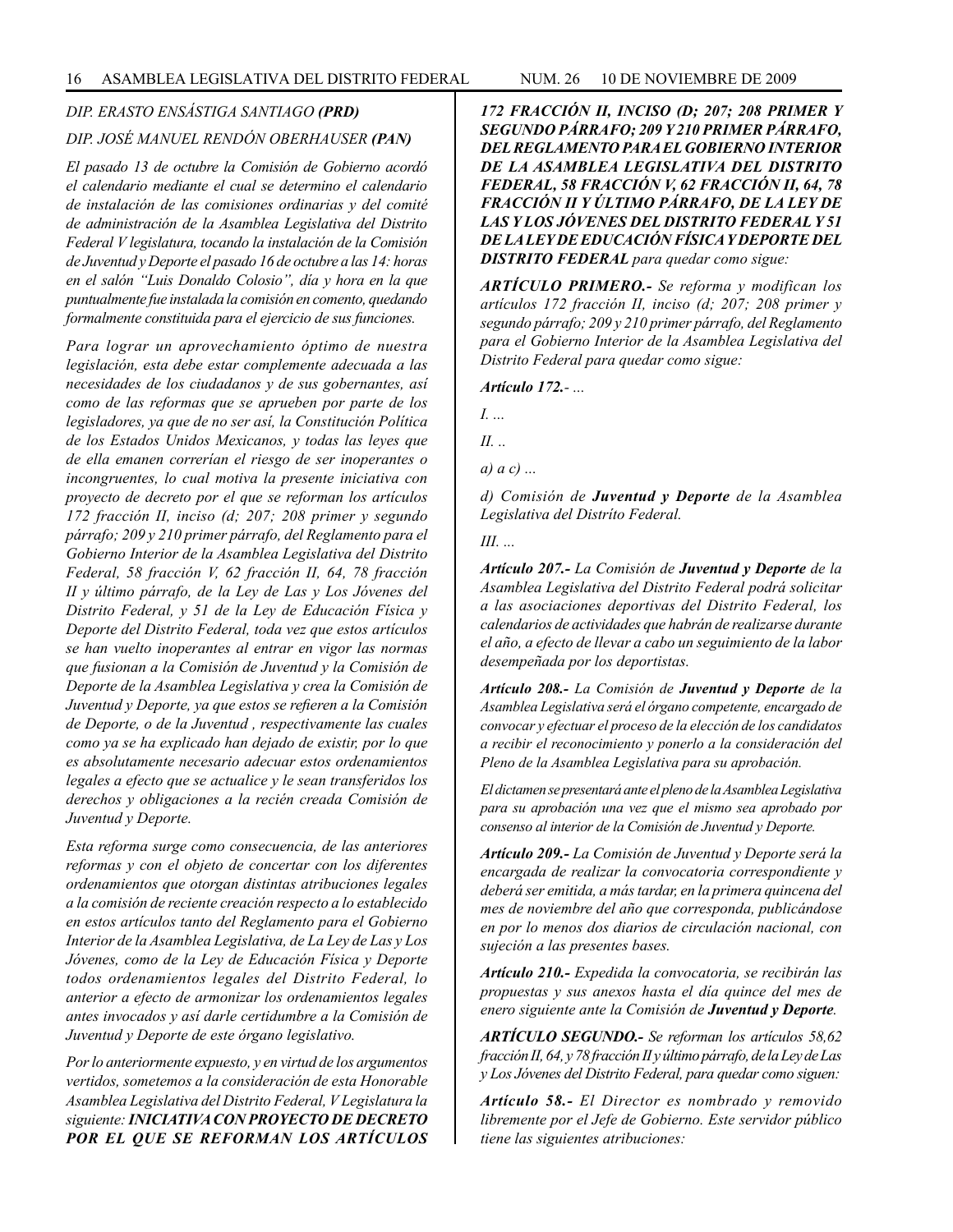*DIP. ERASTO ENSÁSTIGA SANTIAGO **(PRD)***

*DIP. JOSÉ MANUEL RENDÓN OBERHAUSER **(PAN)***

*El pasado 13 de octubre la Comisión de Gobierno acordó el calendario mediante el cual se determino el calendario de instalación de las comisiones ordinarias y del comité de administración de la Asamblea Legislativa del Distrito Federal V legislatura, tocando la instalación de la Comisión de Juventud y Deporte el pasado 16 de octubre a las 14: horas en el salón "Luis Donaldo Colosio", día y hora en la que puntualmente fue instalada la comisión en comento, quedando formalmente constituida para el ejercicio de sus funciones.*

*Para lograr un aprovechamiento óptimo de nuestra legislación, esta debe estar complemente adecuada a las necesidades de los ciudadanos y de sus gobernantes, así como de las reformas que se aprueben por parte de los legisladores, ya que de no ser así, la Constitución Política de los Estados Unidos Mexicanos, y todas las leyes que de ella emanen correrían el riesgo de ser inoperantes o incongruentes, lo cual motiva la presente iniciativa con proyecto de decreto por el que se reforman los artículos 172 fracción II, inciso (d; 207; 208 primer y segundo párrafo; 209 y 210 primer párrafo, del Reglamento para el Gobierno Interior de la Asamblea Legislativa del Distrito Federal, 58 fracción V, 62 fracción II, 64, 78 fracción II y último párrafo, de la Ley de Las y Los Jóvenes del Distrito Federal, y 51 de la Ley de Educación Física y Deporte del Distrito Federal, toda vez que estos artículos se han vuelto inoperantes al entrar en vigor las normas que fusionan a la Comisión de Juventud y la Comisión de Deporte de la Asamblea Legislativa y crea la Comisión de Juventud y Deporte, ya que estos se refieren a la Comisión de Deporte, o de la Juventud , respectivamente las cuales como ya se ha explicado han dejado de existir, por lo que es absolutamente necesario adecuar estos ordenamientos legales a efecto que se actualice y le sean transferidos los derechos y obligaciones a la recién creada Comisión de Juventud y Deporte.*

*Esta reforma surge como consecuencia, de las anteriores reformas y con el objeto de concertar con los diferentes ordenamientos que otorgan distintas atribuciones legales a la comisión de reciente creación respecto a lo establecido en estos artículos tanto del Reglamento para el Gobierno Interior de la Asamblea Legislativa, de La Ley de Las y Los Jóvenes, como de la Ley de Educación Física y Deporte todos ordenamientos legales del Distrito Federal, lo anterior a efecto de armonizar los ordenamientos legales antes invocados y así darle certidumbre a la Comisión de Juventud y Deporte de este órgano legislativo.*

*Por lo anteriormente expuesto, y en virtud de los argumentos vertidos, sometemos a la consideración de esta Honorable Asamblea Legislativa del Distrito Federal, V Legislatura la siguiente: **INICIATIVA CON PROYECTO DE DECRETO POR EL QUE SE REFORMAN LOS ARTÍCULOS 172 FRACCIÓN II, INCISO (D; 207; 208 PRIMER Y SEGUNDO PÁRRAFO; 209 Y 210 PRIMER PÁRRAFO, DEL REGLAMENTO PARA EL GOBIERNO INTERIOR DE LA ASAMBLEA LEGISLATIVA DEL DISTRITO FEDERAL, 58 FRACCIÓN V, 62 FRACCIÓN II, 64, 78 FRACCIÓN II Y ÚLTIMO PÁRRAFO, DE LA LEY DE LAS Y LOS JÓVENES DEL DISTRITO FEDERAL Y 51 DE LA LEY DE EDUCACIÓN FÍSICA Y DEPORTE DEL DISTRITO FEDERAL** para quedar como sigue:*

***ARTÍCULO PRIMERO.-** Se reforma y modifican los artículos 172 fracción II, inciso (d; 207; 208 primer y segundo párrafo; 209 y 210 primer párrafo, del Reglamento para el Gobierno Interior de la Asamblea Legislativa del Distrito Federal para quedar como sigue:*

***Artículo 172.**- ...*

*I. ...*

*II. ..*

*a) a c) ...*

*d) Comisión de **Juventud y Deporte** de la Asamblea Legislativa del Distrito Federal.*

*III. ...*

***Artículo 207.-** La Comisión de **Juventud y Deporte** de la Asamblea Legislativa del Distrito Federal podrá solicitar a las asociaciones deportivas del Distrito Federal, los calendarios de actividades que habrán de realizarse durante el año, a efecto de llevar a cabo un seguimiento de la labor desempeñada por los deportistas.*

***Artículo 208.-** La Comisión de **Juventud y Deporte** de la Asamblea Legislativa será el órgano competente, encargado de convocar y efectuar el proceso de la elección de los candidatos a recibir el reconocimiento y ponerlo a la consideración del Pleno de la Asamblea Legislativa para su aprobación.*

*El dictamen se presentará ante el pleno de la Asamblea Legislativa para su aprobación una vez que el mismo sea aprobado por consenso al interior de la Comisión de Juventud y Deporte.*

***Artículo 209.-** La Comisión de Juventud y Deporte será la encargada de realizar la convocatoria correspondiente y deberá ser emitida, a más tardar, en la primera quincena del mes de noviembre del año que corresponda, publicándose en por lo menos dos diarios de circulación nacional, con sujeción a las presentes bases.*

***Artículo 210.-** Expedida la convocatoria, se recibirán las propuestas y sus anexos hasta el día quince del mes de enero siguiente ante la Comisión de **Juventud y Deporte**.*

***ARTÍCULO SEGUNDO.-** Se reforman los artículos 58,62 fracción II, 64, y 78 fracción II y último párrafo, de la Ley de Las y Los Jóvenes del Distrito Federal, para quedar como siguen:*

***Artículo 58.-** El Director es nombrado y removido libremente por el Jefe de Gobierno. Este servidor público tiene las siguientes atribuciones:*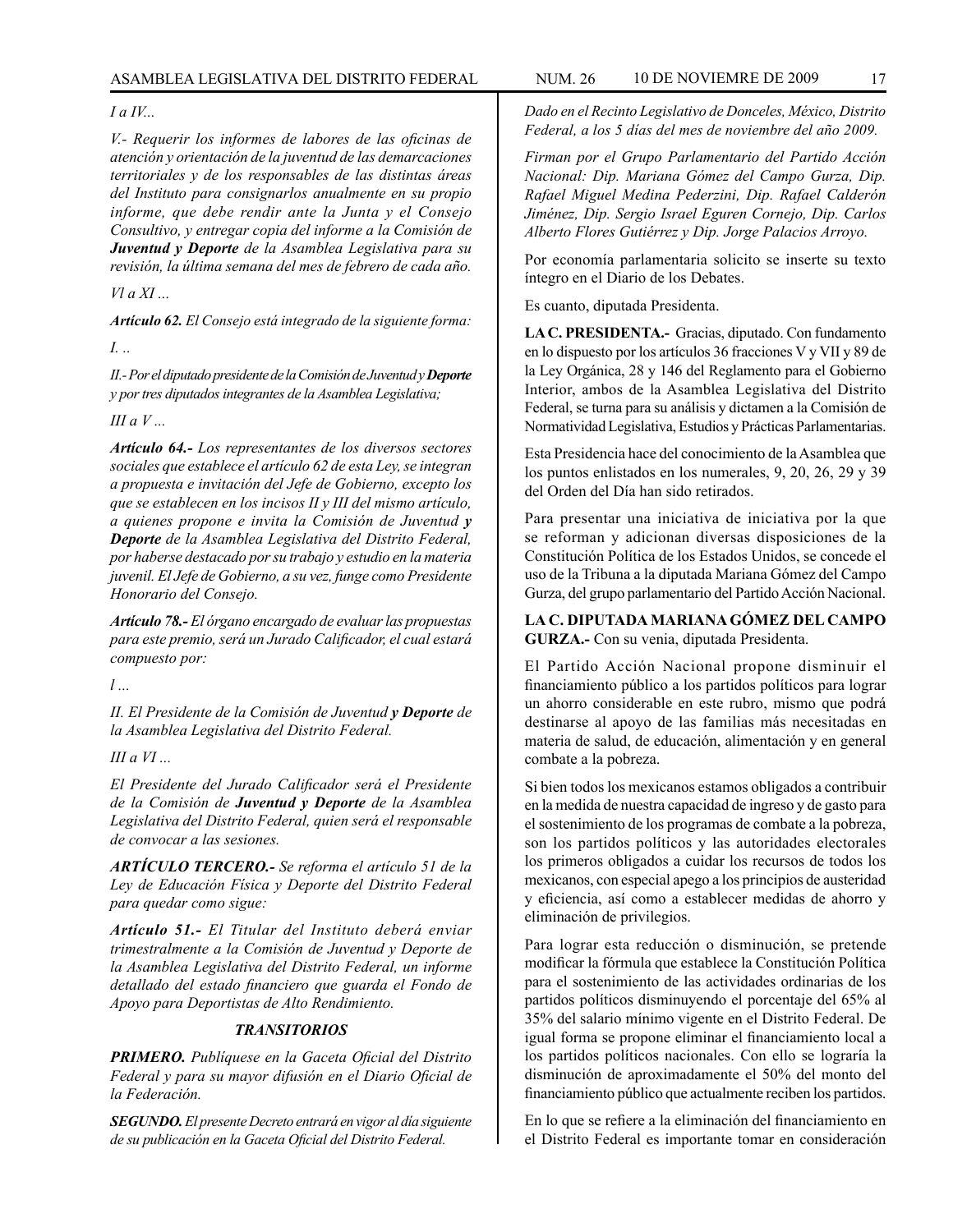*I a IV...*

*V.- Requerir los informes de labores de las oficinas de atención y orientación de la juventud de las demarcaciones territoriales y de los responsables de las distintas áreas del Instituto para consignarlos anualmente en su propio informe, que debe rendir ante la Junta y el Consejo Consultivo, y entregar copia del informe a la Comisión de **Juventud y Deporte** de la Asamblea Legislativa para su revisión, la última semana del mes de febrero de cada año.*

*Vl a XI ...*

***Artículo 62.** El Consejo está integrado de la siguiente forma:*

*I. ..*

*II.- Por el diputado presidente de la Comisión de Juventud y **Deporte** y por tres diputados integrantes de la Asamblea Legislativa;*

*III a V ...*

***Artículo 64.-** Los representantes de los diversos sectores sociales que establece el artículo 62 de esta Ley, se integran a propuesta e invitación del Jefe de Gobierno, excepto los que se establecen en los incisos II y III del mismo artículo, a quienes propone e invita la Comisión de Juventud **y Deporte** de la Asamblea Legislativa del Distrito Federal, por haberse destacado por su trabajo y estudio en la materia juvenil. El Jefe de Gobierno, a su vez, funge como Presidente Honorario del Consejo.*

***Artículo 78.-** El órgano encargado de evaluar las propuestas para este premio, será un Jurado Calificador, el cual estará compuesto por:*

*l ...*

*II. El Presidente de la Comisión de Juventud **y Deporte** de la Asamblea Legislativa del Distrito Federal.*

*III a VI ...*

*El Presidente del Jurado Calificador será el Presidente de la Comisión de **Juventud y Deporte** de la Asamblea Legislativa del Distrito Federal, quien será el responsable de convocar a las sesiones.*

***ARTÍCULO TERCERO.-** Se reforma el artículo 51 de la Ley de Educación Física y Deporte del Distrito Federal para quedar como sigue:*

***Artículo 51.-** El Titular del Instituto deberá enviar trimestralmente a la Comisión de Juventud y Deporte de la Asamblea Legislativa del Distrito Federal, un informe detallado del estado financiero que guarda el Fondo de Apoyo para Deportistas de Alto Rendimiento.*

***TRANSITORIOS***

***PRIMERO.** Publíquese en la Gaceta Oficial del Distrito Federal y para su mayor difusión en el Diario Oficial de la Federación.*

***SEGUNDO.** El presente Decreto entrará en vigor al día siguiente de su publicación en la Gaceta Oficial del Distrito Federal.*

*Dado en el Recinto Legislativo de Donceles, México, Distrito Federal, a los 5 días del mes de noviembre del año 2009.*

*Firman por el Grupo Parlamentario del Partido Acción Nacional: Dip. Mariana Gómez del Campo Gurza, Dip. Rafael Miguel Medina Pederzini, Dip. Rafael Calderón Jiménez, Dip. Sergio Israel Eguren Cornejo, Dip. Carlos Alberto Flores Gutiérrez y Dip. Jorge Palacios Arroyo.*

Por economía parlamentaria solicito se inserte su texto íntegro en el Diario de los Debates.

Es cuanto, diputada Presidenta.

**LA C. PRESIDENTA.-** Gracias, diputado. Con fundamento en lo dispuesto por los artículos 36 fracciones V y VII y 89 de la Ley Orgánica, 28 y 146 del Reglamento para el Gobierno Interior, ambos de la Asamblea Legislativa del Distrito Federal, se turna para su análisis y dictamen a la Comisión de Normatividad Legislativa, Estudios y Prácticas Parlamentarias.

Esta Presidencia hace del conocimiento de la Asamblea que los puntos enlistados en los numerales, 9, 20, 26, 29 y 39 del Orden del Día han sido retirados.

Para presentar una iniciativa de iniciativa por la que se reforman y adicionan diversas disposiciones de la Constitución Política de los Estados Unidos, se concede el uso de la Tribuna a la diputada Mariana Gómez del Campo Gurza, del grupo parlamentario del Partido Acción Nacional.

**LA C. DIPUTADA MARIANA GÓMEZ DEL CAMPO GURZA.-** Con su venia, diputada Presidenta.

El Partido Acción Nacional propone disminuir el financiamiento público a los partidos políticos para lograr un ahorro considerable en este rubro, mismo que podrá destinarse al apoyo de las familias más necesitadas en materia de salud, de educación, alimentación y en general combate a la pobreza.

Si bien todos los mexicanos estamos obligados a contribuir en la medida de nuestra capacidad de ingreso y de gasto para el sostenimiento de los programas de combate a la pobreza, son los partidos políticos y las autoridades electorales los primeros obligados a cuidar los recursos de todos los mexicanos, con especial apego a los principios de austeridad y eficiencia, así como a establecer medidas de ahorro y eliminación de privilegios.

Para lograr esta reducción o disminución, se pretende modificar la fórmula que establece la Constitución Política para el sostenimiento de las actividades ordinarias de los partidos políticos disminuyendo el porcentaje del 65% al 35% del salario mínimo vigente en el Distrito Federal. De igual forma se propone eliminar el financiamiento local a los partidos políticos nacionales. Con ello se lograría la disminución de aproximadamente el 50% del monto del financiamiento público que actualmente reciben los partidos.

En lo que se refiere a la eliminación del financiamiento en el Distrito Federal es importante tomar en consideración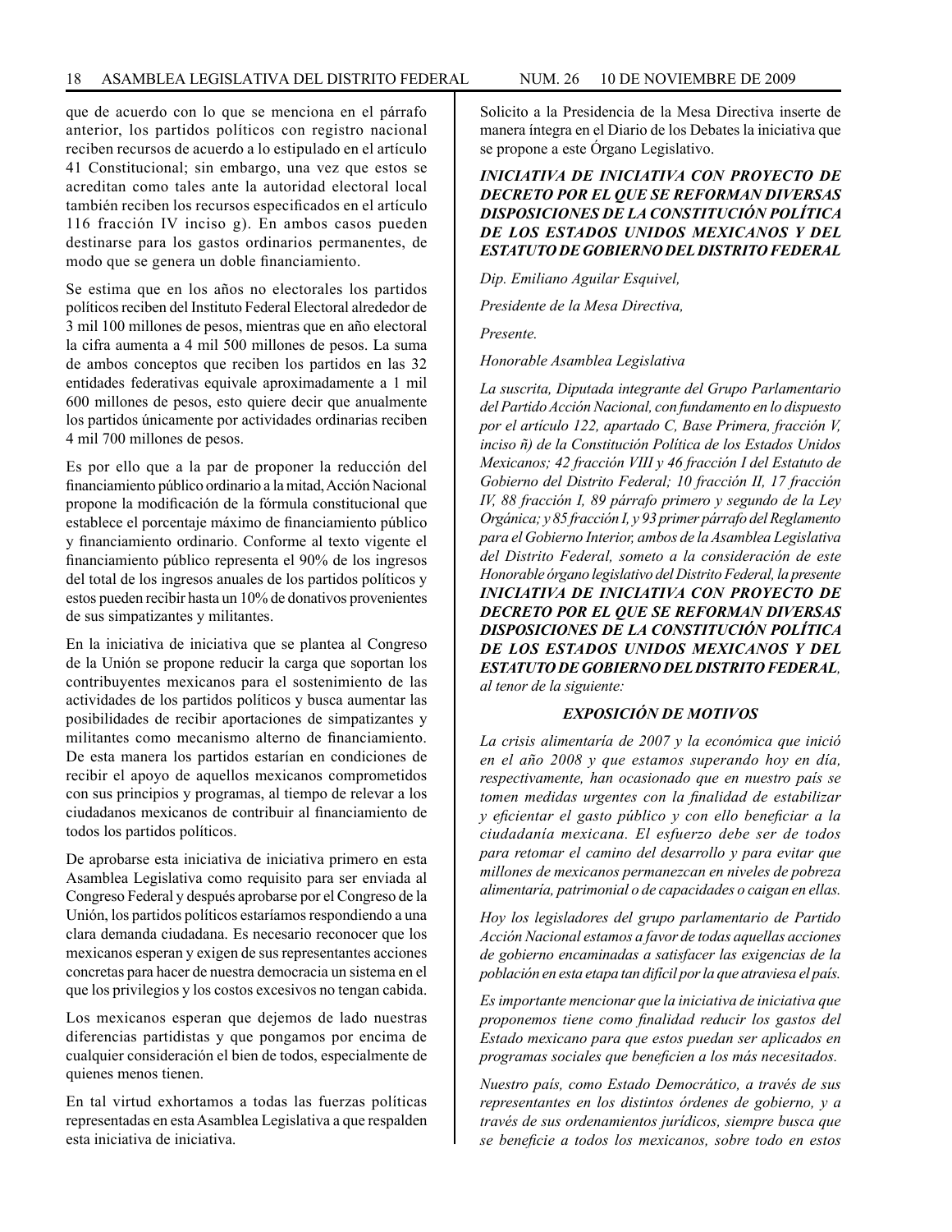que de acuerdo con lo que se menciona en el párrafo anterior, los partidos políticos con registro nacional reciben recursos de acuerdo a lo estipulado en el artículo 41 Constitucional; sin embargo, una vez que estos se acreditan como tales ante la autoridad electoral local también reciben los recursos especificados en el artículo 116 fracción IV inciso g). En ambos casos pueden destinarse para los gastos ordinarios permanentes, de modo que se genera un doble financiamiento.

Se estima que en los años no electorales los partidos políticos reciben del Instituto Federal Electoral alrededor de 3 mil 100 millones de pesos, mientras que en año electoral la cifra aumenta a 4 mil 500 millones de pesos. La suma de ambos conceptos que reciben los partidos en las 32 entidades federativas equivale aproximadamente a 1 mil 600 millones de pesos, esto quiere decir que anualmente los partidos únicamente por actividades ordinarias reciben 4 mil 700 millones de pesos.

Es por ello que a la par de proponer la reducción del financiamiento público ordinario a la mitad, Acción Nacional propone la modificación de la fórmula constitucional que establece el porcentaje máximo de financiamiento público y financiamiento ordinario. Conforme al texto vigente el financiamiento público representa el 90% de los ingresos del total de los ingresos anuales de los partidos políticos y estos pueden recibir hasta un 10% de donativos provenientes de sus simpatizantes y militantes.

En la iniciativa de iniciativa que se plantea al Congreso de la Unión se propone reducir la carga que soportan los contribuyentes mexicanos para el sostenimiento de las actividades de los partidos políticos y busca aumentar las posibilidades de recibir aportaciones de simpatizantes y militantes como mecanismo alterno de financiamiento. De esta manera los partidos estarían en condiciones de recibir el apoyo de aquellos mexicanos comprometidos con sus principios y programas, al tiempo de relevar a los ciudadanos mexicanos de contribuir al financiamiento de todos los partidos políticos.

De aprobarse esta iniciativa de iniciativa primero en esta Asamblea Legislativa como requisito para ser enviada al Congreso Federal y después aprobarse por el Congreso de la Unión, los partidos políticos estaríamos respondiendo a una clara demanda ciudadana. Es necesario reconocer que los mexicanos esperan y exigen de sus representantes acciones concretas para hacer de nuestra democracia un sistema en el que los privilegios y los costos excesivos no tengan cabida.

Los mexicanos esperan que dejemos de lado nuestras diferencias partidistas y que pongamos por encima de cualquier consideración el bien de todos, especialmente de quienes menos tienen.

En tal virtud exhortamos a todas las fuerzas políticas representadas en esta Asamblea Legislativa a que respalden esta iniciativa de iniciativa.

Solicito a la Presidencia de la Mesa Directiva inserte de manera íntegra en el Diario de los Debates la iniciativa que se propone a este Órgano Legislativo.

***INICIATIVA DE INICIATIVA CON PROYECTO DE DECRETO POR EL QUE SE REFORMAN DIVERSAS DISPOSICIONES DE LA CONSTITUCIÓN POLÍTICA DE LOS ESTADOS UNIDOS MEXICANOS Y DEL ESTATUTO DE GOBIERNO DEL DISTRITO FEDERAL***

*Dip. Emiliano Aguilar Esquivel,*

*Presidente de la Mesa Directiva,*

*Presente.*

*Honorable Asamblea Legislativa*

*La suscrita, Diputada integrante del Grupo Parlamentario del Partido Acción Nacional, con fundamento en lo dispuesto por el artículo 122, apartado C, Base Primera, fracción V, inciso ñ) de la Constitución Política de los Estados Unidos Mexicanos; 42 fracción VIII y 46 fracción I del Estatuto de Gobierno del Distrito Federal; 10 fracción II, 17 fracción IV, 88 fracción I, 89 párrafo primero y segundo de la Ley Orgánica; y 85 fracción I, y 93 primer párrafo del Reglamento para el Gobierno Interior, ambos de la Asamblea Legislativa del Distrito Federal, someto a la consideración de este Honorable órgano legislativo del Distrito Federal, la presente* ***INICIATIVA DE INICIATIVA CON PROYECTO DE DECRETO POR EL QUE SE REFORMAN DIVERSAS DISPOSICIONES DE LA CONSTITUCIÓN POLÍTICA DE LOS ESTADOS UNIDOS MEXICANOS Y DEL ESTATUTO DE GOBIERNO DEL DISTRITO FEDERAL****, al tenor de la siguiente:*

***EXPOSICIÓN DE MOTIVOS***

*La crisis alimentaría de 2007 y la económica que inició en el año 2008 y que estamos superando hoy en día, respectivamente, han ocasionado que en nuestro país se tomen medidas urgentes con la finalidad de estabilizar y eficientar el gasto público y con ello beneficiar a la ciudadanía mexicana. El esfuerzo debe ser de todos para retomar el camino del desarrollo y para evitar que millones de mexicanos permanezcan en niveles de pobreza alimentaría, patrimonial o de capacidades o caigan en ellas.*

*Hoy los legisladores del grupo parlamentario de Partido Acción Nacional estamos a favor de todas aquellas acciones de gobierno encaminadas a satisfacer las exigencias de la población en esta etapa tan difícil por la que atraviesa el país.*

*Es importante mencionar que la iniciativa de iniciativa que proponemos tiene como finalidad reducir los gastos del Estado mexicano para que estos puedan ser aplicados en programas sociales que beneficien a los más necesitados.*

*Nuestro país, como Estado Democrático, a través de sus representantes en los distintos órdenes de gobierno, y a través de sus ordenamientos jurídicos, siempre busca que se beneficie a todos los mexicanos, sobre todo en estos*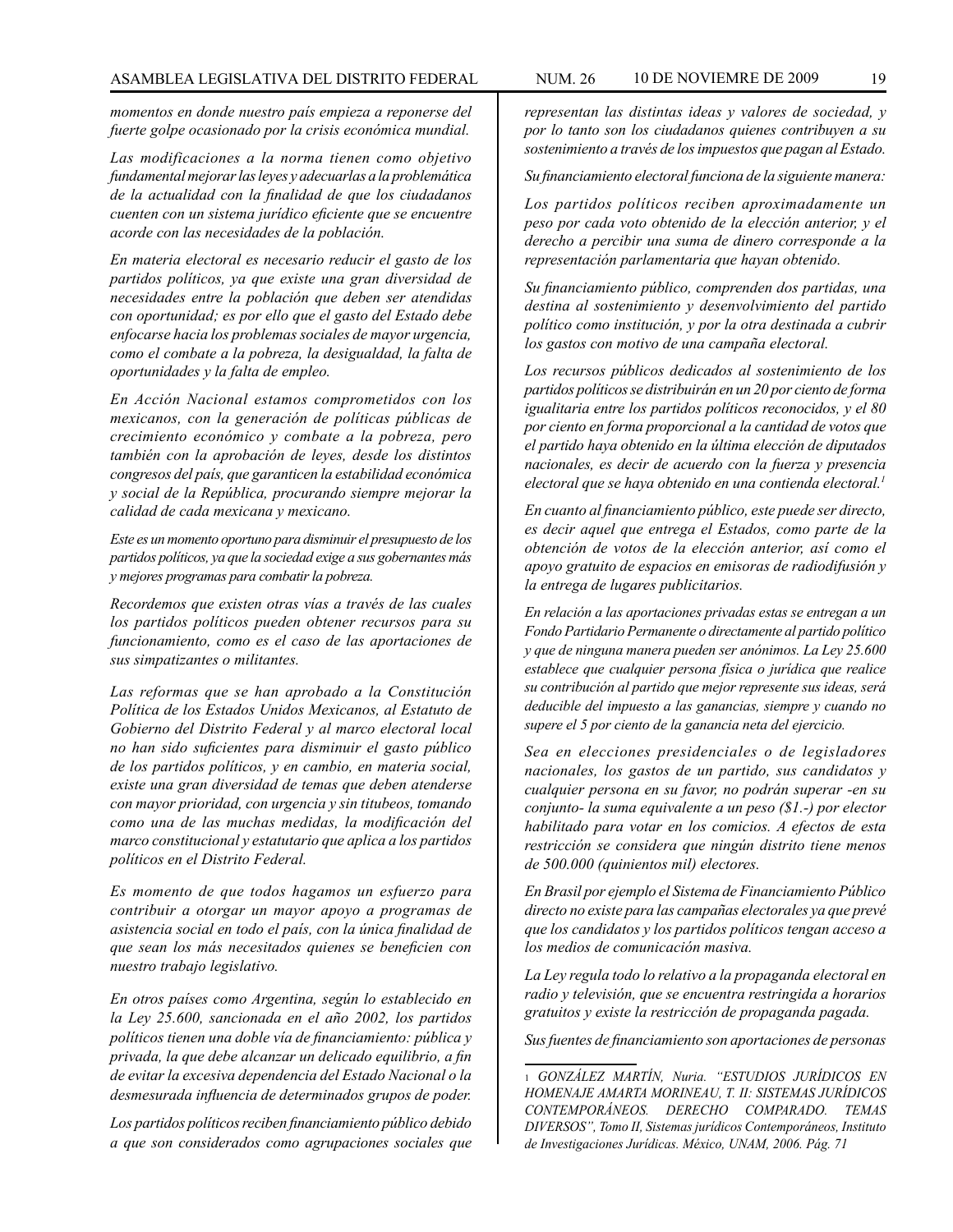*momentos en donde nuestro país empieza a reponerse del fuerte golpe ocasionado por la crisis económica mundial.*

*Las modificaciones a la norma tienen como objetivo fundamental mejorar las leyes y adecuarlas a la problemática de la actualidad con la finalidad de que los ciudadanos cuenten con un sistema jurídico eficiente que se encuentre acorde con las necesidades de la población.*

*En materia electoral es necesario reducir el gasto de los partidos políticos, ya que existe una gran diversidad de necesidades entre la población que deben ser atendidas con oportunidad; es por ello que el gasto del Estado debe enfocarse hacia los problemas sociales de mayor urgencia, como el combate a la pobreza, la desigualdad, la falta de oportunidades y la falta de empleo.*

*En Acción Nacional estamos comprometidos con los mexicanos, con la generación de políticas públicas de crecimiento económico y combate a la pobreza, pero también con la aprobación de leyes, desde los distintos congresos del país, que garanticen la estabilidad económica y social de la República, procurando siempre mejorar la calidad de cada mexicana y mexicano.*

*Este es un momento oportuno para disminuir el presupuesto de los partidos políticos, ya que la sociedad exige a sus gobernantes más y mejores programas para combatir la pobreza.*

*Recordemos que existen otras vías a través de las cuales los partidos políticos pueden obtener recursos para su funcionamiento, como es el caso de las aportaciones de sus simpatizantes o militantes.*

*Las reformas que se han aprobado a la Constitución Política de los Estados Unidos Mexicanos, al Estatuto de Gobierno del Distrito Federal y al marco electoral local no han sido suficientes para disminuir el gasto público de los partidos políticos, y en cambio, en materia social, existe una gran diversidad de temas que deben atenderse con mayor prioridad, con urgencia y sin titubeos, tomando como una de las muchas medidas, la modificación del marco constitucional y estatutario que aplica a los partidos políticos en el Distrito Federal.*

*Es momento de que todos hagamos un esfuerzo para contribuir a otorgar un mayor apoyo a programas de asistencia social en todo el país, con la única finalidad de que sean los más necesitados quienes se beneficien con nuestro trabajo legislativo.*

*En otros países como Argentina, según lo establecido en la Ley 25.600, sancionada en el año 2002, los partidos políticos tienen una doble vía de financiamiento: pública y privada, la que debe alcanzar un delicado equilibrio, a fin de evitar la excesiva dependencia del Estado Nacional o la desmesurada influencia de determinados grupos de poder.*

*Los partidos políticos reciben financiamiento público debido a que son considerados como agrupaciones sociales que representan las distintas ideas y valores de sociedad, y por lo tanto son los ciudadanos quienes contribuyen a su sostenimiento a través de los impuestos que pagan al Estado.*

*Su financiamiento electoral funciona de la siguiente manera:*

*Los partidos políticos reciben aproximadamente un peso por cada voto obtenido de la elección anterior, y el derecho a percibir una suma de dinero corresponde a la representación parlamentaria que hayan obtenido.*

*Su financiamiento público, comprenden dos partidas, una destina al sostenimiento y desenvolvimiento del partido político como institución, y por la otra destinada a cubrir los gastos con motivo de una campaña electoral.*

*Los recursos públicos dedicados al sostenimiento de los partidos políticos se distribuirán en un 20 por ciento de forma igualitaria entre los partidos políticos reconocidos, y el 80 por ciento en forma proporcional a la cantidad de votos que el partido haya obtenido en la última elección de diputados nacionales, es decir de acuerdo con la fuerza y presencia electoral que se haya obtenido en una contienda electoral.*[1]

*En cuanto al financiamiento público, este puede ser directo, es decir aquel que entrega el Estados, como parte de la obtención de votos de la elección anterior, así como el apoyo gratuito de espacios en emisoras de radiodifusión y la entrega de lugares publicitarios.*

*En relación a las aportaciones privadas estas se entregan a un Fondo Partidario Permanente o directamente al partido político y que de ninguna manera pueden ser anónimos. La Ley 25.600 establece que cualquier persona física o jurídica que realice su contribución al partido que mejor represente sus ideas, será deducible del impuesto a las ganancias, siempre y cuando no supere el 5 por ciento de la ganancia neta del ejercicio.*

*Sea en elecciones presidenciales o de legisladores nacionales, los gastos de un partido, sus candidatos y cualquier persona en su favor, no podrán superar -en su conjunto- la suma equivalente a un peso ($1.-) por elector habilitado para votar en los comicios. A efectos de esta restricción se considera que ningún distrito tiene menos de 500.000 (quinientos mil) electores.*

*En Brasil por ejemplo el Sistema de Financiamiento Público directo no existe para las campañas electorales ya que prevé que los candidatos y los partidos políticos tengan acceso a los medios de comunicación masiva.*

*La Ley regula todo lo relativo a la propaganda electoral en radio y televisión, que se encuentra restringida a horarios gratuitos y existe la restricción de propaganda pagada.*

*Sus fuentes de financiamiento son aportaciones de personas*

---

[1] *GONZÁLEZ MARTÍN, Nuria. "ESTUDIOS JURÍDICOS EN HOMENAJE AMARTA MORINEAU, T. II: SISTEMAS JURÍDICOS CONTEMPORÁNEOS. DERECHO COMPARADO. TEMAS DIVERSOS", Tomo II, Sistemas jurídicos Contemporáneos, Instituto de Investigaciones Jurídicas. México, UNAM, 2006. Pág. 71*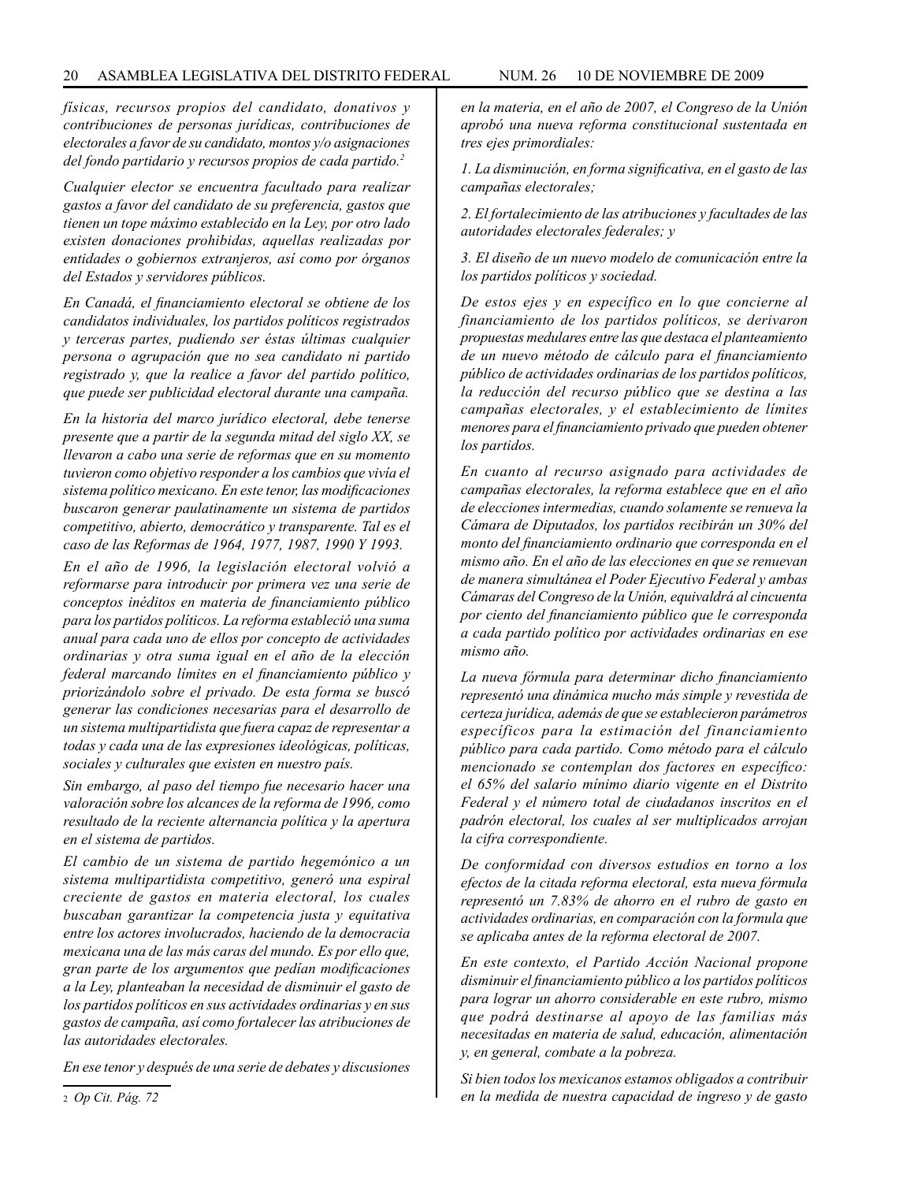*físicas, recursos propios del candidato, donativos y contribuciones de personas jurídicas, contribuciones de electorales a favor de su candidato, montos y/o asignaciones del fondo partidario y recursos propios de cada partido.*[2]

*Cualquier elector se encuentra facultado para realizar gastos a favor del candidato de su preferencia, gastos que tienen un tope máximo establecido en la Ley, por otro lado existen donaciones prohibidas, aquellas realizadas por entidades o gobiernos extranjeros, así como por órganos del Estados y servidores públicos.*

*En Canadá, el financiamiento electoral se obtiene de los candidatos individuales, los partidos políticos registrados y terceras partes, pudiendo ser éstas últimas cualquier persona o agrupación que no sea candidato ni partido registrado y, que la realice a favor del partido político, que puede ser publicidad electoral durante una campaña.*

*En la historia del marco jurídico electoral, debe tenerse presente que a partir de la segunda mitad del siglo XX, se llevaron a cabo una serie de reformas que en su momento tuvieron como objetivo responder a los cambios que vivía el sistema político mexicano. En este tenor, las modificaciones buscaron generar paulatinamente un sistema de partidos competitivo, abierto, democrático y transparente. Tal es el caso de las Reformas de 1964, 1977, 1987, 1990 Y 1993.*

*En el año de 1996, la legislación electoral volvió a reformarse para introducir por primera vez una serie de conceptos inéditos en materia de financiamiento público para los partidos políticos. La reforma estableció una suma anual para cada uno de ellos por concepto de actividades ordinarias y otra suma igual en el año de la elección federal marcando límites en el financiamiento público y priorizándolo sobre el privado. De esta forma se buscó generar las condiciones necesarias para el desarrollo de un sistema multipartidista que fuera capaz de representar a todas y cada una de las expresiones ideológicas, políticas, sociales y culturales que existen en nuestro país.*

*Sin embargo, al paso del tiempo fue necesario hacer una valoración sobre los alcances de la reforma de 1996, como resultado de la reciente alternancia política y la apertura en el sistema de partidos.*

*El cambio de un sistema de partido hegemónico a un sistema multipartidista competitivo, generó una espiral creciente de gastos en materia electoral, los cuales buscaban garantizar la competencia justa y equitativa entre los actores involucrados, haciendo de la democracia mexicana una de las más caras del mundo. Es por ello que, gran parte de los argumentos que pedían modificaciones a la Ley, planteaban la necesidad de disminuir el gasto de los partidos políticos en sus actividades ordinarias y en sus gastos de campaña, así como fortalecer las atribuciones de las autoridades electorales.*

*En ese tenor y después de una serie de debates y discusiones en la materia, en el año de 2007, el Congreso de la Unión aprobó una nueva reforma constitucional sustentada en tres ejes primordiales:*

*1. La disminución, en forma significativa, en el gasto de las campañas electorales;*

*2. El fortalecimiento de las atribuciones y facultades de las autoridades electorales federales; y*

*3. El diseño de un nuevo modelo de comunicación entre la los partidos políticos y sociedad.*

*De estos ejes y en específico en lo que concierne al financiamiento de los partidos políticos, se derivaron propuestas medulares entre las que destaca el planteamiento de un nuevo método de cálculo para el financiamiento público de actividades ordinarias de los partidos políticos, la reducción del recurso público que se destina a las campañas electorales, y el establecimiento de límites menores para el financiamiento privado que pueden obtener los partidos.*

*En cuanto al recurso asignado para actividades de campañas electorales, la reforma establece que en el año de elecciones intermedias, cuando solamente se renueva la Cámara de Diputados, los partidos recibirán un 30% del monto del financiamiento ordinario que corresponda en el mismo año. En el año de las elecciones en que se renuevan de manera simultánea el Poder Ejecutivo Federal y ambas Cámaras del Congreso de la Unión, equivaldrá al cincuenta por ciento del financiamiento público que le corresponda a cada partido político por actividades ordinarias en ese mismo año.*

*La nueva fórmula para determinar dicho financiamiento representó una dinámica mucho más simple y revestida de certeza jurídica, además de que se establecieron parámetros específicos para la estimación del financiamiento público para cada partido. Como método para el cálculo mencionado se contemplan dos factores en específico: el 65% del salario mínimo diario vigente en el Distrito Federal y el número total de ciudadanos inscritos en el padrón electoral, los cuales al ser multiplicados arrojan la cifra correspondiente.*

*De conformidad con diversos estudios en torno a los efectos de la citada reforma electoral, esta nueva fórmula representó un 7.83% de ahorro en el rubro de gasto en actividades ordinarias, en comparación con la formula que se aplicaba antes de la reforma electoral de 2007.*

*En este contexto, el Partido Acción Nacional propone disminuir el financiamiento público a los partidos políticos para lograr un ahorro considerable en este rubro, mismo que podrá destinarse al apoyo de las familias más necesitadas en materia de salud, educación, alimentación y, en general, combate a la pobreza.*

*Si bien todos los mexicanos estamos obligados a contribuir en la medida de nuestra capacidad de ingreso y de gasto*

---

[2] *Op Cit. Pág. 72*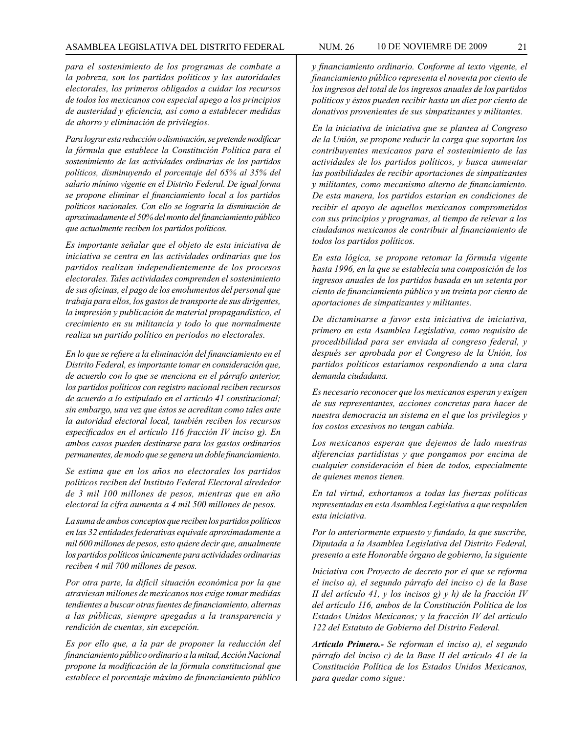*para el sostenimiento de los programas de combate a la pobreza, son los partidos políticos y las autoridades electorales, los primeros obligados a cuidar los recursos de todos los mexicanos con especial apego a los principios de austeridad y eficiencia, así como a establecer medidas de ahorro y eliminación de privilegios.*

*Para lograr esta reducción o disminución, se pretende modificar la fórmula que establece la Constitución Política para el sostenimiento de las actividades ordinarias de los partidos políticos, disminuyendo el porcentaje del 65% al 35% del salario mínimo vigente en el Distrito Federal. De igual forma se propone eliminar el financiamiento local a los partidos políticos nacionales. Con ello se lograría la disminución de aproximadamente el 50% del monto del financiamiento público que actualmente reciben los partidos políticos.*

*Es importante señalar que el objeto de esta iniciativa de iniciativa se centra en las actividades ordinarias que los partidos realizan independientemente de los procesos electorales. Tales actividades comprenden el sostenimiento de sus oficinas, el pago de los emolumentos del personal que trabaja para ellos, los gastos de transporte de sus dirigentes, la impresión y publicación de material propagandístico, el crecimiento en su militancia y todo lo que normalmente realiza un partido político en periodos no electorales.*

*En lo que se refiere a la eliminación del financiamiento en el Distrito Federal, es importante tomar en consideración que, de acuerdo con lo que se menciona en el párrafo anterior, los partidos políticos con registro nacional reciben recursos de acuerdo a lo estipulado en el artículo 41 constitucional; sin embargo, una vez que éstos se acreditan como tales ante la autoridad electoral local, también reciben los recursos especificados en el artículo 116 fracción IV inciso g). En ambos casos pueden destinarse para los gastos ordinarios permanentes, de modo que se genera un doble financiamiento.*

*Se estima que en los años no electorales los partidos políticos reciben del Instituto Federal Electoral alrededor de 3 mil 100 millones de pesos, mientras que en año electoral la cifra aumenta a 4 mil 500 millones de pesos.*

*La suma de ambos conceptos que reciben los partidos políticos en las 32 entidades federativas equivale aproximadamente a mil 600 millones de pesos, esto quiere decir que, anualmente los partidos políticos únicamente para actividades ordinarias reciben 4 mil 700 millones de pesos.*

*Por otra parte, la difícil situación económica por la que atraviesan millones de mexicanos nos exige tomar medidas tendientes a buscar otras fuentes de financiamiento, alternas a las públicas, siempre apegadas a la transparencia y rendición de cuentas, sin excepción.*

*Es por ello que, a la par de proponer la reducción del financiamiento público ordinario a la mitad, Acción Nacional propone la modificación de la fórmula constitucional que establece el porcentaje máximo de financiamiento público y financiamiento ordinario. Conforme al texto vigente, el financiamiento público representa el noventa por ciento de los ingresos del total de los ingresos anuales de los partidos políticos y éstos pueden recibir hasta un diez por ciento de donativos provenientes de sus simpatizantes y militantes.*

*En la iniciativa de iniciativa que se plantea al Congreso de la Unión, se propone reducir la carga que soportan los contribuyentes mexicanos para el sostenimiento de las actividades de los partidos políticos, y busca aumentar las posibilidades de recibir aportaciones de simpatizantes y militantes, como mecanismo alterno de financiamiento. De esta manera, los partidos estarían en condiciones de recibir el apoyo de aquellos mexicanos comprometidos con sus principios y programas, al tiempo de relevar a los ciudadanos mexicanos de contribuir al financiamiento de todos los partidos políticos.*

*En esta lógica, se propone retomar la fórmula vigente hasta 1996, en la que se establecía una composición de los ingresos anuales de los partidos basada en un setenta por ciento de financiamiento público y un treinta por ciento de aportaciones de simpatizantes y militantes.*

*De dictaminarse a favor esta iniciativa de iniciativa, primero en esta Asamblea Legislativa, como requisito de procedibilidad para ser enviada al congreso federal, y después ser aprobada por el Congreso de la Unión, los partidos políticos estaríamos respondiendo a una clara demanda ciudadana.*

*Es necesario reconocer que los mexicanos esperan y exigen de sus representantes, acciones concretas para hacer de nuestra democracia un sistema en el que los privilegios y los costos excesivos no tengan cabida.*

*Los mexicanos esperan que dejemos de lado nuestras diferencias partidistas y que pongamos por encima de cualquier consideración el bien de todos, especialmente de quienes menos tienen.*

*En tal virtud, exhortamos a todas las fuerzas políticas representadas en esta Asamblea Legislativa a que respalden esta iniciativa.*

*Por lo anteriormente expuesto y fundado, la que suscribe, Diputada a la Asamblea Legislativa del Distrito Federal, presento a este Honorable órgano de gobierno, la siguiente*

*Iniciativa con Proyecto de decreto por el que se reforma el inciso a), el segundo párrafo del inciso c) de la Base II del artículo 41, y los incisos g) y h) de la fracción IV del artículo 116, ambos de la Constitución Política de los Estados Unidos Mexicanos; y la fracción IV del artículo 122 del Estatuto de Gobierno del Distrito Federal.*

***Artículo Primero.-*** *Se reforman el inciso a), el segundo párrafo del inciso c) de la Base II del artículo 41 de la Constitución Política de los Estados Unidos Mexicanos, para quedar como sigue:*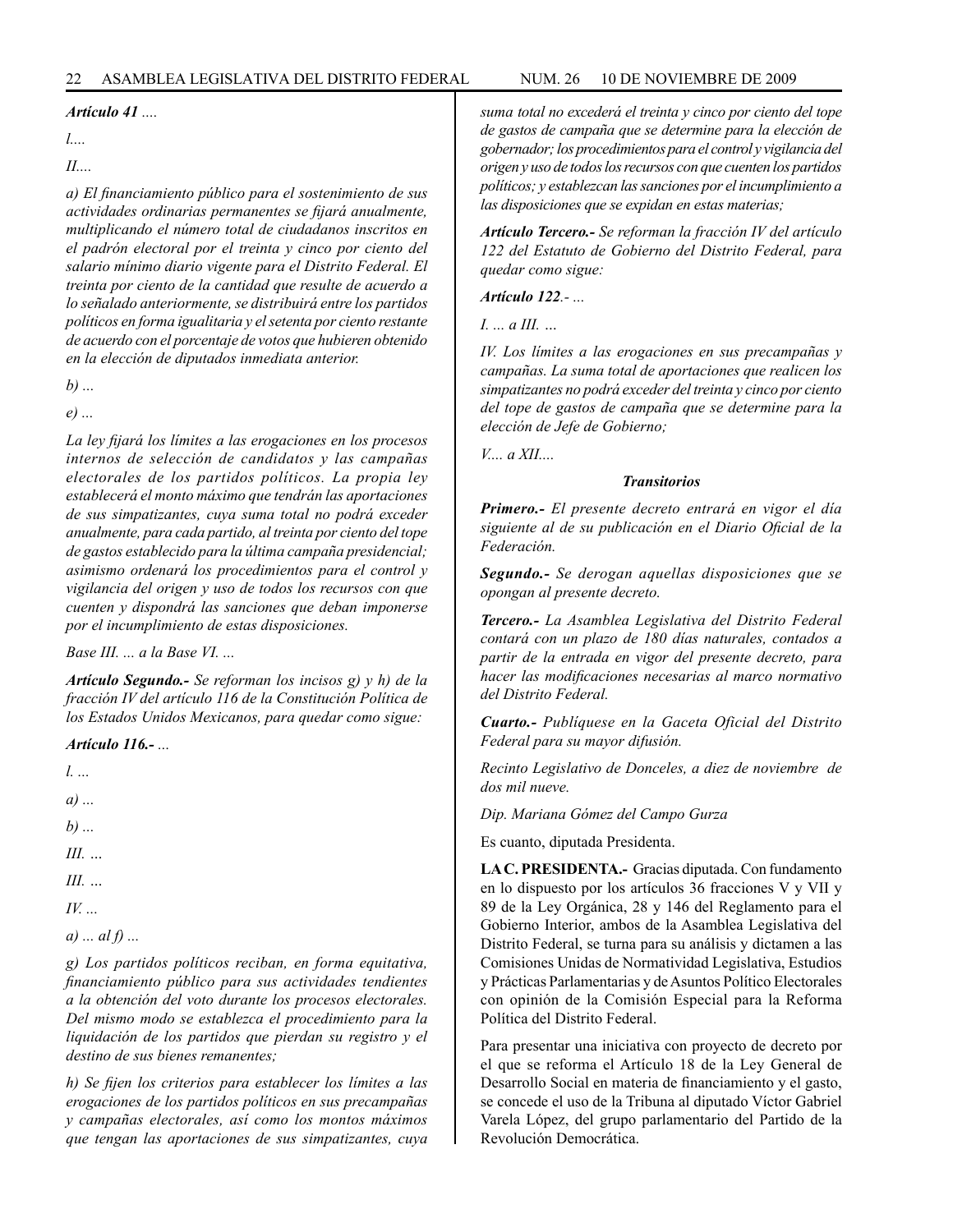***Artículo 41** ....*

*I....*

*II....*

*a) El financiamiento público para el sostenimiento de sus actividades ordinarias permanentes se fijará anualmente, multiplicando el número total de ciudadanos inscritos en el padrón electoral por el treinta y cinco por ciento del salario mínimo diario vigente para el Distrito Federal. El treinta por ciento de la cantidad que resulte de acuerdo a lo señalado anteriormente, se distribuirá entre los partidos políticos en forma igualitaria y el setenta por ciento restante de acuerdo con el porcentaje de votos que hubieren obtenido en la elección de diputados inmediata anterior.*

*b) ...*

*e) ...*

*La ley fijará los límites a las erogaciones en los procesos internos de selección de candidatos y las campañas electorales de los partidos políticos. La propia ley establecerá el monto máximo que tendrán las aportaciones de sus simpatizantes, cuya suma total no podrá exceder anualmente, para cada partido, al treinta por ciento del tope de gastos establecido para la última campaña presidencial; asimismo ordenará los procedimientos para el control y vigilancia del origen y uso de todos los recursos con que cuenten y dispondrá las sanciones que deban imponerse por el incumplimiento de estas disposiciones.*

*Base III. ... a la Base VI. ...*

***Artículo Segundo.-** Se reforman los incisos g) y h) de la fracción IV del artículo 116 de la Constitución Política de los Estados Unidos Mexicanos, para quedar como sigue:*

***Artículo 116.-** ...*

*I. ...*

*a) ...*

*b) ...*

*III. …*

*III. …*

*IV. ...*

*a) ... al f) ...*

*g) Los partidos políticos reciban, en forma equitativa, financiamiento público para sus actividades tendientes a la obtención del voto durante los procesos electorales. Del mismo modo se establezca el procedimiento para la liquidación de los partidos que pierdan su registro y el destino de sus bienes remanentes;*

*h) Se fijen los criterios para establecer los límites a las erogaciones de los partidos políticos en sus precampañas y campañas electorales, así como los montos máximos que tengan las aportaciones de sus simpatizantes, cuya suma total no excederá el treinta y cinco por ciento del tope de gastos de campaña que se determine para la elección de gobernador; los procedimientos para el control y vigilancia del origen y uso de todos los recursos con que cuenten los partidos políticos; y establezcan las sanciones por el incumplimiento a las disposiciones que se expidan en estas materias;*

***Artículo Tercero.-** Se reforman la fracción IV del artículo 122 del Estatuto de Gobierno del Distrito Federal, para quedar como sigue:*

***Artículo 122**.- ...*

*I. ... a III. …*

*IV. Los límites a las erogaciones en sus precampañas y campañas. La suma total de aportaciones que realicen los simpatizantes no podrá exceder del treinta y cinco por ciento del tope de gastos de campaña que se determine para la elección de Jefe de Gobierno;*

*V.... a XII....*

***Transitorios***

***Primero.-** El presente decreto entrará en vigor el día siguiente al de su publicación en el Diario Oficial de la Federación.*

***Segundo.-** Se derogan aquellas disposiciones que se opongan al presente decreto.*

***Tercero.-** La Asamblea Legislativa del Distrito Federal contará con un plazo de 180 días naturales, contados a partir de la entrada en vigor del presente decreto, para hacer las modificaciones necesarias al marco normativo del Distrito Federal.*

***Cuarto.-** Publíquese en la Gaceta Oficial del Distrito Federal para su mayor difusión.*

*Recinto Legislativo de Donceles, a diez de noviembre de dos mil nueve.*

*Dip. Mariana Gómez del Campo Gurza*

Es cuanto, diputada Presidenta.

**LA C. PRESIDENTA.-** Gracias diputada. Con fundamento en lo dispuesto por los artículos 36 fracciones V y VII y 89 de la Ley Orgánica, 28 y 146 del Reglamento para el Gobierno Interior, ambos de la Asamblea Legislativa del Distrito Federal, se turna para su análisis y dictamen a las Comisiones Unidas de Normatividad Legislativa, Estudios y Prácticas Parlamentarias y de Asuntos Político Electorales con opinión de la Comisión Especial para la Reforma Política del Distrito Federal.

Para presentar una iniciativa con proyecto de decreto por el que se reforma el Artículo 18 de la Ley General de Desarrollo Social en materia de financiamiento y el gasto, se concede el uso de la Tribuna al diputado Víctor Gabriel Varela López, del grupo parlamentario del Partido de la Revolución Democrática.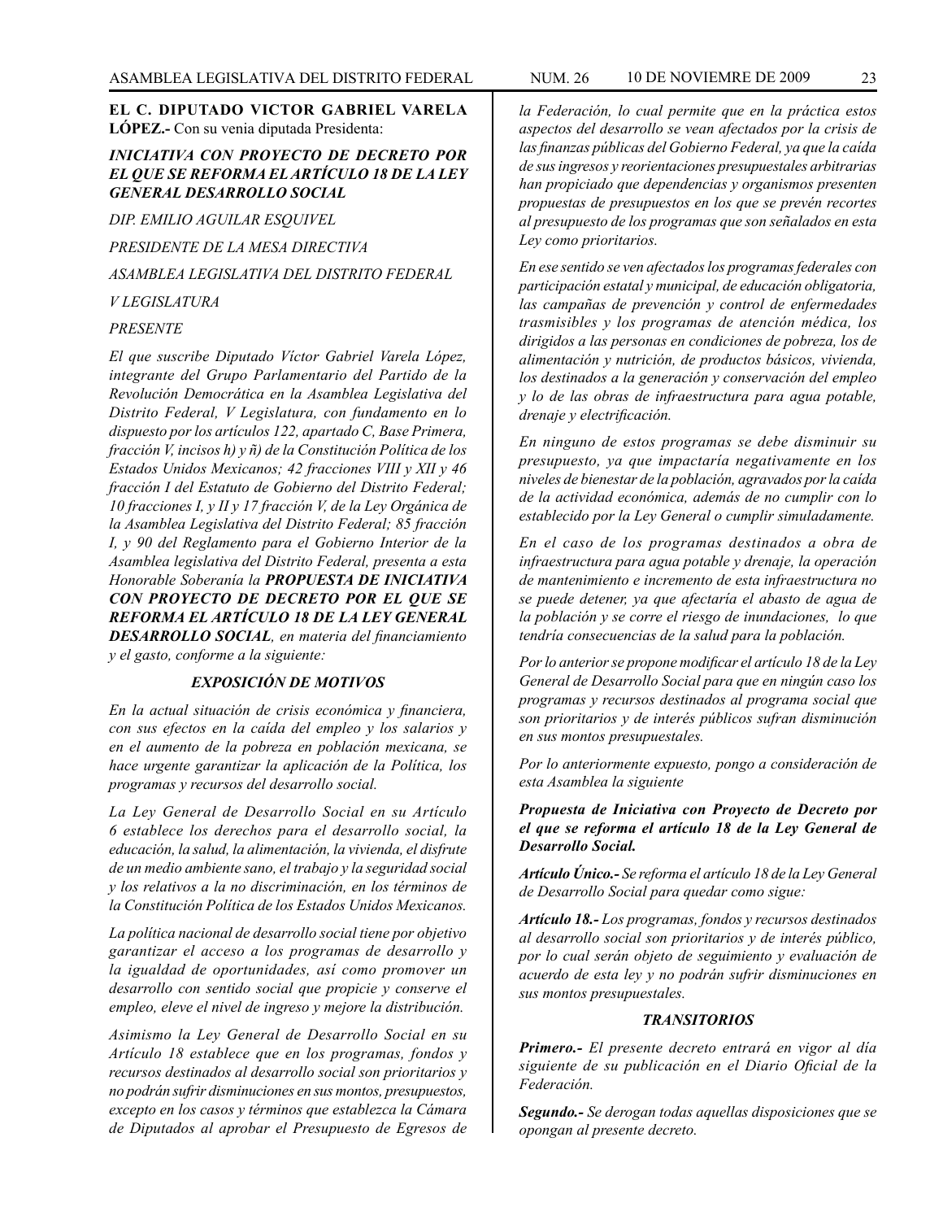**EL C. DIPUTADO VICTOR GABRIEL VARELA LÓPEZ.-** Con su venia diputada Presidenta:

***INICIATIVA CON PROYECTO DE DECRETO POR EL QUE SE REFORMA EL ARTÍCULO 18 DE LA LEY GENERAL DESARROLLO SOCIAL***

*DIP. EMILIO AGUILAR ESQUIVEL*

*PRESIDENTE DE LA MESA DIRECTIVA*

*ASAMBLEA LEGISLATIVA DEL DISTRITO FEDERAL*

*V LEGISLATURA*

*PRESENTE*

*El que suscribe Diputado Víctor Gabriel Varela López, integrante del Grupo Parlamentario del Partido de la Revolución Democrática en la Asamblea Legislativa del Distrito Federal, V Legislatura, con fundamento en lo dispuesto por los artículos 122, apartado C, Base Primera, fracción V, incisos h) y ñ) de la Constitución Política de los Estados Unidos Mexicanos; 42 fracciones VIII y XII y 46 fracción I del Estatuto de Gobierno del Distrito Federal; 10 fracciones I, y II y 17 fracción V, de la Ley Orgánica de la Asamblea Legislativa del Distrito Federal; 85 fracción I, y 90 del Reglamento para el Gobierno Interior de la Asamblea legislativa del Distrito Federal, presenta a esta Honorable Soberanía la* ***PROPUESTA DE INICIATIVA CON PROYECTO DE DECRETO POR EL QUE SE REFORMA EL ARTÍCULO 18 DE LA LEY GENERAL DESARROLLO SOCIAL****, en materia del financiamiento y el gasto, conforme a la siguiente:*

***EXPOSICIÓN DE MOTIVOS***

*En la actual situación de crisis económica y financiera, con sus efectos en la caída del empleo y los salarios y en el aumento de la pobreza en población mexicana, se hace urgente garantizar la aplicación de la Política, los programas y recursos del desarrollo social.*

*La Ley General de Desarrollo Social en su Artículo 6 establece los derechos para el desarrollo social, la educación, la salud, la alimentación, la vivienda, el disfrute de un medio ambiente sano, el trabajo y la seguridad social y los relativos a la no discriminación, en los términos de la Constitución Política de los Estados Unidos Mexicanos.*

*La política nacional de desarrollo social tiene por objetivo garantizar el acceso a los programas de desarrollo y la igualdad de oportunidades, así como promover un desarrollo con sentido social que propicie y conserve el empleo, eleve el nivel de ingreso y mejore la distribución.*

*Asimismo la Ley General de Desarrollo Social en su Artículo 18 establece que en los programas, fondos y recursos destinados al desarrollo social son prioritarios y no podrán sufrir disminuciones en sus montos, presupuestos, excepto en los casos y términos que establezca la Cámara de Diputados al aprobar el Presupuesto de Egresos de la Federación, lo cual permite que en la práctica estos aspectos del desarrollo se vean afectados por la crisis de las finanzas públicas del Gobierno Federal, ya que la caída de sus ingresos y reorientaciones presupuestales arbitrarias han propiciado que dependencias y organismos presenten propuestas de presupuestos en los que se prevén recortes al presupuesto de los programas que son señalados en esta Ley como prioritarios.*

*En ese sentido se ven afectados los programas federales con participación estatal y municipal, de educación obligatoria, las campañas de prevención y control de enfermedades trasmisibles y los programas de atención médica, los dirigidos a las personas en condiciones de pobreza, los de alimentación y nutrición, de productos básicos, vivienda, los destinados a la generación y conservación del empleo y lo de las obras de infraestructura para agua potable, drenaje y electrificación.*

*En ninguno de estos programas se debe disminuir su presupuesto, ya que impactaría negativamente en los niveles de bienestar de la población, agravados por la caída de la actividad económica, además de no cumplir con lo establecido por la Ley General o cumplir simuladamente.*

*En el caso de los programas destinados a obra de infraestructura para agua potable y drenaje, la operación de mantenimiento e incremento de esta infraestructura no se puede detener, ya que afectaría el abasto de agua de la población y se corre el riesgo de inundaciones, lo que tendría consecuencias de la salud para la población.*

*Por lo anterior se propone modificar el artículo 18 de la Ley General de Desarrollo Social para que en ningún caso los programas y recursos destinados al programa social que son prioritarios y de interés públicos sufran disminución en sus montos presupuestales.*

*Por lo anteriormente expuesto, pongo a consideración de esta Asamblea la siguiente*

***Propuesta de Iniciativa con Proyecto de Decreto por el que se reforma el artículo 18 de la Ley General de Desarrollo Social.***

***Artículo Único.-*** *Se reforma el artículo 18 de la Ley General de Desarrollo Social para quedar como sigue:*

***Artículo 18.-*** *Los programas, fondos y recursos destinados al desarrollo social son prioritarios y de interés público, por lo cual serán objeto de seguimiento y evaluación de acuerdo de esta ley y no podrán sufrir disminuciones en sus montos presupuestales.*

***TRANSITORIOS***

***Primero.-*** *El presente decreto entrará en vigor al día siguiente de su publicación en el Diario Oficial de la Federación.*

***Segundo.-*** *Se derogan todas aquellas disposiciones que se opongan al presente decreto.*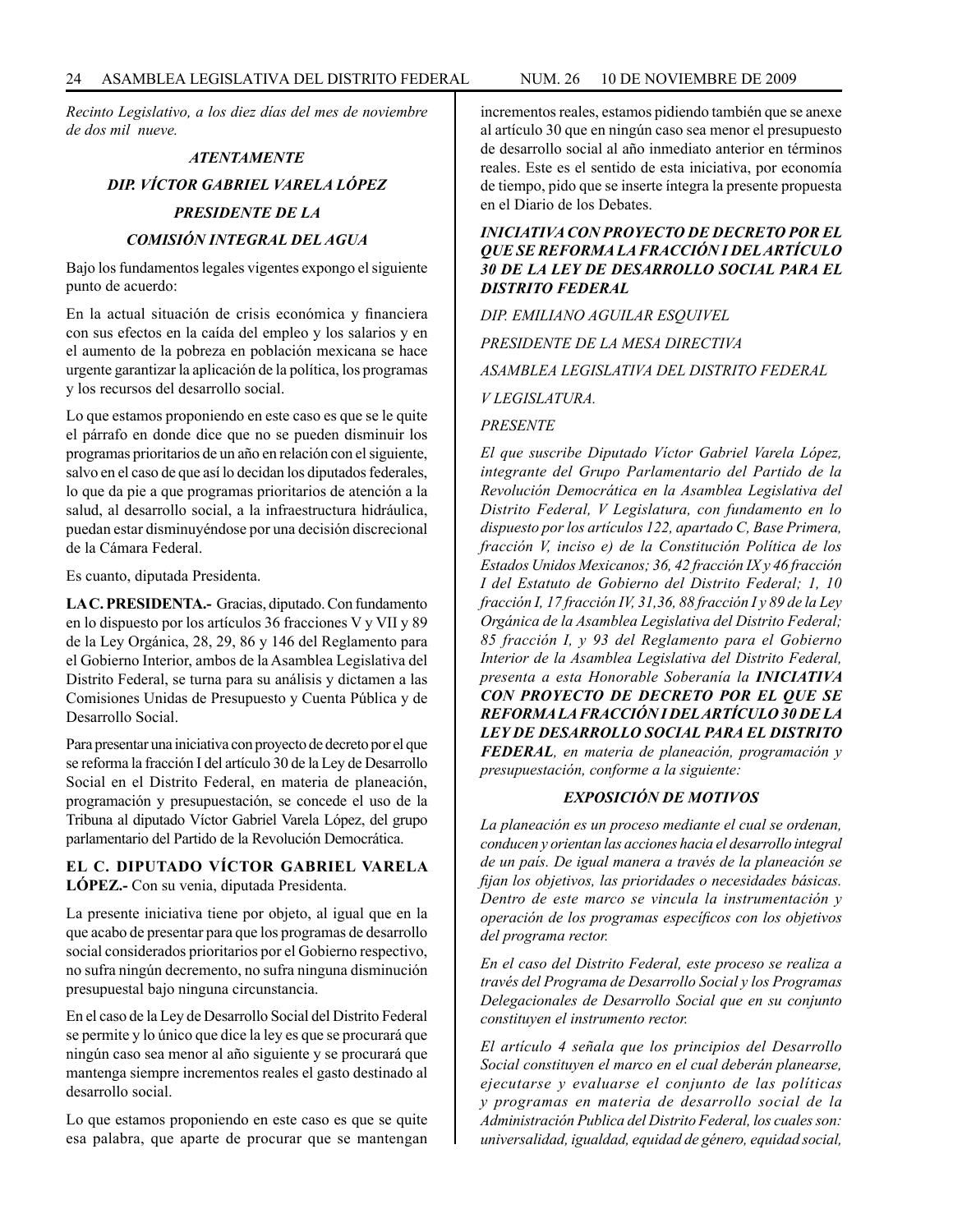*Recinto Legislativo, a los diez días del mes de noviembre de dos mil nueve.*

***ATENTAMENTE***

***DIP. VÍCTOR GABRIEL VARELA LÓPEZ***

***PRESIDENTE DE LA***

***COMISIÓN INTEGRAL DEL AGUA***

Bajo los fundamentos legales vigentes expongo el siguiente punto de acuerdo:

En la actual situación de crisis económica y financiera con sus efectos en la caída del empleo y los salarios y en el aumento de la pobreza en población mexicana se hace urgente garantizar la aplicación de la política, los programas y los recursos del desarrollo social.

Lo que estamos proponiendo en este caso es que se le quite el párrafo en donde dice que no se pueden disminuir los programas prioritarios de un año en relación con el siguiente, salvo en el caso de que así lo decidan los diputados federales, lo que da pie a que programas prioritarios de atención a la salud, al desarrollo social, a la infraestructura hidráulica, puedan estar disminuyéndose por una decisión discrecional de la Cámara Federal.

Es cuanto, diputada Presidenta.

**LA C. PRESIDENTA.-** Gracias, diputado. Con fundamento en lo dispuesto por los artículos 36 fracciones V y VII y 89 de la Ley Orgánica, 28, 29, 86 y 146 del Reglamento para el Gobierno Interior, ambos de la Asamblea Legislativa del Distrito Federal, se turna para su análisis y dictamen a las Comisiones Unidas de Presupuesto y Cuenta Pública y de Desarrollo Social.

Para presentar una iniciativa con proyecto de decreto por el que se reforma la fracción I del artículo 30 de la Ley de Desarrollo Social en el Distrito Federal, en materia de planeación, programación y presupuestación, se concede el uso de la Tribuna al diputado Víctor Gabriel Varela López, del grupo parlamentario del Partido de la Revolución Democrática.

**EL C. DIPUTADO VÍCTOR GABRIEL VARELA LÓPEZ.-** Con su venia, diputada Presidenta.

La presente iniciativa tiene por objeto, al igual que en la que acabo de presentar para que los programas de desarrollo social considerados prioritarios por el Gobierno respectivo, no sufra ningún decremento, no sufra ninguna disminución presupuestal bajo ninguna circunstancia.

En el caso de la Ley de Desarrollo Social del Distrito Federal se permite y lo único que dice la ley es que se procurará que ningún caso sea menor al año siguiente y se procurará que mantenga siempre incrementos reales el gasto destinado al desarrollo social.

Lo que estamos proponiendo en este caso es que se quite esa palabra, que aparte de procurar que se mantengan incrementos reales, estamos pidiendo también que se anexe al artículo 30 que en ningún caso sea menor el presupuesto de desarrollo social al año inmediato anterior en términos reales. Este es el sentido de esta iniciativa, por economía de tiempo, pido que se inserte íntegra la presente propuesta en el Diario de los Debates.

***INICIATIVA CON PROYECTO DE DECRETO POR EL QUE SE REFORMA LA FRACCIÓN I DEL ARTÍCULO 30 DE LA LEY DE DESARROLLO SOCIAL PARA EL DISTRITO FEDERAL***

*DIP. EMILIANO AGUILAR ESQUIVEL*

*PRESIDENTE DE LA MESA DIRECTIVA*

*ASAMBLEA LEGISLATIVA DEL DISTRITO FEDERAL*

*V LEGISLATURA.*

*PRESENTE*

*El que suscribe Diputado Víctor Gabriel Varela López, integrante del Grupo Parlamentario del Partido de la Revolución Democrática en la Asamblea Legislativa del Distrito Federal, V Legislatura, con fundamento en lo dispuesto por los artículos 122, apartado C, Base Primera, fracción V, inciso e) de la Constitución Política de los Estados Unidos Mexicanos; 36, 42 fracción IX y 46 fracción I del Estatuto de Gobierno del Distrito Federal; 1, 10 fracción I, 17 fracción IV, 31,36, 88 fracción I y 89 de la Ley Orgánica de la Asamblea Legislativa del Distrito Federal; 85 fracción I, y 93 del Reglamento para el Gobierno Interior de la Asamblea Legislativa del Distrito Federal, presenta a esta Honorable Soberanía la* ***INICIATIVA CON PROYECTO DE DECRETO POR EL QUE SE REFORMA LA FRACCIÓN I DEL ARTÍCULO 30 DE LA LEY DE DESARROLLO SOCIAL PARA EL DISTRITO FEDERAL****, en materia de planeación, programación y presupuestación, conforme a la siguiente:*

***EXPOSICIÓN DE MOTIVOS***

*La planeación es un proceso mediante el cual se ordenan, conducen y orientan las acciones hacia el desarrollo integral de un país. De igual manera a través de la planeación se fijan los objetivos, las prioridades o necesidades básicas. Dentro de este marco se vincula la instrumentación y operación de los programas específicos con los objetivos del programa rector.*

*En el caso del Distrito Federal, este proceso se realiza a través del Programa de Desarrollo Social y los Programas Delegacionales de Desarrollo Social que en su conjunto constituyen el instrumento rector.*

*El artículo 4 señala que los principios del Desarrollo Social constituyen el marco en el cual deberán planearse, ejecutarse y evaluarse el conjunto de las políticas y programas en materia de desarrollo social de la Administración Publica del Distrito Federal, los cuales son: universalidad, igualdad, equidad de género, equidad social,*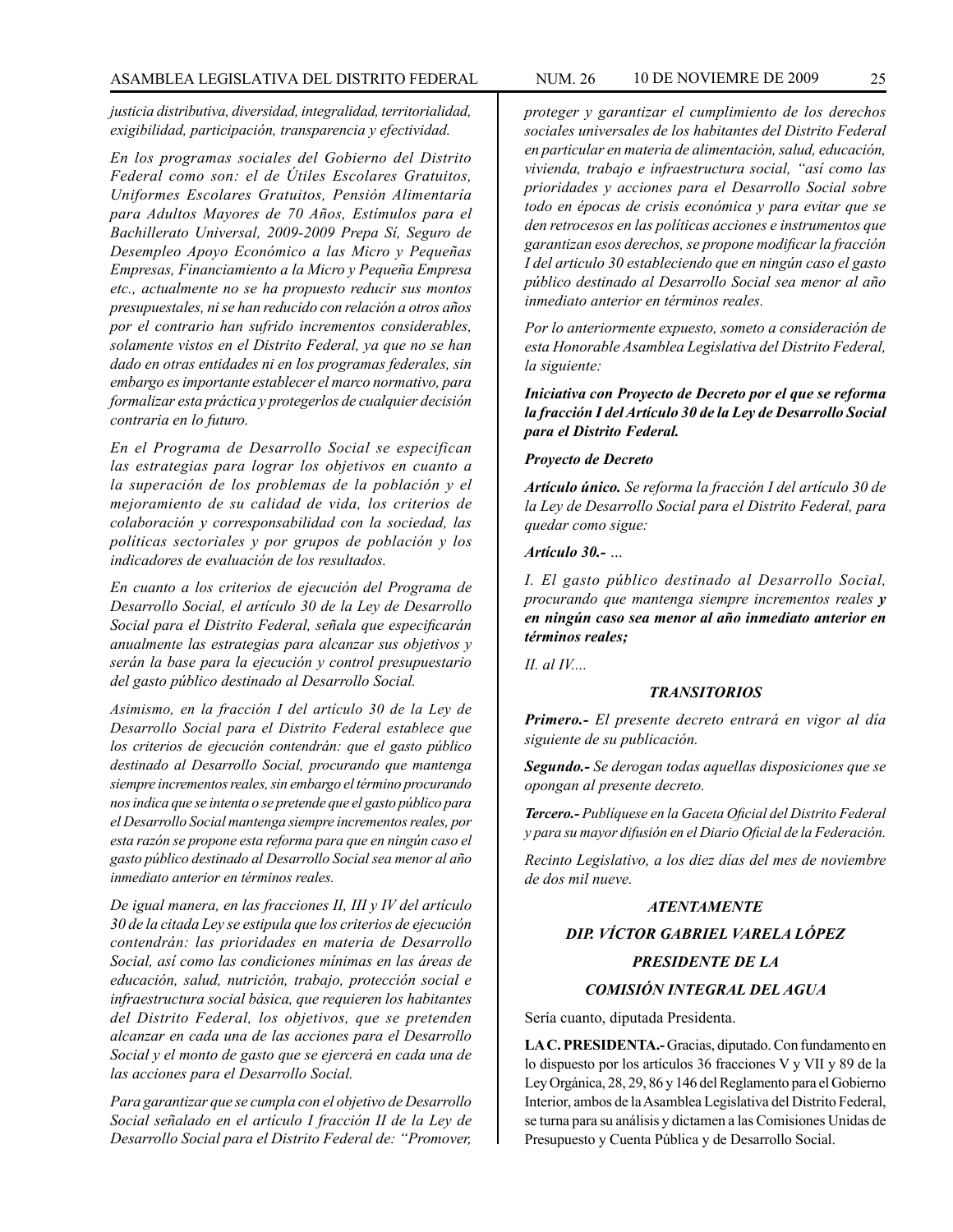*justicia distributiva, diversidad, integralidad, territorialidad, exigibilidad, participación, transparencia y efectividad.*

*En los programas sociales del Gobierno del Distrito Federal como son: el de Útiles Escolares Gratuitos, Uniformes Escolares Gratuitos, Pensión Alimentaría para Adultos Mayores de 70 Años, Estímulos para el Bachillerato Universal, 2009-2009 Prepa Sí, Seguro de Desempleo Apoyo Económico a las Micro y Pequeñas Empresas, Financiamiento a la Micro y Pequeña Empresa etc., actualmente no se ha propuesto reducir sus montos presupuestales, ni se han reducido con relación a otros años por el contrario han sufrido incrementos considerables, solamente vistos en el Distrito Federal, ya que no se han dado en otras entidades ni en los programas federales, sin embargo es importante establecer el marco normativo, para formalizar esta práctica y protegerlos de cualquier decisión contraria en lo futuro.*

*En el Programa de Desarrollo Social se especifican las estrategias para lograr los objetivos en cuanto a la superación de los problemas de la población y el mejoramiento de su calidad de vida, los criterios de colaboración y corresponsabilidad con la sociedad, las políticas sectoriales y por grupos de población y los indicadores de evaluación de los resultados.*

*En cuanto a los criterios de ejecución del Programa de Desarrollo Social, el artículo 30 de la Ley de Desarrollo Social para el Distrito Federal, señala que especificarán anualmente las estrategias para alcanzar sus objetivos y serán la base para la ejecución y control presupuestario del gasto público destinado al Desarrollo Social.*

*Asimismo, en la fracción I del artículo 30 de la Ley de Desarrollo Social para el Distrito Federal establece que los criterios de ejecución contendrán: que el gasto público destinado al Desarrollo Social, procurando que mantenga siempre incrementos reales, sin embargo el término procurando nos indica que se intenta o se pretende que el gasto público para el Desarrollo Social mantenga siempre incrementos reales, por esta razón se propone esta reforma para que en ningún caso el gasto público destinado al Desarrollo Social sea menor al año inmediato anterior en términos reales.*

*De igual manera, en las fracciones II, III y IV del artículo 30 de la citada Ley se estipula que los criterios de ejecución contendrán: las prioridades en materia de Desarrollo Social, así como las condiciones mínimas en las áreas de educación, salud, nutrición, trabajo, protección social e infraestructura social básica, que requieren los habitantes del Distrito Federal, los objetivos, que se pretenden alcanzar en cada una de las acciones para el Desarrollo Social y el monto de gasto que se ejercerá en cada una de las acciones para el Desarrollo Social.*

*Para garantizar que se cumpla con el objetivo de Desarrollo Social señalado en el artículo I fracción II de la Ley de Desarrollo Social para el Distrito Federal de: "Promover, proteger y garantizar el cumplimiento de los derechos sociales universales de los habitantes del Distrito Federal en particular en materia de alimentación, salud, educación, vivienda, trabajo e infraestructura social, "así como las prioridades y acciones para el Desarrollo Social sobre todo en épocas de crisis económica y para evitar que se den retrocesos en las políticas acciones e instrumentos que garantizan esos derechos, se propone modificar la fracción I del articulo 30 estableciendo que en ningún caso el gasto público destinado al Desarrollo Social sea menor al año inmediato anterior en términos reales.*

*Por lo anteriormente expuesto, someto a consideración de esta Honorable Asamblea Legislativa del Distrito Federal, la siguiente:*

***Iniciativa con Proyecto de Decreto por el que se reforma la fracción I del Artículo 30 de la Ley de Desarrollo Social para el Distrito Federal.***

***Proyecto de Decreto***

***Artículo único.*** *Se reforma la fracción I del artículo 30 de la Ley de Desarrollo Social para el Distrito Federal, para quedar como sigue:*

***Artículo 30.-*** *...*

*I. El gasto público destinado al Desarrollo Social, procurando que mantenga siempre incrementos reales* ***y en ningún caso sea menor al año inmediato anterior en términos reales;***

*II. al IV....*

***TRANSITORIOS***

***Primero.-*** *El presente decreto entrará en vigor al día siguiente de su publicación.*

***Segundo.-*** *Se derogan todas aquellas disposiciones que se opongan al presente decreto.*

***Tercero.-*** *Publíquese en la Gaceta Oficial del Distrito Federal y para su mayor difusión en el Diario Oficial de la Federación.*

*Recinto Legislativo, a los diez días del mes de noviembre de dos mil nueve.*

***ATENTAMENTE***

***DIP. VÍCTOR GABRIEL VARELA LÓPEZ***

***PRESIDENTE DE LA***

***COMISIÓN INTEGRAL DEL AGUA***

Sería cuanto, diputada Presidenta.

**LA C. PRESIDENTA.-** Gracias, diputado. Con fundamento en lo dispuesto por los artículos 36 fracciones V y VII y 89 de la Ley Orgánica, 28, 29, 86 y 146 del Reglamento para el Gobierno Interior, ambos de la Asamblea Legislativa del Distrito Federal, se turna para su análisis y dictamen a las Comisiones Unidas de Presupuesto y Cuenta Pública y de Desarrollo Social.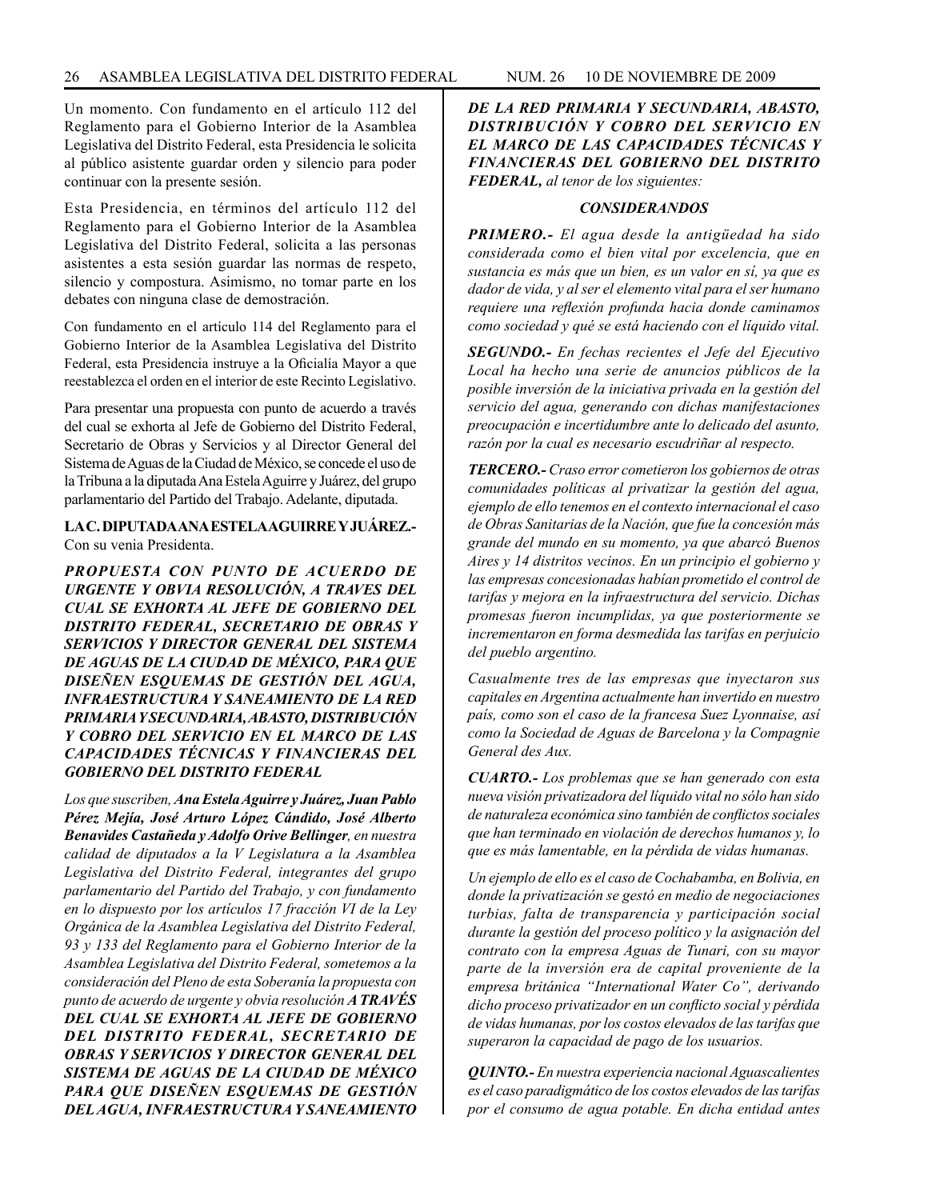Un momento. Con fundamento en el artículo 112 del Reglamento para el Gobierno Interior de la Asamblea Legislativa del Distrito Federal, esta Presidencia le solicita al público asistente guardar orden y silencio para poder continuar con la presente sesión.

Esta Presidencia, en términos del artículo 112 del Reglamento para el Gobierno Interior de la Asamblea Legislativa del Distrito Federal, solicita a las personas asistentes a esta sesión guardar las normas de respeto, silencio y compostura. Asimismo, no tomar parte en los debates con ninguna clase de demostración.

Con fundamento en el artículo 114 del Reglamento para el Gobierno Interior de la Asamblea Legislativa del Distrito Federal, esta Presidencia instruye a la Oficialía Mayor a que reestablezca el orden en el interior de este Recinto Legislativo.

Para presentar una propuesta con punto de acuerdo a través del cual se exhorta al Jefe de Gobierno del Distrito Federal, Secretario de Obras y Servicios y al Director General del Sistema de Aguas de la Ciudad de México, se concede el uso de la Tribuna a la diputada Ana Estela Aguirre y Juárez, del grupo parlamentario del Partido del Trabajo. Adelante, diputada.

**LA C. DIPUTADA ANA ESTELA AGUIRRE Y JUÁREZ.-** Con su venia Presidenta.

***PROPUESTA CON PUNTO DE ACUERDO DE URGENTE Y OBVIA RESOLUCIÓN, A TRAVES DEL CUAL SE EXHORTA AL JEFE DE GOBIERNO DEL DISTRITO FEDERAL, SECRETARIO DE OBRAS Y SERVICIOS Y DIRECTOR GENERAL DEL SISTEMA DE AGUAS DE LA CIUDAD DE MÉXICO, PARA QUE DISEÑEN ESQUEMAS DE GESTIÓN DEL AGUA, INFRAESTRUCTURA Y SANEAMIENTO DE LA RED PRIMARIA Y SECUNDARIA, ABASTO, DISTRIBUCIÓN Y COBRO DEL SERVICIO EN EL MARCO DE LAS CAPACIDADES TÉCNICAS Y FINANCIERAS DEL GOBIERNO DEL DISTRITO FEDERAL***

*Los que suscriben,* ***Ana Estela Aguirre y Juárez, Juan Pablo Pérez Mejía, José Arturo López Cándido, José Alberto Benavides Castañeda y Adolfo Orive Bellinger****, en nuestra calidad de diputados a la V Legislatura a la Asamblea Legislativa del Distrito Federal, integrantes del grupo parlamentario del Partido del Trabajo, y con fundamento en lo dispuesto por los artículos 17 fracción VI de la Ley Orgánica de la Asamblea Legislativa del Distrito Federal, 93 y 133 del Reglamento para el Gobierno Interior de la Asamblea Legislativa del Distrito Federal, sometemos a la consideración del Pleno de esta Soberanía la propuesta con punto de acuerdo de urgente y obvia resolución* ***A TRAVÉS DEL CUAL SE EXHORTA AL JEFE DE GOBIERNO DEL DISTRITO FEDERAL, SECRETARIO DE OBRAS Y SERVICIOS Y DIRECTOR GENERAL DEL SISTEMA DE AGUAS DE LA CIUDAD DE MÉXICO PARA QUE DISEÑEN ESQUEMAS DE GESTIÓN DEL AGUA, INFRAESTRUCTURA Y SANEAMIENTO DE LA RED PRIMARIA Y SECUNDARIA, ABASTO, DISTRIBUCIÓN Y COBRO DEL SERVICIO EN EL MARCO DE LAS CAPACIDADES TÉCNICAS Y FINANCIERAS DEL GOBIERNO DEL DISTRITO FEDERAL,*** *al tenor de los siguientes:*

***CONSIDERANDOS***

***PRIMERO.-*** *El agua desde la antigüedad ha sido considerada como el bien vital por excelencia, que en sustancia es más que un bien, es un valor en sí, ya que es dador de vida, y al ser el elemento vital para el ser humano requiere una reflexión profunda hacia donde caminamos como sociedad y qué se está haciendo con el líquido vital.*

***SEGUNDO.-*** *En fechas recientes el Jefe del Ejecutivo Local ha hecho una serie de anuncios públicos de la posible inversión de la iniciativa privada en la gestión del servicio del agua, generando con dichas manifestaciones preocupación e incertidumbre ante lo delicado del asunto, razón por la cual es necesario escudriñar al respecto.*

***TERCERO.-*** *Craso error cometieron los gobiernos de otras comunidades políticas al privatizar la gestión del agua, ejemplo de ello tenemos en el contexto internacional el caso de Obras Sanitarias de la Nación, que fue la concesión más grande del mundo en su momento, ya que abarcó Buenos Aires y 14 distritos vecinos. En un principio el gobierno y las empresas concesionadas habían prometido el control de tarifas y mejora en la infraestructura del servicio. Dichas promesas fueron incumplidas, ya que posteriormente se incrementaron en forma desmedida las tarifas en perjuicio del pueblo argentino.*

*Casualmente tres de las empresas que inyectaron sus capitales en Argentina actualmente han invertido en nuestro país, como son el caso de la francesa Suez Lyonnaise, así como la Sociedad de Aguas de Barcelona y la Compagnie General des Aux.*

***CUARTO.-*** *Los problemas que se han generado con esta nueva visión privatizadora del líquido vital no sólo han sido de naturaleza económica sino también de conflictos sociales que han terminado en violación de derechos humanos y, lo que es más lamentable, en la pérdida de vidas humanas.*

*Un ejemplo de ello es el caso de Cochabamba, en Bolivia, en donde la privatización se gestó en medio de negociaciones turbias, falta de transparencia y participación social durante la gestión del proceso político y la asignación del contrato con la empresa Aguas de Tunari, con su mayor parte de la inversión era de capital proveniente de la empresa británica "International Water Co", derivando dicho proceso privatizador en un conflicto social y pérdida de vidas humanas, por los costos elevados de las tarifas que superaron la capacidad de pago de los usuarios.*

***QUINTO.-*** *En nuestra experiencia nacional Aguascalientes es el caso paradigmático de los costos elevados de las tarifas por el consumo de agua potable. En dicha entidad antes*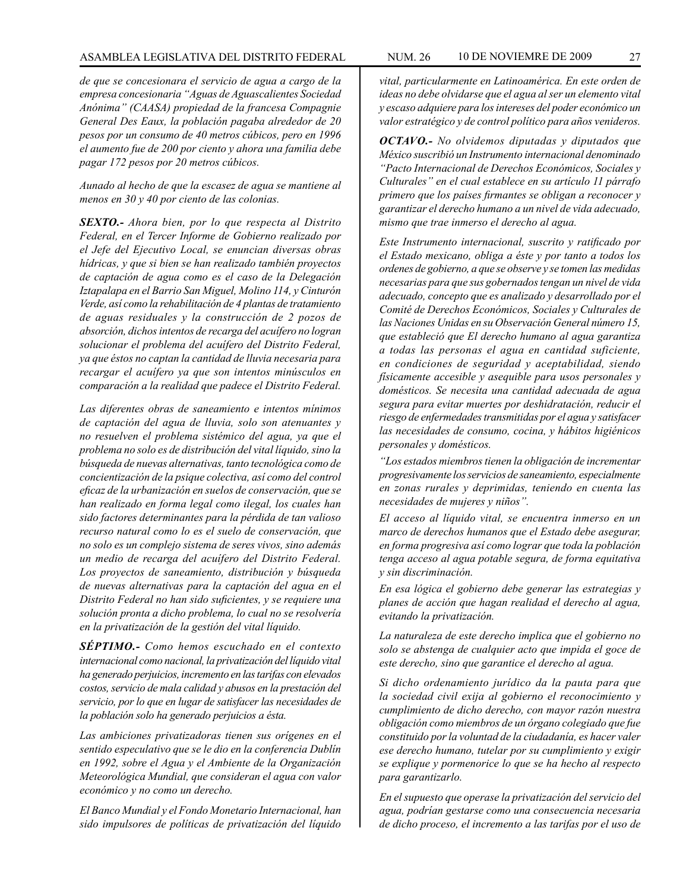*de que se concesionara el servicio de agua a cargo de la empresa concesionaria "Aguas de Aguascalientes Sociedad Anónima" (CAASA) propiedad de la francesa Compagnie General Des Eaux, la población pagaba alrededor de 20 pesos por un consumo de 40 metros cúbicos, pero en 1996 el aumento fue de 200 por ciento y ahora una familia debe pagar 172 pesos por 20 metros cúbicos.*

*Aunado al hecho de que la escasez de agua se mantiene al menos en 30 y 40 por ciento de las colonias.*

***SEXTO.-*** *Ahora bien, por lo que respecta al Distrito Federal, en el Tercer Informe de Gobierno realizado por el Jefe del Ejecutivo Local, se enuncian diversas obras hídricas, y que si bien se han realizado también proyectos de captación de agua como es el caso de la Delegación Iztapalapa en el Barrio San Miguel, Molino 114, y Cinturón Verde, así como la rehabilitación de 4 plantas de tratamiento de aguas residuales y la construcción de 2 pozos de absorción, dichos intentos de recarga del acuífero no logran solucionar el problema del acuífero del Distrito Federal, ya que éstos no captan la cantidad de lluvia necesaria para recargar el acuífero ya que son intentos minúsculos en comparación a la realidad que padece el Distrito Federal.*

*Las diferentes obras de saneamiento e intentos mínimos de captación del agua de lluvia, solo son atenuantes y no resuelven el problema sistémico del agua, ya que el problema no solo es de distribución del vital líquido, sino la búsqueda de nuevas alternativas, tanto tecnológica como de concientización de la psique colectiva, así como del control eficaz de la urbanización en suelos de conservación, que se han realizado en forma legal como ilegal, los cuales han sido factores determinantes para la pérdida de tan valioso recurso natural como lo es el suelo de conservación, que no solo es un complejo sistema de seres vivos, sino además un medio de recarga del acuífero del Distrito Federal. Los proyectos de saneamiento, distribución y búsqueda de nuevas alternativas para la captación del agua en el Distrito Federal no han sido suficientes, y se requiere una solución pronta a dicho problema, lo cual no se resolvería en la privatización de la gestión del vital líquido.*

***SÉPTIMO.-*** *Como hemos escuchado en el contexto internacional como nacional, la privatización del líquido vital ha generado perjuicios, incremento en las tarifas con elevados costos, servicio de mala calidad y abusos en la prestación del servicio, por lo que en lugar de satisfacer las necesidades de la población solo ha generado perjuicios a ésta.*

*Las ambiciones privatizadoras tienen sus orígenes en el sentido especulativo que se le dio en la conferencia Dublín en 1992, sobre el Agua y el Ambiente de la Organización Meteorológica Mundial, que consideran el agua con valor económico y no como un derecho.*

*El Banco Mundial y el Fondo Monetario Internacional, han sido impulsores de políticas de privatización del líquido vital, particularmente en Latinoamérica. En este orden de ideas no debe olvidarse que el agua al ser un elemento vital y escaso adquiere para los intereses del poder económico un valor estratégico y de control político para años venideros.*

***OCTAVO.-*** *No olvidemos diputadas y diputados que México suscribió un Instrumento internacional denominado "Pacto Internacional de Derechos Económicos, Sociales y Culturales" en el cual establece en su artículo 11 párrafo primero que los países firmantes se obligan a reconocer y garantizar el derecho humano a un nivel de vida adecuado, mismo que trae inmerso el derecho al agua.*

*Este Instrumento internacional, suscrito y ratificado por el Estado mexicano, obliga a éste y por tanto a todos los ordenes de gobierno, a que se observe y se tomen las medidas necesarias para que sus gobernados tengan un nivel de vida adecuado, concepto que es analizado y desarrollado por el Comité de Derechos Económicos, Sociales y Culturales de las Naciones Unidas en su Observación General número 15, que estableció que El derecho humano al agua garantiza a todas las personas el agua en cantidad suficiente, en condiciones de seguridad y aceptabilidad, siendo físicamente accesible y asequible para usos personales y domésticos. Se necesita una cantidad adecuada de agua segura para evitar muertes por deshidratación, reducir el riesgo de enfermedades transmitidas por el agua y satisfacer las necesidades de consumo, cocina, y hábitos higiénicos personales y domésticos.*

*"Los estados miembros tienen la obligación de incrementar progresivamente los servicios de saneamiento, especialmente en zonas rurales y deprimidas, teniendo en cuenta las necesidades de mujeres y niños".*

*El acceso al líquido vital, se encuentra inmerso en un marco de derechos humanos que el Estado debe asegurar, en forma progresiva así como lograr que toda la población tenga acceso al agua potable segura, de forma equitativa y sin discriminación.*

*En esa lógica el gobierno debe generar las estrategias y planes de acción que hagan realidad el derecho al agua, evitando la privatización.*

*La naturaleza de este derecho implica que el gobierno no solo se abstenga de cualquier acto que impida el goce de este derecho, sino que garantice el derecho al agua.*

*Si dicho ordenamiento jurídico da la pauta para que la sociedad civil exija al gobierno el reconocimiento y cumplimiento de dicho derecho, con mayor razón nuestra obligación como miembros de un órgano colegiado que fue constituido por la voluntad de la ciudadanía, es hacer valer ese derecho humano, tutelar por su cumplimiento y exigir se explique y pormenorice lo que se ha hecho al respecto para garantizarlo.*

*En el supuesto que operase la privatización del servicio del agua, podrían gestarse como una consecuencia necesaria de dicho proceso, el incremento a las tarifas por el uso de*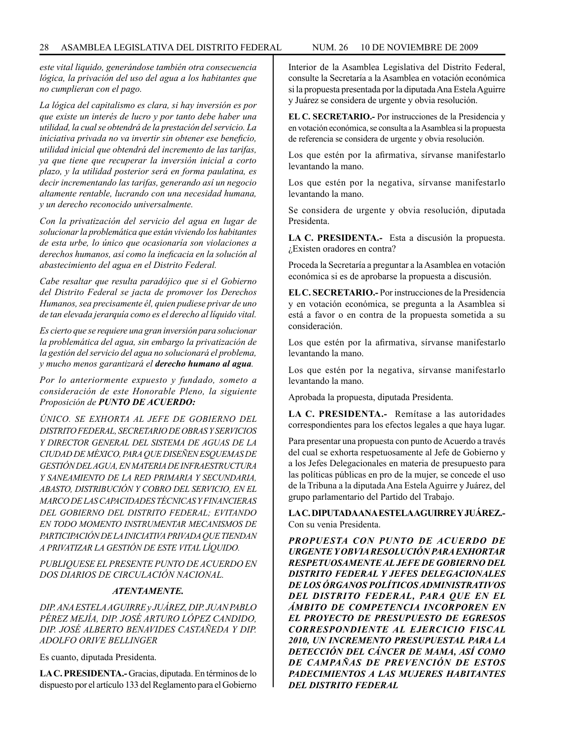*este vital liquido, generándose también otra consecuencia lógica, la privación del uso del agua a los habitantes que no cumplieran con el pago.*

*La lógica del capitalismo es clara, si hay inversión es por que existe un interés de lucro y por tanto debe haber una utilidad, la cual se obtendrá de la prestación del servicio. La iniciativa privada no va invertir sin obtener ese beneficio, utilidad inicial que obtendrá del incremento de las tarifas, ya que tiene que recuperar la inversión inicial a corto plazo, y la utilidad posterior será en forma paulatina, es decir incrementando las tarifas, generando así un negocio altamente rentable, lucrando con una necesidad humana, y un derecho reconocido universalmente.*

*Con la privatización del servicio del agua en lugar de solucionar la problemática que están viviendo los habitantes de esta urbe, lo único que ocasionaría son violaciones a derechos humanos, así como la ineficacia en la solución al abastecimiento del agua en el Distrito Federal.*

*Cabe resaltar que resulta paradójico que si el Gobierno del Distrito Federal se jacta de promover los Derechos Humanos, sea precisamente él, quien pudiese privar de uno de tan elevada jerarquía como es el derecho al líquido vital.*

*Es cierto que se requiere una gran inversión para solucionar la problemática del agua, sin embargo la privatización de la gestión del servicio del agua no solucionará el problema, y mucho menos garantizará el **derecho humano al agua**.*

*Por lo anteriormente expuesto y fundado, someto a consideración de este Honorable Pleno, la siguiente Proposición de **PUNTO DE ACUERDO:***

*ÚNICO. SE EXHORTA AL JEFE DE GOBIERNO DEL DISTRITO FEDERAL, SECRETARIO DE OBRAS Y SERVICIOS Y DIRECTOR GENERAL DEL SISTEMA DE AGUAS DE LA CIUDAD DE MÉXICO, PARA QUE DISEÑEN ESQUEMAS DE GESTIÓN DEL AGUA, EN MATERIA DE INFRAESTRUCTURA Y SANEAMIENTO DE LA RED PRIMARIA Y SECUNDARIA, ABASTO, DISTRIBUCIÓN Y COBRO DEL SERVICIO, EN EL MARCO DE LAS CAPACIDADES TÉCNICAS Y FINANCIERAS DEL GOBIERNO DEL DISTRITO FEDERAL; EVITANDO EN TODO MOMENTO INSTRUMENTAR MECANISMOS DE PARTICIPACIÓN DE LA INICIATIVA PRIVADA QUE TIENDAN A PRIVATIZAR LA GESTIÓN DE ESTE VITAL LÍQUIDO.*

*PUBLIQUESE EL PRESENTE PUNTO DE ACUERDO EN DOS DIARIOS DE CIRCULACIÓN NACIONAL.*

***ATENTAMENTE.***

*DIP. ANA ESTELA AGUIRRE y JUÁREZ, DIP. JUAN PABLO PÉREZ MEJÍA, DIP. JOSÉ ARTURO LÓPEZ CANDIDO, DIP. JOSÉ ALBERTO BENAVIDES CASTAÑEDA Y DIP. ADOLFO ORIVE BELLINGER*

Es cuanto, diputada Presidenta.

**LA C. PRESIDENTA.-** Gracias, diputada. En términos de lo dispuesto por el artículo 133 del Reglamento para el Gobierno Interior de la Asamblea Legislativa del Distrito Federal, consulte la Secretaría a la Asamblea en votación económica si la propuesta presentada por la diputada Ana Estela Aguirre y Juárez se considera de urgente y obvia resolución.

**EL C. SECRETARIO.-** Por instrucciones de la Presidencia y en votación económica, se consulta a la Asamblea si la propuesta de referencia se considera de urgente y obvia resolución.

Los que estén por la afirmativa, sírvanse manifestarlo levantando la mano.

Los que estén por la negativa, sírvanse manifestarlo levantando la mano.

Se considera de urgente y obvia resolución, diputada Presidenta.

**LA C. PRESIDENTA.-** Esta a discusión la propuesta. ¿Existen oradores en contra?

Proceda la Secretaría a preguntar a la Asamblea en votación económica si es de aprobarse la propuesta a discusión.

**EL C. SECRETARIO.-** Por instrucciones de la Presidencia y en votación económica, se pregunta a la Asamblea si está a favor o en contra de la propuesta sometida a su consideración.

Los que estén por la afirmativa, sírvanse manifestarlo levantando la mano.

Los que estén por la negativa, sírvanse manifestarlo levantando la mano.

Aprobada la propuesta, diputada Presidenta.

**LA C. PRESIDENTA.-** Remítase a las autoridades correspondientes para los efectos legales a que haya lugar.

Para presentar una propuesta con punto de Acuerdo a través del cual se exhorta respetuosamente al Jefe de Gobierno y a los Jefes Delegacionales en materia de presupuesto para las políticas públicas en pro de la mujer, se concede el uso de la Tribuna a la diputada Ana Estela Aguirre y Juárez, del grupo parlamentario del Partido del Trabajo.

**LA C. DIPUTADA ANA ESTELA AGUIRRE Y JUÁREZ.-** Con su venia Presidenta.

***PROPUESTA CON PUNTO DE ACUERDO DE URGENTE Y OBVIA RESOLUCIÓN PARA EXHORTAR RESPETUOSAMENTE AL JEFE DE GOBIERNO DEL DISTRITO FEDERAL Y JEFES DELEGACIONALES DE LOS ÓRGANOS POLÍTICOS ADMINISTRATIVOS DEL DISTRITO FEDERAL, PARA QUE EN EL ÁMBITO DE COMPETENCIA INCORPOREN EN EL PROYECTO DE PRESUPUESTO DE EGRESOS CORRESPONDIENTE AL EJERCICIO FISCAL 2010, UN INCREMENTO PRESUPUESTAL PARA LA DETECCIÓN DEL CÁNCER DE MAMA, ASÍ COMO DE CAMPAÑAS DE PREVENCIÓN DE ESTOS PADECIMIENTOS A LAS MUJERES HABITANTES DEL DISTRITO FEDERAL***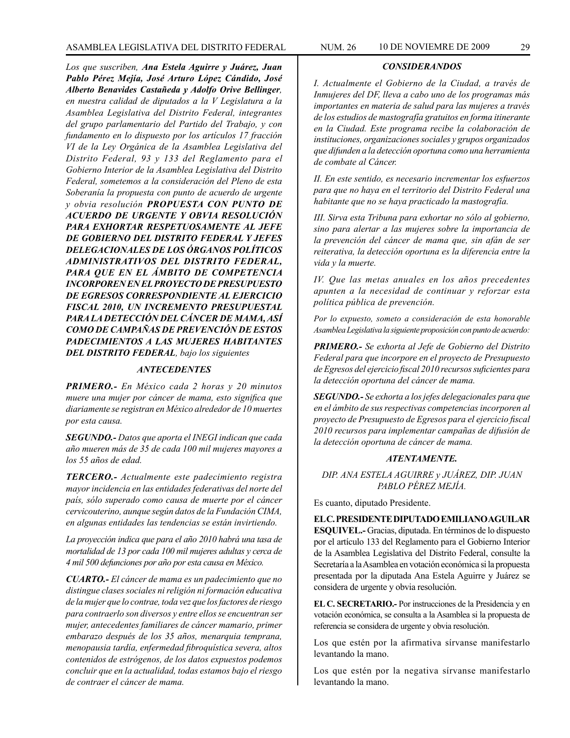*Los que suscriben, **Ana Estela Aguirre y Juárez, Juan Pablo Pérez Mejía, José Arturo López Cándido, José Alberto Benavides Castañeda y Adolfo Orive Bellinger**, en nuestra calidad de diputados a la V Legislatura a la Asamblea Legislativa del Distrito Federal, integrantes del grupo parlamentario del Partido del Trabajo, y con fundamento en lo dispuesto por los artículos 17 fracción VI de la Ley Orgánica de la Asamblea Legislativa del Distrito Federal, 93 y 133 del Reglamento para el Gobierno Interior de la Asamblea Legislativa del Distrito Federal, sometemos a la consideración del Pleno de esta Soberanía la propuesta con punto de acuerdo de urgente y obvia resolución **PROPUESTA CON PUNTO DE ACUERDO DE URGENTE Y OBVIA RESOLUCIÓN PARA EXHORTAR RESPETUOSAMENTE AL JEFE DE GOBIERNO DEL DISTRITO FEDERAL Y JEFES DELEGACIONALES DE LOS ÓRGANOS POLÍTICOS ADMINISTRATIVOS DEL DISTRITO FEDERAL, PARA QUE EN EL ÁMBITO DE COMPETENCIA INCORPOREN EN EL PROYECTO DE PRESUPUESTO DE EGRESOS CORRESPONDIENTE AL EJERCICIO FISCAL 2010, UN INCREMENTO PRESUPUESTAL PARA LA DETECCIÓN DEL CÁNCER DE MAMA, ASÍ COMO DE CAMPAÑAS DE PREVENCIÓN DE ESTOS PADECIMIENTOS A LAS MUJERES HABITANTES DEL DISTRITO FEDERAL**, bajo los siguientes*

### *ANTECEDENTES*

***PRIMERO.-** En México cada 2 horas y 20 minutos muere una mujer por cáncer de mama, esto significa que diariamente se registran en México alrededor de 10 muertes por esta causa.*

***SEGUNDO.-** Datos que aporta el INEGI indican que cada año mueren más de 35 de cada 100 mil mujeres mayores a los 55 años de edad.*

***TERCERO.-** Actualmente este padecimiento registra mayor incidencia en las entidades federativas del norte del país, sólo superado como causa de muerte por el cáncer cervicouterino, aunque según datos de la Fundación CIMA, en algunas entidades las tendencias se están invirtiendo.*

*La proyección indica que para el año 2010 habrá una tasa de mortalidad de 13 por cada 100 mil mujeres adultas y cerca de 4 mil 500 defunciones por año por esta causa en México.*

***CUARTO.-** El cáncer de mama es un padecimiento que no distingue clases sociales ni religión ni formación educativa de la mujer que lo contrae, toda vez que los factores de riesgo para contraerlo son diversos y entre ellos se encuentran ser mujer, antecedentes familiares de cáncer mamario, primer embarazo después de los 35 años, menarquia temprana, menopausia tardía, enfermedad fibroquística severa, altos contenidos de estrógenos, de los datos expuestos podemos concluir que en la actualidad, todas estamos bajo el riesgo de contraer el cáncer de mama.*

### *CONSIDERANDOS*

*I. Actualmente el Gobierno de la Ciudad, a través de Inmujeres del DF, lleva a cabo uno de los programas más importantes en materia de salud para las mujeres a través de los estudios de mastografía gratuitos en forma itinerante en la Ciudad. Este programa recibe la colaboración de instituciones, organizaciones sociales y grupos organizados que difunden a la detección oportuna como una herramienta de combate al Cáncer.*

*II. En este sentido, es necesario incrementar los esfuerzos para que no haya en el territorio del Distrito Federal una habitante que no se haya practicado la mastografía.*

*III. Sirva esta Tribuna para exhortar no sólo al gobierno, sino para alertar a las mujeres sobre la importancia de la prevención del cáncer de mama que, sin afán de ser reiterativa, la detección oportuna es la diferencia entre la vida y la muerte.*

*IV. Que las metas anuales en los años precedentes apunten a la necesidad de continuar y reforzar esta política pública de prevención.*

*Por lo expuesto, someto a consideración de esta honorable Asamblea Legislativa la siguiente proposición con punto de acuerdo:*

***PRIMERO.-** Se exhorta al Jefe de Gobierno del Distrito Federal para que incorpore en el proyecto de Presupuesto de Egresos del ejercicio fiscal 2010 recursos suficientes para la detección oportuna del cáncer de mama.*

***SEGUNDO.-** Se exhorta a los jefes delegacionales para que en el ámbito de sus respectivas competencias incorporen al proyecto de Presupuesto de Egresos para el ejercicio fiscal 2010 recursos para implementar campañas de difusión de la detección oportuna de cáncer de mama.*

***ATENTAMENTE.***

*DIP. ANA ESTELA AGUIRRE y JUÁREZ, DIP. JUAN PABLO PÉREZ MEJÍA.*

Es cuanto, diputado Presidente.

**EL C. PRESIDENTE DIPUTADO EMILIANO AGUILAR ESQUIVEL.-** Gracias, diputada. En términos de lo dispuesto por el artículo 133 del Reglamento para el Gobierno Interior de la Asamblea Legislativa del Distrito Federal, consulte la Secretaría a la Asamblea en votación económica si la propuesta presentada por la diputada Ana Estela Aguirre y Juárez se considera de urgente y obvia resolución.

**EL C. SECRETARIO.-** Por instrucciones de la Presidencia y en votación económica, se consulta a la Asamblea si la propuesta de referencia se considera de urgente y obvia resolución.

Los que estén por la afirmativa sírvanse manifestarlo levantando la mano.

Los que estén por la negativa sírvanse manifestarlo levantando la mano.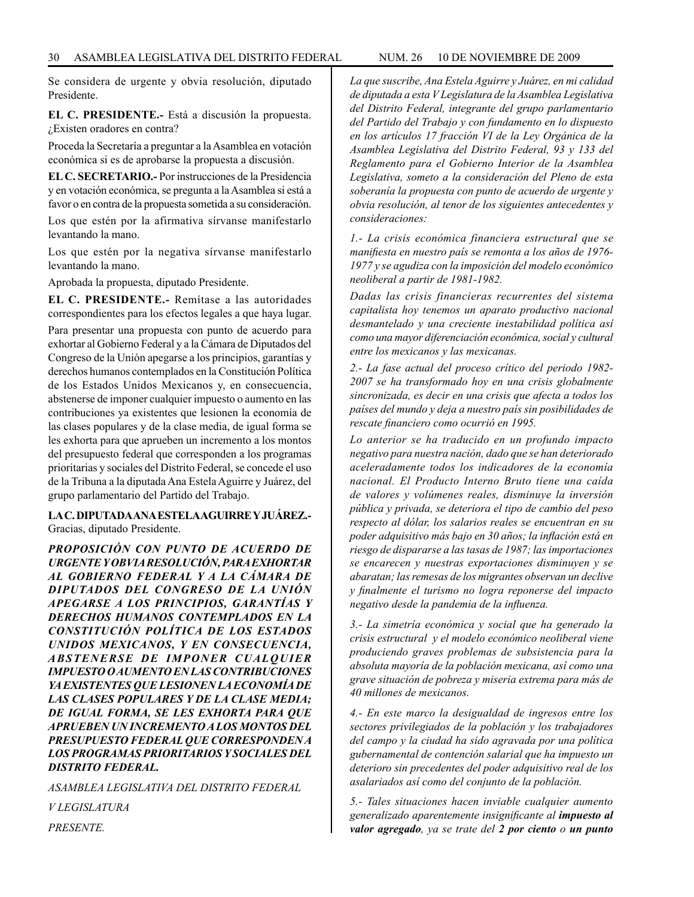Se considera de urgente y obvia resolución, diputado Presidente.

**EL C. PRESIDENTE.-** Está a discusión la propuesta. ¿Existen oradores en contra?

Proceda la Secretaría a preguntar a la Asamblea en votación económica si es de aprobarse la propuesta a discusión.

**EL C. SECRETARIO.-** Por instrucciones de la Presidencia y en votación económica, se pregunta a la Asamblea si está a favor o en contra de la propuesta sometida a su consideración.

Los que estén por la afirmativa sírvanse manifestarlo levantando la mano.

Los que estén por la negativa sírvanse manifestarlo levantando la mano.

Aprobada la propuesta, diputado Presidente.

**EL C. PRESIDENTE.-** Remítase a las autoridades correspondientes para los efectos legales a que haya lugar.

Para presentar una propuesta con punto de acuerdo para exhortar al Gobierno Federal y a la Cámara de Diputados del Congreso de la Unión apegarse a los principios, garantías y derechos humanos contemplados en la Constitución Política de los Estados Unidos Mexicanos y, en consecuencia, abstenerse de imponer cualquier impuesto o aumento en las contribuciones ya existentes que lesionen la economía de las clases populares y de la clase media, de igual forma se les exhorta para que aprueben un incremento a los montos del presupuesto federal que corresponden a los programas prioritarias y sociales del Distrito Federal, se concede el uso de la Tribuna a la diputada Ana Estela Aguirre y Juárez, del grupo parlamentario del Partido del Trabajo.

**LA C. DIPUTADA ANA ESTELA AGUIRRE Y JUÁREZ.-** Gracias, diputado Presidente.

***PROPOSICIÓN CON PUNTO DE ACUERDO DE URGENTE Y OBVIA RESOLUCIÓN, PARA EXHORTAR AL GOBIERNO FEDERAL Y A LA CÁMARA DE DIPUTADOS DEL CONGRESO DE LA UNIÓN APEGARSE A LOS PRINCIPIOS, GARANTÍAS Y DERECHOS HUMANOS CONTEMPLADOS EN LA CONSTITUCIÓN POLÍTICA DE LOS ESTADOS UNIDOS MEXICANOS, Y EN CONSECUENCIA, ABSTENERSE DE IMPONER CUALQUIER IMPUESTO O AUMENTO EN LAS CONTRIBUCIONES YA EXISTENTES QUE LESIONEN LA ECONOMÍA DE LAS CLASES POPULARES Y DE LA CLASE MEDIA; DE IGUAL FORMA, SE LES EXHORTA PARA QUE APRUEBEN UN INCREMENTO A LOS MONTOS DEL PRESUPUESTO FEDERAL QUE CORRESPONDEN A LOS PROGRAMAS PRIORITARIOS Y SOCIALES DEL DISTRITO FEDERAL.***

*ASAMBLEA LEGISLATIVA DEL DISTRITO FEDERAL*

*V LEGISLATURA*

*PRESENTE.*

*La que suscribe, Ana Estela Aguirre y Juárez, en mi calidad de diputada a esta V Legislatura de la Asamblea Legislativa del Distrito Federal, integrante del grupo parlamentario del Partido del Trabajo y con fundamento en lo dispuesto en los artículos 17 fracción VI de la Ley Orgánica de la Asamblea Legislativa del Distrito Federal, 93 y 133 del Reglamento para el Gobierno Interior de la Asamblea Legislativa, someto a la consideración del Pleno de esta soberanía la propuesta con punto de acuerdo de urgente y obvia resolución, al tenor de los siguientes antecedentes y consideraciones:*

*1.- La crisis económica financiera estructural que se manifiesta en nuestro país se remonta a los años de 1976-1977 y se agudiza con la imposición del modelo económico neoliberal a partir de 1981-1982.*

*Dadas las crisis financieras recurrentes del sistema capitalista hoy tenemos un aparato productivo nacional desmantelado y una creciente inestabilidad política así como una mayor diferenciación económica, social y cultural entre los mexicanos y las mexicanas.*

*2.- La fase actual del proceso crítico del periodo 1982-2007 se ha transformado hoy en una crisis globalmente sincronizada, es decir en una crisis que afecta a todos los países del mundo y deja a nuestro país sin posibilidades de rescate financiero como ocurrió en 1995.*

*Lo anterior se ha traducido en un profundo impacto negativo para nuestra nación, dado que se han deteriorado aceleradamente todos los indicadores de la economía nacional. El Producto Interno Bruto tiene una caída de valores y volúmenes reales, disminuye la inversión pública y privada, se deteriora el tipo de cambio del peso respecto al dólar, los salarios reales se encuentran en su poder adquisitivo más bajo en 30 años; la inflación está en riesgo de dispararse a las tasas de 1987; las importaciones se encarecen y nuestras exportaciones disminuyen y se abaratan; las remesas de los migrantes observan un declive y finalmente el turismo no logra reponerse del impacto negativo desde la pandemia de la influenza.*

*3.- La simetría económica y social que ha generado la crisis estructural y el modelo económico neoliberal viene produciendo graves problemas de subsistencia para la absoluta mayoría de la población mexicana, así como una grave situación de pobreza y miseria extrema para más de 40 millones de mexicanos.*

*4.- En este marco la desigualdad de ingresos entre los sectores privilegiados de la población y los trabajadores del campo y la ciudad ha sido agravada por una política gubernamental de contención salarial que ha impuesto un deterioro sin precedentes del poder adquisitivo real de los asalariados así como del conjunto de la población.*

*5.- Tales situaciones hacen inviable cualquier aumento generalizado aparentemente insignificante al* ***impuesto al valor agregado****, ya se trate del* ***2 por ciento*** *o* ***un punto***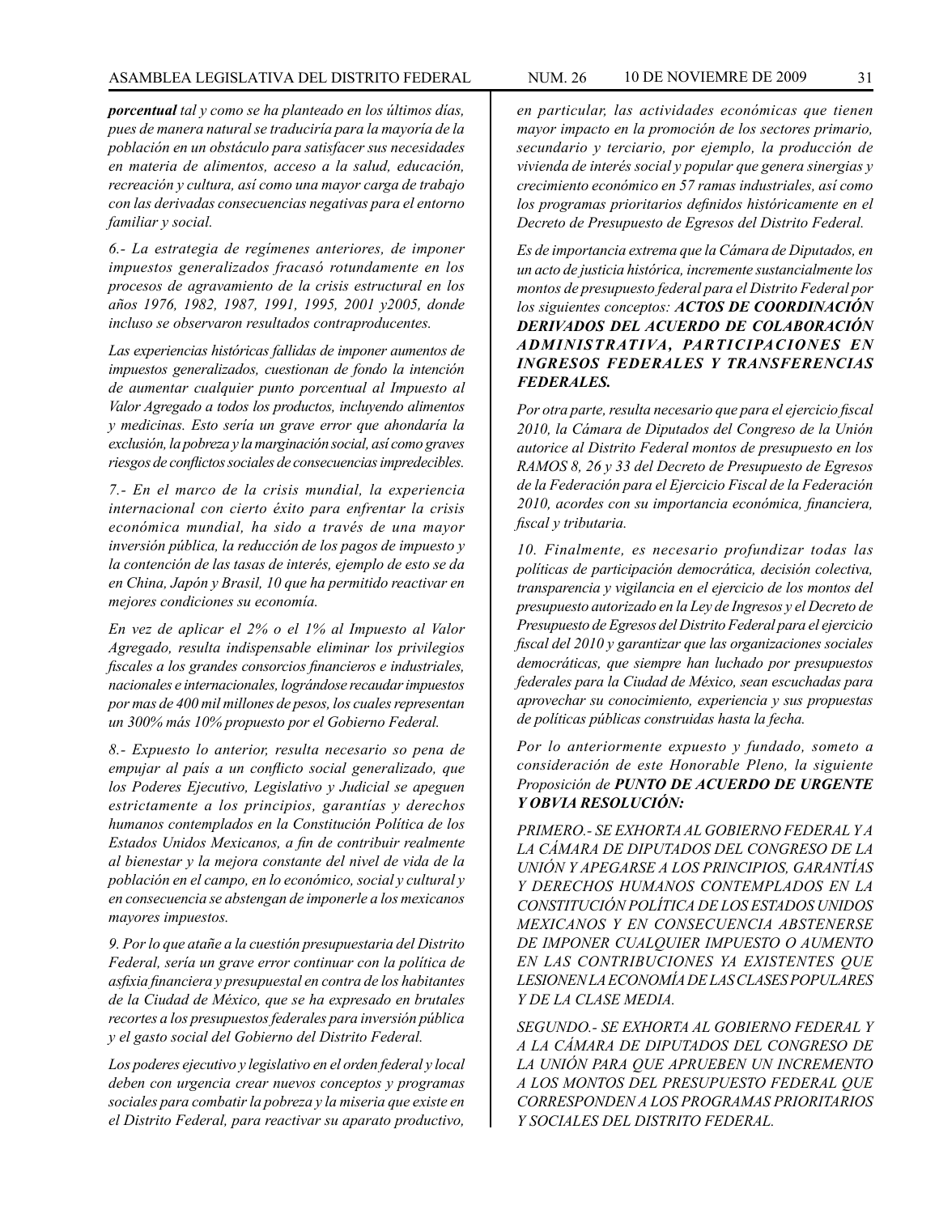***porcentual** tal y como se ha planteado en los últimos días, pues de manera natural se traduciría para la mayoría de la población en un obstáculo para satisfacer sus necesidades en materia de alimentos, acceso a la salud, educación, recreación y cultura, así como una mayor carga de trabajo con las derivadas consecuencias negativas para el entorno familiar y social.*

*6.- La estrategia de regímenes anteriores, de imponer impuestos generalizados fracasó rotundamente en los procesos de agravamiento de la crisis estructural en los años 1976, 1982, 1987, 1991, 1995, 2001 y2005, donde incluso se observaron resultados contraproducentes.*

*Las experiencias históricas fallidas de imponer aumentos de impuestos generalizados, cuestionan de fondo la intención de aumentar cualquier punto porcentual al Impuesto al Valor Agregado a todos los productos, incluyendo alimentos y medicinas. Esto sería un grave error que ahondaría la exclusión, la pobreza y la marginación social, así como graves riesgos de conflictos sociales de consecuencias impredecibles.*

*7.- En el marco de la crisis mundial, la experiencia internacional con cierto éxito para enfrentar la crisis económica mundial, ha sido a través de una mayor inversión pública, la reducción de los pagos de impuesto y la contención de las tasas de interés, ejemplo de esto se da en China, Japón y Brasil, 10 que ha permitido reactivar en mejores condiciones su economía.*

*En vez de aplicar el 2% o el 1% al Impuesto al Valor Agregado, resulta indispensable eliminar los privilegios fiscales a los grandes consorcios financieros e industriales, nacionales e internacionales, lográndose recaudar impuestos por mas de 400 mil millones de pesos, los cuales representan un 300% más 10% propuesto por el Gobierno Federal.*

*8.- Expuesto lo anterior, resulta necesario so pena de empujar al país a un conflicto social generalizado, que los Poderes Ejecutivo, Legislativo y Judicial se apeguen estrictamente a los principios, garantías y derechos humanos contemplados en la Constitución Política de los Estados Unidos Mexicanos, a fin de contribuir realmente al bienestar y la mejora constante del nivel de vida de la población en el campo, en lo económico, social y cultural y en consecuencia se abstengan de imponerle a los mexicanos mayores impuestos.*

*9. Por lo que atañe a la cuestión presupuestaria del Distrito Federal, sería un grave error continuar con la política de asfixia financiera y presupuestal en contra de los habitantes de la Ciudad de México, que se ha expresado en brutales recortes a los presupuestos federales para inversión pública y el gasto social del Gobierno del Distrito Federal.*

*Los poderes ejecutivo y legislativo en el orden federal y local deben con urgencia crear nuevos conceptos y programas sociales para combatir la pobreza y la miseria que existe en el Distrito Federal, para reactivar su aparato productivo, en particular, las actividades económicas que tienen mayor impacto en la promoción de los sectores primario, secundario y terciario, por ejemplo, la producción de vivienda de interés social y popular que genera sinergias y crecimiento económico en 57 ramas industriales, así como los programas prioritarios definidos históricamente en el Decreto de Presupuesto de Egresos del Distrito Federal.*

*Es de importancia extrema que la Cámara de Diputados, en un acto de justicia histórica, incremente sustancialmente los montos de presupuesto federal para el Distrito Federal por los siguientes conceptos: **ACTOS DE COORDINACIÓN DERIVADOS DEL ACUERDO DE COLABORACIÓN ADMINISTRATIVA, PARTICIPACIONES EN INGRESOS FEDERALES Y TRANSFERENCIAS FEDERALES.***

*Por otra parte, resulta necesario que para el ejercicio fiscal 2010, la Cámara de Diputados del Congreso de la Unión autorice al Distrito Federal montos de presupuesto en los RAMOS 8, 26 y 33 del Decreto de Presupuesto de Egresos de la Federación para el Ejercicio Fiscal de la Federación 2010, acordes con su importancia económica, financiera, fiscal y tributaria.*

*10. Finalmente, es necesario profundizar todas las políticas de participación democrática, decisión colectiva, transparencia y vigilancia en el ejercicio de los montos del presupuesto autorizado en la Ley de Ingresos y el Decreto de Presupuesto de Egresos del Distrito Federal para el ejercicio fiscal del 2010 y garantizar que las organizaciones sociales democráticas, que siempre han luchado por presupuestos federales para la Ciudad de México, sean escuchadas para aprovechar su conocimiento, experiencia y sus propuestas de políticas públicas construidas hasta la fecha.*

*Por lo anteriormente expuesto y fundado, someto a consideración de este Honorable Pleno, la siguiente Proposición de **PUNTO DE ACUERDO DE URGENTE Y OBVIA RESOLUCIÓN:***

*PRIMERO.- SE EXHORTA AL GOBIERNO FEDERAL Y A LA CÁMARA DE DIPUTADOS DEL CONGRESO DE LA UNIÓN Y APEGARSE A LOS PRINCIPIOS, GARANTÍAS Y DERECHOS HUMANOS CONTEMPLADOS EN LA CONSTITUCIÓN POLÍTICA DE LOS ESTADOS UNIDOS MEXICANOS Y EN CONSECUENCIA ABSTENERSE DE IMPONER CUALQUIER IMPUESTO O AUMENTO EN LAS CONTRIBUCIONES YA EXISTENTES QUE LESIONEN LA ECONOMÍA DE LAS CLASES POPULARES Y DE LA CLASE MEDIA.*

*SEGUNDO.- SE EXHORTA AL GOBIERNO FEDERAL Y A LA CÁMARA DE DIPUTADOS DEL CONGRESO DE LA UNIÓN PARA QUE APRUEBEN UN INCREMENTO A LOS MONTOS DEL PRESUPUESTO FEDERAL QUE CORRESPONDEN A LOS PROGRAMAS PRIORITARIOS Y SOCIALES DEL DISTRITO FEDERAL.*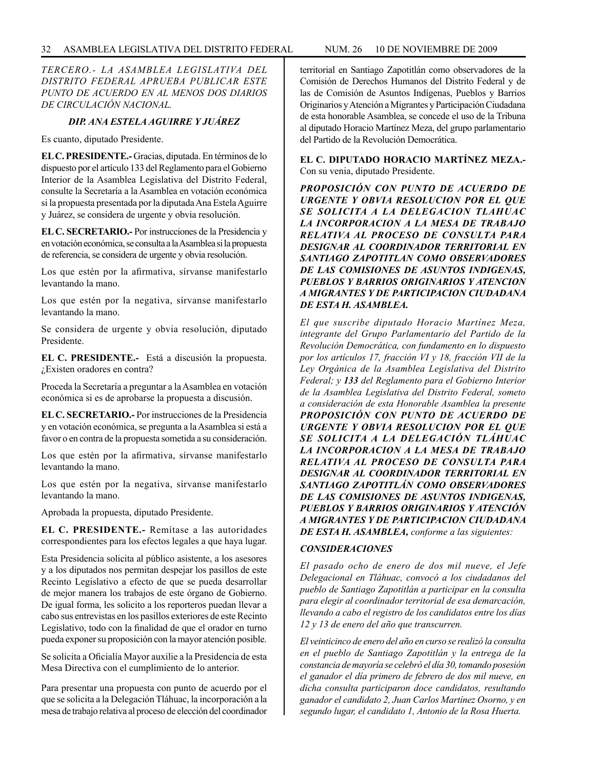*TERCERO.- LA ASAMBLEA LEGISLATIVA DEL DISTRITO FEDERAL APRUEBA PUBLICAR ESTE PUNTO DE ACUERDO EN AL MENOS DOS DIARIOS DE CIRCULACIÓN NACIONAL.*

***DIP. ANA ESTELA AGUIRRE Y JUÁREZ***

Es cuanto, diputado Presidente.

**EL C. PRESIDENTE.-** Gracias, diputada. En términos de lo dispuesto por el artículo 133 del Reglamento para el Gobierno Interior de la Asamblea Legislativa del Distrito Federal, consulte la Secretaría a la Asamblea en votación económica si la propuesta presentada por la diputada Ana Estela Aguirre y Juárez, se considera de urgente y obvia resolución.

**EL C. SECRETARIO.-** Por instrucciones de la Presidencia y en votación económica, se consulta a la Asamblea si la propuesta de referencia, se considera de urgente y obvia resolución.

Los que estén por la afirmativa, sírvanse manifestarlo levantando la mano.

Los que estén por la negativa, sírvanse manifestarlo levantando la mano.

Se considera de urgente y obvia resolución, diputado Presidente.

**EL C. PRESIDENTE.-** Está a discusión la propuesta. ¿Existen oradores en contra?

Proceda la Secretaría a preguntar a la Asamblea en votación económica si es de aprobarse la propuesta a discusión.

**EL C. SECRETARIO.-** Por instrucciones de la Presidencia y en votación económica, se pregunta a la Asamblea si está a favor o en contra de la propuesta sometida a su consideración.

Los que estén por la afirmativa, sírvanse manifestarlo levantando la mano.

Los que estén por la negativa, sírvanse manifestarlo levantando la mano.

Aprobada la propuesta, diputado Presidente.

**EL C. PRESIDENTE.-** Remítase a las autoridades correspondientes para los efectos legales a que haya lugar.

Esta Presidencia solicita al público asistente, a los asesores y a los diputados nos permitan despejar los pasillos de este Recinto Legislativo a efecto de que se pueda desarrollar de mejor manera los trabajos de este órgano de Gobierno. De igual forma, les solicito a los reporteros puedan llevar a cabo sus entrevistas en los pasillos exteriores de este Recinto Legislativo, todo con la finalidad de que el orador en turno pueda exponer su proposición con la mayor atención posible.

Se solicita a Oficialía Mayor auxilie a la Presidencia de esta Mesa Directiva con el cumplimiento de lo anterior.

Para presentar una propuesta con punto de acuerdo por el que se solicita a la Delegación Tláhuac, la incorporación a la mesa de trabajo relativa al proceso de elección del coordinador territorial en Santiago Zapotitlán como observadores de la Comisión de Derechos Humanos del Distrito Federal y de las de Comisión de Asuntos Indígenas, Pueblos y Barrios Originarios y Atención a Migrantes y Participación Ciudadana de esta honorable Asamblea, se concede el uso de la Tribuna al diputado Horacio Martínez Meza, del grupo parlamentario del Partido de la Revolución Democrática.

**EL C. DIPUTADO HORACIO MARTÍNEZ MEZA.-** Con su venia, diputado Presidente.

***PROPOSICIÓN CON PUNTO DE ACUERDO DE URGENTE Y OBVIA RESOLUCION POR EL QUE SE SOLICITA A LA DELEGACION TLAHUAC LA INCORPORACION A LA MESA DE TRABAJO RELATIVA AL PROCESO DE CONSULTA PARA DESIGNAR AL COORDINADOR TERRITORIAL EN SANTIAGO ZAPOTITLAN COMO OBSERVADORES DE LAS COMISIONES DE ASUNTOS INDIGENAS, PUEBLOS Y BARRIOS ORIGINARIOS Y ATENCION A MIGRANTES Y DE PARTICIPACION CIUDADANA DE ESTA H. ASAMBLEA.***

*El que suscribe diputado Horacio Martínez Meza, integrante del Grupo Parlamentario del Partido de la Revolución Democrática, con fundamento en lo dispuesto por los artículos 17, fracción VI y 18, fracción VII de la Ley Orgánica de la Asamblea Legislativa del Distrito Federal; y **133** del Reglamento para el Gobierno Interior de la Asamblea Legislativa del Distrito Federal, someto a consideración de esta Honorable Asamblea la presente **PROPOSICIÓN CON PUNTO DE ACUERDO DE URGENTE Y OBVIA RESOLUCION POR EL QUE SE SOLICITA A LA DELEGACIÓN TLÁHUAC LA INCORPORACION A LA MESA DE TRABAJO RELATIVA AL PROCESO DE CONSULTA PARA DESIGNAR AL COORDINADOR TERRITORIAL EN SANTIAGO ZAPOTITLÁN COMO OBSERVADORES DE LAS COMISIONES DE ASUNTOS INDIGENAS, PUEBLOS Y BARRIOS ORIGINARIOS Y ATENCIÓN A MIGRANTES Y DE PARTICIPACION CIUDADANA DE ESTA H. ASAMBLEA,** conforme a las siguientes:*

***CONSIDERACIONES***

*El pasado ocho de enero de dos mil nueve, el Jefe Delegacional en Tláhuac, convocó a los ciudadanos del pueblo de Santiago Zapotitlán a participar en la consulta para elegir al coordinador territorial de esa demarcación, llevando a cabo el registro de los candidatos entre los días 12 y 13 de enero del año que transcurren.*

*El veinticinco de enero del año en curso se realizó la consulta en el pueblo de Santiago Zapotitlán y la entrega de la constancia de mayoría se celebró el día 30, tomando posesión el ganador el día primero de febrero de dos mil nueve, en dicha consulta participaron doce candidatos, resultando ganador el candidato 2, Juan Carlos Martínez Osorno, y en segundo lugar, el candidato 1, Antonio de la Rosa Huerta.*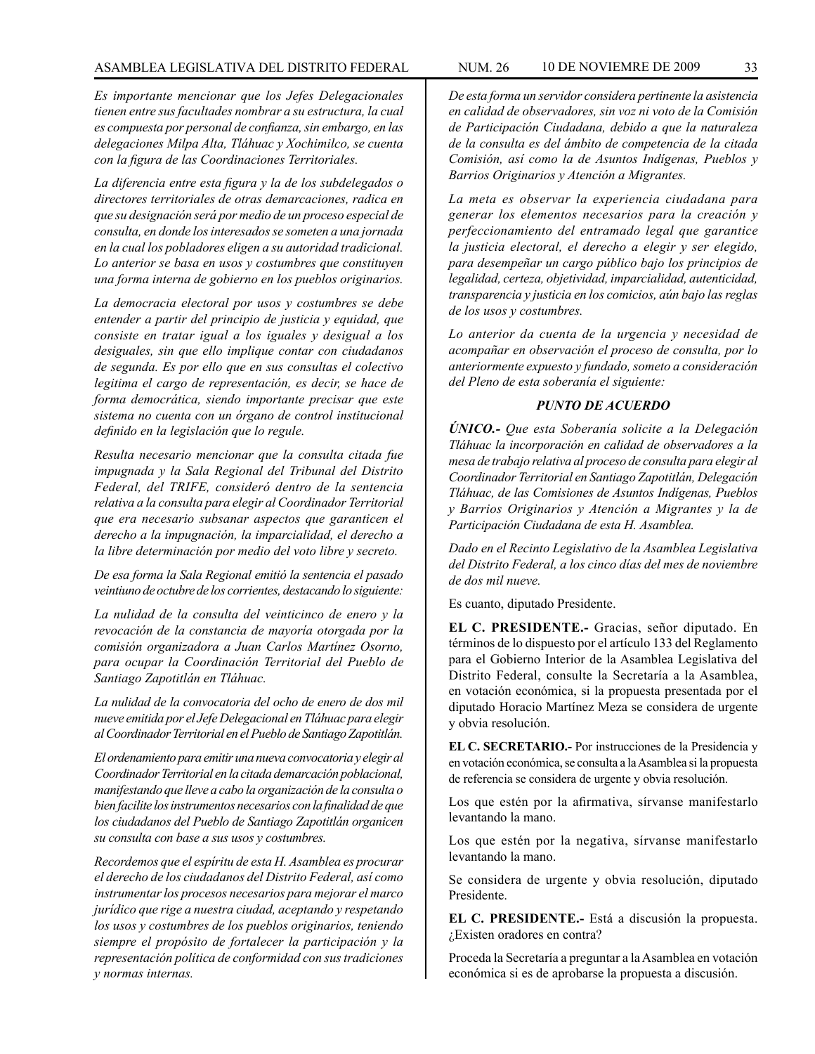*Es importante mencionar que los Jefes Delegacionales tienen entre sus facultades nombrar a su estructura, la cual es compuesta por personal de confianza, sin embargo, en las delegaciones Milpa Alta, Tláhuac y Xochimilco, se cuenta con la figura de las Coordinaciones Territoriales.*

*La diferencia entre esta figura y la de los subdelegados o directores territoriales de otras demarcaciones, radica en que su designación será por medio de un proceso especial de consulta, en donde los interesados se someten a una jornada en la cual los pobladores eligen a su autoridad tradicional. Lo anterior se basa en usos y costumbres que constituyen una forma interna de gobierno en los pueblos originarios.*

*La democracia electoral por usos y costumbres se debe entender a partir del principio de justicia y equidad, que consiste en tratar igual a los iguales y desigual a los desiguales, sin que ello implique contar con ciudadanos de segunda. Es por ello que en sus consultas el colectivo legitima el cargo de representación, es decir, se hace de forma democrática, siendo importante precisar que este sistema no cuenta con un órgano de control institucional definido en la legislación que lo regule.*

*Resulta necesario mencionar que la consulta citada fue impugnada y la Sala Regional del Tribunal del Distrito Federal, del TRIFE, consideró dentro de la sentencia relativa a la consulta para elegir al Coordinador Territorial que era necesario subsanar aspectos que garanticen el derecho a la impugnación, la imparcialidad, el derecho a la libre determinación por medio del voto libre y secreto.*

*De esa forma la Sala Regional emitió la sentencia el pasado veintiuno de octubre de los corrientes, destacando lo siguiente:*

*La nulidad de la consulta del veinticinco de enero y la revocación de la constancia de mayoría otorgada por la comisión organizadora a Juan Carlos Martínez Osorno, para ocupar la Coordinación Territorial del Pueblo de Santiago Zapotitlán en Tláhuac.*

*La nulidad de la convocatoria del ocho de enero de dos mil nueve emitida por el Jefe Delegacional en Tláhuac para elegir al Coordinador Territorial en el Pueblo de Santiago Zapotitlán.*

*El ordenamiento para emitir una nueva convocatoria y elegir al Coordinador Territorial en la citada demarcación poblacional, manifestando que lleve a cabo la organización de la consulta o bien facilite los instrumentos necesarios con la finalidad de que los ciudadanos del Pueblo de Santiago Zapotitlán organicen su consulta con base a sus usos y costumbres.*

*Recordemos que el espíritu de esta H. Asamblea es procurar el derecho de los ciudadanos del Distrito Federal, así como instrumentar los procesos necesarios para mejorar el marco jurídico que rige a nuestra ciudad, aceptando y respetando los usos y costumbres de los pueblos originarios, teniendo siempre el propósito de fortalecer la participación y la representación política de conformidad con sus tradiciones y normas internas.*

*De esta forma un servidor considera pertinente la asistencia en calidad de observadores, sin voz ni voto de la Comisión de Participación Ciudadana, debido a que la naturaleza de la consulta es del ámbito de competencia de la citada Comisión, así como la de Asuntos Indígenas, Pueblos y Barrios Originarios y Atención a Migrantes.*

*La meta es observar la experiencia ciudadana para generar los elementos necesarios para la creación y perfeccionamiento del entramado legal que garantice la justicia electoral, el derecho a elegir y ser elegido, para desempeñar un cargo público bajo los principios de legalidad, certeza, objetividad, imparcialidad, autenticidad, transparencia y justicia en los comicios, aún bajo las reglas de los usos y costumbres.*

*Lo anterior da cuenta de la urgencia y necesidad de acompañar en observación el proceso de consulta, por lo anteriormente expuesto y fundado, someto a consideración del Pleno de esta soberanía el siguiente:*

***PUNTO DE ACUERDO***

***ÚNICO.-** Que esta Soberanía solicite a la Delegación Tláhuac la incorporación en calidad de observadores a la mesa de trabajo relativa al proceso de consulta para elegir al Coordinador Territorial en Santiago Zapotitlán, Delegación Tláhuac, de las Comisiones de Asuntos Indígenas, Pueblos y Barrios Originarios y Atención a Migrantes y la de Participación Ciudadana de esta H. Asamblea.*

*Dado en el Recinto Legislativo de la Asamblea Legislativa del Distrito Federal, a los cinco días del mes de noviembre de dos mil nueve.*

Es cuanto, diputado Presidente.

**EL C. PRESIDENTE.-** Gracias, señor diputado. En términos de lo dispuesto por el artículo 133 del Reglamento para el Gobierno Interior de la Asamblea Legislativa del Distrito Federal, consulte la Secretaría a la Asamblea, en votación económica, si la propuesta presentada por el diputado Horacio Martínez Meza se considera de urgente y obvia resolución.

**EL C. SECRETARIO.-** Por instrucciones de la Presidencia y en votación económica, se consulta a la Asamblea si la propuesta de referencia se considera de urgente y obvia resolución.

Los que estén por la afirmativa, sírvanse manifestarlo levantando la mano.

Los que estén por la negativa, sírvanse manifestarlo levantando la mano.

Se considera de urgente y obvia resolución, diputado Presidente.

**EL C. PRESIDENTE.-** Está a discusión la propuesta. ¿Existen oradores en contra?

Proceda la Secretaría a preguntar a la Asamblea en votación económica si es de aprobarse la propuesta a discusión.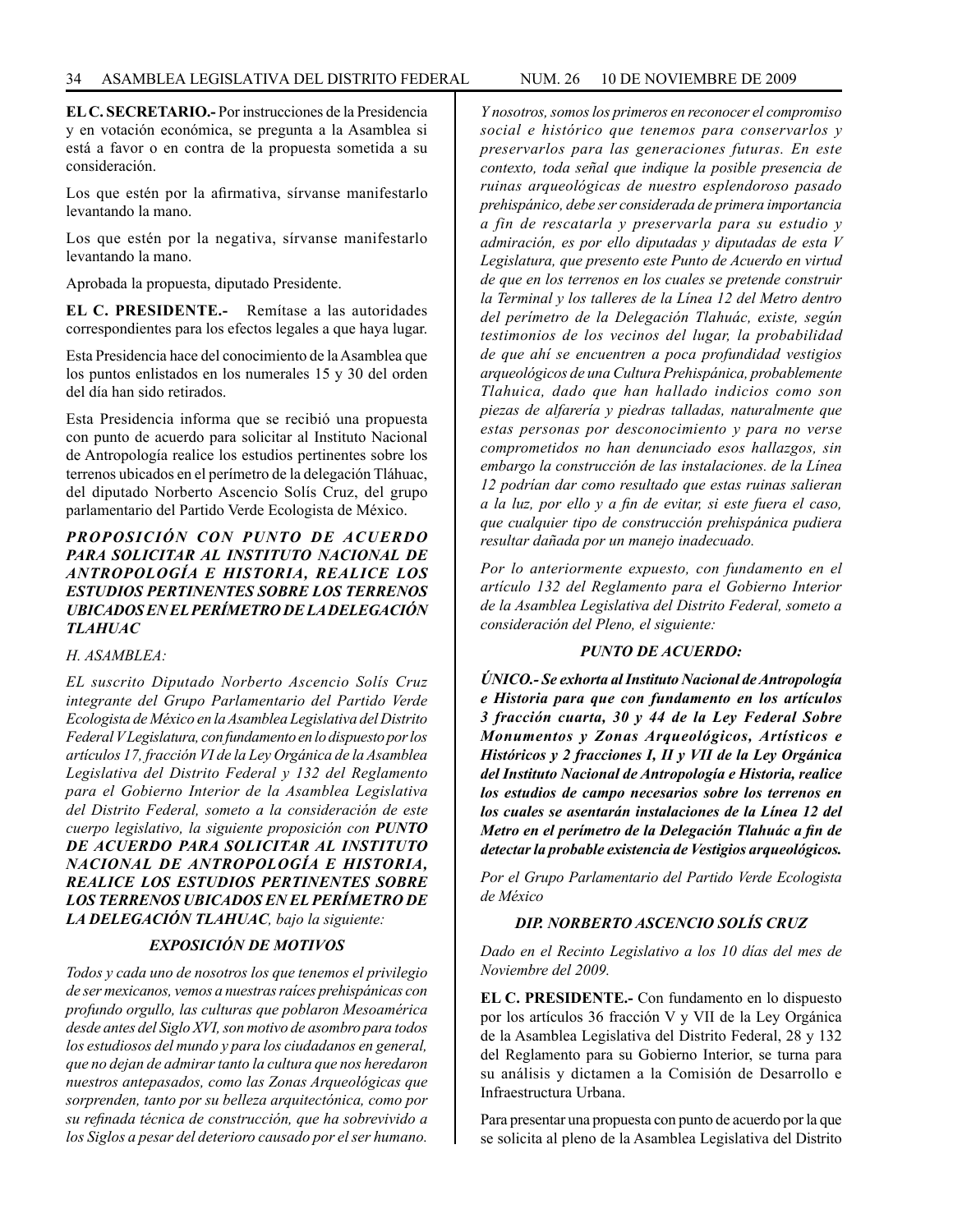**EL C. SECRETARIO.-** Por instrucciones de la Presidencia y en votación económica, se pregunta a la Asamblea si está a favor o en contra de la propuesta sometida a su consideración.

Los que estén por la afirmativa, sírvanse manifestarlo levantando la mano.

Los que estén por la negativa, sírvanse manifestarlo levantando la mano.

Aprobada la propuesta, diputado Presidente.

**EL C. PRESIDENTE.-** Remítase a las autoridades correspondientes para los efectos legales a que haya lugar.

Esta Presidencia hace del conocimiento de la Asamblea que los puntos enlistados en los numerales 15 y 30 del orden del día han sido retirados.

Esta Presidencia informa que se recibió una propuesta con punto de acuerdo para solicitar al Instituto Nacional de Antropología realice los estudios pertinentes sobre los terrenos ubicados en el perímetro de la delegación Tláhuac, del diputado Norberto Ascencio Solís Cruz, del grupo parlamentario del Partido Verde Ecologista de México.

***PROPOSICIÓN CON PUNTO DE ACUERDO PARA SOLICITAR AL INSTITUTO NACIONAL DE ANTROPOLOGÍA E HISTORIA, REALICE LOS ESTUDIOS PERTINENTES SOBRE LOS TERRENOS UBICADOS EN EL PERÍMETRO DE LA DELEGACIÓN TLAHUAC***

*H. ASAMBLEA:*

*EL suscrito Diputado Norberto Ascencio Solís Cruz integrante del Grupo Parlamentario del Partido Verde Ecologista de México en la Asamblea Legislativa del Distrito Federal V Legislatura, con fundamento en lo dispuesto por los artículos 17, fracción VI de la Ley Orgánica de la Asamblea Legislativa del Distrito Federal y 132 del Reglamento para el Gobierno Interior de la Asamblea Legislativa del Distrito Federal, someto a la consideración de este cuerpo legislativo, la siguiente proposición con* ***PUNTO DE ACUERDO PARA SOLICITAR AL INSTITUTO NACIONAL DE ANTROPOLOGÍA E HISTORIA, REALICE LOS ESTUDIOS PERTINENTES SOBRE LOS TERRENOS UBICADOS EN EL PERÍMETRO DE LA DELEGACIÓN TLAHUAC****, bajo la siguiente:*

***EXPOSICIÓN DE MOTIVOS***

*Todos y cada uno de nosotros los que tenemos el privilegio de ser mexicanos, vemos a nuestras raíces prehispánicas con profundo orgullo, las culturas que poblaron Mesoamérica desde antes del Siglo XVI, son motivo de asombro para todos los estudiosos del mundo y para los ciudadanos en general, que no dejan de admirar tanto la cultura que nos heredaron nuestros antepasados, como las Zonas Arqueológicas que sorprenden, tanto por su belleza arquitectónica, como por su refinada técnica de construcción, que ha sobrevivido a los Siglos a pesar del deterioro causado por el ser humano.*

*Y nosotros, somos los primeros en reconocer el compromiso social e histórico que tenemos para conservarlos y preservarlos para las generaciones futuras. En este contexto, toda señal que indique la posible presencia de ruinas arqueológicas de nuestro esplendoroso pasado prehispánico, debe ser considerada de primera importancia a fin de rescatarla y preservarla para su estudio y admiración, es por ello diputadas y diputadas de esta V Legislatura, que presento este Punto de Acuerdo en virtud de que en los terrenos en los cuales se pretende construir la Terminal y los talleres de la Línea 12 del Metro dentro del perímetro de la Delegación Tlahuác, existe, según testimonios de los vecinos del lugar, la probabilidad de que ahí se encuentren a poca profundidad vestigios arqueológicos de una Cultura Prehispánica, probablemente Tlahuica, dado que han hallado indicios como son piezas de alfarería y piedras talladas, naturalmente que estas personas por desconocimiento y para no verse comprometidos no han denunciado esos hallazgos, sin embargo la construcción de las instalaciones. de la Línea 12 podrían dar como resultado que estas ruinas salieran a la luz, por ello y a fin de evitar, si este fuera el caso, que cualquier tipo de construcción prehispánica pudiera resultar dañada por un manejo inadecuado.*

*Por lo anteriormente expuesto, con fundamento en el artículo 132 del Reglamento para el Gobierno Interior de la Asamblea Legislativa del Distrito Federal, someto a consideración del Pleno, el siguiente:*

***PUNTO DE ACUERDO:***

***ÚNICO.- Se exhorta al Instituto Nacional de Antropología e Historia para que con fundamento en los artículos 3 fracción cuarta, 30 y 44 de la Ley Federal Sobre Monumentos y Zonas Arqueológicos, Artísticos e Históricos y 2 fracciones I, II y VII de la Ley Orgánica del Instituto Nacional de Antropología e Historia, realice los estudios de campo necesarios sobre los terrenos en los cuales se asentarán instalaciones de la Línea 12 del Metro en el perímetro de la Delegación Tlahuác a fin de detectar la probable existencia de Vestigios arqueológicos.***

*Por el Grupo Parlamentario del Partido Verde Ecologista de México*

***DIP. NORBERTO ASCENCIO SOLÍS CRUZ***

*Dado en el Recinto Legislativo a los 10 días del mes de Noviembre del 2009.*

**EL C. PRESIDENTE.-** Con fundamento en lo dispuesto por los artículos 36 fracción V y VII de la Ley Orgánica de la Asamblea Legislativa del Distrito Federal, 28 y 132 del Reglamento para su Gobierno Interior, se turna para su análisis y dictamen a la Comisión de Desarrollo e Infraestructura Urbana.

Para presentar una propuesta con punto de acuerdo por la que se solicita al pleno de la Asamblea Legislativa del Distrito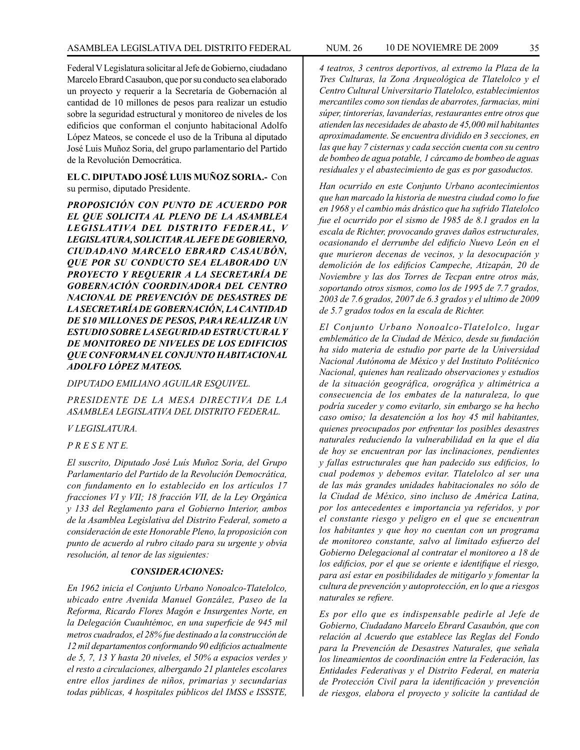Federal V Legislatura solicitar al Jefe de Gobierno, ciudadano Marcelo Ebrard Casaubon, que por su conducto sea elaborado un proyecto y requerir a la Secretaría de Gobernación al cantidad de 10 millones de pesos para realizar un estudio sobre la seguridad estructural y monitoreo de niveles de los edificios que conforman el conjunto habitacional Adolfo López Mateos, se concede el uso de la Tribuna al diputado José Luis Muñoz Soria, del grupo parlamentario del Partido de la Revolución Democrática.

**EL C. DIPUTADO JOSÉ LUIS MUÑOZ SORIA.-** Con su permiso, diputado Presidente.

***PROPOSICIÓN CON PUNTO DE ACUERDO POR EL QUE SOLICITA AL PLENO DE LA ASAMBLEA LEGISLATIVA DEL DISTRITO FEDERAL, V LEGISLATURA, SOLICITAR AL JEFE DE GOBIERNO, CIUDADANO MARCELO EBRARD CASAUBÓN, QUE POR SU CONDUCTO SEA ELABORADO UN PROYECTO Y REQUERIR A LA SECRETARÍA DE GOBERNACIÓN COORDINADORA DEL CENTRO NACIONAL DE PREVENCIÓN DE DESASTRES DE LA SECRETARÍA DE GOBERNACIÓN, LA CANTIDAD DE $10 MILLONES DE PESOS, PARA REALIZAR UN ESTUDIO SOBRE LA SEGURIDAD ESTRUCTURAL Y DE MONITOREO DE NIVELES DE LOS EDIFICIOS QUE CONFORMAN EL CONJUNTO HABITACIONAL ADOLFO LÓPEZ MATEOS.***

*DIPUTADO EMILIANO AGUILAR ESQUIVEL.*

*PRESIDENTE DE LA MESA DIRECTIVA DE LA ASAMBLEA LEGISLATIVA DEL DISTRITO FEDERAL.*

*V LEGISLATURA.*

*P R E S E NT E.*

*El suscrito, Diputado José Luís Muñoz Soria, del Grupo Parlamentario del Partido de la Revolución Democrática, con fundamento en lo establecido en los artículos 17 fracciones VI y VII; 18 fracción VII, de la Ley Orgánica y 133 del Reglamento para el Gobierno Interior, ambos de la Asamblea Legislativa del Distrito Federal, someto a consideración de este Honorable Pleno, la proposición con punto de acuerdo al rubro citado para su urgente y obvia resolución, al tenor de las siguientes:*

***CONSIDERACIONES:***

*En 1962 inicia el Conjunto Urbano Nonoalco-Tlatelolco, ubicado entre Avenida Manuel González, Paseo de la Reforma, Ricardo Flores Magón e Insurgentes Norte, en la Delegación Cuauhtémoc, en una superficie de 945 mil metros cuadrados, el 28% fue destinado a la construcción de 12 mil departamentos conformando 90 edificios actualmente de 5, 7, 13 Y hasta 20 niveles, el 50% a espacios verdes y el resto a circulaciones, albergando 21 planteles escolares entre ellos jardines de niños, primarias y secundarias todas públicas, 4 hospitales públicos del IMSS e ISSSTE, 4 teatros, 3 centros deportivos, al extremo la Plaza de la Tres Culturas, la Zona Arqueológica de Tlatelolco y el Centro Cultural Universitario Tlatelolco, establecimientos mercantiles como son tiendas de abarrotes, farmacias, mini súper, tintorerías, lavanderías, restaurantes entre otros que atienden las necesidades de abasto de 45,000 mil habitantes aproximadamente. Se encuentra dividido en 3 secciones, en las que hay 7 cisternas y cada sección cuenta con su centro de bombeo de agua potable, 1 cárcamo de bombeo de aguas residuales y el abastecimiento de gas es por gasoductos.*

*Han ocurrido en este Conjunto Urbano acontecimientos que han marcado la historia de nuestra ciudad como lo fue en 1968 y el cambio más drástico que ha sufrido Tlatelolco fue el ocurrido por el sismo de 1985 de 8.1 grados en la escala de Richter, provocando graves daños estructurales, ocasionando el derrumbe del edificio Nuevo León en el que murieron decenas de vecinos, y la desocupación y demolición de los edificios Campeche, Atizapán, 20 de Noviembre y las dos Torres de Tecpan entre otros más, soportando otros sismos, como los de 1995 de 7.7 grados, 2003 de 7.6 grados, 2007 de 6.3 grados y el ultimo de 2009 de 5.7 grados todos en la escala de Richter.*

*El Conjunto Urbano Nonoalco-Tlatelolco, lugar emblemático de la Ciudad de México, desde su fundación ha sido materia de estudio por parte de la Universidad Nacional Autónoma de México y del Instituto Politécnico Nacional, quienes han realizado observaciones y estudios de la situación geográfica, orográfica y altimétrica a consecuencia de los embates de la naturaleza, lo que podría suceder y como evitarlo, sin embargo se ha hecho caso omiso; la desatención a los hoy 45 mil habitantes, quienes preocupados por enfrentar los posibles desastres naturales reduciendo la vulnerabilidad en la que el día de hoy se encuentran por las inclinaciones, pendientes y fallas estructurales que han padecido sus edificios, lo cual podemos y debemos evitar. Tlatelolco al ser una de las más grandes unidades habitacionales no sólo de la Ciudad de México, sino incluso de América Latina, por los antecedentes e importancia ya referidos, y por el constante riesgo y peligro en el que se encuentran los habitantes y que hoy no cuentan con un programa de monitoreo constante, salvo al limitado esfuerzo del Gobierno Delegacional al contratar el monitoreo a 18 de los edificios, por el que se oriente e identifique el riesgo, para así estar en posibilidades de mitigarlo y fomentar la cultura de prevención y autoprotección, en lo que a riesgos naturales se refiere.*

*Es por ello que es indispensable pedirle al Jefe de Gobierno, Ciudadano Marcelo Ebrard Casaubón, que con relación al Acuerdo que establece las Reglas del Fondo para la Prevención de Desastres Naturales, que señala los lineamientos de coordinación entre la Federación, las Entidades Federativas y el Distrito Federal, en materia de Protección Civil para la identificación y prevención de riesgos, elabora el proyecto y solicite la cantidad de*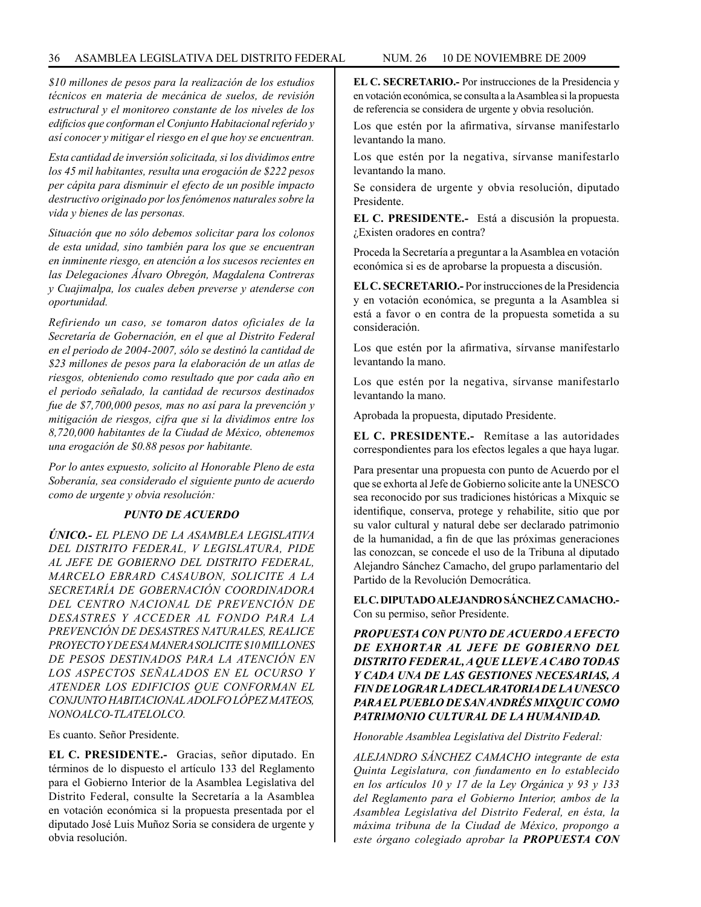*$10 millones de pesos para la realización de los estudios técnicos en materia de mecánica de suelos, de revisión estructural y el monitoreo constante de los niveles de los edificios que conforman el Conjunto Habitacional referido y así conocer y mitigar el riesgo en el que hoy se encuentran.*

*Esta cantidad de inversión solicitada, si los dividimos entre los 45 mil habitantes, resulta una erogación de $222 pesos per cápita para disminuir el efecto de un posible impacto destructivo originado por los fenómenos naturales sobre la vida y bienes de las personas.*

*Situación que no sólo debemos solicitar para los colonos de esta unidad, sino también para los que se encuentran en inminente riesgo, en atención a los sucesos recientes en las Delegaciones Álvaro Obregón, Magdalena Contreras y Cuajimalpa, los cuales deben preverse y atenderse con oportunidad.*

*Refiriendo un caso, se tomaron datos oficiales de la Secretaría de Gobernación, en el que al Distrito Federal en el periodo de 2004-2007, sólo se destinó la cantidad de $23 millones de pesos para la elaboración de un atlas de riesgos, obteniendo como resultado que por cada año en el periodo señalado, la cantidad de recursos destinados fue de $7,700,000 pesos, mas no así para la prevención y mitigación de riesgos, cifra que si la dividimos entre los 8,720,000 habitantes de la Ciudad de México, obtenemos una erogación de $0.88 pesos por habitante.*

*Por lo antes expuesto, solicito al Honorable Pleno de esta Soberanía, sea considerado el siguiente punto de acuerdo como de urgente y obvia resolución:*

***PUNTO DE ACUERDO***

***ÚNICO.-*** *EL PLENO DE LA ASAMBLEA LEGISLATIVA DEL DISTRITO FEDERAL, V LEGISLATURA, PIDE AL JEFE DE GOBIERNO DEL DISTRITO FEDERAL, MARCELO EBRARD CASAUBON, SOLICITE A LA SECRETARÍA DE GOBERNACIÓN COORDINADORA DEL CENTRO NACIONAL DE PREVENCIÓN DE DESASTRES Y ACCEDER AL FONDO PARA LA PREVENCIÓN DE DESASTRES NATURALES, REALICE PROYECTO Y DE ESA MANERA SOLICITE $10 MILLONES DE PESOS DESTINADOS PARA LA ATENCIÓN EN LOS ASPECTOS SEÑALADOS EN EL OCURSO Y ATENDER LOS EDIFICIOS QUE CONFORMAN EL CONJUNTO HABITACIONAL ADOLFO LÓPEZ MATEOS, NONOALCO-TLATELOLCO.*

Es cuanto. Señor Presidente.

**EL C. PRESIDENTE.-** Gracias, señor diputado. En términos de lo dispuesto el artículo 133 del Reglamento para el Gobierno Interior de la Asamblea Legislativa del Distrito Federal, consulte la Secretaría a la Asamblea en votación económica si la propuesta presentada por el diputado José Luis Muñoz Soria se considera de urgente y obvia resolución.

**EL C. SECRETARIO.-** Por instrucciones de la Presidencia y en votación económica, se consulta a la Asamblea si la propuesta de referencia se considera de urgente y obvia resolución.

Los que estén por la afirmativa, sírvanse manifestarlo levantando la mano.

Los que estén por la negativa, sírvanse manifestarlo levantando la mano.

Se considera de urgente y obvia resolución, diputado Presidente.

**EL C. PRESIDENTE.-** Está a discusión la propuesta. ¿Existen oradores en contra?

Proceda la Secretaría a preguntar a la Asamblea en votación económica si es de aprobarse la propuesta a discusión.

**EL C. SECRETARIO.-** Por instrucciones de la Presidencia y en votación económica, se pregunta a la Asamblea si está a favor o en contra de la propuesta sometida a su consideración.

Los que estén por la afirmativa, sírvanse manifestarlo levantando la mano.

Los que estén por la negativa, sírvanse manifestarlo levantando la mano.

Aprobada la propuesta, diputado Presidente.

**EL C. PRESIDENTE.-** Remítase a las autoridades correspondientes para los efectos legales a que haya lugar.

Para presentar una propuesta con punto de Acuerdo por el que se exhorta al Jefe de Gobierno solicite ante la UNESCO sea reconocido por sus tradiciones históricas a Mixquic se identifique, conserva, protege y rehabilite, sitio que por su valor cultural y natural debe ser declarado patrimonio de la humanidad, a fin de que las próximas generaciones las conozcan, se concede el uso de la Tribuna al diputado Alejandro Sánchez Camacho, del grupo parlamentario del Partido de la Revolución Democrática.

**EL C. DIPUTADO ALEJANDRO SÁNCHEZ CAMACHO.-** Con su permiso, señor Presidente.

***PROPUESTA CON PUNTO DE ACUERDO A EFECTO DE EXHORTAR AL JEFE DE GOBIERNO DEL DISTRITO FEDERAL, A QUE LLEVE A CABO TODAS Y CADA UNA DE LAS GESTIONES NECESARIAS, A FIN DE LOGRAR LA DECLARATORIA DE LA UNESCO PARA EL PUEBLO DE SAN ANDRÉS MIXQUIC COMO PATRIMONIO CULTURAL DE LA HUMANIDAD.***

*Honorable Asamblea Legislativa del Distrito Federal:*

*ALEJANDRO SÁNCHEZ CAMACHO integrante de esta Quinta Legislatura, con fundamento en lo establecido en los artículos 10 y 17 de la Ley Orgánica y 93 y 133 del Reglamento para el Gobierno Interior, ambos de la Asamblea Legislativa del Distrito Federal, en ésta, la máxima tribuna de la Ciudad de México, propongo a este órgano colegiado aprobar la* ***PROPUESTA CON***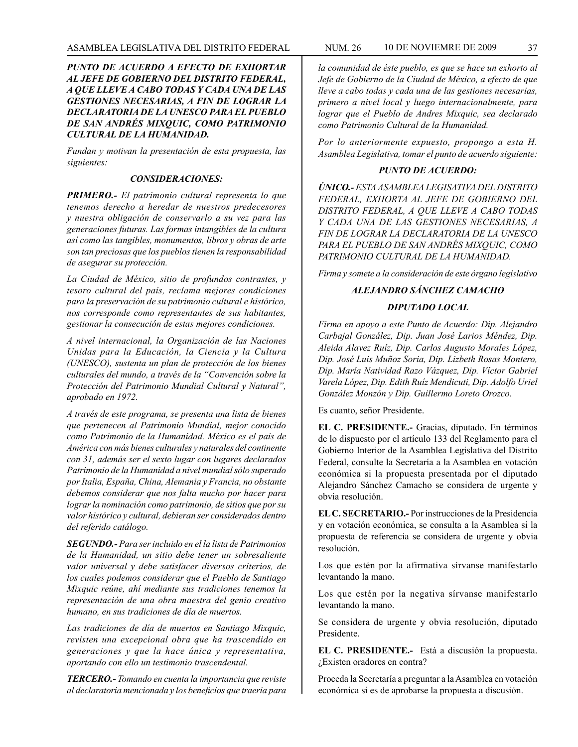***PUNTO DE ACUERDO A EFECTO DE EXHORTAR AL JEFE DE GOBIERNO DEL DISTRITO FEDERAL, A QUE LLEVE A CABO TODAS Y CADA UNA DE LAS GESTIONES NECESARIAS, A FIN DE LOGRAR LA DECLARATORIA DE LA UNESCO PARA EL PUEBLO DE SAN ANDRÉS MIXQUIC, COMO PATRIMONIO CULTURAL DE LA HUMANIDAD.***

*Fundan y motivan la presentación de esta propuesta, las siguientes:*

***CONSIDERACIONES:***

***PRIMERO.-*** *El patrimonio cultural representa lo que tenemos derecho a heredar de nuestros predecesores y nuestra obligación de conservarlo a su vez para las generaciones futuras. Las formas intangibles de la cultura así como las tangibles, monumentos, libros y obras de arte son tan preciosas que los pueblos tienen la responsabilidad de asegurar su protección.*

*La Ciudad de México, sitio de profundos contrastes, y tesoro cultural del país, reclama mejores condiciones para la preservación de su patrimonio cultural e histórico, nos corresponde como representantes de sus habitantes, gestionar la consecución de estas mejores condiciones.*

*A nivel internacional, la Organización de las Naciones Unidas para la Educación, la Ciencia y la Cultura (UNESCO), sustenta un plan de protección de los bienes culturales del mundo, a través de la "Convención sobre la Protección del Patrimonio Mundial Cultural y Natural", aprobado en 1972.*

*A través de este programa, se presenta una lista de bienes que pertenecen al Patrimonio Mundial, mejor conocido como Patrimonio de la Humanidad. México es el país de América con más bienes culturales y naturales del continente con 31, además ser el sexto lugar con lugares declarados Patrimonio de la Humanidad a nivel mundial sólo superado por Italia, España, China, Alemania y Francia, no obstante debemos considerar que nos falta mucho por hacer para lograr la nominación como patrimonio, de sitios que por su valor histórico y cultural, debieran ser considerados dentro del referido catálogo.*

***SEGUNDO.-*** *Para ser incluido en el la lista de Patrimonios de la Humanidad, un sitio debe tener un sobresaliente valor universal y debe satisfacer diversos criterios, de los cuales podemos considerar que el Pueblo de Santiago Mixquic reúne, ahí mediante sus tradiciones tenemos la representación de una obra maestra del genio creativo humano, en sus tradiciones de día de muertos.*

*Las tradiciones de día de muertos en Santiago Mixquic, revisten una excepcional obra que ha trascendido en generaciones y que la hace única y representativa, aportando con ello un testimonio trascendental.*

***TERCERO.-*** *Tomando en cuenta la importancia que reviste al declaratoria mencionada y los beneficios que traería para la comunidad de éste pueblo, es que se hace un exhorto al Jefe de Gobierno de la Ciudad de México, a efecto de que lleve a cabo todas y cada una de las gestiones necesarias, primero a nivel local y luego internacionalmente, para lograr que el Pueblo de Andres Mixquic, sea declarado como Patrimonio Cultural de la Humanidad.*

*Por lo anteriormente expuesto, propongo a esta H. Asamblea Legislativa, tomar el punto de acuerdo siguiente:*

***PUNTO DE ACUERDO:***

***ÚNICO.-*** *ESTA ASAMBLEA LEGISATIVA DEL DISTRITO FEDERAL, EXHORTA AL JEFE DE GOBIERNO DEL DISTRITO FEDERAL, A QUE LLEVE A CABO TODAS Y CADA UNA DE LAS GESTIONES NECESARIAS, A FIN DE LOGRAR LA DECLARATORIA DE LA UNESCO PARA EL PUEBLO DE SAN ANDRÉS MIXQUIC, COMO PATRIMONIO CULTURAL DE LA HUMANIDAD.*

*Firma y somete a la consideración de este órgano legislativo*

***ALEJANDRO SÁNCHEZ CAMACHO***

***DIPUTADO LOCAL***

*Firma en apoyo a este Punto de Acuerdo: Dip. Alejandro Carbajal González, Dip. Juan José Larios Méndez, Dip. Aleida Alavez Ruíz, Dip. Carlos Augusto Morales López, Dip. José Luis Muñoz Soria, Dip. Lizbeth Rosas Montero, Dip. María Natividad Razo Vázquez, Dip. Víctor Gabriel Varela López, Dip. Edith Ruíz Mendicuti, Dip. Adolfo Uriel González Monzón y Dip. Guillermo Loreto Orozco.*

Es cuanto, señor Presidente.

**EL C. PRESIDENTE.-** Gracias, diputado. En términos de lo dispuesto por el artículo 133 del Reglamento para el Gobierno Interior de la Asamblea Legislativa del Distrito Federal, consulte la Secretaría a la Asamblea en votación económica si la propuesta presentada por el diputado Alejandro Sánchez Camacho se considera de urgente y obvia resolución.

**EL C. SECRETARIO.-** Por instrucciones de la Presidencia y en votación económica, se consulta a la Asamblea si la propuesta de referencia se considera de urgente y obvia resolución.

Los que estén por la afirmativa sírvanse manifestarlo levantando la mano.

Los que estén por la negativa sírvanse manifestarlo levantando la mano.

Se considera de urgente y obvia resolución, diputado Presidente.

**EL C. PRESIDENTE.-** Está a discusión la propuesta. ¿Existen oradores en contra?

Proceda la Secretaría a preguntar a la Asamblea en votación económica si es de aprobarse la propuesta a discusión.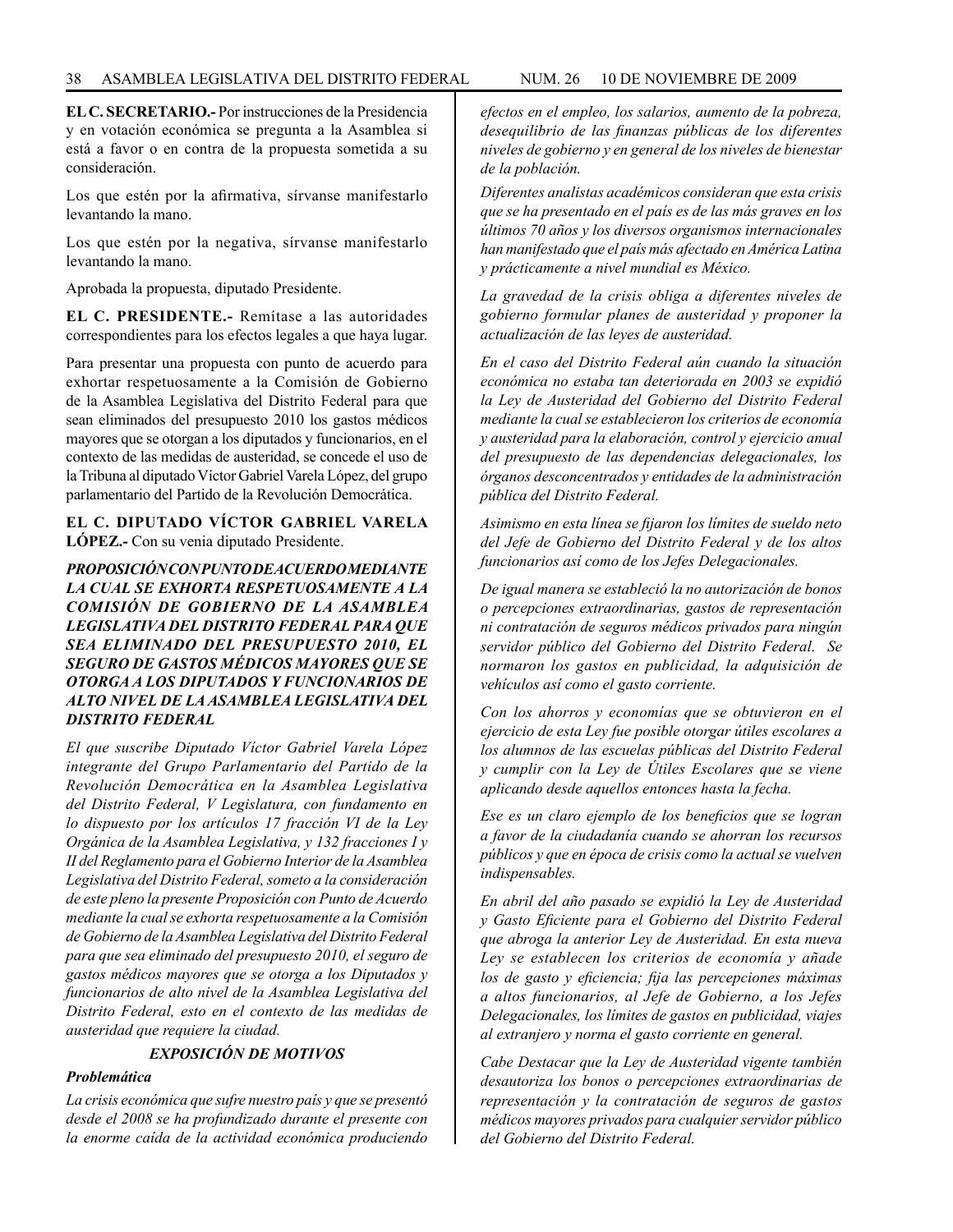**EL C. SECRETARIO.-** Por instrucciones de la Presidencia y en votación económica se pregunta a la Asamblea si está a favor o en contra de la propuesta sometida a su consideración.

Los que estén por la afirmativa, sírvanse manifestarlo levantando la mano.

Los que estén por la negativa, sírvanse manifestarlo levantando la mano.

Aprobada la propuesta, diputado Presidente.

**EL C. PRESIDENTE.-** Remítase a las autoridades correspondientes para los efectos legales a que haya lugar.

Para presentar una propuesta con punto de acuerdo para exhortar respetuosamente a la Comisión de Gobierno de la Asamblea Legislativa del Distrito Federal para que sean eliminados del presupuesto 2010 los gastos médicos mayores que se otorgan a los diputados y funcionarios, en el contexto de las medidas de austeridad, se concede el uso de la Tribuna al diputado Víctor Gabriel Varela López, del grupo parlamentario del Partido de la Revolución Democrática.

**EL C. DIPUTADO VÍCTOR GABRIEL VARELA LÓPEZ.-** Con su venia diputado Presidente.

***PROPOSICIÓN CON PUNTO DE ACUERDO MEDIANTE LA CUAL SE EXHORTA RESPETUOSAMENTE A LA COMISIÓN DE GOBIERNO DE LA ASAMBLEA LEGISLATIVA DEL DISTRITO FEDERAL PARA QUE SEA ELIMINADO DEL PRESUPUESTO 2010, EL SEGURO DE GASTOS MÉDICOS MAYORES QUE SE OTORGA A LOS DIPUTADOS Y FUNCIONARIOS DE ALTO NIVEL DE LA ASAMBLEA LEGISLATIVA DEL DISTRITO FEDERAL***

*El que suscribe Diputado Víctor Gabriel Varela López integrante del Grupo Parlamentario del Partido de la Revolución Democrática en la Asamblea Legislativa del Distrito Federal, V Legislatura, con fundamento en lo dispuesto por los artículos 17 fracción VI de la Ley Orgánica de la Asamblea Legislativa, y 132 fracciones I y II del Reglamento para el Gobierno Interior de la Asamblea Legislativa del Distrito Federal, someto a la consideración de este pleno la presente Proposición con Punto de Acuerdo mediante la cual se exhorta respetuosamente a la Comisión de Gobierno de la Asamblea Legislativa del Distrito Federal para que sea eliminado del presupuesto 2010, el seguro de gastos médicos mayores que se otorga a los Diputados y funcionarios de alto nivel de la Asamblea Legislativa del Distrito Federal, esto en el contexto de las medidas de austeridad que requiere la ciudad.*

***EXPOSICIÓN DE MOTIVOS***

***Problemática***

*La crisis económica que sufre nuestro país y que se presentó desde el 2008 se ha profundizado durante el presente con la enorme caída de la actividad económica produciendo efectos en el empleo, los salarios, aumento de la pobreza, desequilibrio de las finanzas públicas de los diferentes niveles de gobierno y en general de los niveles de bienestar de la población.*

*Diferentes analistas académicos consideran que esta crisis que se ha presentado en el país es de las más graves en los últimos 70 años y los diversos organismos internacionales han manifestado que el país más afectado en América Latina y prácticamente a nivel mundial es México.*

*La gravedad de la crisis obliga a diferentes niveles de gobierno formular planes de austeridad y proponer la actualización de las leyes de austeridad.*

*En el caso del Distrito Federal aún cuando la situación económica no estaba tan deteriorada en 2003 se expidió la Ley de Austeridad del Gobierno del Distrito Federal mediante la cual se establecieron los criterios de economía y austeridad para la elaboración, control y ejercicio anual del presupuesto de las dependencias delegacionales, los órganos desconcentrados y entidades de la administración pública del Distrito Federal.*

*Asimismo en esta línea se fijaron los límites de sueldo neto del Jefe de Gobierno del Distrito Federal y de los altos funcionarios así como de los Jefes Delegacionales.*

*De igual manera se estableció la no autorización de bonos o percepciones extraordinarias, gastos de representación ni contratación de seguros médicos privados para ningún servidor público del Gobierno del Distrito Federal. Se normaron los gastos en publicidad, la adquisición de vehículos así como el gasto corriente.*

*Con los ahorros y economías que se obtuvieron en el ejercicio de esta Ley fue posible otorgar útiles escolares a los alumnos de las escuelas públicas del Distrito Federal y cumplir con la Ley de Útiles Escolares que se viene aplicando desde aquellos entonces hasta la fecha.*

*Ese es un claro ejemplo de los beneficios que se logran a favor de la ciudadanía cuando se ahorran los recursos públicos y que en época de crisis como la actual se vuelven indispensables.*

*En abril del año pasado se expidió la Ley de Austeridad y Gasto Eficiente para el Gobierno del Distrito Federal que abroga la anterior Ley de Austeridad. En esta nueva Ley se establecen los criterios de economía y añade los de gasto y eficiencia; fija las percepciones máximas a altos funcionarios, al Jefe de Gobierno, a los Jefes Delegacionales, los límites de gastos en publicidad, viajes al extranjero y norma el gasto corriente en general.*

*Cabe Destacar que la Ley de Austeridad vigente también desautoriza los bonos o percepciones extraordinarias de representación y la contratación de seguros de gastos médicos mayores privados para cualquier servidor público del Gobierno del Distrito Federal.*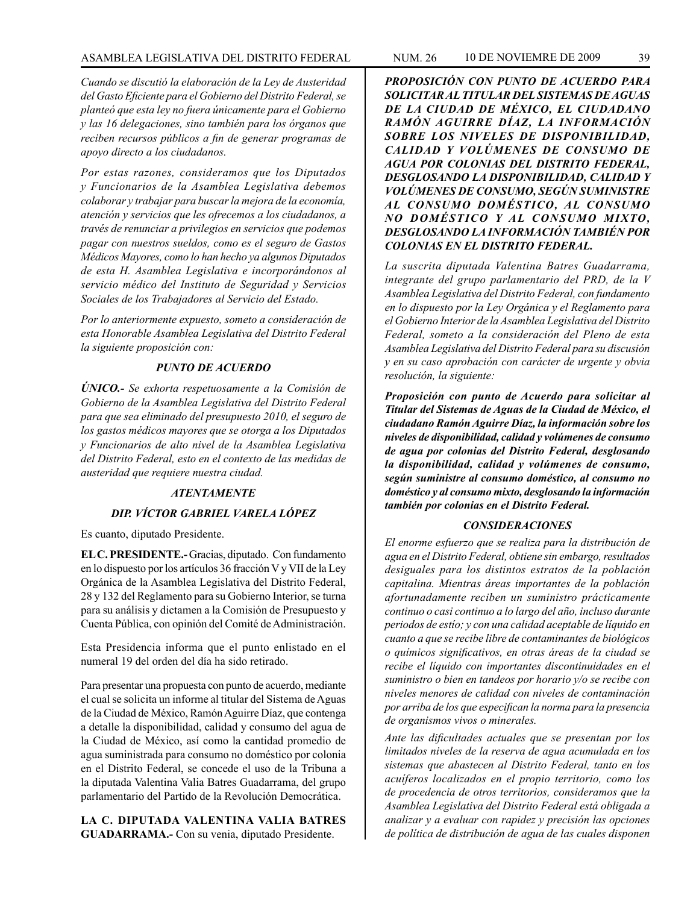*Cuando se discutió la elaboración de la Ley de Austeridad del Gasto Eficiente para el Gobierno del Distrito Federal, se planteó que esta ley no fuera únicamente para el Gobierno y las 16 delegaciones, sino también para los órganos que reciben recursos públicos a fin de generar programas de apoyo directo a los ciudadanos.*

*Por estas razones, consideramos que los Diputados y Funcionarios de la Asamblea Legislativa debemos colaborar y trabajar para buscar la mejora de la economía, atención y servicios que les ofrecemos a los ciudadanos, a través de renunciar a privilegios en servicios que podemos pagar con nuestros sueldos, como es el seguro de Gastos Médicos Mayores, como lo han hecho ya algunos Diputados de esta H. Asamblea Legislativa e incorporándonos al servicio médico del Instituto de Seguridad y Servicios Sociales de los Trabajadores al Servicio del Estado.*

*Por lo anteriormente expuesto, someto a consideración de esta Honorable Asamblea Legislativa del Distrito Federal la siguiente proposición con:*

### *PUNTO DE ACUERDO*

***ÚNICO.-*** *Se exhorta respetuosamente a la Comisión de Gobierno de la Asamblea Legislativa del Distrito Federal para que sea eliminado del presupuesto 2010, el seguro de los gastos médicos mayores que se otorga a los Diputados y Funcionarios de alto nivel de la Asamblea Legislativa del Distrito Federal, esto en el contexto de las medidas de austeridad que requiere nuestra ciudad.*

***ATENTAMENTE***

***DIP. VÍCTOR GABRIEL VARELA LÓPEZ***

Es cuanto, diputado Presidente.

**EL C. PRESIDENTE.-** Gracias, diputado. Con fundamento en lo dispuesto por los artículos 36 fracción V y VII de la Ley Orgánica de la Asamblea Legislativa del Distrito Federal, 28 y 132 del Reglamento para su Gobierno Interior, se turna para su análisis y dictamen a la Comisión de Presupuesto y Cuenta Pública, con opinión del Comité de Administración.

Esta Presidencia informa que el punto enlistado en el numeral 19 del orden del día ha sido retirado.

Para presentar una propuesta con punto de acuerdo, mediante el cual se solicita un informe al titular del Sistema de Aguas de la Ciudad de México, Ramón Aguirre Díaz, que contenga a detalle la disponibilidad, calidad y consumo del agua de la Ciudad de México, así como la cantidad promedio de agua suministrada para consumo no doméstico por colonia en el Distrito Federal, se concede el uso de la Tribuna a la diputada Valentina Valia Batres Guadarrama, del grupo parlamentario del Partido de la Revolución Democrática.

**LA C. DIPUTADA VALENTINA VALIA BATRES GUADARRAMA.-** Con su venia, diputado Presidente.

***PROPOSICIÓN CON PUNTO DE ACUERDO PARA SOLICITAR AL TITULAR DEL SISTEMAS DE AGUAS DE LA CIUDAD DE MÉXICO, EL CIUDADANO RAMÓN AGUIRRE DÍAZ, LA INFORMACIÓN SOBRE LOS NIVELES DE DISPONIBILIDAD, CALIDAD Y VOLÚMENES DE CONSUMO DE AGUA POR COLONIAS DEL DISTRITO FEDERAL, DESGLOSANDO LA DISPONIBILIDAD, CALIDAD Y VOLÚMENES DE CONSUMO, SEGÚN SUMINISTRE AL CONSUMO DOMÉSTICO, AL CONSUMO NO DOMÉSTICO Y AL CONSUMO MIXTO, DESGLOSANDO LA INFORMACIÓN TAMBIÉN POR COLONIAS EN EL DISTRITO FEDERAL.***

*La suscrita diputada Valentina Batres Guadarrama, integrante del grupo parlamentario del PRD, de la V Asamblea Legislativa del Distrito Federal, con fundamento en lo dispuesto por la Ley Orgánica y el Reglamento para el Gobierno Interior de la Asamblea Legislativa del Distrito Federal, someto a la consideración del Pleno de esta Asamblea Legislativa del Distrito Federal para su discusión y en su caso aprobación con carácter de urgente y obvia resolución, la siguiente:*

***Proposición con punto de Acuerdo para solicitar al Titular del Sistemas de Aguas de la Ciudad de México, el ciudadano Ramón Aguirre Díaz, la información sobre los niveles de disponibilidad, calidad y volúmenes de consumo de agua por colonias del Distrito Federal, desglosando la disponibilidad, calidad y volúmenes de consumo, según suministre al consumo doméstico, al consumo no doméstico y al consumo mixto, desglosando la información también por colonias en el Distrito Federal.***

### *CONSIDERACIONES*

*El enorme esfuerzo que se realiza para la distribución de agua en el Distrito Federal, obtiene sin embargo, resultados desiguales para los distintos estratos de la población capitalina. Mientras áreas importantes de la población afortunadamente reciben un suministro prácticamente continuo o casi continuo a lo largo del año, incluso durante periodos de estío; y con una calidad aceptable de líquido en cuanto a que se recibe libre de contaminantes de biológicos o químicos significativos, en otras áreas de la ciudad se recibe el líquido con importantes discontinuidades en el suministro o bien en tandeos por horario y/o se recibe con niveles menores de calidad con niveles de contaminación por arriba de los que especifican la norma para la presencia de organismos vivos o minerales.*

*Ante las dificultades actuales que se presentan por los limitados niveles de la reserva de agua acumulada en los sistemas que abastecen al Distrito Federal, tanto en los acuíferos localizados en el propio territorio, como los de procedencia de otros territorios, consideramos que la Asamblea Legislativa del Distrito Federal está obligada a analizar y a evaluar con rapidez y precisión las opciones de política de distribución de agua de las cuales disponen*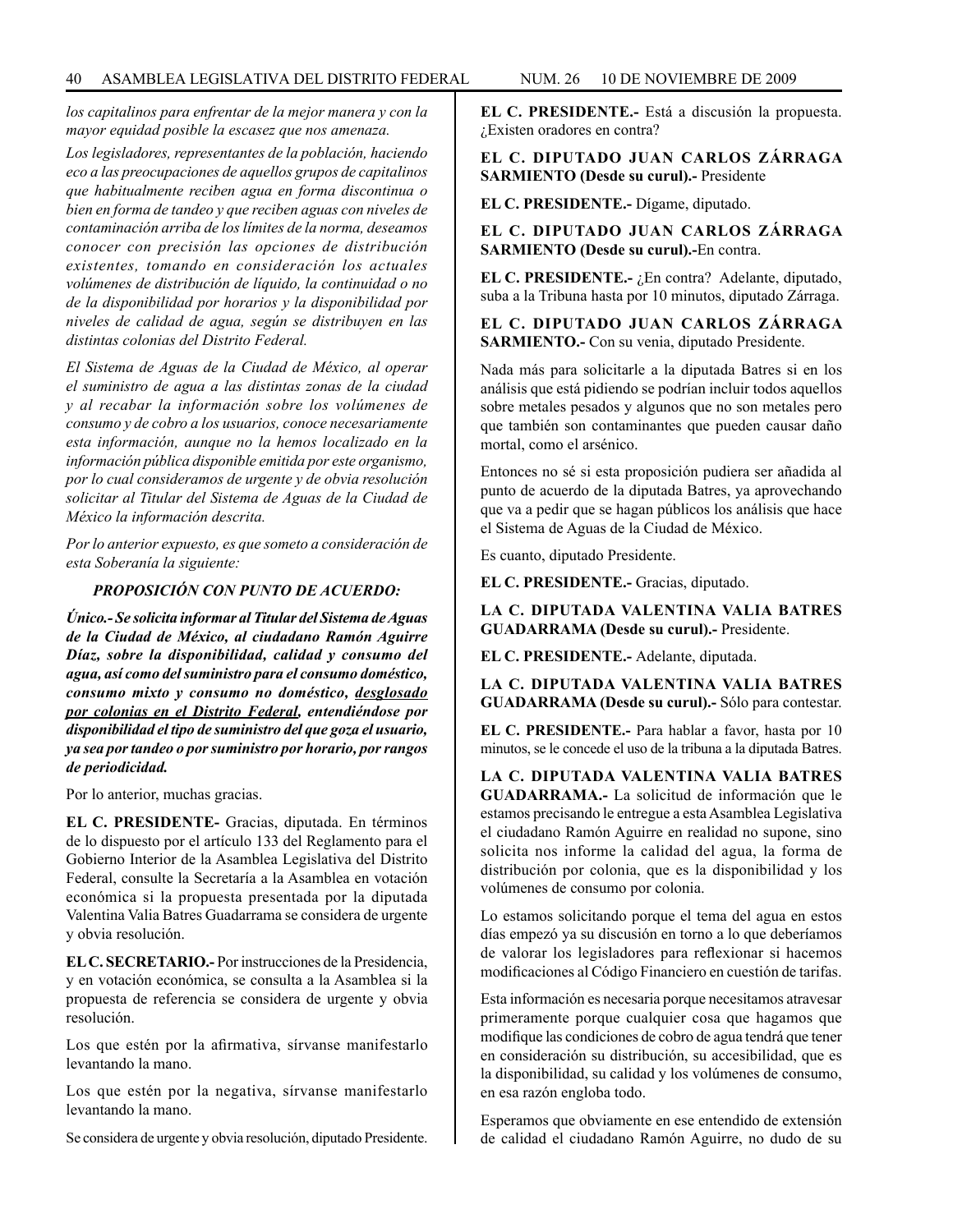*los capitalinos para enfrentar de la mejor manera y con la mayor equidad posible la escasez que nos amenaza.*

*Los legisladores, representantes de la población, haciendo eco a las preocupaciones de aquellos grupos de capitalinos que habitualmente reciben agua en forma discontinua o bien en forma de tandeo y que reciben aguas con niveles de contaminación arriba de los límites de la norma, deseamos conocer con precisión las opciones de distribución existentes, tomando en consideración los actuales volúmenes de distribución de líquido, la continuidad o no de la disponibilidad por horarios y la disponibilidad por niveles de calidad de agua, según se distribuyen en las distintas colonias del Distrito Federal.*

*El Sistema de Aguas de la Ciudad de México, al operar el suministro de agua a las distintas zonas de la ciudad y al recabar la información sobre los volúmenes de consumo y de cobro a los usuarios, conoce necesariamente esta información, aunque no la hemos localizado en la información pública disponible emitida por este organismo, por lo cual consideramos de urgente y de obvia resolución solicitar al Titular del Sistema de Aguas de la Ciudad de México la información descrita.*

*Por lo anterior expuesto, es que someto a consideración de esta Soberanía la siguiente:*

***PROPOSICIÓN CON PUNTO DE ACUERDO:***

***Único.- Se solicita informar al Titular del Sistema de Aguas de la Ciudad de México, al ciudadano Ramón Aguirre Díaz, sobre la disponibilidad, calidad y consumo del agua, así como del suministro para el consumo doméstico, consumo mixto y consumo no doméstico, <u>desglosado por colonias en el Distrito Federal</u>, entendiéndose por disponibilidad el tipo de suministro del que goza el usuario, ya sea por tandeo o por suministro por horario, por rangos de periodicidad.***

Por lo anterior, muchas gracias.

**EL C. PRESIDENTE-** Gracias, diputada. En términos de lo dispuesto por el artículo 133 del Reglamento para el Gobierno Interior de la Asamblea Legislativa del Distrito Federal, consulte la Secretaría a la Asamblea en votación económica si la propuesta presentada por la diputada Valentina Valia Batres Guadarrama se considera de urgente y obvia resolución.

**EL C. SECRETARIO.-** Por instrucciones de la Presidencia, y en votación económica, se consulta a la Asamblea si la propuesta de referencia se considera de urgente y obvia resolución.

Los que estén por la afirmativa, sírvanse manifestarlo levantando la mano.

Los que estén por la negativa, sírvanse manifestarlo levantando la mano.

Se considera de urgente y obvia resolución, diputado Presidente.

**EL C. PRESIDENTE.-** Está a discusión la propuesta. ¿Existen oradores en contra?

**EL C. DIPUTADO JUAN CARLOS ZÁRRAGA SARMIENTO (Desde su curul).-** Presidente

**EL C. PRESIDENTE.-** Dígame, diputado.

**EL C. DIPUTADO JUAN CARLOS ZÁRRAGA SARMIENTO (Desde su curul).-**En contra.

**EL C. PRESIDENTE.-** ¿En contra? Adelante, diputado, suba a la Tribuna hasta por 10 minutos, diputado Zárraga.

**EL C. DIPUTADO JUAN CARLOS ZÁRRAGA SARMIENTO.-** Con su venia, diputado Presidente.

Nada más para solicitarle a la diputada Batres si en los análisis que está pidiendo se podrían incluir todos aquellos sobre metales pesados y algunos que no son metales pero que también son contaminantes que pueden causar daño mortal, como el arsénico.

Entonces no sé si esta proposición pudiera ser añadida al punto de acuerdo de la diputada Batres, ya aprovechando que va a pedir que se hagan públicos los análisis que hace el Sistema de Aguas de la Ciudad de México.

Es cuanto, diputado Presidente.

**EL C. PRESIDENTE.-** Gracias, diputado.

**LA C. DIPUTADA VALENTINA VALIA BATRES GUADARRAMA (Desde su curul).-** Presidente.

**EL C. PRESIDENTE.-** Adelante, diputada.

**LA C. DIPUTADA VALENTINA VALIA BATRES GUADARRAMA (Desde su curul).-** Sólo para contestar.

**EL C. PRESIDENTE.-** Para hablar a favor, hasta por 10 minutos, se le concede el uso de la tribuna a la diputada Batres.

**LA C. DIPUTADA VALENTINA VALIA BATRES GUADARRAMA.-** La solicitud de información que le estamos precisando le entregue a esta Asamblea Legislativa el ciudadano Ramón Aguirre en realidad no supone, sino solicita nos informe la calidad del agua, la forma de distribución por colonia, que es la disponibilidad y los volúmenes de consumo por colonia.

Lo estamos solicitando porque el tema del agua en estos días empezó ya su discusión en torno a lo que deberíamos de valorar los legisladores para reflexionar si hacemos modificaciones al Código Financiero en cuestión de tarifas.

Esta información es necesaria porque necesitamos atravesar primeramente porque cualquier cosa que hagamos que modifique las condiciones de cobro de agua tendrá que tener en consideración su distribución, su accesibilidad, que es la disponibilidad, su calidad y los volúmenes de consumo, en esa razón engloba todo.

Esperamos que obviamente en ese entendido de extensión de calidad el ciudadano Ramón Aguirre, no dudo de su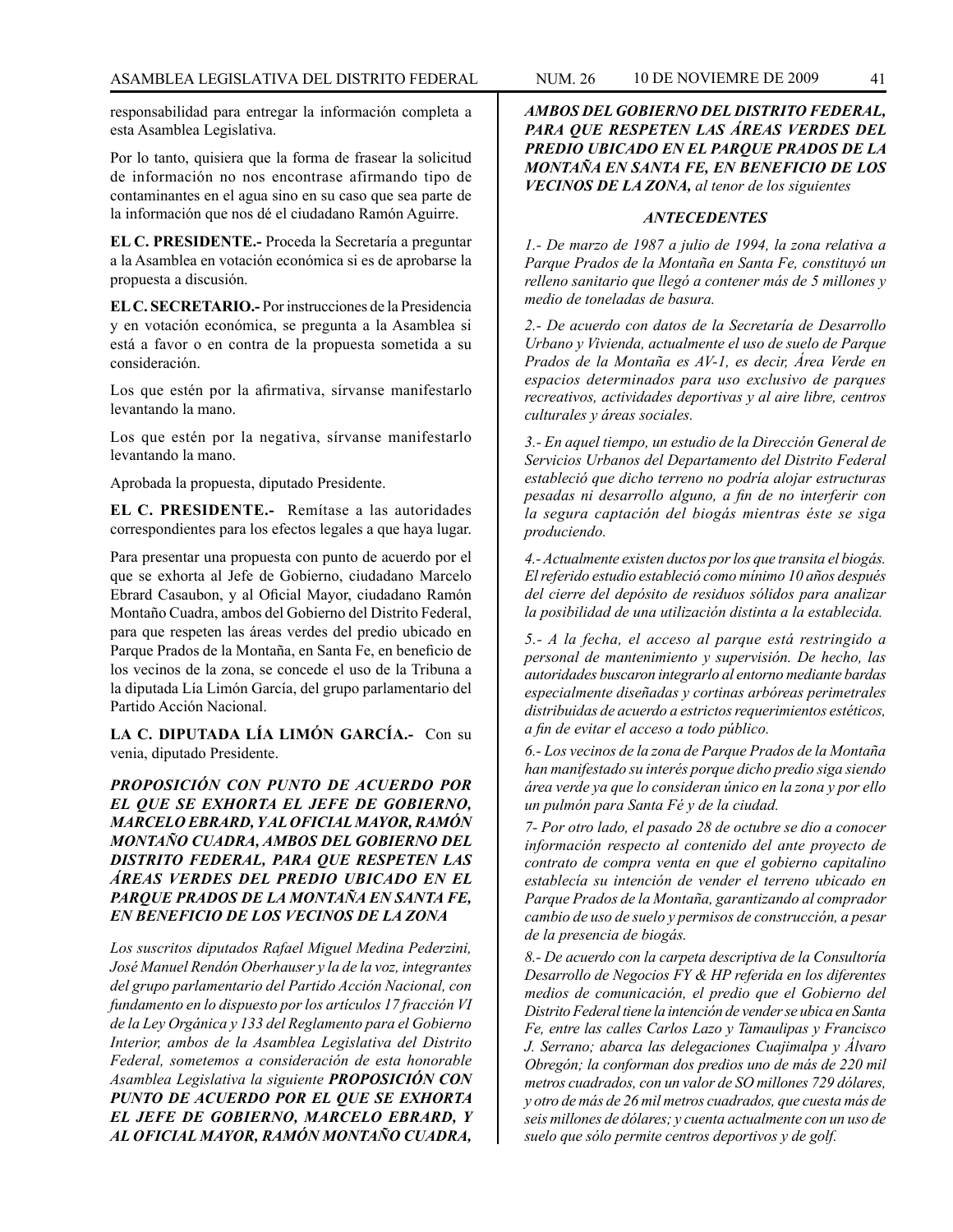responsabilidad para entregar la información completa a esta Asamblea Legislativa.

Por lo tanto, quisiera que la forma de frasear la solicitud de información no nos encontrase afirmando tipo de contaminantes en el agua sino en su caso que sea parte de la información que nos dé el ciudadano Ramón Aguirre.

**EL C. PRESIDENTE.-** Proceda la Secretaría a preguntar a la Asamblea en votación económica si es de aprobarse la propuesta a discusión.

**EL C. SECRETARIO.-** Por instrucciones de la Presidencia y en votación económica, se pregunta a la Asamblea si está a favor o en contra de la propuesta sometida a su consideración.

Los que estén por la afirmativa, sírvanse manifestarlo levantando la mano.

Los que estén por la negativa, sírvanse manifestarlo levantando la mano.

Aprobada la propuesta, diputado Presidente.

**EL C. PRESIDENTE.-** Remítase a las autoridades correspondientes para los efectos legales a que haya lugar.

Para presentar una propuesta con punto de acuerdo por el que se exhorta al Jefe de Gobierno, ciudadano Marcelo Ebrard Casaubon, y al Oficial Mayor, ciudadano Ramón Montaño Cuadra, ambos del Gobierno del Distrito Federal, para que respeten las áreas verdes del predio ubicado en Parque Prados de la Montaña, en Santa Fe, en beneficio de los vecinos de la zona, se concede el uso de la Tribuna a la diputada Lía Limón García, del grupo parlamentario del Partido Acción Nacional.

**LA C. DIPUTADA LÍA LIMÓN GARCÍA.-** Con su venia, diputado Presidente.

***PROPOSICIÓN CON PUNTO DE ACUERDO POR EL QUE SE EXHORTA EL JEFE DE GOBIERNO, MARCELO EBRARD, Y AL OFICIAL MAYOR, RAMÓN MONTAÑO CUADRA, AMBOS DEL GOBIERNO DEL DISTRITO FEDERAL, PARA QUE RESPETEN LAS ÁREAS VERDES DEL PREDIO UBICADO EN EL PARQUE PRADOS DE LA MONTAÑA EN SANTA FE, EN BENEFICIO DE LOS VECINOS DE LA ZONA***

*Los suscritos diputados Rafael Miguel Medina Pederzini, José Manuel Rendón Oberhauser y la de la voz, integrantes del grupo parlamentario del Partido Acción Nacional, con fundamento en lo dispuesto por los artículos 17 fracción VI de la Ley Orgánica y 133 del Reglamento para el Gobierno Interior, ambos de la Asamblea Legislativa del Distrito Federal, sometemos a consideración de esta honorable Asamblea Legislativa la siguiente* ***PROPOSICIÓN CON PUNTO DE ACUERDO POR EL QUE SE EXHORTA EL JEFE DE GOBIERNO, MARCELO EBRARD, Y AL OFICIAL MAYOR, RAMÓN MONTAÑO CUADRA, AMBOS DEL GOBIERNO DEL DISTRITO FEDERAL, PARA QUE RESPETEN LAS ÁREAS VERDES DEL PREDIO UBICADO EN EL PARQUE PRADOS DE LA MONTAÑA EN SANTA FE, EN BENEFICIO DE LOS VECINOS DE LA ZONA,*** *al tenor de los siguientes*

***ANTECEDENTES***

*1.- De marzo de 1987 a julio de 1994, la zona relativa a Parque Prados de la Montaña en Santa Fe, constituyó un relleno sanitario que llegó a contener más de 5 millones y medio de toneladas de basura.*

*2.- De acuerdo con datos de la Secretaría de Desarrollo Urbano y Vivienda, actualmente el uso de suelo de Parque Prados de la Montaña es AV-1, es decir, Área Verde en espacios determinados para uso exclusivo de parques recreativos, actividades deportivas y al aire libre, centros culturales y áreas sociales.*

*3.- En aquel tiempo, un estudio de la Dirección General de Servicios Urbanos del Departamento del Distrito Federal estableció que dicho terreno no podría alojar estructuras pesadas ni desarrollo alguno, a fin de no interferir con la segura captación del biogás mientras éste se siga produciendo.*

*4.- Actualmente existen ductos por los que transita el biogás. El referido estudio estableció como mínimo 10 años después del cierre del depósito de residuos sólidos para analizar la posibilidad de una utilización distinta a la establecida.*

*5.- A la fecha, el acceso al parque está restringido a personal de mantenimiento y supervisión. De hecho, las autoridades buscaron integrarlo al entorno mediante bardas especialmente diseñadas y cortinas arbóreas perimetrales distribuidas de acuerdo a estrictos requerimientos estéticos, a fin de evitar el acceso a todo público.*

*6.- Los vecinos de la zona de Parque Prados de la Montaña han manifestado su interés porque dicho predio siga siendo área verde ya que lo consideran único en la zona y por ello un pulmón para Santa Fé y de la ciudad.*

*7- Por otro lado, el pasado 28 de octubre se dio a conocer información respecto al contenido del ante proyecto de contrato de compra venta en que el gobierno capitalino establecía su intención de vender el terreno ubicado en Parque Prados de la Montaña, garantizando al comprador cambio de uso de suelo y permisos de construcción, a pesar de la presencia de biogás.*

*8.- De acuerdo con la carpeta descriptiva de la Consultoría Desarrollo de Negocios FY & HP referida en los diferentes medios de comunicación, el predio que el Gobierno del Distrito Federal tiene la intención de vender se ubica en Santa Fe, entre las calles Carlos Lazo y Tamaulipas y Francisco J. Serrano; abarca las delegaciones Cuajimalpa y Álvaro Obregón; la conforman dos predios uno de más de 220 mil metros cuadrados, con un valor de SO millones 729 dólares, y otro de más de 26 mil metros cuadrados, que cuesta más de seis millones de dólares; y cuenta actualmente con un uso de suelo que sólo permite centros deportivos y de golf.*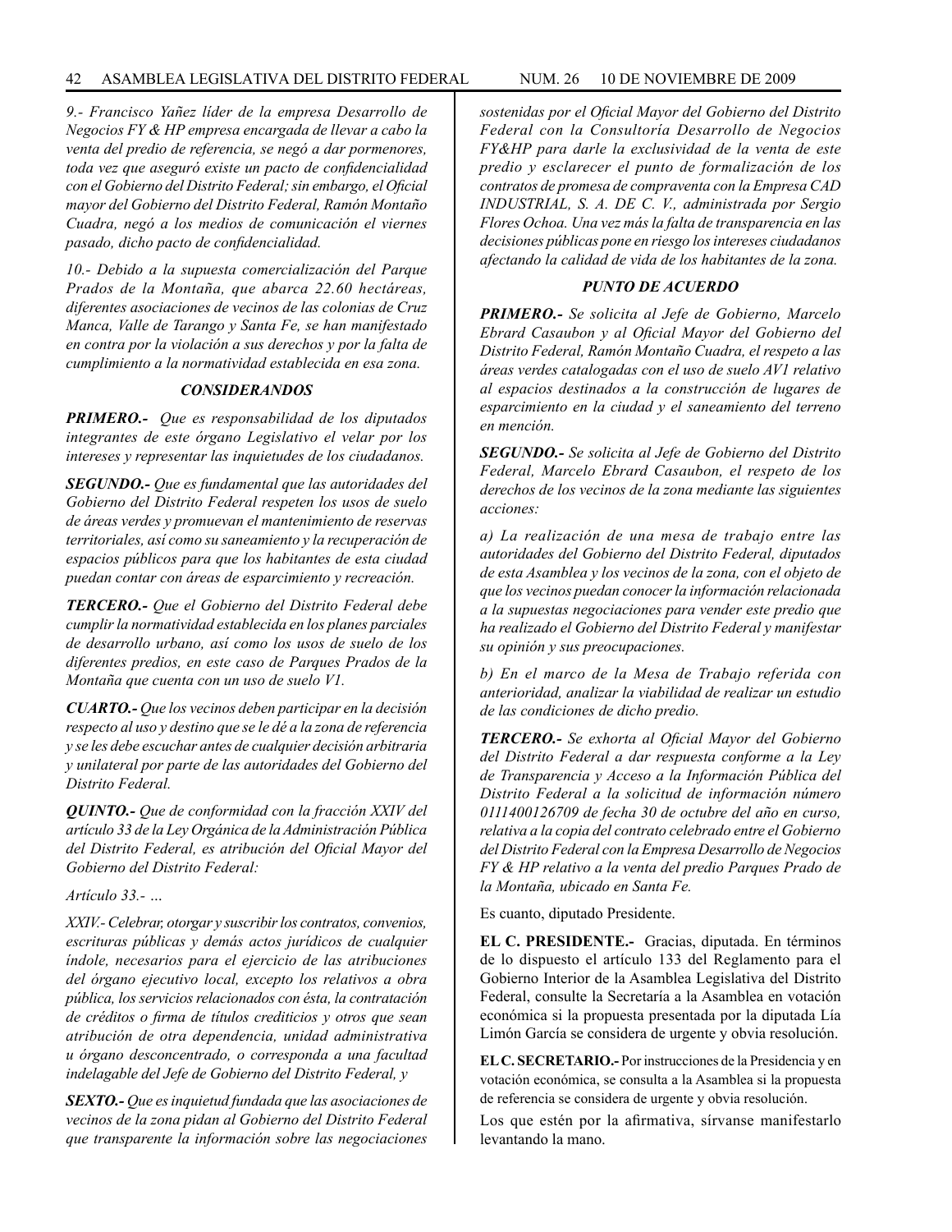*9.- Francisco Yañez líder de la empresa Desarrollo de Negocios FY & HP empresa encargada de llevar a cabo la venta del predio de referencia, se negó a dar pormenores, toda vez que aseguró existe un pacto de confidencialidad con el Gobierno del Distrito Federal; sin embargo, el Oficial mayor del Gobierno del Distrito Federal, Ramón Montaño Cuadra, negó a los medios de comunicación el viernes pasado, dicho pacto de confidencialidad.*

*10.- Debido a la supuesta comercialización del Parque Prados de la Montaña, que abarca 22.60 hectáreas, diferentes asociaciones de vecinos de las colonias de Cruz Manca, Valle de Tarango y Santa Fe, se han manifestado en contra por la violación a sus derechos y por la falta de cumplimiento a la normatividad establecida en esa zona.*

***CONSIDERANDOS***

***PRIMERO.-*** *Que es responsabilidad de los diputados integrantes de este órgano Legislativo el velar por los intereses y representar las inquietudes de los ciudadanos.*

***SEGUNDO.-*** *Que es fundamental que las autoridades del Gobierno del Distrito Federal respeten los usos de suelo de áreas verdes y promuevan el mantenimiento de reservas territoriales, así como su saneamiento y la recuperación de espacios públicos para que los habitantes de esta ciudad puedan contar con áreas de esparcimiento y recreación.*

***TERCERO.-*** *Que el Gobierno del Distrito Federal debe cumplir la normatividad establecida en los planes parciales de desarrollo urbano, así como los usos de suelo de los diferentes predios, en este caso de Parques Prados de la Montaña que cuenta con un uso de suelo V1.*

***CUARTO.-*** *Que los vecinos deben participar en la decisión respecto al uso y destino que se le dé a la zona de referencia y se les debe escuchar antes de cualquier decisión arbitraria y unilateral por parte de las autoridades del Gobierno del Distrito Federal.*

***QUINTO.-*** *Que de conformidad con la fracción XXIV del artículo 33 de la Ley Orgánica de la Administración Pública del Distrito Federal, es atribución del Oficial Mayor del Gobierno del Distrito Federal:*

*Artículo 33.- …*

*XXIV.- Celebrar, otorgar y suscribir los contratos, convenios, escrituras públicas y demás actos jurídicos de cualquier índole, necesarios para el ejercicio de las atribuciones del órgano ejecutivo local, excepto los relativos a obra pública, los servicios relacionados con ésta, la contratación de créditos o firma de títulos crediticios y otros que sean atribución de otra dependencia, unidad administrativa u órgano desconcentrado, o corresponda a una facultad indelagable del Jefe de Gobierno del Distrito Federal, y*

***SEXTO.-*** *Que es inquietud fundada que las asociaciones de vecinos de la zona pidan al Gobierno del Distrito Federal que transparente la información sobre las negociaciones sostenidas por el Oficial Mayor del Gobierno del Distrito Federal con la Consultoría Desarrollo de Negocios FY&HP para darle la exclusividad de la venta de este predio y esclarecer el punto de formalización de los contratos de promesa de compraventa con la Empresa CAD INDUSTRIAL, S. A. DE C. V., administrada por Sergio Flores Ochoa. Una vez más la falta de transparencia en las decisiones públicas pone en riesgo los intereses ciudadanos afectando la calidad de vida de los habitantes de la zona.*

***PUNTO DE ACUERDO***

***PRIMERO.-*** *Se solicita al Jefe de Gobierno, Marcelo Ebrard Casaubon y al Oficial Mayor del Gobierno del Distrito Federal, Ramón Montaño Cuadra, el respeto a las áreas verdes catalogadas con el uso de suelo AV1 relativo al espacios destinados a la construcción de lugares de esparcimiento en la ciudad y el saneamiento del terreno en mención.*

***SEGUNDO.-*** *Se solicita al Jefe de Gobierno del Distrito Federal, Marcelo Ebrard Casaubon, el respeto de los derechos de los vecinos de la zona mediante las siguientes acciones:*

*a) La realización de una mesa de trabajo entre las autoridades del Gobierno del Distrito Federal, diputados de esta Asamblea y los vecinos de la zona, con el objeto de que los vecinos puedan conocer la información relacionada a la supuestas negociaciones para vender este predio que ha realizado el Gobierno del Distrito Federal y manifestar su opinión y sus preocupaciones.*

*b) En el marco de la Mesa de Trabajo referida con anterioridad, analizar la viabilidad de realizar un estudio de las condiciones de dicho predio.*

***TERCERO.-*** *Se exhorta al Oficial Mayor del Gobierno del Distrito Federal a dar respuesta conforme a la Ley de Transparencia y Acceso a la Información Pública del Distrito Federal a la solicitud de información número 0111400126709 de fecha 30 de octubre del año en curso, relativa a la copia del contrato celebrado entre el Gobierno del Distrito Federal con la Empresa Desarrollo de Negocios FY & HP relativo a la venta del predio Parques Prado de la Montaña, ubicado en Santa Fe.*

Es cuanto, diputado Presidente.

**EL C. PRESIDENTE.-** Gracias, diputada. En términos de lo dispuesto el artículo 133 del Reglamento para el Gobierno Interior de la Asamblea Legislativa del Distrito Federal, consulte la Secretaría a la Asamblea en votación económica si la propuesta presentada por la diputada Lía Limón García se considera de urgente y obvia resolución.

**EL C. SECRETARIO.-** Por instrucciones de la Presidencia y en votación económica, se consulta a la Asamblea si la propuesta de referencia se considera de urgente y obvia resolución.

Los que estén por la afirmativa, sírvanse manifestarlo levantando la mano.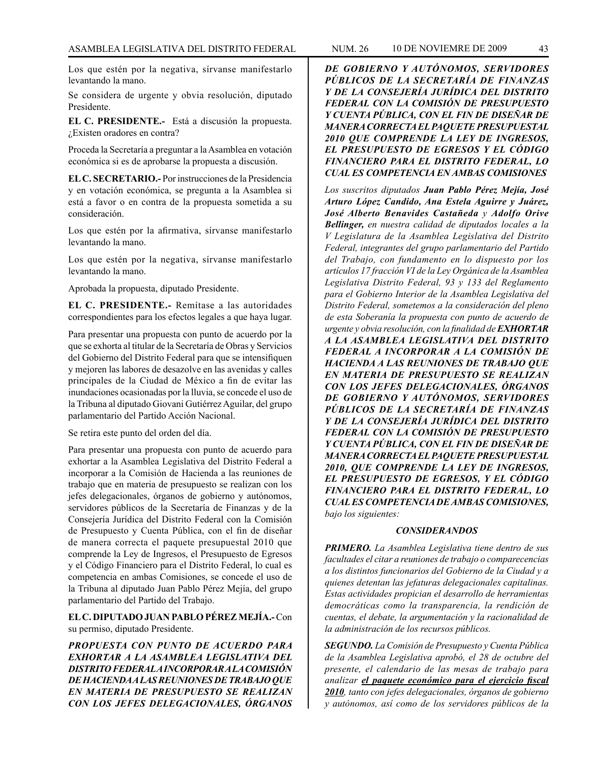Los que estén por la negativa, sírvanse manifestarlo levantando la mano.

Se considera de urgente y obvia resolución, diputado Presidente.

**EL C. PRESIDENTE.-** Está a discusión la propuesta. ¿Existen oradores en contra?

Proceda la Secretaría a preguntar a la Asamblea en votación económica si es de aprobarse la propuesta a discusión.

**EL C. SECRETARIO.-** Por instrucciones de la Presidencia y en votación económica, se pregunta a la Asamblea si está a favor o en contra de la propuesta sometida a su consideración.

Los que estén por la afirmativa, sírvanse manifestarlo levantando la mano.

Los que estén por la negativa, sírvanse manifestarlo levantando la mano.

Aprobada la propuesta, diputado Presidente.

**EL C. PRESIDENTE.-** Remítase a las autoridades correspondientes para los efectos legales a que haya lugar.

Para presentar una propuesta con punto de acuerdo por la que se exhorta al titular de la Secretaría de Obras y Servicios del Gobierno del Distrito Federal para que se intensifiquen y mejoren las labores de desazolve en las avenidas y calles principales de la Ciudad de México a fin de evitar las inundaciones ocasionadas por la lluvia, se concede el uso de la Tribuna al diputado Giovani Gutiérrez Aguilar, del grupo parlamentario del Partido Acción Nacional.

Se retira este punto del orden del día.

Para presentar una propuesta con punto de acuerdo para exhortar a la Asamblea Legislativa del Distrito Federal a incorporar a la Comisión de Hacienda a las reuniones de trabajo que en materia de presupuesto se realizan con los jefes delegacionales, órganos de gobierno y autónomos, servidores públicos de la Secretaría de Finanzas y de la Consejería Jurídica del Distrito Federal con la Comisión de Presupuesto y Cuenta Pública, con el fin de diseñar de manera correcta el paquete presupuestal 2010 que comprende la Ley de Ingresos, el Presupuesto de Egresos y el Código Financiero para el Distrito Federal, lo cual es competencia en ambas Comisiones, se concede el uso de la Tribuna al diputado Juan Pablo Pérez Mejía, del grupo parlamentario del Partido del Trabajo.

**EL C. DIPUTADO JUAN PABLO PÉREZ MEJÍA.-** Con su permiso, diputado Presidente.

***PROPUESTA CON PUNTO DE ACUERDO PARA EXHORTAR A LA ASAMBLEA LEGISLATIVA DEL DISTRITO FEDERAL A INCORPORAR A LA COMISIÓN DE HACIENDA A LAS REUNIONES DE TRABAJO QUE EN MATERIA DE PRESUPUESTO SE REALIZAN CON LOS JEFES DELEGACIONALES, ÓRGANOS DE GOBIERNO Y AUTÓNOMOS, SERVIDORES PÚBLICOS DE LA SECRETARÍA DE FINANZAS Y DE LA CONSEJERÍA JURÍDICA DEL DISTRITO FEDERAL CON LA COMISIÓN DE PRESUPUESTO Y CUENTA PÚBLICA, CON EL FIN DE DISEÑAR DE MANERA CORRECTA EL PAQUETE PRESUPUESTAL 2010 QUE COMPRENDE LA LEY DE INGRESOS, EL PRESUPUESTO DE EGRESOS Y EL CÓDIGO FINANCIERO PARA EL DISTRITO FEDERAL, LO CUAL ES COMPETENCIA EN AMBAS COMISIONES***

*Los suscritos diputados **Juan Pablo Pérez Mejía, José Arturo López Candido, Ana Estela Aguirre y Juárez, José Alberto Benavides Castañeda** y **Adolfo Orive Bellinger,** en nuestra calidad de diputados locales a la V Legislatura de la Asamblea Legislativa del Distrito Federal, integrantes del grupo parlamentario del Partido del Trabajo, con fundamento en lo dispuesto por los artículos 17 fracción VI de la Ley Orgánica de la Asamblea Legislativa Distrito Federal, 93 y 133 del Reglamento para el Gobierno Interior de la Asamblea Legislativa del Distrito Federal, sometemos a la consideración del pleno de esta Soberanía la propuesta con punto de acuerdo de urgente y obvia resolución, con la finalidad de **EXHORTAR A LA ASAMBLEA LEGISLATIVA DEL DISTRITO FEDERAL A INCORPORAR A LA COMISIÓN DE HACIENDA A LAS REUNIONES DE TRABAJO QUE EN MATERIA DE PRESUPUESTO SE REALIZAN CON LOS JEFES DELEGACIONALES, ÓRGANOS DE GOBIERNO Y AUTÓNOMOS, SERVIDORES PÚBLICOS DE LA SECRETARÍA DE FINANZAS Y DE LA CONSEJERÍA JURÍDICA DEL DISTRITO FEDERAL CON LA COMISIÓN DE PRESUPUESTO Y CUENTA PÚBLICA, CON EL FIN DE DISEÑAR DE MANERA CORRECTA EL PAQUETE PRESUPUESTAL 2010, QUE COMPRENDE LA LEY DE INGRESOS, EL PRESUPUESTO DE EGRESOS, Y EL CÓDIGO FINANCIERO PARA EL DISTRITO FEDERAL, LO CUAL ES COMPETENCIA DE AMBAS COMISIONES,** bajo los siguientes:*

***CONSIDERANDOS***

***PRIMERO.** La Asamblea Legislativa tiene dentro de sus facultades el citar a reuniones de trabajo o comparecencias a los distintos funcionarios del Gobierno de la Ciudad y a quienes detentan las jefaturas delegacionales capitalinas. Estas actividades propician el desarrollo de herramientas democráticas como la transparencia, la rendición de cuentas, el debate, la argumentación y la racionalidad de la administración de los recursos públicos.*

***SEGUNDO.** La Comisión de Presupuesto y Cuenta Pública de la Asamblea Legislativa aprobó, el 28 de octubre del presente, el calendario de las mesas de trabajo para analizar **el paquete económico para el ejercicio fiscal 2010**, tanto con jefes delegacionales, órganos de gobierno y autónomos, así como de los servidores públicos de la*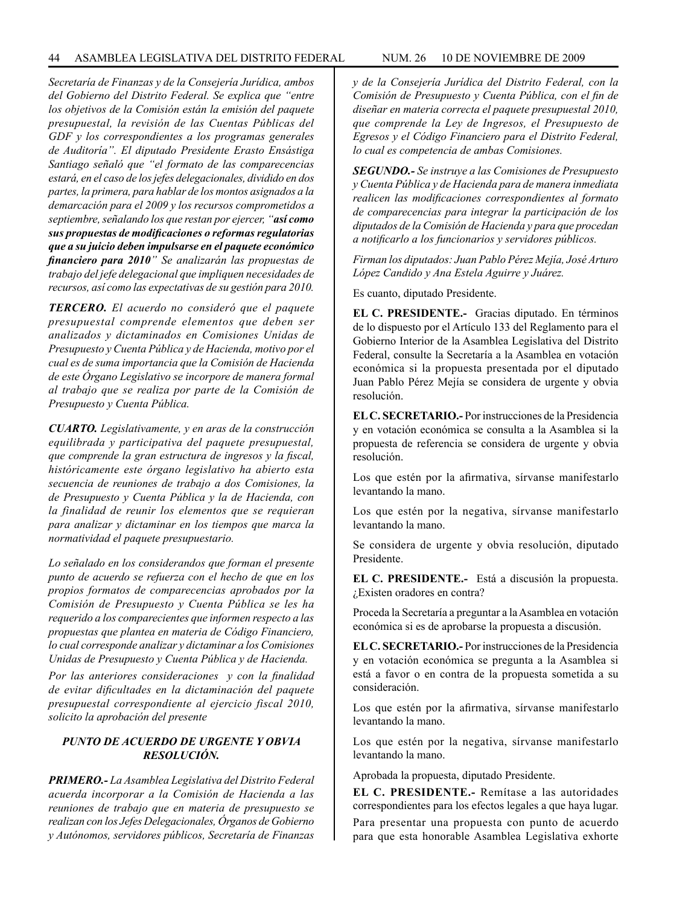*Secretaría de Finanzas y de la Consejería Jurídica, ambos del Gobierno del Distrito Federal. Se explica que "entre los objetivos de la Comisión están la emisión del paquete presupuestal, la revisión de las Cuentas Públicas del GDF y los correspondientes a los programas generales de Auditoría". El diputado Presidente Erasto Ensástiga Santiago señaló que "el formato de las comparecencias estará, en el caso de los jefes delegacionales, dividido en dos partes, la primera, para hablar de los montos asignados a la demarcación para el 2009 y los recursos comprometidos a septiembre, señalando los que restan por ejercer, "**así como sus propuestas de modificaciones o reformas regulatorias que a su juicio deben impulsarse en el paquete económico financiero para 2010**" Se analizarán las propuestas de trabajo del jefe delegacional que impliquen necesidades de recursos, así como las expectativas de su gestión para 2010.*

***TERCERO.*** *El acuerdo no consideró que el paquete presupuestal comprende elementos que deben ser analizados y dictaminados en Comisiones Unidas de Presupuesto y Cuenta Pública y de Hacienda, motivo por el cual es de suma importancia que la Comisión de Hacienda de este Órgano Legislativo se incorpore de manera formal al trabajo que se realiza por parte de la Comisión de Presupuesto y Cuenta Pública.*

***CUARTO.*** *Legislativamente, y en aras de la construcción equilibrada y participativa del paquete presupuestal, que comprende la gran estructura de ingresos y la fiscal, históricamente este órgano legislativo ha abierto esta secuencia de reuniones de trabajo a dos Comisiones, la de Presupuesto y Cuenta Pública y la de Hacienda, con la finalidad de reunir los elementos que se requieran para analizar y dictaminar en los tiempos que marca la normatividad el paquete presupuestario.*

*Lo señalado en los considerandos que forman el presente punto de acuerdo se refuerza con el hecho de que en los propios formatos de comparecencias aprobados por la Comisión de Presupuesto y Cuenta Pública se les ha requerido a los comparecientes que informen respecto a las propuestas que plantea en materia de Código Financiero, lo cual corresponde analizar y dictaminar a los Comisiones Unidas de Presupuesto y Cuenta Pública y de Hacienda.*

*Por las anteriores consideraciones y con la finalidad de evitar dificultades en la dictaminación del paquete presupuestal correspondiente al ejercicio fiscal 2010, solicito la aprobación del presente*

***PUNTO DE ACUERDO DE URGENTE Y OBVIA RESOLUCIÓN.***

***PRIMERO.-*** *La Asamblea Legislativa del Distrito Federal acuerda incorporar a la Comisión de Hacienda a las reuniones de trabajo que en materia de presupuesto se realizan con los Jefes Delegacionales, Órganos de Gobierno y Autónomos, servidores públicos, Secretaría de Finanzas y de la Consejería Jurídica del Distrito Federal, con la Comisión de Presupuesto y Cuenta Pública, con el fin de diseñar en materia correcta el paquete presupuestal 2010, que comprende la Ley de Ingresos, el Presupuesto de Egresos y el Código Financiero para el Distrito Federal, lo cual es competencia de ambas Comisiones.*

***SEGUNDO.-*** *Se instruye a las Comisiones de Presupuesto y Cuenta Pública y de Hacienda para de manera inmediata realicen las modificaciones correspondientes al formato de comparecencias para integrar la participación de los diputados de la Comisión de Hacienda y para que procedan a notificarlo a los funcionarios y servidores públicos.*

*Firman los diputados: Juan Pablo Pérez Mejía, José Arturo López Candido y Ana Estela Aguirre y Juárez.*

Es cuanto, diputado Presidente.

**EL C. PRESIDENTE.-** Gracias diputado. En términos de lo dispuesto por el Artículo 133 del Reglamento para el Gobierno Interior de la Asamblea Legislativa del Distrito Federal, consulte la Secretaría a la Asamblea en votación económica si la propuesta presentada por el diputado Juan Pablo Pérez Mejía se considera de urgente y obvia resolución.

**EL C. SECRETARIO.-** Por instrucciones de la Presidencia y en votación económica se consulta a la Asamblea si la propuesta de referencia se considera de urgente y obvia resolución.

Los que estén por la afirmativa, sírvanse manifestarlo levantando la mano.

Los que estén por la negativa, sírvanse manifestarlo levantando la mano.

Se considera de urgente y obvia resolución, diputado Presidente.

**EL C. PRESIDENTE.-** Está a discusión la propuesta. ¿Existen oradores en contra?

Proceda la Secretaría a preguntar a la Asamblea en votación económica si es de aprobarse la propuesta a discusión.

**EL C. SECRETARIO.-** Por instrucciones de la Presidencia y en votación económica se pregunta a la Asamblea si está a favor o en contra de la propuesta sometida a su consideración.

Los que estén por la afirmativa, sírvanse manifestarlo levantando la mano.

Los que estén por la negativa, sírvanse manifestarlo levantando la mano.

Aprobada la propuesta, diputado Presidente.

**EL C. PRESIDENTE.-** Remítase a las autoridades correspondientes para los efectos legales a que haya lugar.

Para presentar una propuesta con punto de acuerdo para que esta honorable Asamblea Legislativa exhorte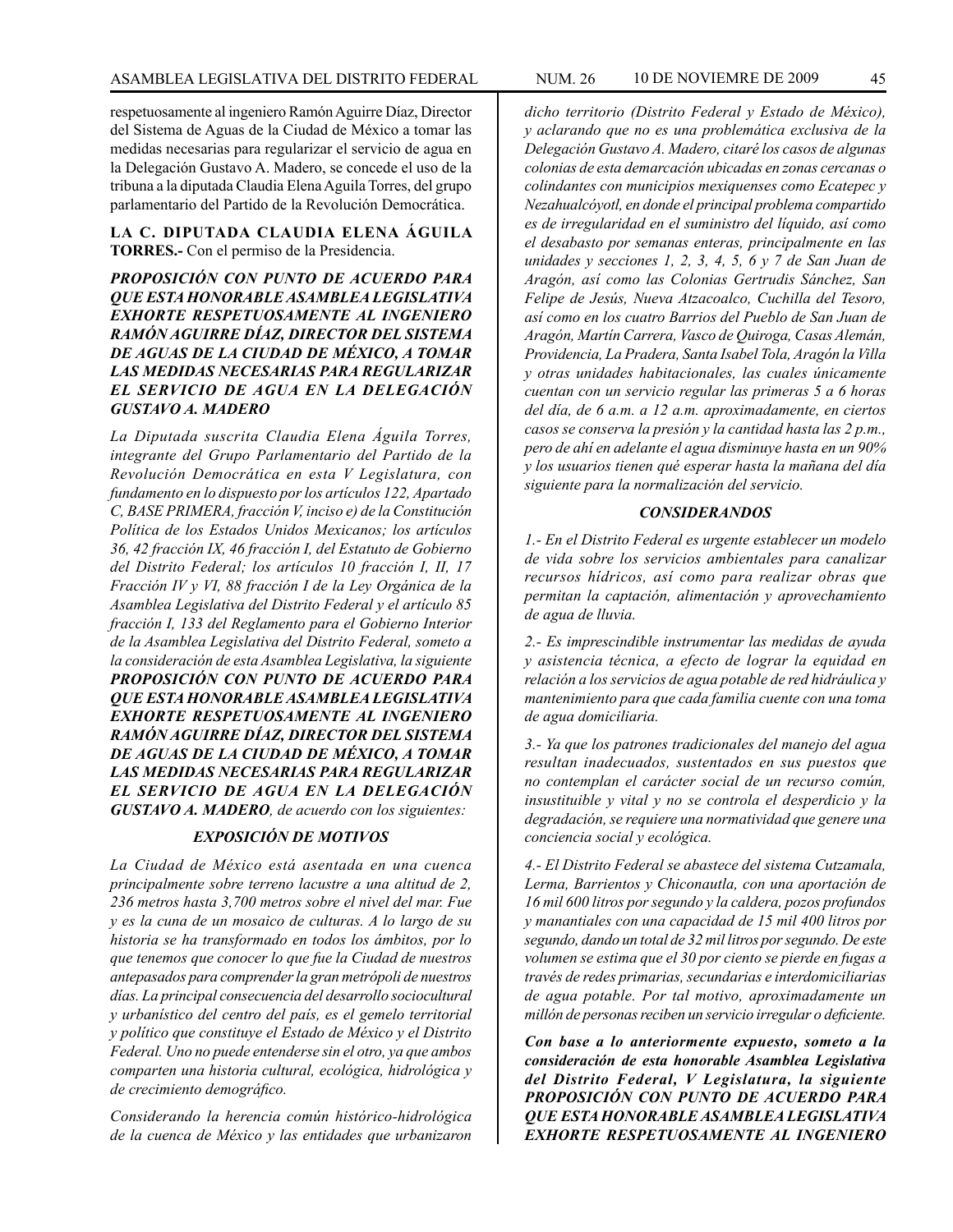respetuosamente al ingeniero Ramón Aguirre Díaz, Director del Sistema de Aguas de la Ciudad de México a tomar las medidas necesarias para regularizar el servicio de agua en la Delegación Gustavo A. Madero, se concede el uso de la tribuna a la diputada Claudia Elena Aguila Torres, del grupo parlamentario del Partido de la Revolución Democrática.

**LA C. DIPUTADA CLAUDIA ELENA ÁGUILA TORRES.-** Con el permiso de la Presidencia.

***PROPOSICIÓN CON PUNTO DE ACUERDO PARA QUE ESTA HONORABLE ASAMBLEA LEGISLATIVA EXHORTE RESPETUOSAMENTE AL INGENIERO RAMÓN AGUIRRE DÍAZ, DIRECTOR DEL SISTEMA DE AGUAS DE LA CIUDAD DE MÉXICO, A TOMAR LAS MEDIDAS NECESARIAS PARA REGULARIZAR EL SERVICIO DE AGUA EN LA DELEGACIÓN GUSTAVO A. MADERO***

*La Diputada suscrita Claudia Elena Águila Torres, integrante del Grupo Parlamentario del Partido de la Revolución Democrática en esta V Legislatura, con fundamento en lo dispuesto por los artículos 122, Apartado C, BASE PRIMERA, fracción V, inciso e) de la Constitución Política de los Estados Unidos Mexicanos; los artículos 36, 42 fracción IX, 46 fracción I, del Estatuto de Gobierno del Distrito Federal; los artículos 10 fracción I, II, 17 Fracción IV y VI, 88 fracción I de la Ley Orgánica de la Asamblea Legislativa del Distrito Federal y el artículo 85 fracción I, 133 del Reglamento para el Gobierno Interior de la Asamblea Legislativa del Distrito Federal, someto a la consideración de esta Asamblea Legislativa, la siguiente **PROPOSICIÓN CON PUNTO DE ACUERDO PARA QUE ESTA HONORABLE ASAMBLEA LEGISLATIVA EXHORTE RESPETUOSAMENTE AL INGENIERO RAMÓN AGUIRRE DÍAZ, DIRECTOR DEL SISTEMA DE AGUAS DE LA CIUDAD DE MÉXICO, A TOMAR LAS MEDIDAS NECESARIAS PARA REGULARIZAR EL SERVICIO DE AGUA EN LA DELEGACIÓN GUSTAVO A. MADERO**, de acuerdo con los siguientes:*

***EXPOSICIÓN DE MOTIVOS***

*La Ciudad de México está asentada en una cuenca principalmente sobre terreno lacustre a una altitud de 2, 236 metros hasta 3,700 metros sobre el nivel del mar. Fue y es la cuna de un mosaico de culturas. A lo largo de su historia se ha transformado en todos los ámbitos, por lo que tenemos que conocer lo que fue la Ciudad de nuestros antepasados para comprender la gran metrópoli de nuestros días. La principal consecuencia del desarrollo sociocultural y urbanístico del centro del país, es el gemelo territorial y político que constituye el Estado de México y el Distrito Federal. Uno no puede entenderse sin el otro, ya que ambos comparten una historia cultural, ecológica, hidrológica y de crecimiento demográfico.*

*Considerando la herencia común histórico-hidrológica de la cuenca de México y las entidades que urbanizaron dicho territorio (Distrito Federal y Estado de México), y aclarando que no es una problemática exclusiva de la Delegación Gustavo A. Madero, citaré los casos de algunas colonias de esta demarcación ubicadas en zonas cercanas o colindantes con municipios mexiquenses como Ecatepec y Nezahualcóyotl, en donde el principal problema compartido es de irregularidad en el suministro del líquido, así como el desabasto por semanas enteras, principalmente en las unidades y secciones 1, 2, 3, 4, 5, 6 y 7 de San Juan de Aragón, así como las Colonias Gertrudis Sánchez, San Felipe de Jesús, Nueva Atzacoalco, Cuchilla del Tesoro, así como en los cuatro Barrios del Pueblo de San Juan de Aragón, Martín Carrera, Vasco de Quiroga, Casas Alemán, Providencia, La Pradera, Santa Isabel Tola, Aragón la Villa y otras unidades habitacionales, las cuales únicamente cuentan con un servicio regular las primeras 5 a 6 horas del día, de 6 a.m. a 12 a.m. aproximadamente, en ciertos casos se conserva la presión y la cantidad hasta las 2 p.m., pero de ahí en adelante el agua disminuye hasta en un 90% y los usuarios tienen qué esperar hasta la mañana del día siguiente para la normalización del servicio.*

***CONSIDERANDOS***

*1.- En el Distrito Federal es urgente establecer un modelo de vida sobre los servicios ambientales para canalizar recursos hídricos, así como para realizar obras que permitan la captación, alimentación y aprovechamiento de agua de lluvia.*

*2.- Es imprescindible instrumentar las medidas de ayuda y asistencia técnica, a efecto de lograr la equidad en relación a los servicios de agua potable de red hidráulica y mantenimiento para que cada familia cuente con una toma de agua domiciliaria.*

*3.- Ya que los patrones tradicionales del manejo del agua resultan inadecuados, sustentados en sus puestos que no contemplan el carácter social de un recurso común, insustituible y vital y no se controla el desperdicio y la degradación, se requiere una normatividad que genere una conciencia social y ecológica.*

*4.- El Distrito Federal se abastece del sistema Cutzamala, Lerma, Barrientos y Chiconautla, con una aportación de 16 mil 600 litros por segundo y la caldera, pozos profundos y manantiales con una capacidad de 15 mil 400 litros por segundo, dando un total de 32 mil litros por segundo. De este volumen se estima que el 30 por ciento se pierde en fugas a través de redes primarias, secundarias e interdomiciliarias de agua potable. Por tal motivo, aproximadamente un millón de personas reciben un servicio irregular o deficiente.*

***Con base a lo anteriormente expuesto, someto a la consideración de esta honorable Asamblea Legislativa del Distrito Federal, V Legislatura, la siguiente PROPOSICIÓN CON PUNTO DE ACUERDO PARA QUE ESTA HONORABLE ASAMBLEA LEGISLATIVA EXHORTE RESPETUOSAMENTE AL INGENIERO***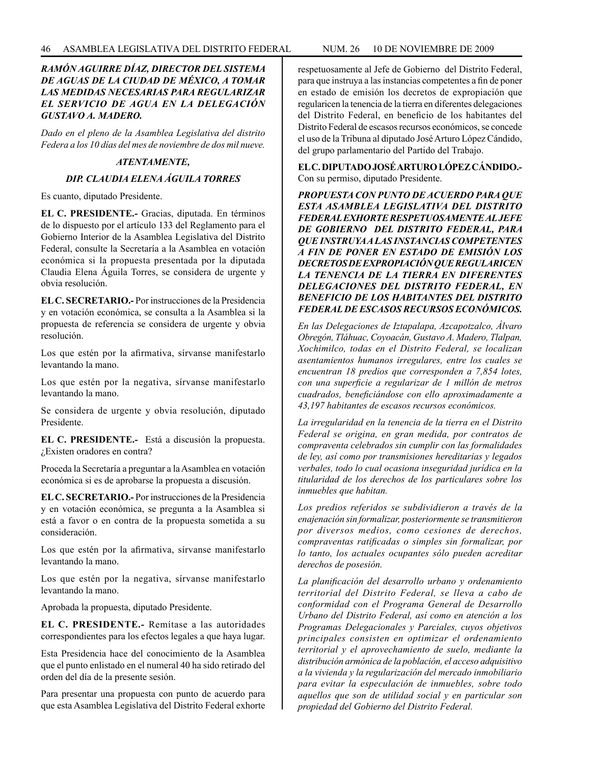***RAMÓN AGUIRRE DÍAZ, DIRECTOR DEL SISTEMA DE AGUAS DE LA CIUDAD DE MÉXICO, A TOMAR LAS MEDIDAS NECESARIAS PARA REGULARIZAR EL SERVICIO DE AGUA EN LA DELEGACIÓN GUSTAVO A. MADERO.***

*Dado en el pleno de la Asamblea Legislativa del distrito Federa a los 10 días del mes de noviembre de dos mil nueve.*

***ATENTAMENTE,***

***DIP. CLAUDIA ELENA ÁGUILA TORRES***

Es cuanto, diputado Presidente.

**EL C. PRESIDENTE.-** Gracias, diputada. En términos de lo dispuesto por el artículo 133 del Reglamento para el Gobierno Interior de la Asamblea Legislativa del Distrito Federal, consulte la Secretaría a la Asamblea en votación económica si la propuesta presentada por la diputada Claudia Elena Águila Torres, se considera de urgente y obvia resolución.

**EL C. SECRETARIO.-** Por instrucciones de la Presidencia y en votación económica, se consulta a la Asamblea si la propuesta de referencia se considera de urgente y obvia resolución.

Los que estén por la afirmativa, sírvanse manifestarlo levantando la mano.

Los que estén por la negativa, sírvanse manifestarlo levantando la mano.

Se considera de urgente y obvia resolución, diputado Presidente.

**EL C. PRESIDENTE.-** Está a discusión la propuesta. ¿Existen oradores en contra?

Proceda la Secretaría a preguntar a la Asamblea en votación económica si es de aprobarse la propuesta a discusión.

**EL C. SECRETARIO.-** Por instrucciones de la Presidencia y en votación económica, se pregunta a la Asamblea si está a favor o en contra de la propuesta sometida a su consideración.

Los que estén por la afirmativa, sírvanse manifestarlo levantando la mano.

Los que estén por la negativa, sírvanse manifestarlo levantando la mano.

Aprobada la propuesta, diputado Presidente.

**EL C. PRESIDENTE.-** Remítase a las autoridades correspondientes para los efectos legales a que haya lugar.

Esta Presidencia hace del conocimiento de la Asamblea que el punto enlistado en el numeral 40 ha sido retirado del orden del día de la presente sesión.

Para presentar una propuesta con punto de acuerdo para que esta Asamblea Legislativa del Distrito Federal exhorte respetuosamente al Jefe de Gobierno del Distrito Federal, para que instruya a las instancias competentes a fin de poner en estado de emisión los decretos de expropiación que regularicen la tenencia de la tierra en diferentes delegaciones del Distrito Federal, en beneficio de los habitantes del Distrito Federal de escasos recursos económicos, se concede el uso de la Tribuna al diputado José Arturo López Cándido, del grupo parlamentario del Partido del Trabajo.

**EL C. DIPUTADO JOSÉ ARTURO LÓPEZ CÁNDIDO.-** Con su permiso, diputado Presidente.

***PROPUESTA CON PUNTO DE ACUERDO PARA QUE ESTA ASAMBLEA LEGISLATIVA DEL DISTRITO FEDERAL EXHORTE RESPETUOSAMENTE AL JEFE DE GOBIERNO DEL DISTRITO FEDERAL, PARA QUE INSTRUYA A LAS INSTANCIAS COMPETENTES A FIN DE PONER EN ESTADO DE EMISIÓN LOS DECRETOS DE EXPROPIACIÓN QUE REGULARICEN LA TENENCIA DE LA TIERRA EN DIFERENTES DELEGACIONES DEL DISTRITO FEDERAL, EN BENEFICIO DE LOS HABITANTES DEL DISTRITO FEDERAL DE ESCASOS RECURSOS ECONÓMICOS.***

*En las Delegaciones de Iztapalapa, Azcapotzalco, Álvaro Obregón, Tláhuac, Coyoacán, Gustavo A. Madero, Tlalpan, Xochimilco, todas en el Distrito Federal, se localizan asentamientos humanos irregulares, entre los cuales se encuentran 18 predios que corresponden a 7,854 lotes, con una superficie a regularizar de 1 millón de metros cuadrados, beneficiándose con ello aproximadamente a 43,197 habitantes de escasos recursos económicos.*

*La irregularidad en la tenencia de la tierra en el Distrito Federal se origina, en gran medida, por contratos de compraventa celebrados sin cumplir con las formalidades de ley, así como por transmisiones hereditarias y legados verbales, todo lo cual ocasiona inseguridad jurídica en la titularidad de los derechos de los particulares sobre los inmuebles que habitan.*

*Los predios referidos se subdividieron a través de la enajenación sin formalizar, posteriormente se transmitieron por diversos medios, como cesiones de derechos, compraventas ratificadas o simples sin formalizar, por lo tanto, los actuales ocupantes sólo pueden acreditar derechos de posesión.*

*La planificación del desarrollo urbano y ordenamiento territorial del Distrito Federal, se lleva a cabo de conformidad con el Programa General de Desarrollo Urbano del Distrito Federal, así como en atención a los Programas Delegacionales y Parciales, cuyos objetivos principales consisten en optimizar el ordenamiento territorial y el aprovechamiento de suelo, mediante la distribución armónica de la población, el acceso adquisitivo a la vivienda y la regularización del mercado inmobiliario para evitar la especulación de inmuebles, sobre todo aquellos que son de utilidad social y en particular son propiedad del Gobierno del Distrito Federal.*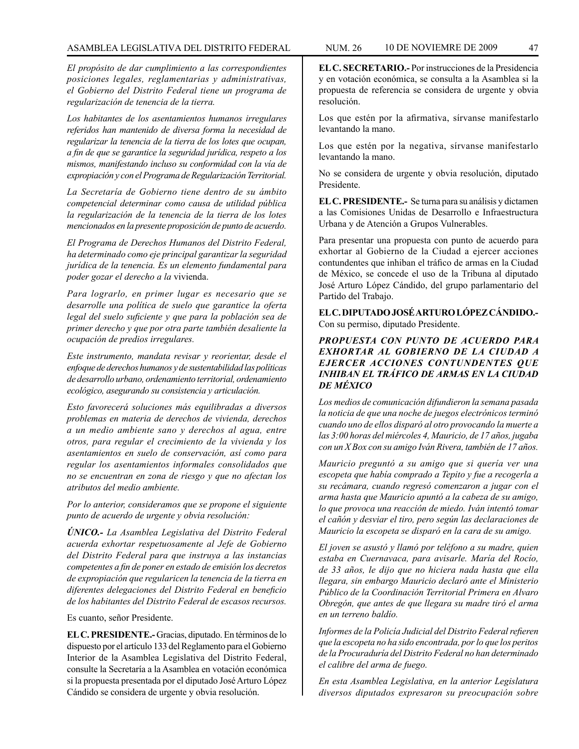*El propósito de dar cumplimiento a las correspondientes posiciones legales, reglamentarias y administrativas, el Gobierno del Distrito Federal tiene un programa de regularización de tenencia de la tierra.*

*Los habitantes de los asentamientos humanos irregulares referidos han mantenido de diversa forma la necesidad de regularizar la tenencia de la tierra de los lotes que ocupan, a fin de que se garantice la seguridad jurídica, respeto a los mismos, manifestando incluso su conformidad con la vía de expropiación y con el Programa de Regularización Territorial.*

*La Secretaría de Gobierno tiene dentro de su ámbito competencial determinar como causa de utilidad pública la regularización de la tenencia de la tierra de los lotes mencionados en la presente proposición de punto de acuerdo.*

*El Programa de Derechos Humanos del Distrito Federal, ha determinado como eje principal garantizar la seguridad jurídica de la tenencia. Es un elemento fundamental para poder gozar el derecho a la* vivienda.

*Para lograrlo, en primer lugar es necesario que se desarrolle una política de suelo que garantice la oferta legal del suelo suficiente y que para la población sea de primer derecho y que por otra parte también desaliente la ocupación de predios irregulares.*

*Este instrumento, mandata revisar y reorientar, desde el enfoque de derechos humanos y de sustentabilidad las políticas de desarrollo urbano, ordenamiento territorial, ordenamiento ecológico, asegurando su consistencia y articulación.*

*Esto favorecerá soluciones más equilibradas a diversos problemas en materia de derechos de vivienda, derechos a un medio ambiente sano y derechos al agua, entre otros, para regular el crecimiento de la vivienda y los asentamientos en suelo de conservación, así como para regular los asentamientos informales consolidados que no se encuentran en zona de riesgo y que no afectan los atributos del medio ambiente.*

*Por lo anterior, consideramos que se propone el siguiente punto de acuerdo de urgente y obvia resolución:*

***ÚNICO.-*** *La Asamblea Legislativa del Distrito Federal acuerda exhortar respetuosamente al Jefe de Gobierno del Distrito Federal para que instruya a las instancias competentes a fin de poner en estado de emisión los decretos de expropiación que regularicen la tenencia de la tierra en diferentes delegaciones del Distrito Federal en beneficio de los habitantes del Distrito Federal de escasos recursos.*

Es cuanto, señor Presidente.

**EL C. PRESIDENTE.-** Gracias, diputado. En términos de lo dispuesto por el artículo 133 del Reglamento para el Gobierno Interior de la Asamblea Legislativa del Distrito Federal, consulte la Secretaría a la Asamblea en votación económica si la propuesta presentada por el diputado José Arturo López Cándido se considera de urgente y obvia resolución.

**EL C. SECRETARIO.-** Por instrucciones de la Presidencia y en votación económica, se consulta a la Asamblea si la propuesta de referencia se considera de urgente y obvia resolución.

Los que estén por la afirmativa, sírvanse manifestarlo levantando la mano.

Los que estén por la negativa, sírvanse manifestarlo levantando la mano.

No se considera de urgente y obvia resolución, diputado Presidente.

**EL C. PRESIDENTE.-** Se turna para su análisis y dictamen a las Comisiones Unidas de Desarrollo e Infraestructura Urbana y de Atención a Grupos Vulnerables.

Para presentar una propuesta con punto de acuerdo para exhortar al Gobierno de la Ciudad a ejercer acciones contundentes que inhiban el tráfico de armas en la Ciudad de México, se concede el uso de la Tribuna al diputado José Arturo López Cándido, del grupo parlamentario del Partido del Trabajo.

**EL C. DIPUTADO JOSÉ ARTURO LÓPEZ CÁNDIDO.-** Con su permiso, diputado Presidente.

***PROPUESTA CON PUNTO DE ACUERDO PARA EXHORTAR AL GOBIERNO DE LA CIUDAD A EJERCER ACCIONES CONTUNDENTES QUE INHIBAN EL TRÁFICO DE ARMAS EN LA CIUDAD DE MÉXICO***

*Los medios de comunicación difundieron la semana pasada la noticia de que una noche de juegos electrónicos terminó cuando uno de ellos disparó al otro provocando la muerte a las 3:00 horas del miércoles 4, Mauricio, de 17 años, jugaba con un X Box con su amigo Iván Rivera, también de 17 años.*

*Mauricio preguntó a su amigo que si quería ver una escopeta que había comprado a Tepito y fue a recogerla a su recámara, cuando regresó comenzaron a jugar con el arma hasta que Mauricio apuntó a la cabeza de su amigo, lo que provoca una reacción de miedo. Iván intentó tomar el cañón y desviar el tiro, pero según las declaraciones de Mauricio la escopeta se disparó en la cara de su amigo.*

*El joven se asustó y llamó por teléfono a su madre, quien estaba en Cuernavaca, para avisarle. María del Rocío, de 33 años, le dijo que no hiciera nada hasta que ella llegara, sin embargo Mauricio declaró ante el Ministerio Público de la Coordinación Territorial Primera en Alvaro Obregón, que antes de que llegara su madre tiró el arma en un terreno baldío.*

*Informes de la Policía Judicial del Distrito Federal refieren que la escopeta no ha sido encontrada, por lo que los peritos de la Procuraduría del Distrito Federal no han determinado el calibre del arma de fuego.*

*En esta Asamblea Legislativa, en la anterior Legislatura diversos diputados expresaron su preocupación sobre*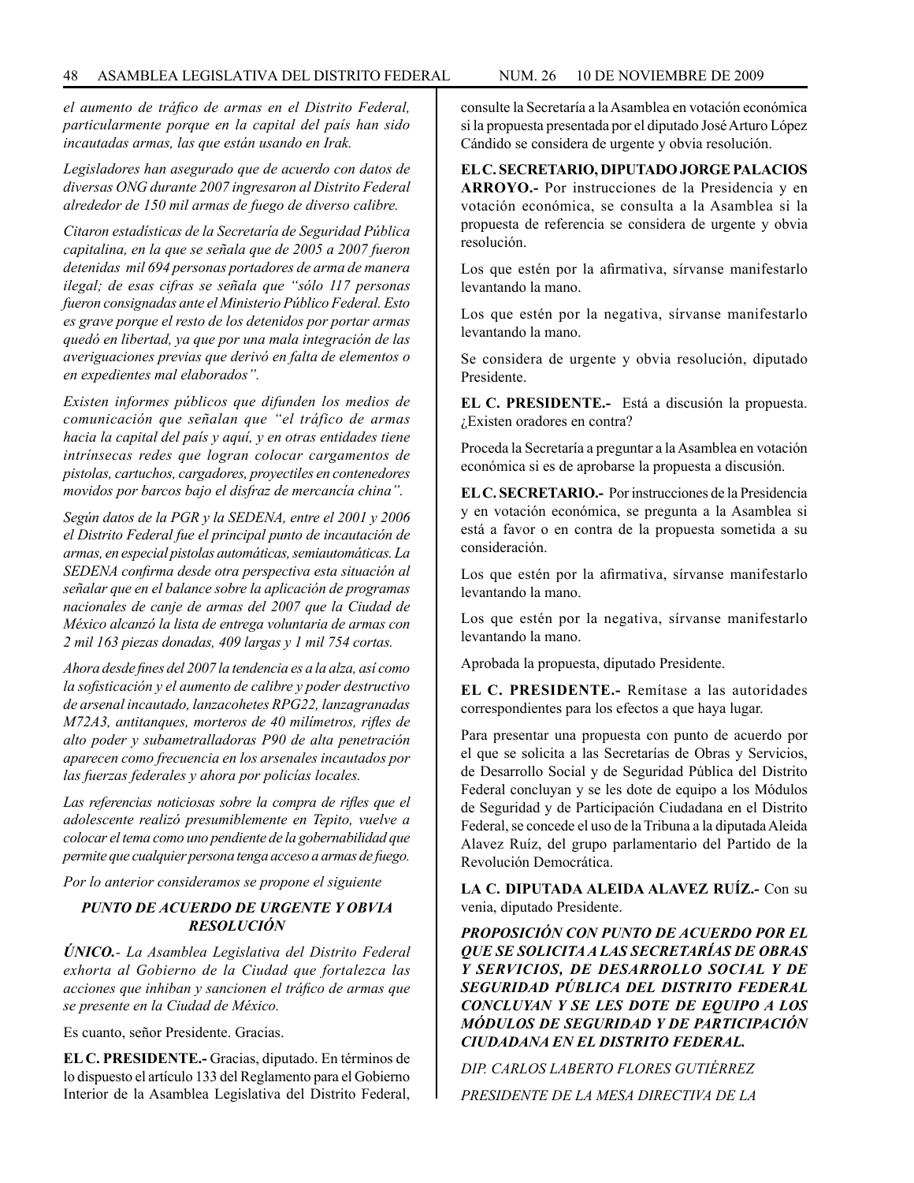*el aumento de tráfico de armas en el Distrito Federal, particularmente porque en la capital del país han sido incautadas armas, las que están usando en Irak.*

*Legisladores han asegurado que de acuerdo con datos de diversas ONG durante 2007 ingresaron al Distrito Federal alrededor de 150 mil armas de fuego de diverso calibre.*

*Citaron estadísticas de la Secretaría de Seguridad Pública capitalina, en la que se señala que de 2005 a 2007 fueron detenidas mil 694 personas portadores de arma de manera ilegal; de esas cifras se señala que "sólo 117 personas fueron consignadas ante el Ministerio Público Federal. Esto es grave porque el resto de los detenidos por portar armas quedó en libertad, ya que por una mala integración de las averiguaciones previas que derivó en falta de elementos o en expedientes mal elaborados".*

*Existen informes públicos que difunden los medios de comunicación que señalan que "el tráfico de armas hacia la capital del país y aquí, y en otras entidades tiene intrínsecas redes que logran colocar cargamentos de pistolas, cartuchos, cargadores, proyectiles en contenedores movidos por barcos bajo el disfraz de mercancía china".*

*Según datos de la PGR y la SEDENA, entre el 2001 y 2006 el Distrito Federal fue el principal punto de incautación de armas, en especial pistolas automáticas, semiautomáticas. La SEDENA confirma desde otra perspectiva esta situación al señalar que en el balance sobre la aplicación de programas nacionales de canje de armas del 2007 que la Ciudad de México alcanzó la lista de entrega voluntaria de armas con 2 mil 163 piezas donadas, 409 largas y 1 mil 754 cortas.*

*Ahora desde fines del 2007 la tendencia es a la alza, así como la sofisticación y el aumento de calibre y poder destructivo de arsenal incautado, lanzacohetes RPG22, lanzagranadas M72A3, antitanques, morteros de 40 milímetros, rifles de alto poder y subametralladoras P90 de alta penetración aparecen como frecuencia en los arsenales incautados por las fuerzas federales y ahora por policías locales.*

*Las referencias noticiosas sobre la compra de rifles que el adolescente realizó presumiblemente en Tepito, vuelve a colocar el tema como uno pendiente de la gobernabilidad que permite que cualquier persona tenga acceso a armas de fuego.*

*Por lo anterior consideramos se propone el siguiente*

***PUNTO DE ACUERDO DE URGENTE Y OBVIA RESOLUCIÓN***

***ÚNICO.**- La Asamblea Legislativa del Distrito Federal exhorta al Gobierno de la Ciudad que fortalezca las acciones que inhiban y sancionen el tráfico de armas que se presente en la Ciudad de México.*

Es cuanto, señor Presidente. Gracias.

**EL C. PRESIDENTE.-** Gracias, diputado. En términos de lo dispuesto el artículo 133 del Reglamento para el Gobierno Interior de la Asamblea Legislativa del Distrito Federal, consulte la Secretaría a la Asamblea en votación económica si la propuesta presentada por el diputado José Arturo López Cándido se considera de urgente y obvia resolución.

**EL C. SECRETARIO, DIPUTADO JORGE PALACIOS ARROYO.-** Por instrucciones de la Presidencia y en votación económica, se consulta a la Asamblea si la propuesta de referencia se considera de urgente y obvia resolución.

Los que estén por la afirmativa, sírvanse manifestarlo levantando la mano.

Los que estén por la negativa, sírvanse manifestarlo levantando la mano.

Se considera de urgente y obvia resolución, diputado Presidente.

**EL C. PRESIDENTE.-** Está a discusión la propuesta. ¿Existen oradores en contra?

Proceda la Secretaría a preguntar a la Asamblea en votación económica si es de aprobarse la propuesta a discusión.

**EL C. SECRETARIO.-** Por instrucciones de la Presidencia y en votación económica, se pregunta a la Asamblea si está a favor o en contra de la propuesta sometida a su consideración.

Los que estén por la afirmativa, sírvanse manifestarlo levantando la mano.

Los que estén por la negativa, sírvanse manifestarlo levantando la mano.

Aprobada la propuesta, diputado Presidente.

**EL C. PRESIDENTE.-** Remítase a las autoridades correspondientes para los efectos a que haya lugar.

Para presentar una propuesta con punto de acuerdo por el que se solicita a las Secretarías de Obras y Servicios, de Desarrollo Social y de Seguridad Pública del Distrito Federal concluyan y se les dote de equipo a los Módulos de Seguridad y de Participación Ciudadana en el Distrito Federal, se concede el uso de la Tribuna a la diputada Aleida Alavez Ruíz, del grupo parlamentario del Partido de la Revolución Democrática.

**LA C. DIPUTADA ALEIDA ALAVEZ RUÍZ.-** Con su venia, diputado Presidente.

***PROPOSICIÓN CON PUNTO DE ACUERDO POR EL QUE SE SOLICITA A LAS SECRETARÍAS DE OBRAS Y SERVICIOS, DE DESARROLLO SOCIAL Y DE SEGURIDAD PÚBLICA DEL DISTRITO FEDERAL CONCLUYAN Y SE LES DOTE DE EQUIPO A LOS MÓDULOS DE SEGURIDAD Y DE PARTICIPACIÓN CIUDADANA EN EL DISTRITO FEDERAL.***

*DIP. CARLOS LABERTO FLORES GUTIÉRREZ*

*PRESIDENTE DE LA MESA DIRECTIVA DE LA*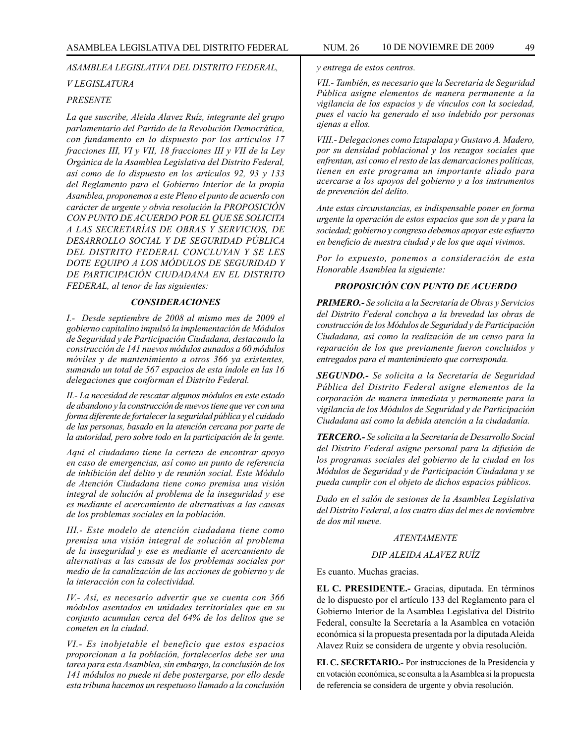*ASAMBLEA LEGISLATIVA DEL DISTRITO FEDERAL,*

*V LEGISLATURA*

*PRESENTE*

*La que suscribe, Aleida Alavez Ruíz, integrante del grupo parlamentario del Partido de la Revolución Democrática, con fundamento en lo dispuesto por los artículos 17 fracciones III, VI y VII, 18 fracciones III y VII de la Ley Orgánica de la Asamblea Legislativa del Distrito Federal, así como de lo dispuesto en los artículos 92, 93 y 133 del Reglamento para el Gobierno Interior de la propia Asamblea, proponemos a este Pleno el punto de acuerdo con carácter de urgente y obvia resolución la PROPOSICIÓN CON PUNTO DE ACUERDO POR EL QUE SE SOLICITA A LAS SECRETARÍAS DE OBRAS Y SERVICIOS, DE DESARROLLO SOCIAL Y DE SEGURIDAD PÚBLICA DEL DISTRITO FEDERAL CONCLUYAN Y SE LES DOTE EQUIPO A LOS MÓDULOS DE SEGURIDAD Y DE PARTICIPACIÓN CIUDADANA EN EL DISTRITO FEDERAL, al tenor de las siguientes:*

***CONSIDERACIONES***

*I.- Desde septiembre de 2008 al mismo mes de 2009 el gobierno capitalino impulsó la implementación de Módulos de Seguridad y de Participación Ciudadana, destacando la construcción de 141 nuevos módulos aunados a 60 módulos móviles y de mantenimiento a otros 366 ya existentes, sumando un total de 567 espacios de esta índole en las 16 delegaciones que conforman el Distrito Federal.*

*II.- La necesidad de rescatar algunos módulos en este estado de abandono y la construcción de nuevos tiene que ver con una forma diferente de fortalecer la seguridad pública y el cuidado de las personas, basado en la atención cercana por parte de la autoridad, pero sobre todo en la participación de la gente.*

*Aquí el ciudadano tiene la certeza de encontrar apoyo en caso de emergencias, así como un punto de referencia de inhibición del delito y de reunión social. Este Módulo de Atención Ciudadana tiene como premisa una visión integral de solución al problema de la inseguridad y ese es mediante el acercamiento de alternativas a las causas de los problemas sociales en la población.*

*III.- Este modelo de atención ciudadana tiene como premisa una visión integral de solución al problema de la inseguridad y ese es mediante el acercamiento de alternativas a las causas de los problemas sociales por medio de la canalización de las acciones de gobierno y de la interacción con la colectividad.*

*IV.- Así, es necesario advertir que se cuenta con 366 módulos asentados en unidades territoriales que en su conjunto acumulan cerca del 64% de los delitos que se cometen en la ciudad.*

*VI.- Es inobjetable el beneficio que estos espacios proporcionan a la población, fortalecerlos debe ser una tarea para esta Asamblea, sin embargo, la conclusión de los 141 módulos no puede ni debe postergarse, por ello desde esta tribuna hacemos un respetuoso llamado a la conclusión y entrega de estos centros.*

*VII.- También, es necesario que la Secretaría de Seguridad Pública asigne elementos de manera permanente a la vigilancia de los espacios y de vínculos con la sociedad, pues el vacío ha generado el uso indebido por personas ajenas a ellos.*

*VIII.- Delegaciones como Iztapalapa y Gustavo A. Madero, por su densidad poblacional y los rezagos sociales que enfrentan, así como el resto de las demarcaciones políticas, tienen en este programa un importante aliado para acercarse a los apoyos del gobierno y a los instrumentos de prevención del delito.*

*Ante estas circunstancias, es indispensable poner en forma urgente la operación de estos espacios que son de y para la sociedad; gobierno y congreso debemos apoyar este esfuerzo en beneficio de nuestra ciudad y de los que aquí vivimos.*

*Por lo expuesto, ponemos a consideración de esta Honorable Asamblea la siguiente:*

***PROPOSICIÓN CON PUNTO DE ACUERDO***

***PRIMERO.-*** *Se solicita a la Secretaría de Obras y Servicios del Distrito Federal concluya a la brevedad las obras de construcción de los Módulos de Seguridad y de Participación Ciudadana, así como la realización de un censo para la reparación de los que previamente fueron concluidos y entregados para el mantenimiento que corresponda.*

***SEGUNDO.-*** *Se solicita a la Secretaría de Seguridad Pública del Distrito Federal asigne elementos de la corporación de manera inmediata y permanente para la vigilancia de los Módulos de Seguridad y de Participación Ciudadana así como la debida atención a la ciudadanía.*

***TERCERO.-*** *Se solicita a la Secretaría de Desarrollo Social del Distrito Federal asigne personal para la difusión de los programas sociales del gobierno de la ciudad en los Módulos de Seguridad y de Participación Ciudadana y se pueda cumplir con el objeto de dichos espacios públicos.*

*Dado en el salón de sesiones de la Asamblea Legislativa del Distrito Federal, a los cuatro días del mes de noviembre de dos mil nueve.*

*ATENTAMENTE*

*DIP ALEIDA ALAVEZ RUÍZ*

Es cuanto. Muchas gracias.

**EL C. PRESIDENTE.-** Gracias, diputada. En términos de lo dispuesto por el artículo 133 del Reglamento para el Gobierno Interior de la Asamblea Legislativa del Distrito Federal, consulte la Secretaría a la Asamblea en votación económica si la propuesta presentada por la diputada Aleida Alavez Ruiz se considera de urgente y obvia resolución.

**EL C. SECRETARIO.-** Por instrucciones de la Presidencia y en votación económica, se consulta a la Asamblea si la propuesta de referencia se considera de urgente y obvia resolución.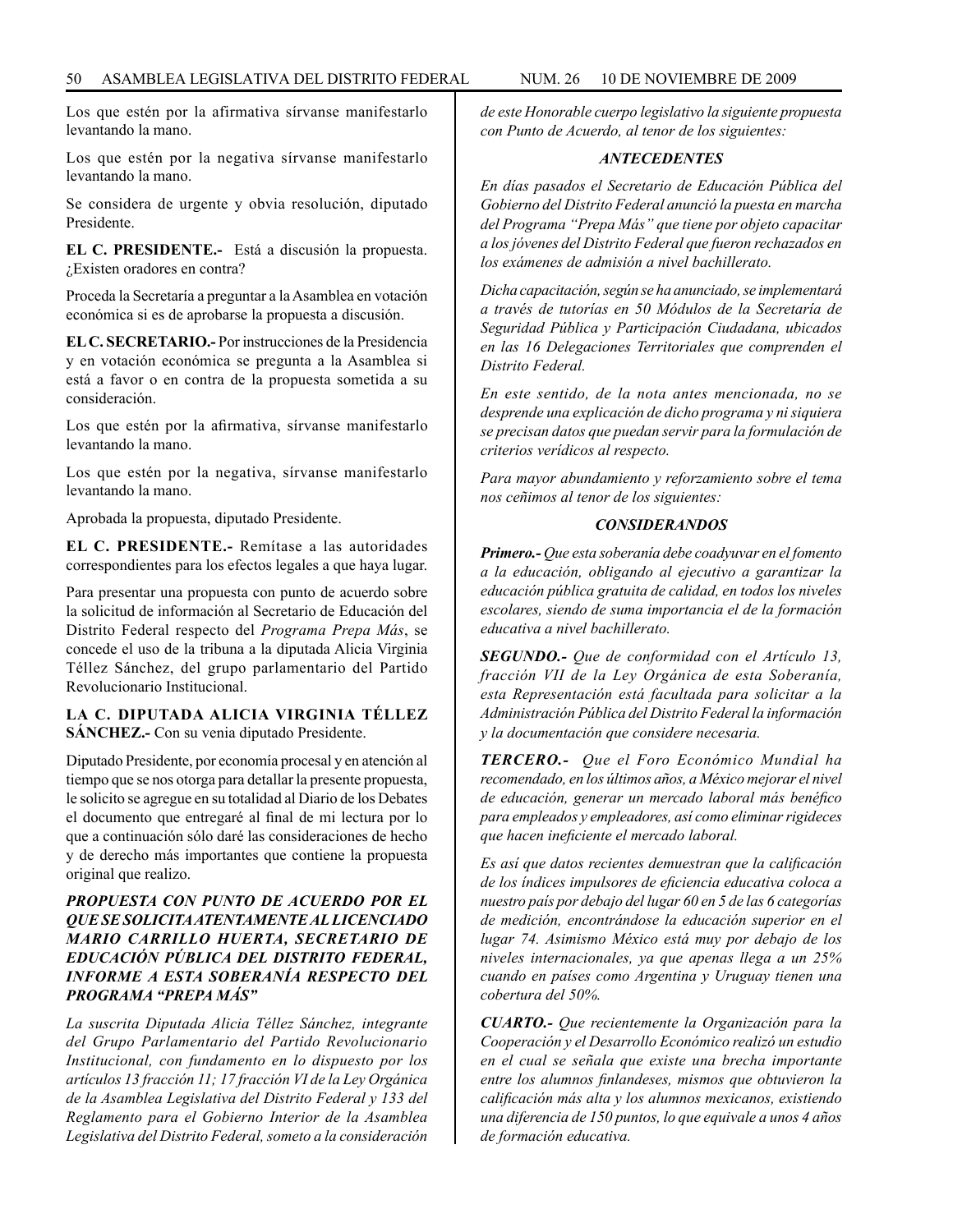Los que estén por la afirmativa sírvanse manifestarlo levantando la mano.

Los que estén por la negativa sírvanse manifestarlo levantando la mano.

Se considera de urgente y obvia resolución, diputado Presidente.

**EL C. PRESIDENTE.-** Está a discusión la propuesta. ¿Existen oradores en contra?

Proceda la Secretaría a preguntar a la Asamblea en votación económica si es de aprobarse la propuesta a discusión.

**EL C. SECRETARIO.-** Por instrucciones de la Presidencia y en votación económica se pregunta a la Asamblea si está a favor o en contra de la propuesta sometida a su consideración.

Los que estén por la afirmativa, sírvanse manifestarlo levantando la mano.

Los que estén por la negativa, sírvanse manifestarlo levantando la mano.

Aprobada la propuesta, diputado Presidente.

**EL C. PRESIDENTE.-** Remítase a las autoridades correspondientes para los efectos legales a que haya lugar.

Para presentar una propuesta con punto de acuerdo sobre la solicitud de información al Secretario de Educación del Distrito Federal respecto del *Programa Prepa Más*, se concede el uso de la tribuna a la diputada Alicia Virginia Téllez Sánchez, del grupo parlamentario del Partido Revolucionario Institucional.

**LA C. DIPUTADA ALICIA VIRGINIA TÉLLEZ SÁNCHEZ.-** Con su venia diputado Presidente.

Diputado Presidente, por economía procesal y en atención al tiempo que se nos otorga para detallar la presente propuesta, le solicito se agregue en su totalidad al Diario de los Debates el documento que entregaré al final de mi lectura por lo que a continuación sólo daré las consideraciones de hecho y de derecho más importantes que contiene la propuesta original que realizo.

***PROPUESTA CON PUNTO DE ACUERDO POR EL QUE SE SOLICITA ATENTAMENTE AL LICENCIADO MARIO CARRILLO HUERTA, SECRETARIO DE EDUCACIÓN PÚBLICA DEL DISTRITO FEDERAL, INFORME A ESTA SOBERANÍA RESPECTO DEL PROGRAMA "PREPA MÁS"***

*La suscrita Diputada Alicia Téllez Sánchez, integrante del Grupo Parlamentario del Partido Revolucionario Institucional, con fundamento en lo dispuesto por los artículos 13 fracción 11; 17 fracción VI de la Ley Orgánica de la Asamblea Legislativa del Distrito Federal y 133 del Reglamento para el Gobierno Interior de la Asamblea Legislativa del Distrito Federal, someto a la consideración de este Honorable cuerpo legislativo la siguiente propuesta con Punto de Acuerdo, al tenor de los siguientes:*

***ANTECEDENTES***

*En días pasados el Secretario de Educación Pública del Gobierno del Distrito Federal anunció la puesta en marcha del Programa "Prepa Más" que tiene por objeto capacitar a los jóvenes del Distrito Federal que fueron rechazados en los exámenes de admisión a nivel bachillerato.*

*Dicha capacitación, según se ha anunciado, se implementará a través de tutorías en 50 Módulos de la Secretaría de Seguridad Pública y Participación Ciudadana, ubicados en las 16 Delegaciones Territoriales que comprenden el Distrito Federal.*

*En este sentido, de la nota antes mencionada, no se desprende una explicación de dicho programa y ni siquiera se precisan datos que puedan servir para la formulación de criterios verídicos al respecto.*

*Para mayor abundamiento y reforzamiento sobre el tema nos ceñimos al tenor de los siguientes:*

***CONSIDERANDOS***

***Primero.-*** *Que esta soberanía debe coadyuvar en el fomento a la educación, obligando al ejecutivo a garantizar la educación pública gratuita de calidad, en todos los niveles escolares, siendo de suma importancia el de la formación educativa a nivel bachillerato.*

***SEGUNDO.-*** *Que de conformidad con el Artículo 13, fracción VII de la Ley Orgánica de esta Soberanía, esta Representación está facultada para solicitar a la Administración Pública del Distrito Federal la información y la documentación que considere necesaria.*

***TERCERO.-*** *Que el Foro Económico Mundial ha recomendado, en los últimos años, a México mejorar el nivel de educación, generar un mercado laboral más benéfico para empleados y empleadores, así como eliminar rigideces que hacen ineficiente el mercado laboral.*

*Es así que datos recientes demuestran que la calificación de los índices impulsores de eficiencia educativa coloca a nuestro país por debajo del lugar 60 en 5 de las 6 categorías de medición, encontrándose la educación superior en el lugar 74. Asimismo México está muy por debajo de los niveles internacionales, ya que apenas llega a un 25% cuando en países como Argentina y Uruguay tienen una cobertura del 50%.*

***CUARTO.-*** *Que recientemente la Organización para la Cooperación y el Desarrollo Económico realizó un estudio en el cual se señala que existe una brecha importante entre los alumnos finlandeses, mismos que obtuvieron la calificación más alta y los alumnos mexicanos, existiendo una diferencia de 150 puntos, lo que equivale a unos 4 años de formación educativa.*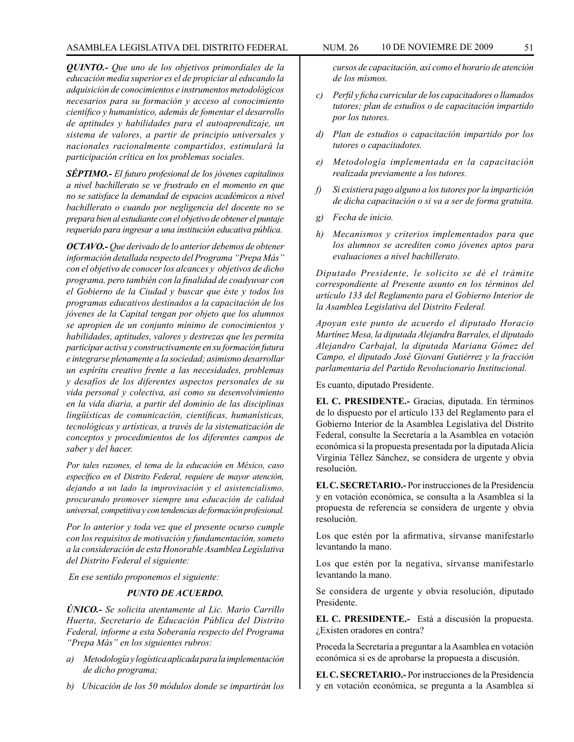***QUINTO.-*** *Que uno de los objetivos primordiales de la educación media superior es el de propiciar al educando la adquisición de conocimientos e instrumentos metodológicos necesarios para su formación y acceso al conocimiento científico y humanístico, además de fomentar el desarrollo de aptitudes y habilidades para el autoaprendizaje, un sistema de valores, a partir de principio universales y nacionales racionalmente compartidos, estimulará la participación crítica en los problemas sociales.*

***SÉPTIMO.-*** *El futuro profesional de los jóvenes capitalinos a nivel bachillerato se ve frustrado en el momento en que no se satisface la demandad de espacios académicos a nivel bachillerato o cuando por negligencia del docente no se prepara bien al estudiante con el objetivo de obtener el puntaje requerido para ingresar a una institución educativa pública.*

***OCTAVO.-*** *Que derivado de lo anterior debemos de obtener información detallada respecto del Programa "Prepa Más" con el objetivo de conocer los alcances y objetivos de dicho programa, pero también con la finalidad de coadyuvar con el Gobierno de la Ciudad y buscar que éste y todos los programas educativos destinados a la capacitación de los jóvenes de la Capital tengan por objeto que los alumnos se apropien de un conjunto mínimo de conocimientos y habilidades, aptitudes, valores y destrezas que les permita participar activa y constructivamente en su formación futura e integrarse plenamente a la sociedad; asimismo desarrollar un espíritu creativo frente a las necesidades, problemas y desafíos de los diferentes aspectos personales de su vida personal y colectiva, así como su desenvolvimiento en la vida diaria, a partir del dominio de las disciplinas lingüísticas de comunicación, científicas, humanísticas, tecnológicas y artísticas, a través de la sistematización de conceptos y procedimientos de los diferentes campos de saber y del hacer.*

*Por tales razones, el tema de la educación en México, caso específico en el Distrito Federal, requiere de mayor atención, dejando a un lado la improvisación y el asistencialismo, procurando promover siempre una educación de calidad universal, competitiva y con tendencias de formación profesional.*

*Por lo anterior y toda vez que el presente ocurso cumple con los requisitos de motivación y fundamentación, someto a la consideración de esta Honorable Asamblea Legislativa del Distrito Federal el siguiente:*

*En ese sentido proponemos el siguiente:*

***PUNTO DE ACUERDO.***

***ÚNICO.-*** *Se solicita atentamente al Lic. Mario Carrillo Huerta, Secretario de Educación Pública del Distrito Federal, informe a esta Soberanía respecto del Programa "Prepa Más" en los siguientes rubros:*

*a) Metodología y logística aplicada para la implementación de dicho programa;*

*b) Ubicación de los 50 módulos donde se impartirán los cursos de capacitación, así como el horario de atención de los mismos.*

*c) Perfil y ficha curricular de los capacitadores o llamados tutores; plan de estudios o de capacitación impartido por los tutores.*

*d) Plan de estudios o capacitación impartido por los tutores o capacitadotes.*

*e) Metodología implementada en la capacitación realizada previamente a los tutores.*

*f) Si existiera pago alguno a los tutores por la impartición de dicha capacitación o si va a ser de forma gratuita.*

*g) Fecha de inicio.*

*h) Mecanismos y criterios implementados para que los alumnos se acrediten como jóvenes aptos para evaluaciones a nivel bachillerato.*

*Diputado Presidente, le solicito se dé el trámite correspondiente al Presente asunto en los términos del artículo 133 del Reglamento para el Gobierno Interior de la Asamblea Legislativa del Distrito Federal.*

*Apoyan este punto de acuerdo el diputado Horacio Martínez Mesa, la diputada Alejandra Barrales, el diputado Alejandro Carbajal, la diputada Mariana Gómez del Campo, el diputado José Giovani Gutiérrez y la fracción parlamentaria del Partido Revolucionario Institucional.*

Es cuanto, diputado Presidente.

**EL C. PRESIDENTE.-** Gracias, diputada. En términos de lo dispuesto por el artículo 133 del Reglamento para el Gobierno Interior de la Asamblea Legislativa del Distrito Federal, consulte la Secretaría a la Asamblea en votación económica si la propuesta presentada por la diputada Alicia Virginia Téllez Sánchez, se considera de urgente y obvia resolución.

**EL C. SECRETARIO.-** Por instrucciones de la Presidencia y en votación económica, se consulta a la Asamblea si la propuesta de referencia se considera de urgente y obvia resolución.

Los que estén por la afirmativa, sírvanse manifestarlo levantando la mano.

Los que estén por la negativa, sírvanse manifestarlo levantando la mano.

Se considera de urgente y obvia resolución, diputado Presidente.

**EL C. PRESIDENTE.-** Está a discusión la propuesta. ¿Existen oradores en contra?

Proceda la Secretaría a preguntar a la Asamblea en votación económica si es de aprobarse la propuesta a discusión.

**EL C. SECRETARIO.-** Por instrucciones de la Presidencia y en votación económica, se pregunta a la Asamblea si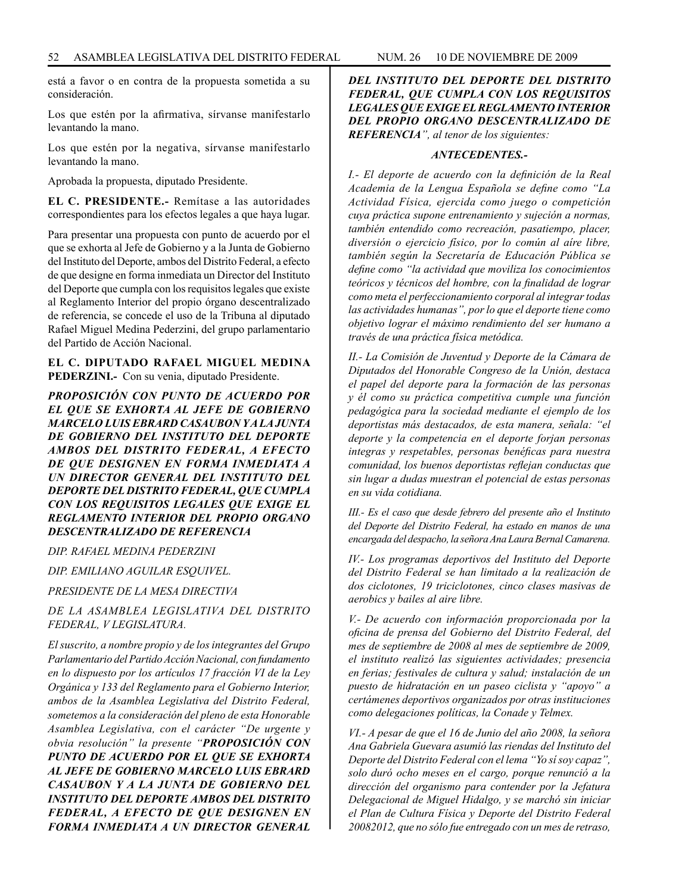está a favor o en contra de la propuesta sometida a su consideración.

Los que estén por la afirmativa, sírvanse manifestarlo levantando la mano.

Los que estén por la negativa, sírvanse manifestarlo levantando la mano.

Aprobada la propuesta, diputado Presidente.

**EL C. PRESIDENTE.-** Remítase a las autoridades correspondientes para los efectos legales a que haya lugar.

Para presentar una propuesta con punto de acuerdo por el que se exhorta al Jefe de Gobierno y a la Junta de Gobierno del Instituto del Deporte, ambos del Distrito Federal, a efecto de que designe en forma inmediata un Director del Instituto del Deporte que cumpla con los requisitos legales que existe al Reglamento Interior del propio órgano descentralizado de referencia, se concede el uso de la Tribuna al diputado Rafael Miguel Medina Pederzini, del grupo parlamentario del Partido de Acción Nacional.

**EL C. DIPUTADO RAFAEL MIGUEL MEDINA PEDERZINI.-** Con su venia, diputado Presidente.

***PROPOSICIÓN CON PUNTO DE ACUERDO POR EL QUE SE EXHORTA AL JEFE DE GOBIERNO MARCELO LUIS EBRARD CASAUBON Y A LA JUNTA DE GOBIERNO DEL INSTITUTO DEL DEPORTE AMBOS DEL DISTRITO FEDERAL, A EFECTO DE QUE DESIGNEN EN FORMA INMEDIATA A UN DIRECTOR GENERAL DEL INSTITUTO DEL DEPORTE DEL DISTRITO FEDERAL, QUE CUMPLA CON LOS REQUISITOS LEGALES QUE EXIGE EL REGLAMENTO INTERIOR DEL PROPIO ORGANO DESCENTRALIZADO DE REFERENCIA***

*DIP. RAFAEL MEDINA PEDERZINI*

*DIP. EMILIANO AGUILAR ESQUIVEL.*

*PRESIDENTE DE LA MESA DIRECTIVA*

*DE LA ASAMBLEA LEGISLATIVA DEL DISTRITO FEDERAL, V LEGISLATURA.*

*El suscrito, a nombre propio y de los integrantes del Grupo Parlamentario del Partido Acción Nacional, con fundamento en lo dispuesto por los artículos 17 fracción VI de la Ley Orgánica y 133 del Reglamento para el Gobierno Interior, ambos de la Asamblea Legislativa del Distrito Federal, sometemos a la consideración del pleno de esta Honorable Asamblea Legislativa, con el carácter "De urgente y obvia resolución" la presente "**PROPOSICIÓN CON PUNTO DE ACUERDO POR EL QUE SE EXHORTA AL JEFE DE GOBIERNO MARCELO LUIS EBRARD CASAUBON Y A LA JUNTA DE GOBIERNO DEL INSTITUTO DEL DEPORTE AMBOS DEL DISTRITO FEDERAL, A EFECTO DE QUE DESIGNEN EN FORMA INMEDIATA A UN DIRECTOR GENERAL DEL INSTITUTO DEL DEPORTE DEL DISTRITO FEDERAL, QUE CUMPLA CON LOS REQUISITOS LEGALES QUE EXIGE EL REGLAMENTO INTERIOR DEL PROPIO ORGANO DESCENTRALIZADO DE REFERENCIA**", al tenor de los siguientes:*

***ANTECEDENTES.-***

*I.- El deporte de acuerdo con la definición de la Real Academia de la Lengua Española se define como "La Actividad Física, ejercida como juego o competición cuya práctica supone entrenamiento y sujeción a normas, también entendido como recreación, pasatiempo, placer, diversión o ejercicio físico, por lo común al aire libre, también según la Secretaría de Educación Pública se define como "la actividad que moviliza los conocimientos teóricos y técnicos del hombre, con la finalidad de lograr como meta el perfeccionamiento corporal al integrar todas las actividades humanas", por lo que el deporte tiene como objetivo lograr el máximo rendimiento del ser humano a través de una práctica física metódica.*

*II.- La Comisión de Juventud y Deporte de la Cámara de Diputados del Honorable Congreso de la Unión, destaca el papel del deporte para la formación de las personas y él como su práctica competitiva cumple una función pedagógica para la sociedad mediante el ejemplo de los deportistas más destacados, de esta manera, señala: "el deporte y la competencia en el deporte forjan personas integras y respetables, personas benéficas para nuestra comunidad, los buenos deportistas reflejan conductas que sin lugar a dudas muestran el potencial de estas personas en su vida cotidiana.*

*III.- Es el caso que desde febrero del presente año el Instituto del Deporte del Distrito Federal, ha estado en manos de una encargada del despacho, la señora Ana Laura Bernal Camarena.*

*IV.- Los programas deportivos del Instituto del Deporte del Distrito Federal se han limitado a la realización de dos ciclotones, 19 triciclotones, cinco clases masivas de aerobics y bailes al aire libre.*

*V.- De acuerdo con información proporcionada por la oficina de prensa del Gobierno del Distrito Federal, del mes de septiembre de 2008 al mes de septiembre de 2009, el instituto realizó las siguientes actividades; presencia en ferias; festivales de cultura y salud; instalación de un puesto de hidratación en un paseo ciclista y "apoyo" a certámenes deportivos organizados por otras instituciones como delegaciones políticas, la Conade y Telmex.*

*VI.- A pesar de que el 16 de Junio del año 2008, la señora Ana Gabriela Guevara asumió las riendas del Instituto del Deporte del Distrito Federal con el lema "Yo sí soy capaz", solo duró ocho meses en el cargo, porque renunció a la dirección del organismo para contender por la Jefatura Delegacional de Miguel Hidalgo, y se marchó sin iniciar el Plan de Cultura Física y Deporte del Distrito Federal 20082012, que no sólo fue entregado con un mes de retraso,*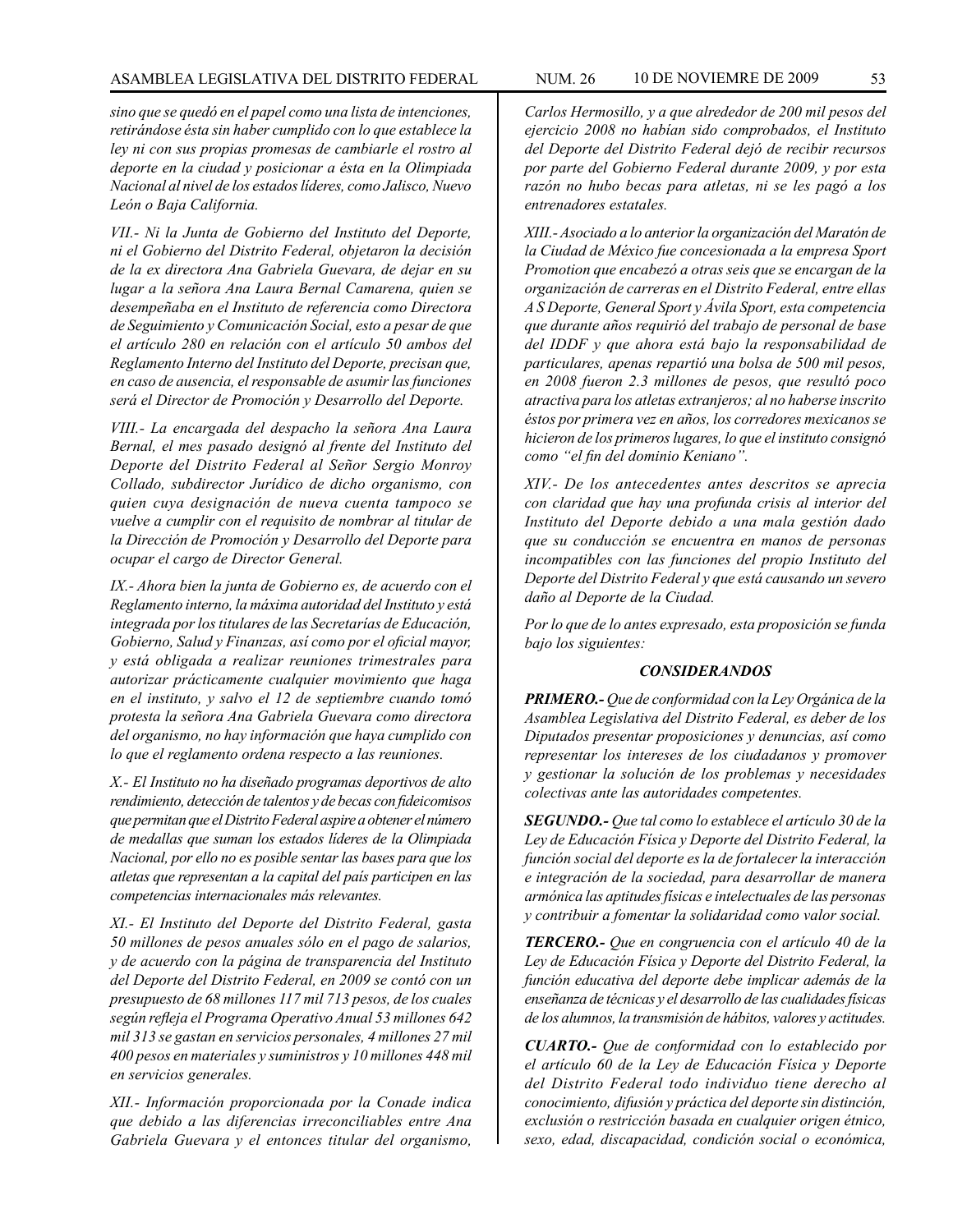*sino que se quedó en el papel como una lista de intenciones, retirándose ésta sin haber cumplido con lo que establece la ley ni con sus propias promesas de cambiarle el rostro al deporte en la ciudad y posicionar a ésta en la Olimpiada Nacional al nivel de los estados líderes, como Jalisco, Nuevo León o Baja California.*

*VII.- Ni la Junta de Gobierno del Instituto del Deporte, ni el Gobierno del Distrito Federal, objetaron la decisión de la ex directora Ana Gabriela Guevara, de dejar en su lugar a la señora Ana Laura Bernal Camarena, quien se desempeñaba en el Instituto de referencia como Directora de Seguimiento y Comunicación Social, esto a pesar de que el artículo 280 en relación con el artículo 50 ambos del Reglamento Interno del Instituto del Deporte, precisan que, en caso de ausencia, el responsable de asumir las funciones será el Director de Promoción y Desarrollo del Deporte.*

*VIII.- La encargada del despacho la señora Ana Laura Bernal, el mes pasado designó al frente del Instituto del Deporte del Distrito Federal al Señor Sergio Monroy Collado, subdirector Jurídico de dicho organismo, con quien cuya designación de nueva cuenta tampoco se vuelve a cumplir con el requisito de nombrar al titular de la Dirección de Promoción y Desarrollo del Deporte para ocupar el cargo de Director General.*

*IX.- Ahora bien la junta de Gobierno es, de acuerdo con el Reglamento interno, la máxima autoridad del Instituto y está integrada por los titulares de las Secretarías de Educación, Gobierno, Salud y Finanzas, así como por el oficial mayor, y está obligada a realizar reuniones trimestrales para autorizar prácticamente cualquier movimiento que haga en el instituto, y salvo el 12 de septiembre cuando tomó protesta la señora Ana Gabriela Guevara como directora del organismo, no hay información que haya cumplido con lo que el reglamento ordena respecto a las reuniones.*

*X.- El Instituto no ha diseñado programas deportivos de alto rendimiento, detección de talentos y de becas con fideicomisos que permitan que el Distrito Federal aspire a obtener el número de medallas que suman los estados líderes de la Olimpiada Nacional, por ello no es posible sentar las bases para que los atletas que representan a la capital del país participen en las competencias internacionales más relevantes.*

*XI.- El Instituto del Deporte del Distrito Federal, gasta 50 millones de pesos anuales sólo en el pago de salarios, y de acuerdo con la página de transparencia del Instituto del Deporte del Distrito Federal, en 2009 se contó con un presupuesto de 68 millones 117 mil 713 pesos, de los cuales según refleja el Programa Operativo Anual 53 millones 642 mil 313 se gastan en servicios personales, 4 millones 27 mil 400 pesos en materiales y suministros y 10 millones 448 mil en servicios generales.*

*XII.- Información proporcionada por la Conade indica que debido a las diferencias irreconciliables entre Ana Gabriela Guevara y el entonces titular del organismo, Carlos Hermosillo, y a que alrededor de 200 mil pesos del ejercicio 2008 no habían sido comprobados, el Instituto del Deporte del Distrito Federal dejó de recibir recursos por parte del Gobierno Federal durante 2009, y por esta razón no hubo becas para atletas, ni se les pagó a los entrenadores estatales.*

*XIII.- Asociado a lo anterior la organización del Maratón de la Ciudad de México fue concesionada a la empresa Sport Promotion que encabezó a otras seis que se encargan de la organización de carreras en el Distrito Federal, entre ellas A S Deporte, General Sport y Ávila Sport, esta competencia que durante años requirió del trabajo de personal de base del IDDF y que ahora está bajo la responsabilidad de particulares, apenas repartió una bolsa de 500 mil pesos, en 2008 fueron 2.3 millones de pesos, que resultó poco atractiva para los atletas extranjeros; al no haberse inscrito éstos por primera vez en años, los corredores mexicanos se hicieron de los primeros lugares, lo que el instituto consignó como "el fin del dominio Keniano".*

*XIV.- De los antecedentes antes descritos se aprecia con claridad que hay una profunda crisis al interior del Instituto del Deporte debido a una mala gestión dado que su conducción se encuentra en manos de personas incompatibles con las funciones del propio Instituto del Deporte del Distrito Federal y que está causando un severo daño al Deporte de la Ciudad.*

*Por lo que de lo antes expresado, esta proposición se funda bajo los siguientes:*

### *CONSIDERANDOS*

***PRIMERO.-*** *Que de conformidad con la Ley Orgánica de la Asamblea Legislativa del Distrito Federal, es deber de los Diputados presentar proposiciones y denuncias, así como representar los intereses de los ciudadanos y promover y gestionar la solución de los problemas y necesidades colectivas ante las autoridades competentes.*

***SEGUNDO.-*** *Que tal como lo establece el artículo 30 de la Ley de Educación Física y Deporte del Distrito Federal, la función social del deporte es la de fortalecer la interacción e integración de la sociedad, para desarrollar de manera armónica las aptitudes físicas e intelectuales de las personas y contribuir a fomentar la solidaridad como valor social.*

***TERCERO.-*** *Que en congruencia con el artículo 40 de la Ley de Educación Física y Deporte del Distrito Federal, la función educativa del deporte debe implicar además de la enseñanza de técnicas y el desarrollo de las cualidades físicas de los alumnos, la transmisión de hábitos, valores y actitudes.*

***CUARTO.-*** *Que de conformidad con lo establecido por el artículo 60 de la Ley de Educación Física y Deporte del Distrito Federal todo individuo tiene derecho al conocimiento, difusión y práctica del deporte sin distinción, exclusión o restricción basada en cualquier origen étnico, sexo, edad, discapacidad, condición social o económica,*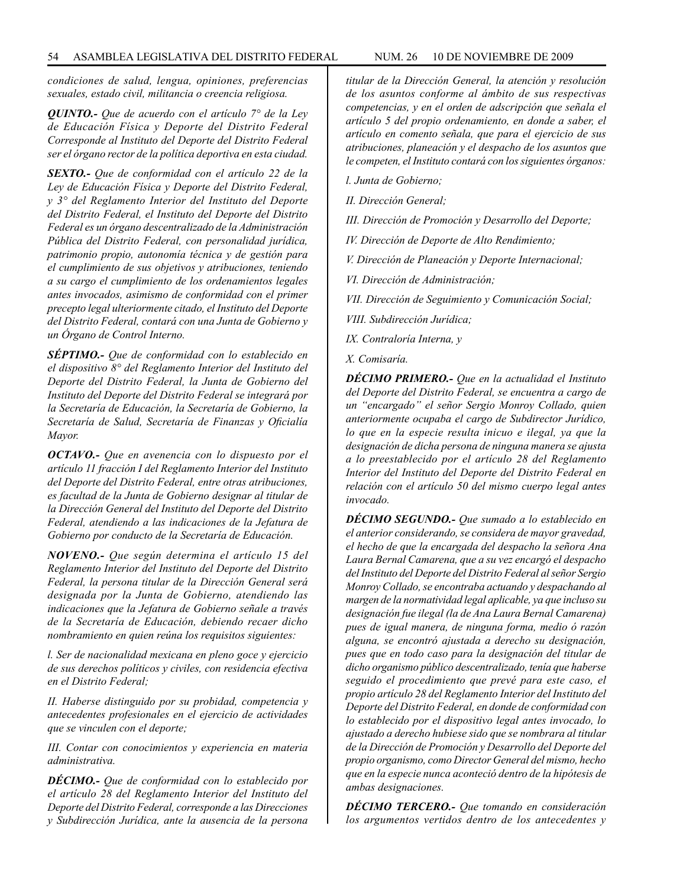*condiciones de salud, lengua, opiniones, preferencias sexuales, estado civil, militancia o creencia religiosa.*

***QUINTO.-*** *Que de acuerdo con el artículo 7° de la Ley de Educación Física y Deporte del Distrito Federal Corresponde al Instituto del Deporte del Distrito Federal ser el órgano rector de la política deportiva en esta ciudad.*

***SEXTO.-*** *Que de conformidad con el artículo 22 de la Ley de Educación Física y Deporte del Distrito Federal, y 3° del Reglamento Interior del Instituto del Deporte del Distrito Federal, el Instituto del Deporte del Distrito Federal es un órgano descentralizado de la Administración Pública del Distrito Federal, con personalidad jurídica, patrimonio propio, autonomía técnica y de gestión para el cumplimiento de sus objetivos y atribuciones, teniendo a su cargo el cumplimiento de los ordenamientos legales antes invocados, asimismo de conformidad con el primer precepto legal ulteriormente citado, el Instituto del Deporte del Distrito Federal, contará con una Junta de Gobierno y un Órgano de Control Interno.*

***SÉPTIMO.-*** *Que de conformidad con lo establecido en el dispositivo 8° del Reglamento Interior del Instituto del Deporte del Distrito Federal, la Junta de Gobierno del Instituto del Deporte del Distrito Federal se integrará por la Secretaría de Educación, la Secretaría de Gobierno, la Secretaría de Salud, Secretaría de Finanzas y Oficialía Mayor.*

***OCTAVO.-*** *Que en avenencia con lo dispuesto por el artículo 11 fracción I del Reglamento Interior del Instituto del Deporte del Distrito Federal, entre otras atribuciones, es facultad de la Junta de Gobierno designar al titular de la Dirección General del Instituto del Deporte del Distrito Federal, atendiendo a las indicaciones de la Jefatura de Gobierno por conducto de la Secretaría de Educación.*

***NOVENO.-*** *Que según determina el artículo 15 del Reglamento Interior del Instituto del Deporte del Distrito Federal, la persona titular de la Dirección General será designada por la Junta de Gobierno, atendiendo las indicaciones que la Jefatura de Gobierno señale a través de la Secretaría de Educación, debiendo recaer dicho nombramiento en quien reúna los requisitos siguientes:*

*l. Ser de nacionalidad mexicana en pleno goce y ejercicio de sus derechos políticos y civiles, con residencia efectiva en el Distrito Federal;*

*II. Haberse distinguido por su probidad, competencia y antecedentes profesionales en el ejercicio de actividades que se vinculen con el deporte;*

*III. Contar con conocimientos y experiencia en materia administrativa.*

***DÉCIMO.-*** *Que de conformidad con lo establecido por el artículo 28 del Reglamento Interior del Instituto del Deporte del Distrito Federal, corresponde a las Direcciones y Subdirección Jurídica, ante la ausencia de la persona titular de la Dirección General, la atención y resolución de los asuntos conforme al ámbito de sus respectivas competencias, y en el orden de adscripción que señala el artículo 5 del propio ordenamiento, en donde a saber, el artículo en comento señala, que para el ejercicio de sus atribuciones, planeación y el despacho de los asuntos que le competen, el Instituto contará con los siguientes órganos:*

*l. Junta de Gobierno;*

*II. Dirección General;*

*III. Dirección de Promoción y Desarrollo del Deporte;*

*IV. Dirección de Deporte de Alto Rendimiento;*

*V. Dirección de Planeación y Deporte Internacional;*

*VI. Dirección de Administración;*

*VII. Dirección de Seguimiento y Comunicación Social;*

*VIII. Subdirección Jurídica;*

*IX. Contraloría Interna, y*

*X. Comisaría.*

***DÉCIMO PRIMERO.-*** *Que en la actualidad el Instituto del Deporte del Distrito Federal, se encuentra a cargo de un "encargado" el señor Sergio Monroy Collado, quien anteriormente ocupaba el cargo de Subdirector Jurídico, lo que en la especie resulta inicuo e ilegal, ya que la designación de dicha persona de ninguna manera se ajusta a lo preestablecido por el artículo 28 del Reglamento Interior del Instituto del Deporte del Distrito Federal en relación con el artículo 50 del mismo cuerpo legal antes invocado.*

***DÉCIMO SEGUNDO.-*** *Que sumado a lo establecido en el anterior considerando, se considera de mayor gravedad, el hecho de que la encargada del despacho la señora Ana Laura Bernal Camarena, que a su vez encargó el despacho del Instituto del Deporte del Distrito Federal al señor Sergio Monroy Collado, se encontraba actuando y despachando al margen de la normatividad legal aplicable, ya que incluso su designación fue ilegal (la de Ana Laura Bernal Camarena) pues de igual manera, de ninguna forma, medio ó razón alguna, se encontró ajustada a derecho su designación, pues que en todo caso para la designación del titular de dicho organismo público descentralizado, tenía que haberse seguido el procedimiento que prevé para este caso, el propio artículo 28 del Reglamento Interior del Instituto del Deporte del Distrito Federal, en donde de conformidad con lo establecido por el dispositivo legal antes invocado, lo ajustado a derecho hubiese sido que se nombrara al titular de la Dirección de Promoción y Desarrollo del Deporte del propio organismo, como Director General del mismo, hecho que en la especie nunca aconteció dentro de la hipótesis de ambas designaciones.*

***DÉCIMO TERCERO.-*** *Que tomando en consideración los argumentos vertidos dentro de los antecedentes y*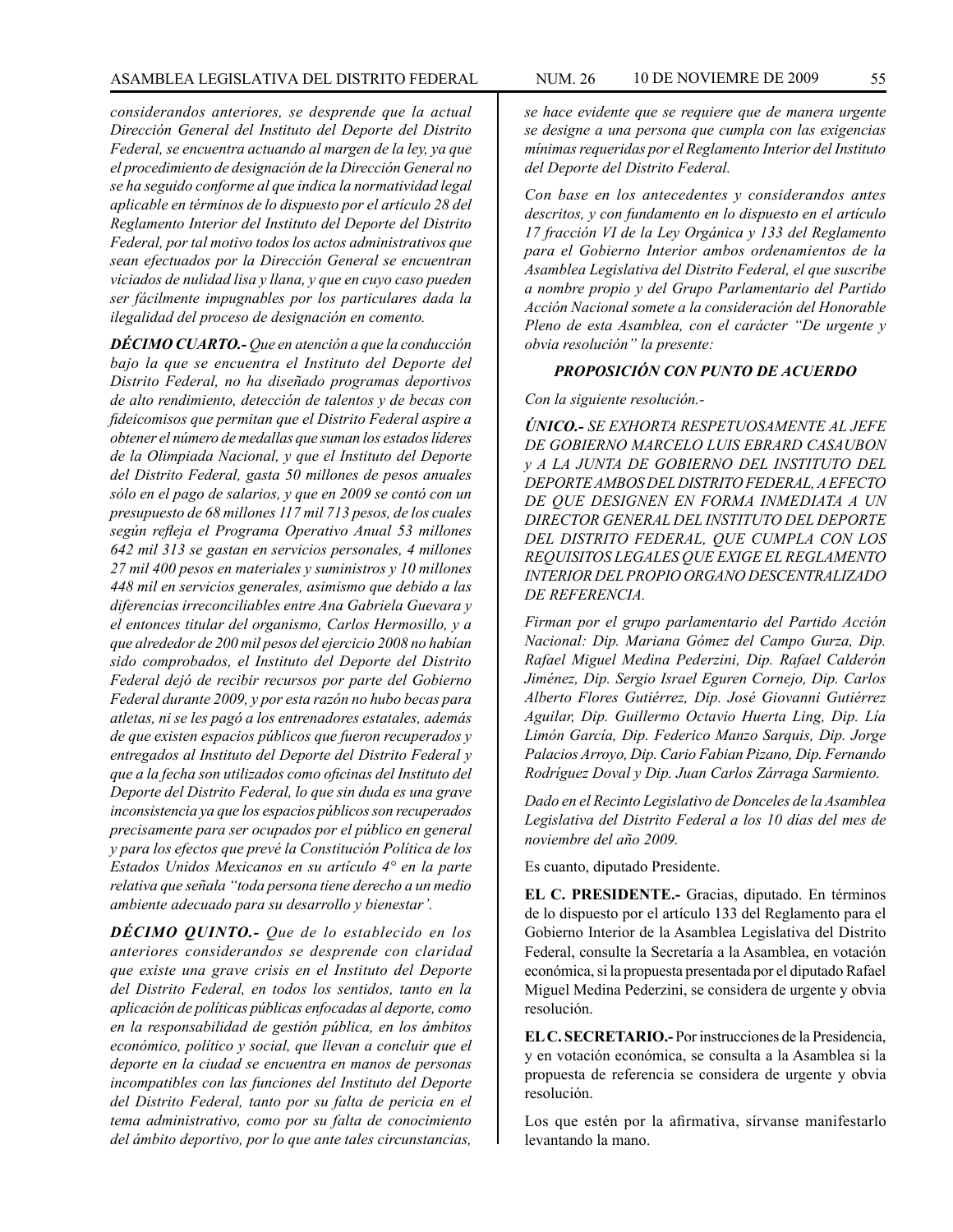*considerandos anteriores, se desprende que la actual Dirección General del Instituto del Deporte del Distrito Federal, se encuentra actuando al margen de la ley, ya que el procedimiento de designación de la Dirección General no se ha seguido conforme al que indica la normatividad legal aplicable en términos de lo dispuesto por el artículo 28 del Reglamento Interior del Instituto del Deporte del Distrito Federal, por tal motivo todos los actos administrativos que sean efectuados por la Dirección General se encuentran viciados de nulidad lisa y llana, y que en cuyo caso pueden ser fácilmente impugnables por los particulares dada la ilegalidad del proceso de designación en comento.*

***DÉCIMO CUARTO.-*** *Que en atención a que la conducción bajo la que se encuentra el Instituto del Deporte del Distrito Federal, no ha diseñado programas deportivos de alto rendimiento, detección de talentos y de becas con fideicomisos que permitan que el Distrito Federal aspire a obtener el número de medallas que suman los estados líderes de la Olimpiada Nacional, y que el Instituto del Deporte del Distrito Federal, gasta 50 millones de pesos anuales sólo en el pago de salarios, y que en 2009 se contó con un presupuesto de 68 millones 117 mil 713 pesos, de los cuales según refleja el Programa Operativo Anual 53 millones 642 mil 313 se gastan en servicios personales, 4 millones 27 mil 400 pesos en materiales y suministros y 10 millones 448 mil en servicios generales, asimismo que debido a las diferencias irreconciliables entre Ana Gabriela Guevara y el entonces titular del organismo, Carlos Hermosillo, y a que alrededor de 200 mil pesos del ejercicio 2008 no habían sido comprobados, el Instituto del Deporte del Distrito Federal dejó de recibir recursos por parte del Gobierno Federal durante 2009, y por esta razón no hubo becas para atletas, ni se les pagó a los entrenadores estatales, además de que existen espacios públicos que fueron recuperados y entregados al Instituto del Deporte del Distrito Federal y que a la fecha son utilizados como oficinas del Instituto del Deporte del Distrito Federal, lo que sin duda es una grave inconsistencia ya que los espacios públicos son recuperados precisamente para ser ocupados por el público en general y para los efectos que prevé la Constitución Política de los Estados Unidos Mexicanos en su artículo 4° en la parte relativa que señala "toda persona tiene derecho a un medio ambiente adecuado para su desarrollo y bienestar'.*

***DÉCIMO QUINTO.-*** *Que de lo establecido en los anteriores considerandos se desprende con claridad que existe una grave crisis en el Instituto del Deporte del Distrito Federal, en todos los sentidos, tanto en la aplicación de políticas públicas enfocadas al deporte, como en la responsabilidad de gestión pública, en los ámbitos económico, político y social, que llevan a concluir que el deporte en la ciudad se encuentra en manos de personas incompatibles con las funciones del Instituto del Deporte del Distrito Federal, tanto por su falta de pericia en el tema administrativo, como por su falta de conocimiento del ámbito deportivo, por lo que ante tales circunstancias, se hace evidente que se requiere que de manera urgente se designe a una persona que cumpla con las exigencias mínimas requeridas por el Reglamento Interior del Instituto del Deporte del Distrito Federal.*

*Con base en los antecedentes y considerandos antes descritos, y con fundamento en lo dispuesto en el artículo 17 fracción VI de la Ley Orgánica y 133 del Reglamento para el Gobierno Interior ambos ordenamientos de la Asamblea Legislativa del Distrito Federal, el que suscribe a nombre propio y del Grupo Parlamentario del Partido Acción Nacional somete a la consideración del Honorable Pleno de esta Asamblea, con el carácter "De urgente y obvia resolución" la presente:*

***PROPOSICIÓN CON PUNTO DE ACUERDO***

*Con la siguiente resolución.-*

***ÚNICO.-*** *SE EXHORTA RESPETUOSAMENTE AL JEFE DE GOBIERNO MARCELO LUIS EBRARD CASAUBON y A LA JUNTA DE GOBIERNO DEL INSTITUTO DEL DEPORTE AMBOS DEL DISTRITO FEDERAL, A EFECTO DE QUE DESIGNEN EN FORMA INMEDIATA A UN DIRECTOR GENERAL DEL INSTITUTO DEL DEPORTE DEL DISTRITO FEDERAL, QUE CUMPLA CON LOS REQUISITOS LEGALES QUE EXIGE EL REGLAMENTO INTERIOR DEL PROPIO ORGANO DESCENTRALIZADO DE REFERENCIA.*

*Firman por el grupo parlamentario del Partido Acción Nacional: Dip. Mariana Gómez del Campo Gurza, Dip. Rafael Miguel Medina Pederzini, Dip. Rafael Calderón Jiménez, Dip. Sergio Israel Eguren Cornejo, Dip. Carlos Alberto Flores Gutiérrez, Dip. José Giovanni Gutiérrez Aguilar, Dip. Guillermo Octavio Huerta Ling, Dip. Lía Limón García, Dip. Federico Manzo Sarquis, Dip. Jorge Palacios Arroyo, Dip. Cario Fabian Pizano, Dip. Fernando Rodríguez Doval y Dip. Juan Carlos Zárraga Sarmiento.*

*Dado en el Recinto Legislativo de Donceles de la Asamblea Legislativa del Distrito Federal a los 10 días del mes de noviembre del año 2009.*

Es cuanto, diputado Presidente.

**EL C. PRESIDENTE.-** Gracias, diputado. En términos de lo dispuesto por el artículo 133 del Reglamento para el Gobierno Interior de la Asamblea Legislativa del Distrito Federal, consulte la Secretaría a la Asamblea, en votación económica, si la propuesta presentada por el diputado Rafael Miguel Medina Pederzini, se considera de urgente y obvia resolución.

**EL C. SECRETARIO.-** Por instrucciones de la Presidencia, y en votación económica, se consulta a la Asamblea si la propuesta de referencia se considera de urgente y obvia resolución.

Los que estén por la afirmativa, sírvanse manifestarlo levantando la mano.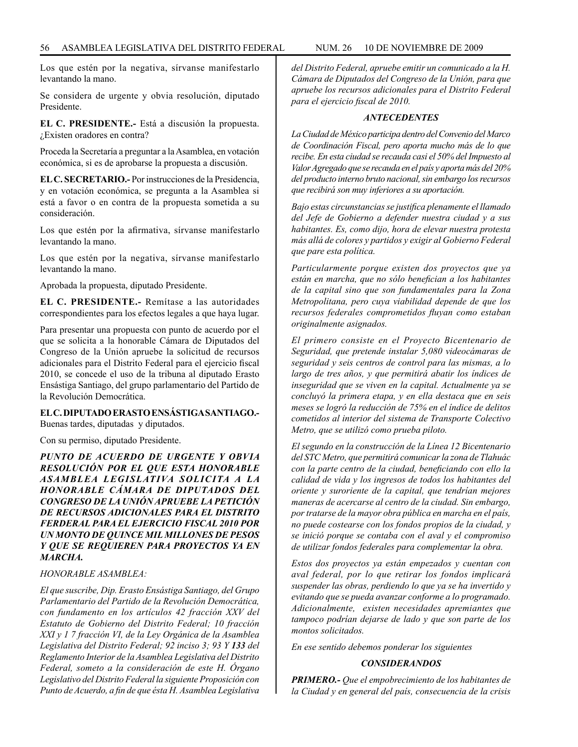Los que estén por la negativa, sírvanse manifestarlo levantando la mano.

Se considera de urgente y obvia resolución, diputado Presidente.

**EL C. PRESIDENTE.-** Está a discusión la propuesta. ¿Existen oradores en contra?

Proceda la Secretaría a preguntar a la Asamblea, en votación económica, si es de aprobarse la propuesta a discusión.

**EL C. SECRETARIO.-** Por instrucciones de la Presidencia, y en votación económica, se pregunta a la Asamblea si está a favor o en contra de la propuesta sometida a su consideración.

Los que estén por la afirmativa, sírvanse manifestarlo levantando la mano.

Los que estén por la negativa, sírvanse manifestarlo levantando la mano.

Aprobada la propuesta, diputado Presidente.

**EL C. PRESIDENTE.-** Remítase a las autoridades correspondientes para los efectos legales a que haya lugar.

Para presentar una propuesta con punto de acuerdo por el que se solicita a la honorable Cámara de Diputados del Congreso de la Unión apruebe la solicitud de recursos adicionales para el Distrito Federal para el ejercicio fiscal 2010, se concede el uso de la tribuna al diputado Erasto Ensástiga Santiago, del grupo parlamentario del Partido de la Revolución Democrática.

**EL C. DIPUTADO ERASTO ENSÁSTIGA SANTIAGO.-** Buenas tardes, diputadas y diputados.

Con su permiso, diputado Presidente.

***PUNTO DE ACUERDO DE URGENTE Y OBVIA RESOLUCIÓN POR EL QUE ESTA HONORABLE ASAMBLEA LEGISLATIVA SOLICITA A LA HONORABLE CÁMARA DE DIPUTADOS DEL CONGRESO DE LA UNIÓN APRUEBE LA PETICIÓN DE RECURSOS ADICIONALES PARA EL DISTRITO FERDERAL PARA EL EJERCICIO FISCAL 2010 POR UN MONTO DE QUINCE MIL MILLONES DE PESOS Y QUE SE REQUIEREN PARA PROYECTOS YA EN MARCHA.***

*HONORABLE ASAMBLEA:*

*El que suscribe, Dip. Erasto Ensástiga Santiago, del Grupo Parlamentario del Partido de la Revolución Democrática, con fundamento en los artículos 42 fracción XXV del Estatuto de Gobierno del Distrito Federal; 10 fracción XXI y 1 7 fracción VI, de la Ley Orgánica de la Asamblea Legislativa del Distrito Federal; 92 inciso 3; 93 Y **133** del Reglamento Interior de la Asamblea Legislativa del Distrito Federal, someto a la consideración de este H. Órgano Legislativo del Distrito Federal la siguiente Proposición con Punto de Acuerdo, a fin de que ésta H. Asamblea Legislativa del Distrito Federal, apruebe emitir un comunicado a la H. Cámara de Diputados del Congreso de la Unión, para que apruebe los recursos adicionales para el Distrito Federal para el ejercicio fiscal de 2010.*

***ANTECEDENTES***

*La Ciudad de México participa dentro del Convenio del Marco de Coordinación Fiscal, pero aporta mucho más de lo que recibe. En esta ciudad se recauda casi el 50% del Impuesto al Valor Agregado que se recauda en el país y aporta más del 20% del producto interno bruto nacional, sin embargo los recursos que recibirá son muy inferiores a su aportación.*

*Bajo estas circunstancias se justifica plenamente el llamado del Jefe de Gobierno a defender nuestra ciudad y a sus habitantes. Es, como dijo, hora de elevar nuestra protesta más allá de colores y partidos y exigir al Gobierno Federal que pare esta política.*

*Particularmente porque existen dos proyectos que ya están en marcha, que no sólo benefician a los habitantes de la capital sino que son fundamentales para la Zona Metropolitana, pero cuya viabilidad depende de que los recursos federales comprometidos fluyan como estaban originalmente asignados.*

*El primero consiste en el Proyecto Bicentenario de Seguridad, que pretende instalar 5,080 videocámaras de seguridad y seis centros de control para las mismas, a lo largo de tres años, y que permitirá abatir los índices de inseguridad que se viven en la capital. Actualmente ya se concluyó la primera etapa, y en ella destaca que en seis meses se logró la reducción de 75% en el índice de delitos cometidos al interior del sistema de Transporte Colectivo Metro, que se utilizó como prueba piloto.*

*El segundo en la construcción de la Línea 12 Bicentenario del STC Metro, que permitirá comunicar la zona de Tlahuác con la parte centro de la ciudad, beneficiando con ello la calidad de vida y los ingresos de todos los habitantes del oriente y suroriente de la capital, que tendrían mejores maneras de acercarse al centro de la ciudad. Sin embargo, por tratarse de la mayor obra pública en marcha en el país, no puede costearse con los fondos propios de la ciudad, y se inició porque se contaba con el aval y el compromiso de utilizar fondos federales para complementar la obra.*

*Estos dos proyectos ya están empezados y cuentan con aval federal, por lo que retirar los fondos implicará suspender las obras, perdiendo lo que ya se ha invertido y evitando que se pueda avanzar conforme a lo programado. Adicionalmente, existen necesidades apremiantes que tampoco podrían dejarse de lado y que son parte de los montos solicitados.*

*En ese sentido debemos ponderar los siguientes*

***CONSIDERANDOS***

***PRIMERO.-*** *Que el empobrecimiento de los habitantes de la Ciudad y en general del país, consecuencia de la crisis*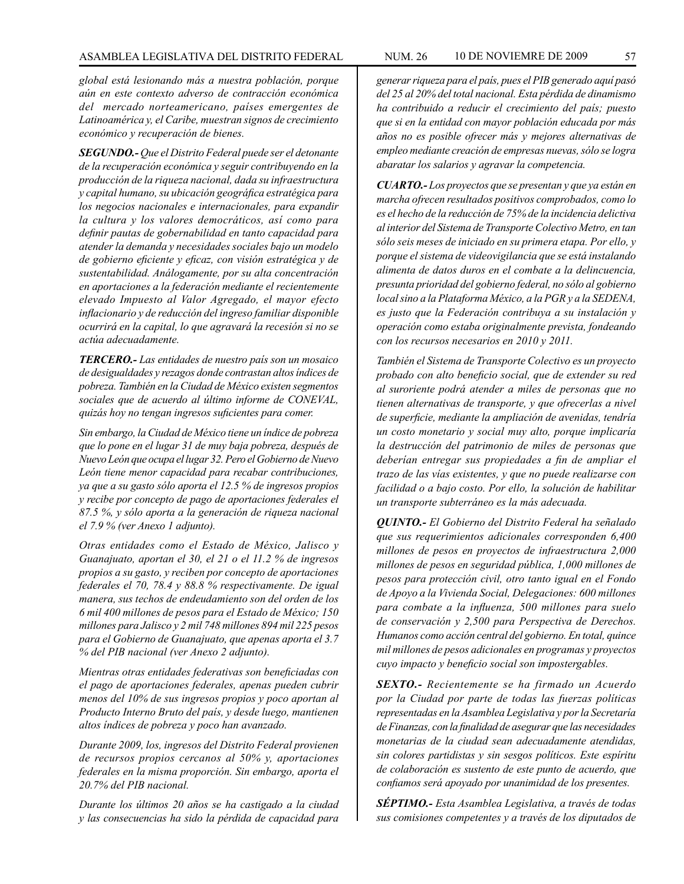*global está lesionando más a nuestra población, porque aún en este contexto adverso de contracción económica del mercado norteamericano, países emergentes de Latinoamérica y, el Caribe, muestran signos de crecimiento económico y recuperación de bienes.*

***SEGUNDO.-*** *Que el Distrito Federal puede ser el detonante de la recuperación económica y seguir contribuyendo en la producción de la riqueza nacional, dada su infraestructura y capital humano, su ubicación geográfica estratégica para los negocios nacionales e internacionales, para expandir la cultura y los valores democráticos, así como para definir pautas de gobernabilidad en tanto capacidad para atender la demanda y necesidades sociales bajo un modelo de gobierno eficiente y eficaz, con visión estratégica y de sustentabilidad. Análogamente, por su alta concentración en aportaciones a la federación mediante el recientemente elevado Impuesto al Valor Agregado, el mayor efecto inflacionario y de reducción del ingreso familiar disponible ocurrirá en la capital, lo que agravará la recesión si no se actúa adecuadamente.*

***TERCERO.-*** *Las entidades de nuestro país son un mosaico de desigualdades y rezagos donde contrastan altos índices de pobreza. También en la Ciudad de México existen segmentos sociales que de acuerdo al último informe de CONEVAL, quizás hoy no tengan ingresos suficientes para comer.*

*Sin embargo, la Ciudad de México tiene un índice de pobreza que lo pone en el lugar 31 de muy baja pobreza, después de Nuevo León que ocupa el lugar 32. Pero el Gobierno de Nuevo León tiene menor capacidad para recabar contribuciones, ya que a su gasto sólo aporta el 12.5 % de ingresos propios y recibe por concepto de pago de aportaciones federales el 87.5 %, y sólo aporta a la generación de riqueza nacional el 7.9 % (ver Anexo 1 adjunto).*

*Otras entidades como el Estado de México, Jalisco y Guanajuato, aportan el 30, el 21 o el 11.2 % de ingresos propios a su gasto, y reciben por concepto de aportaciones federales el 70, 78.4 y 88.8 % respectivamente. De igual manera, sus techos de endeudamiento son del orden de los 6 mil 400 millones de pesos para el Estado de México; 150 millones para Jalisco y 2 mil 748 millones 894 mil 225 pesos para el Gobierno de Guanajuato, que apenas aporta el 3.7 % del PIB nacional (ver Anexo 2 adjunto).*

*Mientras otras entidades federativas son beneficiadas con el pago de aportaciones federales, apenas pueden cubrir menos del 10% de sus ingresos propios y poco aportan al Producto Interno Bruto del país, y desde luego, mantienen altos índices de pobreza y poco han avanzado.*

*Durante 2009, los, ingresos del Distrito Federal provienen de recursos propios cercanos al 50% y, aportaciones federales en la misma proporción. Sin embargo, aporta el 20.7% del PIB nacional.*

*Durante los últimos 20 años se ha castigado a la ciudad y las consecuencias ha sido la pérdida de capacidad para generar riqueza para el país, pues el PIB generado aquí pasó del 25 al 20% del total nacional. Esta pérdida de dinamismo ha contribuido a reducir el crecimiento del país; puesto que si en la entidad con mayor población educada por más años no es posible ofrecer más y mejores alternativas de empleo mediante creación de empresas nuevas, sólo se logra abaratar los salarios y agravar la competencia.*

***CUARTO.-*** *Los proyectos que se presentan y que ya están en marcha ofrecen resultados positivos comprobados, como lo es el hecho de la reducción de 75% de la incidencia delictiva al interior del Sistema de Transporte Colectivo Metro, en tan sólo seis meses de iniciado en su primera etapa. Por ello, y porque el sistema de videovigilancia que se está instalando alimenta de datos duros en el combate a la delincuencia, presunta prioridad del gobierno federal, no sólo al gobierno local sino a la Plataforma México, a la PGR y a la SEDENA, es justo que la Federación contribuya a su instalación y operación como estaba originalmente prevista, fondeando con los recursos necesarios en 2010 y 2011.*

*También el Sistema de Transporte Colectivo es un proyecto probado con alto beneficio social, que de extender su red al suroriente podrá atender a miles de personas que no tienen alternativas de transporte, y que ofrecerlas a nivel de superficie, mediante la ampliación de avenidas, tendría un costo monetario y social muy alto, porque implicaría la destrucción del patrimonio de miles de personas que deberían entregar sus propiedades a fin de ampliar el trazo de las vías existentes, y que no puede realizarse con facilidad o a bajo costo. Por ello, la solución de habilitar un transporte subterráneo es la más adecuada.*

***QUINTO.-*** *El Gobierno del Distrito Federal ha señalado que sus requerimientos adicionales corresponden 6,400 millones de pesos en proyectos de infraestructura 2,000 millones de pesos en seguridad pública, 1,000 millones de pesos para protección civil, otro tanto igual en el Fondo de Apoyo a la Vivienda Social, Delegaciones: 600 millones para combate a la influenza, 500 millones para suelo de conservación y 2,500 para Perspectiva de Derechos. Humanos como acción central del gobierno. En total, quince mil millones de pesos adicionales en programas y proyectos cuyo impacto y beneficio social son impostergables.*

***SEXTO.-*** *Recientemente se ha firmado un Acuerdo por la Ciudad por parte de todas las fuerzas políticas representadas en la Asamblea Legislativa y por la Secretaría de Finanzas, con la finalidad de asegurar que las necesidades monetarias de la ciudad sean adecuadamente atendidas, sin colores partidistas y sin sesgos políticos. Este espíritu de colaboración es sustento de este punto de acuerdo, que confiamos será apoyado por unanimidad de los presentes.*

***SÉPTIMO.-*** *Esta Asamblea Legislativa, a través de todas sus comisiones competentes y a través de los diputados de*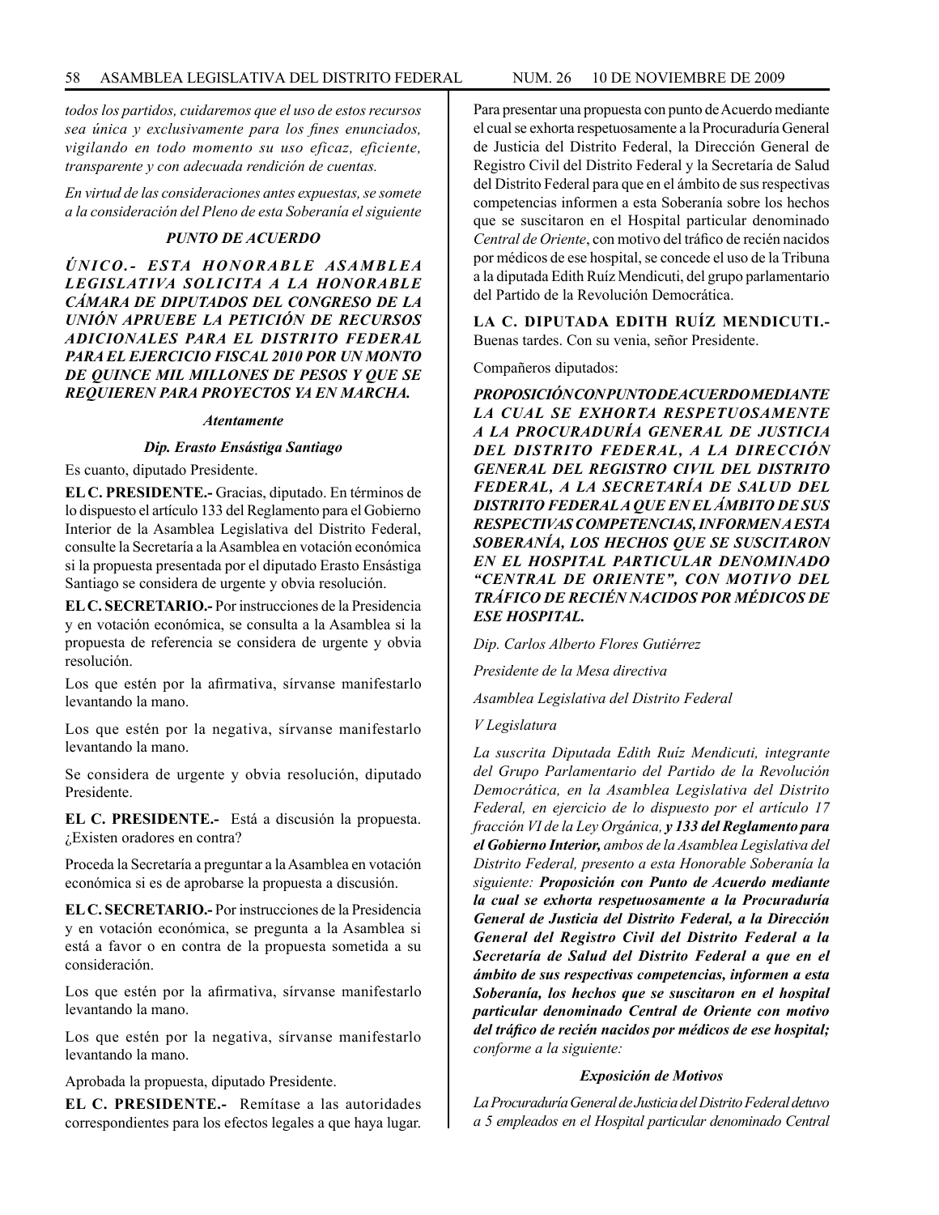*todos los partidos, cuidaremos que el uso de estos recursos sea única y exclusivamente para los fines enunciados, vigilando en todo momento su uso eficaz, eficiente, transparente y con adecuada rendición de cuentas.*

*En virtud de las consideraciones antes expuestas, se somete a la consideración del Pleno de esta Soberanía el siguiente*

***PUNTO DE ACUERDO***

***ÚNICO.- ESTA HONORABLE ASAMBLEA LEGISLATIVA SOLICITA A LA HONORABLE CÁMARA DE DIPUTADOS DEL CONGRESO DE LA UNIÓN APRUEBE LA PETICIÓN DE RECURSOS ADICIONALES PARA EL DISTRITO FEDERAL PARA EL EJERCICIO FISCAL 2010 POR UN MONTO DE QUINCE MIL MILLONES DE PESOS Y QUE SE REQUIEREN PARA PROYECTOS YA EN MARCHA.***

***Atentamente***

***Dip. Erasto Ensástiga Santiago***

Es cuanto, diputado Presidente.

**EL C. PRESIDENTE.-** Gracias, diputado. En términos de lo dispuesto el artículo 133 del Reglamento para el Gobierno Interior de la Asamblea Legislativa del Distrito Federal, consulte la Secretaría a la Asamblea en votación económica si la propuesta presentada por el diputado Erasto Ensástiga Santiago se considera de urgente y obvia resolución.

**EL C. SECRETARIO.-** Por instrucciones de la Presidencia y en votación económica, se consulta a la Asamblea si la propuesta de referencia se considera de urgente y obvia resolución.

Los que estén por la afirmativa, sírvanse manifestarlo levantando la mano.

Los que estén por la negativa, sírvanse manifestarlo levantando la mano.

Se considera de urgente y obvia resolución, diputado Presidente.

**EL C. PRESIDENTE.-** Está a discusión la propuesta. ¿Existen oradores en contra?

Proceda la Secretaría a preguntar a la Asamblea en votación económica si es de aprobarse la propuesta a discusión.

**EL C. SECRETARIO.-** Por instrucciones de la Presidencia y en votación económica, se pregunta a la Asamblea si está a favor o en contra de la propuesta sometida a su consideración.

Los que estén por la afirmativa, sírvanse manifestarlo levantando la mano.

Los que estén por la negativa, sírvanse manifestarlo levantando la mano.

Aprobada la propuesta, diputado Presidente.

**EL C. PRESIDENTE.-** Remítase a las autoridades correspondientes para los efectos legales a que haya lugar.

Para presentar una propuesta con punto de Acuerdo mediante el cual se exhorta respetuosamente a la Procuraduría General de Justicia del Distrito Federal, la Dirección General de Registro Civil del Distrito Federal y la Secretaría de Salud del Distrito Federal para que en el ámbito de sus respectivas competencias informen a esta Soberanía sobre los hechos que se suscitaron en el Hospital particular denominado *Central de Oriente*, con motivo del tráfico de recién nacidos por médicos de ese hospital, se concede el uso de la Tribuna a la diputada Edith Ruíz Mendicuti, del grupo parlamentario del Partido de la Revolución Democrática.

**LA C. DIPUTADA EDITH RUÍZ MENDICUTI.-** Buenas tardes. Con su venia, señor Presidente.

Compañeros diputados:

***PROPOSICIÓN CON PUNTO DE ACUERDO MEDIANTE LA CUAL SE EXHORTA RESPETUOSAMENTE A LA PROCURADURÍA GENERAL DE JUSTICIA DEL DISTRITO FEDERAL, A LA DIRECCIÓN GENERAL DEL REGISTRO CIVIL DEL DISTRITO FEDERAL, A LA SECRETARÍA DE SALUD DEL DISTRITO FEDERAL A QUE EN EL ÁMBITO DE SUS RESPECTIVAS COMPETENCIAS, INFORMEN A ESTA SOBERANÍA, LOS HECHOS QUE SE SUSCITARON EN EL HOSPITAL PARTICULAR DENOMINADO "CENTRAL DE ORIENTE", CON MOTIVO DEL TRÁFICO DE RECIÉN NACIDOS POR MÉDICOS DE ESE HOSPITAL.***

*Dip. Carlos Alberto Flores Gutiérrez*

*Presidente de la Mesa directiva*

*Asamblea Legislativa del Distrito Federal*

*V Legislatura*

*La suscrita Diputada Edith Ruíz Mendicuti, integrante del Grupo Parlamentario del Partido de la Revolución Democrática, en la Asamblea Legislativa del Distrito Federal, en ejercicio de lo dispuesto por el artículo 17 fracción VI de la Ley Orgánica,* ***y 133 del Reglamento para el Gobierno Interior,*** *ambos de la Asamblea Legislativa del Distrito Federal, presento a esta Honorable Soberanía la siguiente:* ***Proposición con Punto de Acuerdo mediante la cual se exhorta respetuosamente a la Procuraduría General de Justicia del Distrito Federal, a la Dirección General del Registro Civil del Distrito Federal a la Secretaría de Salud del Distrito Federal a que en el ámbito de sus respectivas competencias, informen a esta Soberanía, los hechos que se suscitaron en el hospital particular denominado Central de Oriente con motivo del tráfico de recién nacidos por médicos de ese hospital;*** *conforme a la siguiente:*

***Exposición de Motivos***

*La Procuraduría General de Justicia del Distrito Federal detuvo a 5 empleados en el Hospital particular denominado Central*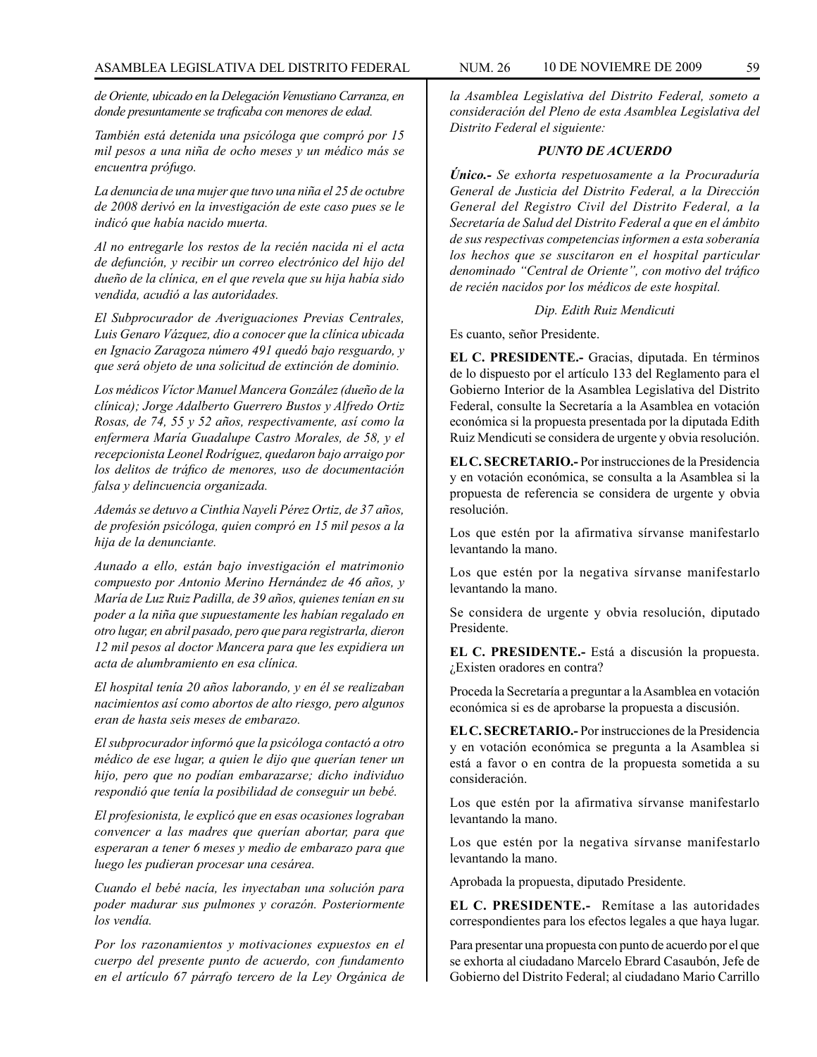*de Oriente, ubicado en la Delegación Venustiano Carranza, en donde presuntamente se traficaba con menores de edad.*

*También está detenida una psicóloga que compró por 15 mil pesos a una niña de ocho meses y un médico más se encuentra prófugo.*

*La denuncia de una mujer que tuvo una niña el 25 de octubre de 2008 derivó en la investigación de este caso pues se le indicó que había nacido muerta.*

*Al no entregarle los restos de la recién nacida ni el acta de defunción, y recibir un correo electrónico del hijo del dueño de la clínica, en el que revela que su hija había sido vendida, acudió a las autoridades.*

*El Subprocurador de Averiguaciones Previas Centrales, Luis Genaro Vázquez, dio a conocer que la clínica ubicada en Ignacio Zaragoza número 491 quedó bajo resguardo, y que será objeto de una solicitud de extinción de dominio.*

*Los médicos Víctor Manuel Mancera González (dueño de la clínica); Jorge Adalberto Guerrero Bustos y Alfredo Ortiz Rosas, de 74, 55 y 52 años, respectivamente, así como la enfermera María Guadalupe Castro Morales, de 58, y el recepcionista Leonel Rodríguez, quedaron bajo arraigo por los delitos de tráfico de menores, uso de documentación falsa y delincuencia organizada.*

*Además se detuvo a Cinthia Nayeli Pérez Ortiz, de 37 años, de profesión psicóloga, quien compró en 15 mil pesos a la hija de la denunciante.*

*Aunado a ello, están bajo investigación el matrimonio compuesto por Antonio Merino Hernández de 46 años, y María de Luz Ruiz Padilla, de 39 años, quienes tenían en su poder a la niña que supuestamente les habían regalado en otro lugar, en abril pasado, pero que para registrarla, dieron 12 mil pesos al doctor Mancera para que les expidiera un acta de alumbramiento en esa clínica.*

*El hospital tenía 20 años laborando, y en él se realizaban nacimientos así como abortos de alto riesgo, pero algunos eran de hasta seis meses de embarazo.*

*El subprocurador informó que la psicóloga contactó a otro médico de ese lugar, a quien le dijo que querían tener un hijo, pero que no podían embarazarse; dicho individuo respondió que tenía la posibilidad de conseguir un bebé.*

*El profesionista, le explicó que en esas ocasiones lograban convencer a las madres que querían abortar, para que esperaran a tener 6 meses y medio de embarazo para que luego les pudieran procesar una cesárea.*

*Cuando el bebé nacía, les inyectaban una solución para poder madurar sus pulmones y corazón. Posteriormente los vendía.*

*Por los razonamientos y motivaciones expuestos en el cuerpo del presente punto de acuerdo, con fundamento en el artículo 67 párrafo tercero de la Ley Orgánica de la Asamblea Legislativa del Distrito Federal, someto a consideración del Pleno de esta Asamblea Legislativa del Distrito Federal el siguiente:*

***PUNTO DE ACUERDO***

***Único.-** Se exhorta respetuosamente a la Procuraduría General de Justicia del Distrito Federal, a la Dirección General del Registro Civil del Distrito Federal, a la Secretaría de Salud del Distrito Federal a que en el ámbito de sus respectivas competencias informen a esta soberanía los hechos que se suscitaron en el hospital particular denominado "Central de Oriente", con motivo del tráfico de recién nacidos por los médicos de este hospital.*

*Dip. Edith Ruiz Mendicuti*

Es cuanto, señor Presidente.

**EL C. PRESIDENTE.-** Gracias, diputada. En términos de lo dispuesto por el artículo 133 del Reglamento para el Gobierno Interior de la Asamblea Legislativa del Distrito Federal, consulte la Secretaría a la Asamblea en votación económica si la propuesta presentada por la diputada Edith Ruiz Mendicuti se considera de urgente y obvia resolución.

**EL C. SECRETARIO.-** Por instrucciones de la Presidencia y en votación económica, se consulta a la Asamblea si la propuesta de referencia se considera de urgente y obvia resolución.

Los que estén por la afirmativa sírvanse manifestarlo levantando la mano.

Los que estén por la negativa sírvanse manifestarlo levantando la mano.

Se considera de urgente y obvia resolución, diputado Presidente.

**EL C. PRESIDENTE.-** Está a discusión la propuesta. ¿Existen oradores en contra?

Proceda la Secretaría a preguntar a la Asamblea en votación económica si es de aprobarse la propuesta a discusión.

**EL C. SECRETARIO.-** Por instrucciones de la Presidencia y en votación económica se pregunta a la Asamblea si está a favor o en contra de la propuesta sometida a su consideración.

Los que estén por la afirmativa sírvanse manifestarlo levantando la mano.

Los que estén por la negativa sírvanse manifestarlo levantando la mano.

Aprobada la propuesta, diputado Presidente.

**EL C. PRESIDENTE.-** Remítase a las autoridades correspondientes para los efectos legales a que haya lugar.

Para presentar una propuesta con punto de acuerdo por el que se exhorta al ciudadano Marcelo Ebrard Casaubón, Jefe de Gobierno del Distrito Federal; al ciudadano Mario Carrillo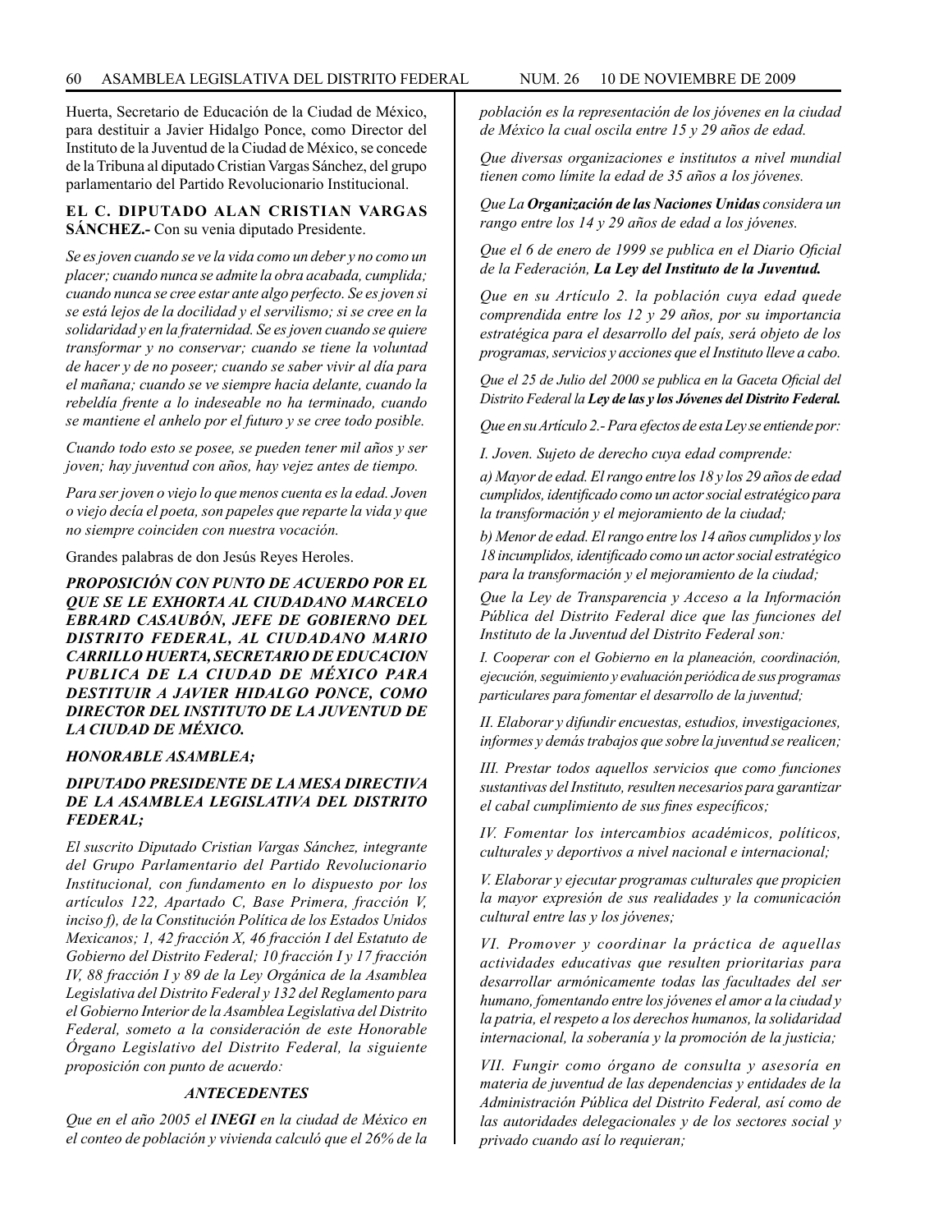Huerta, Secretario de Educación de la Ciudad de México, para destituir a Javier Hidalgo Ponce, como Director del Instituto de la Juventud de la Ciudad de México, se concede de la Tribuna al diputado Cristian Vargas Sánchez, del grupo parlamentario del Partido Revolucionario Institucional.

**EL C. DIPUTADO ALAN CRISTIAN VARGAS SÁNCHEZ.-** Con su venia diputado Presidente.

*Se es joven cuando se ve la vida como un deber y no como un placer; cuando nunca se admite la obra acabada, cumplida; cuando nunca se cree estar ante algo perfecto. Se es joven si se está lejos de la docilidad y el servilismo; si se cree en la solidaridad y en la fraternidad. Se es joven cuando se quiere transformar y no conservar; cuando se tiene la voluntad de hacer y de no poseer; cuando se saber vivir al día para el mañana; cuando se ve siempre hacia delante, cuando la rebeldía frente a lo indeseable no ha terminado, cuando se mantiene el anhelo por el futuro y se cree todo posible.*

*Cuando todo esto se posee, se pueden tener mil años y ser joven; hay juventud con años, hay vejez antes de tiempo.*

*Para ser joven o viejo lo que menos cuenta es la edad. Joven o viejo decía el poeta, son papeles que reparte la vida y que no siempre coinciden con nuestra vocación.*

Grandes palabras de don Jesús Reyes Heroles.

***PROPOSICIÓN CON PUNTO DE ACUERDO POR EL QUE SE LE EXHORTA AL CIUDADANO MARCELO EBRARD CASAUBÓN, JEFE DE GOBIERNO DEL DISTRITO FEDERAL, AL CIUDADANO MARIO CARRILLO HUERTA, SECRETARIO DE EDUCACION PUBLICA DE LA CIUDAD DE MÉXICO PARA DESTITUIR A JAVIER HIDALGO PONCE, COMO DIRECTOR DEL INSTITUTO DE LA JUVENTUD DE LA CIUDAD DE MÉXICO.***

***HONORABLE ASAMBLEA;***

***DIPUTADO PRESIDENTE DE LA MESA DIRECTIVA DE LA ASAMBLEA LEGISLATIVA DEL DISTRITO FEDERAL;***

*El suscrito Diputado Cristian Vargas Sánchez, integrante del Grupo Parlamentario del Partido Revolucionario Institucional, con fundamento en lo dispuesto por los artículos 122, Apartado C, Base Primera, fracción V, inciso f), de la Constitución Política de los Estados Unidos Mexicanos; 1, 42 fracción X, 46 fracción I del Estatuto de Gobierno del Distrito Federal; 10 fracción I y 17 fracción IV, 88 fracción I y 89 de la Ley Orgánica de la Asamblea Legislativa del Distrito Federal y 132 del Reglamento para el Gobierno Interior de la Asamblea Legislativa del Distrito Federal, someto a la consideración de este Honorable Órgano Legislativo del Distrito Federal, la siguiente proposición con punto de acuerdo:*

***ANTECEDENTES***

*Que en el año 2005 el **INEGI** en la ciudad de México en el conteo de población y vivienda calculó que el 26% de la población es la representación de los jóvenes en la ciudad de México la cual oscila entre 15 y 29 años de edad.*

*Que diversas organizaciones e institutos a nivel mundial tienen como límite la edad de 35 años a los jóvenes.*

*Que La **Organización de las Naciones Unidas** considera un rango entre los 14 y 29 años de edad a los jóvenes.*

*Que el 6 de enero de 1999 se publica en el Diario Oficial de la Federación, **La Ley del Instituto de la Juventud.***

*Que en su Artículo 2. la población cuya edad quede comprendida entre los 12 y 29 años, por su importancia estratégica para el desarrollo del país, será objeto de los programas, servicios y acciones que el Instituto lleve a cabo.*

*Que el 25 de Julio del 2000 se publica en la Gaceta Oficial del Distrito Federal la **Ley de las y los Jóvenes del Distrito Federal.***

*Que en su Artículo 2.- Para efectos de esta Ley se entiende por:*

*I. Joven. Sujeto de derecho cuya edad comprende:*

*a) Mayor de edad. El rango entre los 18 y los 29 años de edad cumplidos, identificado como un actor social estratégico para la transformación y el mejoramiento de la ciudad;*

*b) Menor de edad. El rango entre los 14 años cumplidos y los 18 incumplidos, identificado como un actor social estratégico para la transformación y el mejoramiento de la ciudad;*

*Que la Ley de Transparencia y Acceso a la Información Pública del Distrito Federal dice que las funciones del Instituto de la Juventud del Distrito Federal son:*

*I. Cooperar con el Gobierno en la planeación, coordinación, ejecución, seguimiento y evaluación periódica de sus programas particulares para fomentar el desarrollo de la juventud;*

*II. Elaborar y difundir encuestas, estudios, investigaciones, informes y demás trabajos que sobre la juventud se realicen;*

*III. Prestar todos aquellos servicios que como funciones sustantivas del Instituto, resulten necesarios para garantizar el cabal cumplimiento de sus fines específicos;*

*IV. Fomentar los intercambios académicos, políticos, culturales y deportivos a nivel nacional e internacional;*

*V. Elaborar y ejecutar programas culturales que propicien la mayor expresión de sus realidades y la comunicación cultural entre las y los jóvenes;*

*VI. Promover y coordinar la práctica de aquellas actividades educativas que resulten prioritarias para desarrollar armónicamente todas las facultades del ser humano, fomentando entre los jóvenes el amor a la ciudad y la patria, el respeto a los derechos humanos, la solidaridad internacional, la soberanía y la promoción de la justicia;*

*VII. Fungir como órgano de consulta y asesoría en materia de juventud de las dependencias y entidades de la Administración Pública del Distrito Federal, así como de las autoridades delegacionales y de los sectores social y privado cuando así lo requieran;*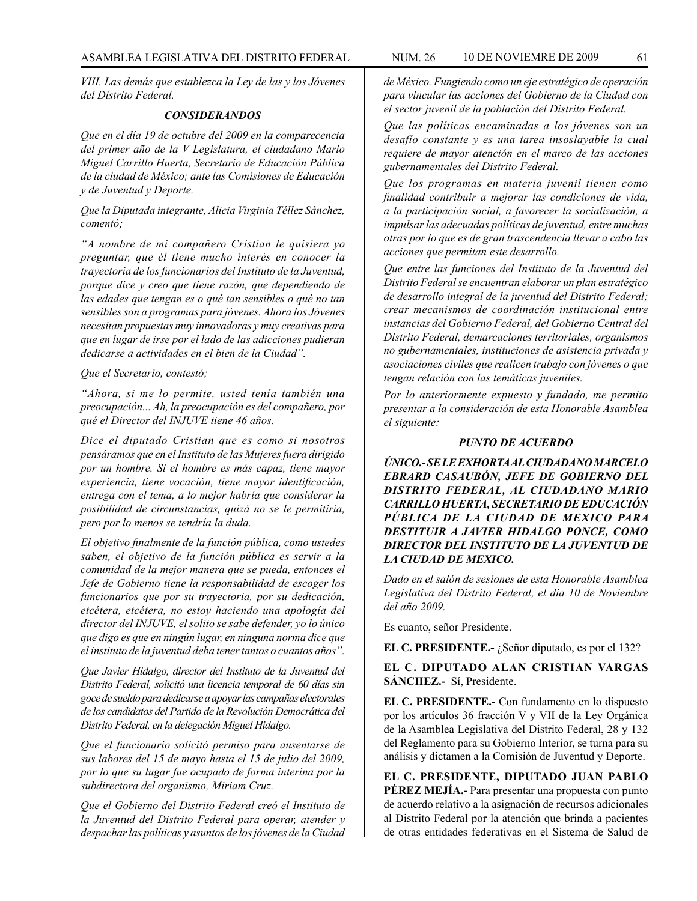*VIII. Las demás que establezca la Ley de las y los Jóvenes del Distrito Federal.*

### *CONSIDERANDOS*

*Que en el día 19 de octubre del 2009 en la comparecencia del primer año de la V Legislatura, el ciudadano Mario Miguel Carrillo Huerta, Secretario de Educación Pública de la ciudad de México; ante las Comisiones de Educación y de Juventud y Deporte.*

*Que la Diputada integrante, Alicia Virginia Téllez Sánchez, comentó;*

*"A nombre de mi compañero Cristian le quisiera yo preguntar, que él tiene mucho interés en conocer la trayectoria de los funcionarios del Instituto de la Juventud, porque dice y creo que tiene razón, que dependiendo de las edades que tengan es o qué tan sensibles o qué no tan sensibles son a programas para jóvenes. Ahora los Jóvenes necesitan propuestas muy innovadoras y muy creativas para que en lugar de irse por el lado de las adicciones pudieran dedicarse a actividades en el bien de la Ciudad".*

*Que el Secretario, contestó;*

*"Ahora, si me lo permite, usted tenía también una preocupación... Ah, la preocupación es del compañero, por qué el Director del INJUVE tiene 46 años.*

*Dice el diputado Cristian que es como si nosotros pensáramos que en el Instituto de las Mujeres fuera dirigido por un hombre. Si el hombre es más capaz, tiene mayor experiencia, tiene vocación, tiene mayor identificación, entrega con el tema, a lo mejor habría que considerar la posibilidad de circunstancias, quizá no se le permitiría, pero por lo menos se tendría la duda.*

*El objetivo finalmente de la función pública, como ustedes saben, el objetivo de la función pública es servir a la comunidad de la mejor manera que se pueda, entonces el Jefe de Gobierno tiene la responsabilidad de escoger los funcionarios que por su trayectoria, por su dedicación, etcétera, etcétera, no estoy haciendo una apología del director del INJUVE, el solito se sabe defender, yo lo único que digo es que en ningún lugar, en ninguna norma dice que el instituto de la juventud deba tener tantos o cuantos años".*

*Que Javier Hidalgo, director del Instituto de la Juventud del Distrito Federal, solicitó una licencia temporal de 60 días sin goce de sueldo para dedicarse a apoyar las campañas electorales de los candidatos del Partido de la Revolución Democrática del Distrito Federal, en la delegación Miguel Hidalgo.*

*Que el funcionario solicitó permiso para ausentarse de sus labores del 15 de mayo hasta el 15 de julio del 2009, por lo que su lugar fue ocupado de forma interina por la subdirectora del organismo, Miriam Cruz.*

*Que el Gobierno del Distrito Federal creó el Instituto de la Juventud del Distrito Federal para operar, atender y despachar las políticas y asuntos de los jóvenes de la Ciudad de México. Fungiendo como un eje estratégico de operación para vincular las acciones del Gobierno de la Ciudad con el sector juvenil de la población del Distrito Federal.*

*Que las políticas encaminadas a los jóvenes son un desafío constante y es una tarea insoslayable la cual requiere de mayor atención en el marco de las acciones gubernamentales del Distrito Federal.*

*Que los programas en materia juvenil tienen como finalidad contribuir a mejorar las condiciones de vida, a la participación social, a favorecer la socialización, a impulsar las adecuadas políticas de juventud, entre muchas otras por lo que es de gran trascendencia llevar a cabo las acciones que permitan este desarrollo.*

*Que entre las funciones del Instituto de la Juventud del Distrito Federal se encuentran elaborar un plan estratégico de desarrollo integral de la juventud del Distrito Federal; crear mecanismos de coordinación institucional entre instancias del Gobierno Federal, del Gobierno Central del Distrito Federal, demarcaciones territoriales, organismos no gubernamentales, instituciones de asistencia privada y asociaciones civiles que realicen trabajo con jóvenes o que tengan relación con las temáticas juveniles.*

*Por lo anteriormente expuesto y fundado, me permito presentar a la consideración de esta Honorable Asamblea el siguiente:*

### *PUNTO DE ACUERDO*

***ÚNICO.- SE LE EXHORTA AL CIUDADANO MARCELO EBRARD CASAUBÓN, JEFE DE GOBIERNO DEL DISTRITO FEDERAL, AL CIUDADANO MARIO CARRILLO HUERTA, SECRETARIO DE EDUCACIÓN PÚBLICA DE LA CIUDAD DE MEXICO PARA DESTITUIR A JAVIER HIDALGO PONCE, COMO DIRECTOR DEL INSTITUTO DE LA JUVENTUD DE LA CIUDAD DE MEXICO.***

*Dado en el salón de sesiones de esta Honorable Asamblea Legislativa del Distrito Federal, el día 10 de Noviembre del año 2009.*

Es cuanto, señor Presidente.

**EL C. PRESIDENTE.-** ¿Señor diputado, es por el 132?

**EL C. DIPUTADO ALAN CRISTIAN VARGAS SÁNCHEZ.-** Sí, Presidente.

**EL C. PRESIDENTE.-** Con fundamento en lo dispuesto por los artículos 36 fracción V y VII de la Ley Orgánica de la Asamblea Legislativa del Distrito Federal, 28 y 132 del Reglamento para su Gobierno Interior, se turna para su análisis y dictamen a la Comisión de Juventud y Deporte.

**EL C. PRESIDENTE, DIPUTADO JUAN PABLO PÉREZ MEJÍA.-** Para presentar una propuesta con punto de acuerdo relativo a la asignación de recursos adicionales al Distrito Federal por la atención que brinda a pacientes de otras entidades federativas en el Sistema de Salud de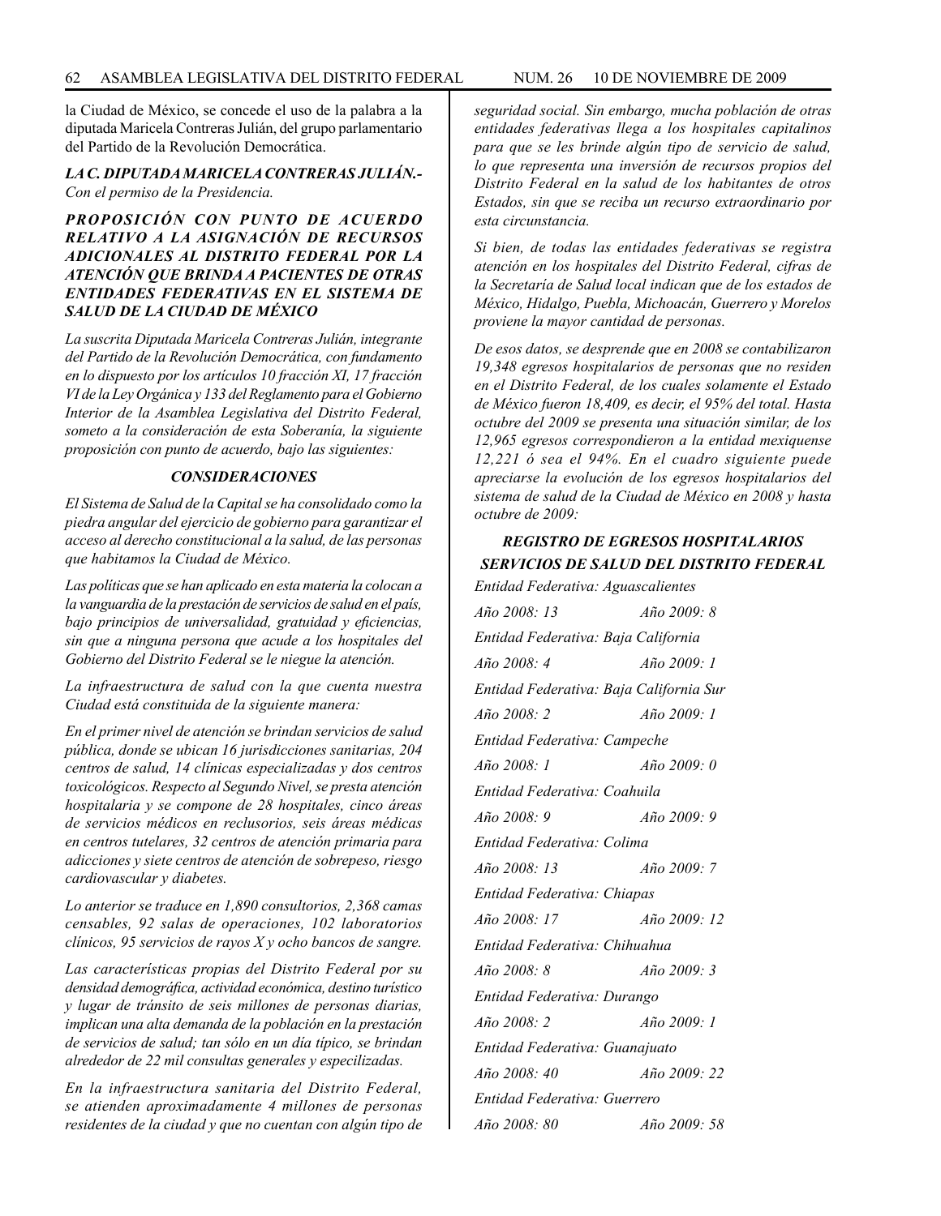la Ciudad de México, se concede el uso de la palabra a la diputada Maricela Contreras Julián, del grupo parlamentario del Partido de la Revolución Democrática.

***LA C. DIPUTADA MARICELA CONTRERAS JULIÁN.-*** *Con el permiso de la Presidencia.*

***PROPOSICIÓN CON PUNTO DE ACUERDO RELATIVO A LA ASIGNACIÓN DE RECURSOS ADICIONALES AL DISTRITO FEDERAL POR LA ATENCIÓN QUE BRINDA A PACIENTES DE OTRAS ENTIDADES FEDERATIVAS EN EL SISTEMA DE SALUD DE LA CIUDAD DE MÉXICO***

*La suscrita Diputada Maricela Contreras Julián, integrante del Partido de la Revolución Democrática, con fundamento en lo dispuesto por los artículos 10 fracción XI, 17 fracción VI de la Ley Orgánica y 133 del Reglamento para el Gobierno Interior de la Asamblea Legislativa del Distrito Federal, someto a la consideración de esta Soberanía, la siguiente proposición con punto de acuerdo, bajo las siguientes:*

***CONSIDERACIONES***

*El Sistema de Salud de la Capital se ha consolidado como la piedra angular del ejercicio de gobierno para garantizar el acceso al derecho constitucional a la salud, de las personas que habitamos la Ciudad de México.*

*Las políticas que se han aplicado en esta materia la colocan a la vanguardia de la prestación de servicios de salud en el país, bajo principios de universalidad, gratuidad y eficiencias, sin que a ninguna persona que acude a los hospitales del Gobierno del Distrito Federal se le niegue la atención.*

*La infraestructura de salud con la que cuenta nuestra Ciudad está constituida de la siguiente manera:*

*En el primer nivel de atención se brindan servicios de salud pública, donde se ubican 16 jurisdicciones sanitarias, 204 centros de salud, 14 clínicas especializadas y dos centros toxicológicos. Respecto al Segundo Nivel, se presta atención hospitalaria y se compone de 28 hospitales, cinco áreas de servicios médicos en reclusorios, seis áreas médicas en centros tutelares, 32 centros de atención primaria para adicciones y siete centros de atención de sobrepeso, riesgo cardiovascular y diabetes.*

*Lo anterior se traduce en 1,890 consultorios, 2,368 camas censables, 92 salas de operaciones, 102 laboratorios clínicos, 95 servicios de rayos X y ocho bancos de sangre.*

*Las características propias del Distrito Federal por su densidad demográfica, actividad económica, destino turístico y lugar de tránsito de seis millones de personas diarias, implican una alta demanda de la población en la prestación de servicios de salud; tan sólo en un día típico, se brindan alrededor de 22 mil consultas generales y especilizadas.*

*En la infraestructura sanitaria del Distrito Federal, se atienden aproximadamente 4 millones de personas residentes de la ciudad y que no cuentan con algún tipo de seguridad social. Sin embargo, mucha población de otras entidades federativas llega a los hospitales capitalinos para que se les brinde algún tipo de servicio de salud, lo que representa una inversión de recursos propios del Distrito Federal en la salud de los habitantes de otros Estados, sin que se reciba un recurso extraordinario por esta circunstancia.*

*Si bien, de todas las entidades federativas se registra atención en los hospitales del Distrito Federal, cifras de la Secretaría de Salud local indican que de los estados de México, Hidalgo, Puebla, Michoacán, Guerrero y Morelos proviene la mayor cantidad de personas.*

*De esos datos, se desprende que en 2008 se contabilizaron 19,348 egresos hospitalarios de personas que no residen en el Distrito Federal, de los cuales solamente el Estado de México fueron 18,409, es decir, el 95% del total. Hasta octubre del 2009 se presenta una situación similar, de los 12,965 egresos correspondieron a la entidad mexiquense 12,221 ó sea el 94%. En el cuadro siguiente puede apreciarse la evolución de los egresos hospitalarios del sistema de salud de la Ciudad de México en 2008 y hasta octubre de 2009:*

***REGISTRO DE EGRESOS HOSPITALARIOS***

***SERVICIOS DE SALUD DEL DISTRITO FEDERAL***

*Entidad Federativa: Aguascalientes*

*Año 2008: 13* *Año 2009: 8*

*Entidad Federativa: Baja California*

*Año 2008: 4* *Año 2009: 1*

*Entidad Federativa: Baja California Sur*

*Año 2008: 2* *Año 2009: 1*

*Entidad Federativa: Campeche*

*Año 2008: 1* *Año 2009: 0*

*Entidad Federativa: Coahuila*

*Año 2008: 9* *Año 2009: 9*

*Entidad Federativa: Colima*

*Año 2008: 13* *Año 2009: 7*

*Entidad Federativa: Chiapas*

*Año 2008: 17* *Año 2009: 12*

*Entidad Federativa: Chihuahua*

*Año 2008: 8* *Año 2009: 3*

*Entidad Federativa: Durango*

*Año 2008: 2* *Año 2009: 1*

*Entidad Federativa: Guanajuato*

*Año 2008: 40* *Año 2009: 22*

*Entidad Federativa: Guerrero*

*Año 2008: 80* *Año 2009: 58*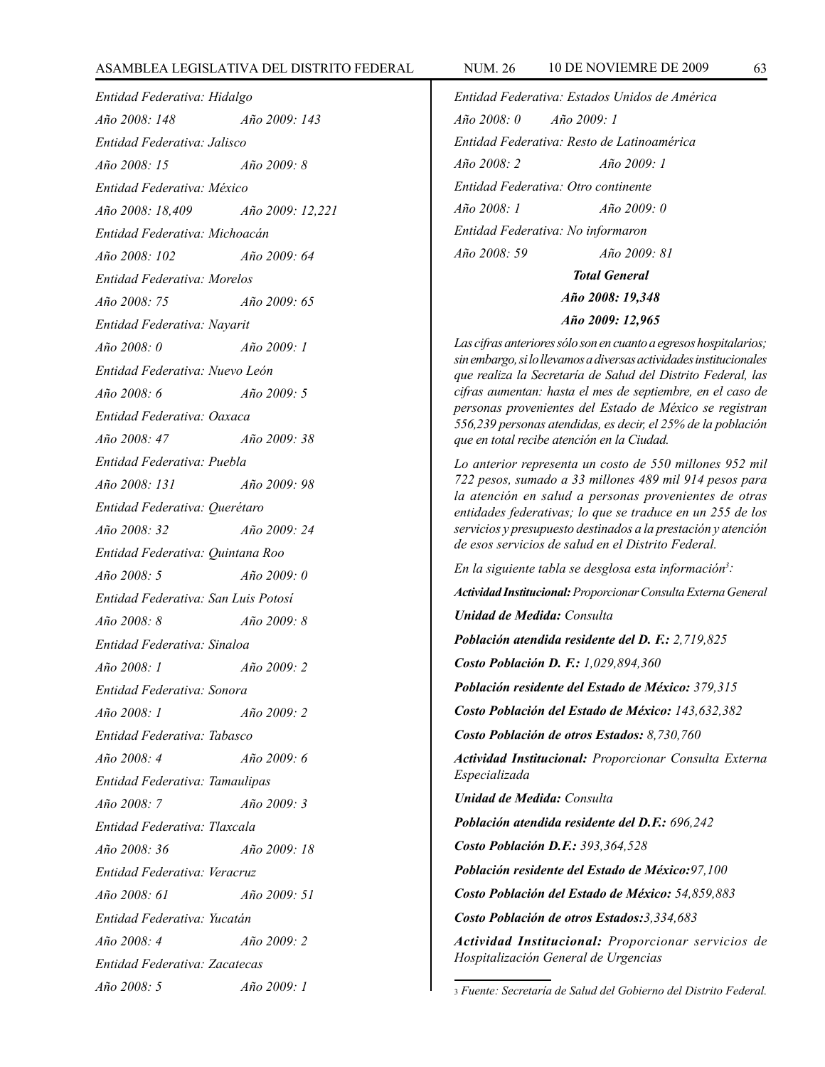*Entidad Federativa: Hidalgo*

*Año 2008: 148 Año 2009: 143*

*Entidad Federativa: Jalisco*

*Año 2008: 15 Año 2009: 8*

*Entidad Federativa: México*

*Año 2008: 18,409 Año 2009: 12,221*

*Entidad Federativa: Michoacán*

*Año 2008: 102 Año 2009: 64*

*Entidad Federativa: Morelos*

*Año 2008: 75 Año 2009: 65*

*Entidad Federativa: Nayarit*

*Año 2008: 0 Año 2009: 1*

*Entidad Federativa: Nuevo León*

*Año 2008: 6 Año 2009: 5*

*Entidad Federativa: Oaxaca*

*Año 2008: 47 Año 2009: 38*

*Entidad Federativa: Puebla*

*Año 2008: 131 Año 2009: 98*

*Entidad Federativa: Querétaro*

*Año 2008: 32 Año 2009: 24*

*Entidad Federativa: Quintana Roo*

*Año 2008: 5 Año 2009: 0*

*Entidad Federativa: San Luis Potosí*

*Año 2008: 8 Año 2009: 8*

*Entidad Federativa: Sinaloa*

*Año 2008: 1 Año 2009: 2*

*Entidad Federativa: Sonora*

*Año 2008: 1 Año 2009: 2*

*Entidad Federativa: Tabasco*

*Año 2008: 4 Año 2009: 6*

*Entidad Federativa: Tamaulipas*

*Año 2008: 7 Año 2009: 3*

*Entidad Federativa: Tlaxcala*

*Año 2008: 36 Año 2009: 18*

*Entidad Federativa: Veracruz*

*Año 2008: 61 Año 2009: 51*

*Entidad Federativa: Yucatán*

*Año 2008: 4 Año 2009: 2*

*Entidad Federativa: Zacatecas*

*Año 2008: 5 Año 2009: 1*

*Entidad Federativa: Estados Unidos de América*

*Año 2008: 0 Año 2009: 1*

*Entidad Federativa: Resto de Latinoamérica*

*Año 2008: 2 Año 2009: 1*

*Entidad Federativa: Otro continente*

*Año 2008: 1 Año 2009: 0*

*Entidad Federativa: No informaron*

*Año 2008: 59 Año 2009: 81*

***Total General***

***Año 2008: 19,348***

***Año 2009: 12,965***

*Las cifras anteriores sólo son en cuanto a egresos hospitalarios; sin embargo, si lo llevamos a diversas actividades institucionales que realiza la Secretaría de Salud del Distrito Federal, las cifras aumentan: hasta el mes de septiembre, en el caso de personas provenientes del Estado de México se registran 556,239 personas atendidas, es decir, el 25% de la población que en total recibe atención en la Ciudad.*

*Lo anterior representa un costo de 550 millones 952 mil 722 pesos, sumado a 33 millones 489 mil 914 pesos para la atención en salud a personas provenientes de otras entidades federativas; lo que se traduce en un 255 de los servicios y presupuesto destinados a la prestación y atención de esos servicios de salud en el Distrito Federal.*

*En la siguiente tabla se desglosa esta información[3]:*

***Actividad Institucional:** Proporcionar Consulta Externa General*

***Unidad de Medida:** Consulta*

***Población atendida residente del D. F.:** 2,719,825*

***Costo Población D. F.:** 1,029,894,360*

***Población residente del Estado de México:** 379,315*

***Costo Población del Estado de México:** 143,632,382*

***Costo Población de otros Estados:** 8,730,760*

***Actividad Institucional:** Proporcionar Consulta Externa Especializada*

***Unidad de Medida:** Consulta*

***Población atendida residente del D.F.:** 696,242*

***Costo Población D.F.:** 393,364,528*

***Población residente del Estado de México:**97,100*

***Costo Población del Estado de México:** 54,859,883*

***Costo Población de otros Estados:**3,334,683*

***Actividad Institucional:** Proporcionar servicios de Hospitalización General de Urgencias*

---

[3] *Fuente: Secretaría de Salud del Gobierno del Distrito Federal.*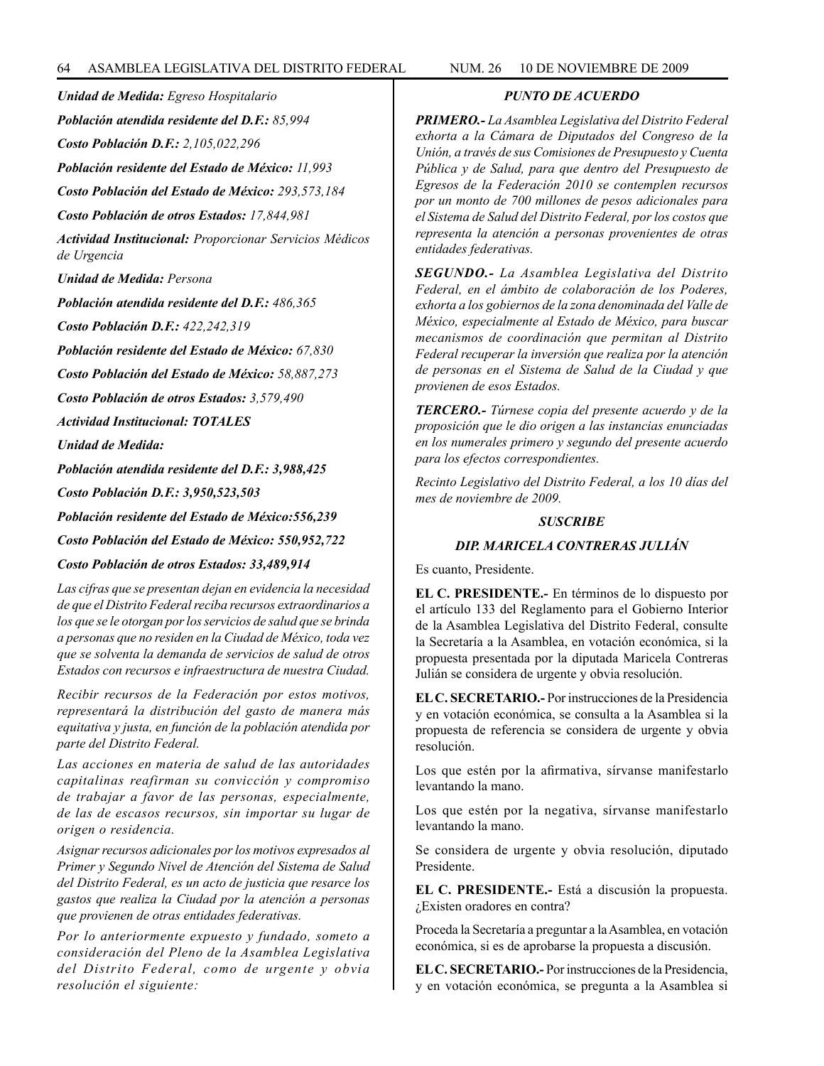***Unidad de Medida:*** *Egreso Hospitalario*

***Población atendida residente del D.F.:*** *85,994*

***Costo Población D.F.:*** *2,105,022,296*

***Población residente del Estado de México:*** *11,993*

***Costo Población del Estado de México:*** *293,573,184*

***Costo Población de otros Estados:*** *17,844,981*

***Actividad Institucional:*** *Proporcionar Servicios Médicos de Urgencia*

***Unidad de Medida:*** *Persona*

***Población atendida residente del D.F.:*** *486,365*

***Costo Población D.F.:*** *422,242,319*

***Población residente del Estado de México:*** *67,830*

***Costo Población del Estado de México:*** *58,887,273*

***Costo Población de otros Estados:*** *3,579,490*

***Actividad Institucional: TOTALES***

***Unidad de Medida:***

***Población atendida residente del D.F.: 3,988,425***

***Costo Población D.F.: 3,950,523,503***

***Población residente del Estado de México:556,239***

***Costo Población del Estado de México: 550,952,722***

***Costo Población de otros Estados: 33,489,914***

*Las cifras que se presentan dejan en evidencia la necesidad de que el Distrito Federal reciba recursos extraordinarios a los que se le otorgan por los servicios de salud que se brinda a personas que no residen en la Ciudad de México, toda vez que se solventa la demanda de servicios de salud de otros Estados con recursos e infraestructura de nuestra Ciudad.*

*Recibir recursos de la Federación por estos motivos, representará la distribución del gasto de manera más equitativa y justa, en función de la población atendida por parte del Distrito Federal.*

*Las acciones en materia de salud de las autoridades capitalinas reafirman su convicción y compromiso de trabajar a favor de las personas, especialmente, de las de escasos recursos, sin importar su lugar de origen o residencia.*

*Asignar recursos adicionales por los motivos expresados al Primer y Segundo Nivel de Atención del Sistema de Salud del Distrito Federal, es un acto de justicia que resarce los gastos que realiza la Ciudad por la atención a personas que provienen de otras entidades federativas.*

*Por lo anteriormente expuesto y fundado, someto a consideración del Pleno de la Asamblea Legislativa del Distrito Federal, como de urgente y obvia resolución el siguiente:*

***PUNTO DE ACUERDO***

***PRIMERO.-*** *La Asamblea Legislativa del Distrito Federal exhorta a la Cámara de Diputados del Congreso de la Unión, a través de sus Comisiones de Presupuesto y Cuenta Pública y de Salud, para que dentro del Presupuesto de Egresos de la Federación 2010 se contemplen recursos por un monto de 700 millones de pesos adicionales para el Sistema de Salud del Distrito Federal, por los costos que representa la atención a personas provenientes de otras entidades federativas.*

***SEGUNDO.-*** *La Asamblea Legislativa del Distrito Federal, en el ámbito de colaboración de los Poderes, exhorta a los gobiernos de la zona denominada del Valle de México, especialmente al Estado de México, para buscar mecanismos de coordinación que permitan al Distrito Federal recuperar la inversión que realiza por la atención de personas en el Sistema de Salud de la Ciudad y que provienen de esos Estados.*

***TERCERO.-*** *Túrnese copia del presente acuerdo y de la proposición que le dio origen a las instancias enunciadas en los numerales primero y segundo del presente acuerdo para los efectos correspondientes.*

*Recinto Legislativo del Distrito Federal, a los 10 días del mes de noviembre de 2009.*

***SUSCRIBE***

***DIP. MARICELA CONTRERAS JULIÁN***

Es cuanto, Presidente.

**EL C. PRESIDENTE.-** En términos de lo dispuesto por el artículo 133 del Reglamento para el Gobierno Interior de la Asamblea Legislativa del Distrito Federal, consulte la Secretaría a la Asamblea, en votación económica, si la propuesta presentada por la diputada Maricela Contreras Julián se considera de urgente y obvia resolución.

**EL C. SECRETARIO.-** Por instrucciones de la Presidencia y en votación económica, se consulta a la Asamblea si la propuesta de referencia se considera de urgente y obvia resolución.

Los que estén por la afirmativa, sírvanse manifestarlo levantando la mano.

Los que estén por la negativa, sírvanse manifestarlo levantando la mano.

Se considera de urgente y obvia resolución, diputado Presidente.

**EL C. PRESIDENTE.-** Está a discusión la propuesta. ¿Existen oradores en contra?

Proceda la Secretaría a preguntar a la Asamblea, en votación económica, si es de aprobarse la propuesta a discusión.

**EL C. SECRETARIO.-** Por instrucciones de la Presidencia, y en votación económica, se pregunta a la Asamblea si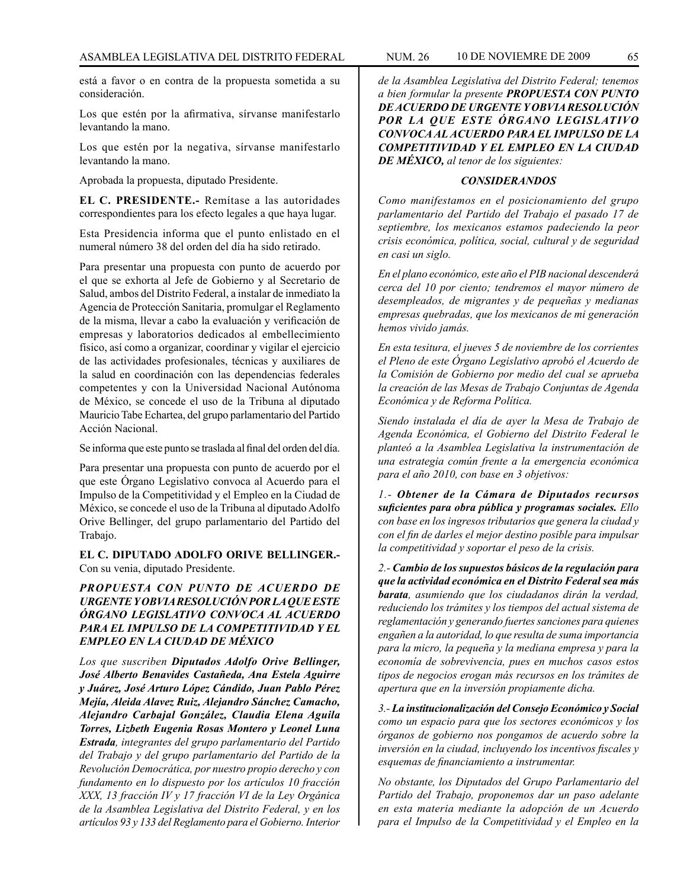está a favor o en contra de la propuesta sometida a su consideración.

Los que estén por la afirmativa, sírvanse manifestarlo levantando la mano.

Los que estén por la negativa, sírvanse manifestarlo levantando la mano.

Aprobada la propuesta, diputado Presidente.

**EL C. PRESIDENTE.-** Remítase a las autoridades correspondientes para los efecto legales a que haya lugar.

Esta Presidencia informa que el punto enlistado en el numeral número 38 del orden del día ha sido retirado.

Para presentar una propuesta con punto de acuerdo por el que se exhorta al Jefe de Gobierno y al Secretario de Salud, ambos del Distrito Federal, a instalar de inmediato la Agencia de Protección Sanitaria, promulgar el Reglamento de la misma, llevar a cabo la evaluación y verificación de empresas y laboratorios dedicados al embellecimiento físico, así como a organizar, coordinar y vigilar el ejercicio de las actividades profesionales, técnicas y auxiliares de la salud en coordinación con las dependencias federales competentes y con la Universidad Nacional Autónoma de México, se concede el uso de la Tribuna al diputado Mauricio Tabe Echartea, del grupo parlamentario del Partido Acción Nacional.

Se informa que este punto se traslada al final del orden del día.

Para presentar una propuesta con punto de acuerdo por el que este Órgano Legislativo convoca al Acuerdo para el Impulso de la Competitividad y el Empleo en la Ciudad de México, se concede el uso de la Tribuna al diputado Adolfo Orive Bellinger, del grupo parlamentario del Partido del Trabajo.

**EL C. DIPUTADO ADOLFO ORIVE BELLINGER.-** Con su venia, diputado Presidente.

***PROPUESTA CON PUNTO DE ACUERDO DE URGENTE Y OBVIA RESOLUCIÓN POR LA QUE ESTE ÓRGANO LEGISLATIVO CONVOCA AL ACUERDO PARA EL IMPULSO DE LA COMPETITIVIDAD Y EL EMPLEO EN LA CIUDAD DE MÉXICO***

*Los que suscriben **Diputados Adolfo Orive Bellinger, José Alberto Benavides Castañeda, Ana Estela Aguirre y Juárez, José Arturo López Cándido, Juan Pablo Pérez Mejía, Aleida Alavez Ruiz, Alejandro Sánchez Camacho, Alejandro Carbajal González, Claudia Elena Aguila Torres, Lizbeth Eugenia Rosas Montero y Leonel Luna Estrada**, integrantes del grupo parlamentario del Partido del Trabajo y del grupo parlamentario del Partido de la Revolución Democrática, por nuestro propio derecho y con fundamento en lo dispuesto por los artículos 10 fracción XXX, 13 fracción IV y 17 fracción VI de la Ley Orgánica de la Asamblea Legislativa del Distrito Federal, y en los artículos 93 y 133 del Reglamento para el Gobierno. Interior de la Asamblea Legislativa del Distrito Federal; tenemos a bien formular la presente **PROPUESTA CON PUNTO DE ACUERDO DE URGENTE Y OBVIA RESOLUCIÓN POR LA QUE ESTE ÓRGANO LEGISLATIVO CONVOCA AL ACUERDO PARA EL IMPULSO DE LA COMPETITIVIDAD Y EL EMPLEO EN LA CIUDAD DE MÉXICO,** al tenor de los siguientes:*

***CONSIDERANDOS***

*Como manifestamos en el posicionamiento del grupo parlamentario del Partido del Trabajo el pasado 17 de septiembre, los mexicanos estamos padeciendo la peor crisis económica, política, social, cultural y de seguridad en casi un siglo.*

*En el plano económico, este año el PIB nacional descenderá cerca del 10 por ciento; tendremos el mayor número de desempleados, de migrantes y de pequeñas y medianas empresas quebradas, que los mexicanos de mi generación hemos vivido jamás.*

*En esta tesitura, el jueves 5 de noviembre de los corrientes el Pleno de este Órgano Legislativo aprobó el Acuerdo de la Comisión de Gobierno por medio del cual se aprueba la creación de las Mesas de Trabajo Conjuntas de Agenda Económica y de Reforma Política.*

*Siendo instalada el día de ayer la Mesa de Trabajo de Agenda Económica, el Gobierno del Distrito Federal le planteó a la Asamblea Legislativa la instrumentación de una estrategia común frente a la emergencia económica para el año 2010, con base en 3 objetivos:*

*1.- **Obtener de la Cámara de Diputados recursos suficientes para obra pública y programas sociales.** Ello con base en los ingresos tributarios que genera la ciudad y con el fin de darles el mejor destino posible para impulsar la competitividad y soportar el peso de la crisis.*

*2.- **Cambio de los supuestos básicos de la regulación para que la actividad económica en el Distrito Federal sea más barata**, asumiendo que los ciudadanos dirán la verdad, reduciendo los trámites y los tiempos del actual sistema de reglamentación y generando fuertes sanciones para quienes engañen a la autoridad, lo que resulta de suma importancia para la micro, la pequeña y la mediana empresa y para la economía de sobrevivencia, pues en muchos casos estos tipos de negocios erogan más recursos en los trámites de apertura que en la inversión propiamente dicha.*

*3.- **La institucionalización del Consejo Económico y Social** como un espacio para que los sectores económicos y los órganos de gobierno nos pongamos de acuerdo sobre la inversión en la ciudad, incluyendo los incentivos fiscales y esquemas de financiamiento a instrumentar.*

*No obstante, los Diputados del Grupo Parlamentario del Partido del Trabajo, proponemos dar un paso adelante en esta materia mediante la adopción de un Acuerdo para el Impulso de la Competitividad y el Empleo en la*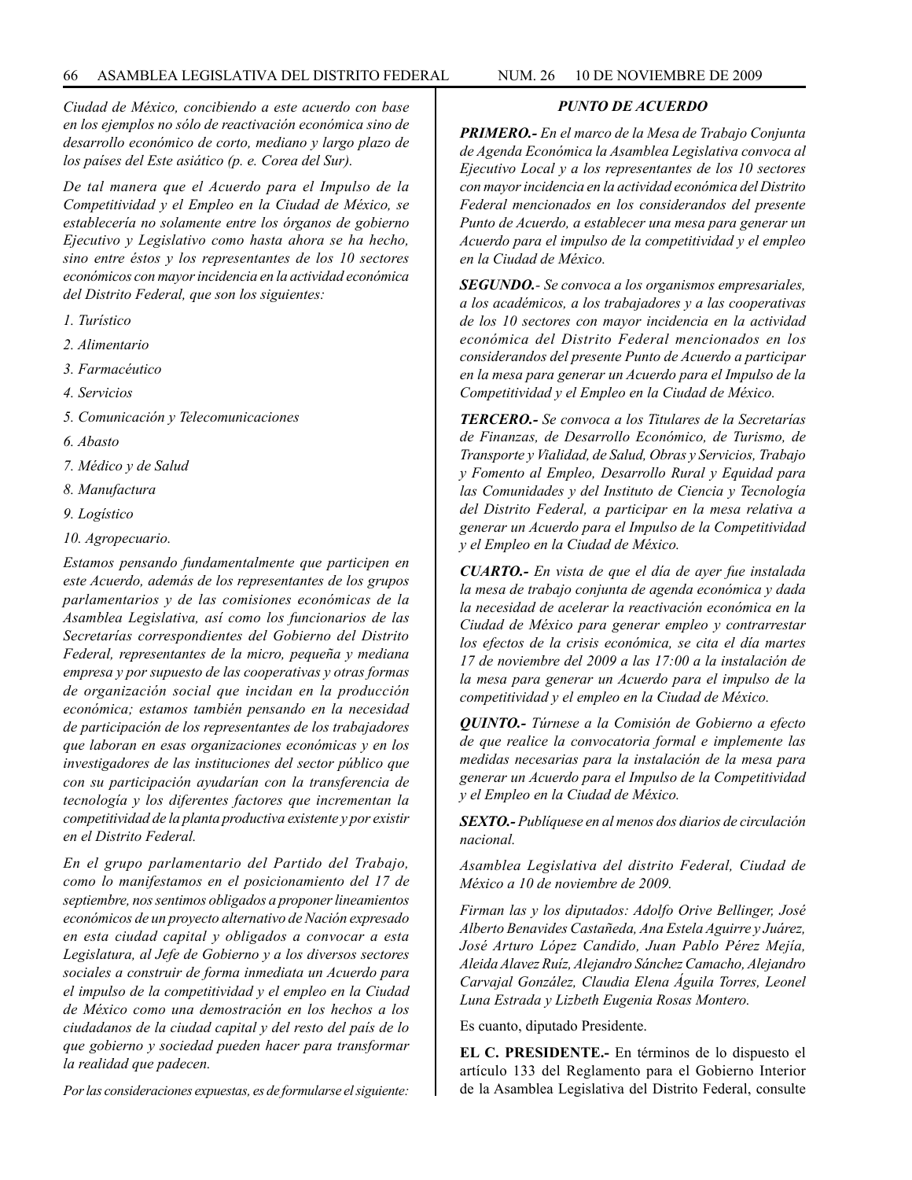*Ciudad de México, concibiendo a este acuerdo con base en los ejemplos no sólo de reactivación económica sino de desarrollo económico de corto, mediano y largo plazo de los países del Este asiático (p. e. Corea del Sur).*

*De tal manera que el Acuerdo para el Impulso de la Competitividad y el Empleo en la Ciudad de México, se establecería no solamente entre los órganos de gobierno Ejecutivo y Legislativo como hasta ahora se ha hecho, sino entre éstos y los representantes de los 10 sectores económicos con mayor incidencia en la actividad económica del Distrito Federal, que son los siguientes:*

*1. Turístico*

*2. Alimentario*

*3. Farmacéutico*

*4. Servicios*

*5. Comunicación y Telecomunicaciones*

*6. Abasto*

*7. Médico y de Salud*

*8. Manufactura*

*9. Logístico*

*10. Agropecuario.*

*Estamos pensando fundamentalmente que participen en este Acuerdo, además de los representantes de los grupos parlamentarios y de las comisiones económicas de la Asamblea Legislativa, así como los funcionarios de las Secretarías correspondientes del Gobierno del Distrito Federal, representantes de la micro, pequeña y mediana empresa y por supuesto de las cooperativas y otras formas de organización social que incidan en la producción económica; estamos también pensando en la necesidad de participación de los representantes de los trabajadores que laboran en esas organizaciones económicas y en los investigadores de las instituciones del sector público que con su participación ayudarían con la transferencia de tecnología y los diferentes factores que incrementan la competitividad de la planta productiva existente y por existir en el Distrito Federal.*

*En el grupo parlamentario del Partido del Trabajo, como lo manifestamos en el posicionamiento del 17 de septiembre, nos sentimos obligados a proponer lineamientos económicos de un proyecto alternativo de Nación expresado en esta ciudad capital y obligados a convocar a esta Legislatura, al Jefe de Gobierno y a los diversos sectores sociales a construir de forma inmediata un Acuerdo para el impulso de la competitividad y el empleo en la Ciudad de México como una demostración en los hechos a los ciudadanos de la ciudad capital y del resto del país de lo que gobierno y sociedad pueden hacer para transformar la realidad que padecen.*

*Por las consideraciones expuestas, es de formularse el siguiente:*

***PUNTO DE ACUERDO***

***PRIMERO.-*** *En el marco de la Mesa de Trabajo Conjunta de Agenda Económica la Asamblea Legislativa convoca al Ejecutivo Local y a los representantes de los 10 sectores con mayor incidencia en la actividad económica del Distrito Federal mencionados en los considerandos del presente Punto de Acuerdo, a establecer una mesa para generar un Acuerdo para el impulso de la competitividad y el empleo en la Ciudad de México.*

***SEGUNDO.-*** *Se convoca a los organismos empresariales, a los académicos, a los trabajadores y a las cooperativas de los 10 sectores con mayor incidencia en la actividad económica del Distrito Federal mencionados en los considerandos del presente Punto de Acuerdo a participar en la mesa para generar un Acuerdo para el Impulso de la Competitividad y el Empleo en la Ciudad de México.*

***TERCERO.-*** *Se convoca a los Titulares de la Secretarías de Finanzas, de Desarrollo Económico, de Turismo, de Transporte y Vialidad, de Salud, Obras y Servicios, Trabajo y Fomento al Empleo, Desarrollo Rural y Equidad para las Comunidades y del Instituto de Ciencia y Tecnología del Distrito Federal, a participar en la mesa relativa a generar un Acuerdo para el Impulso de la Competitividad y el Empleo en la Ciudad de México.*

***CUARTO.-*** *En vista de que el día de ayer fue instalada la mesa de trabajo conjunta de agenda económica y dada la necesidad de acelerar la reactivación económica en la Ciudad de México para generar empleo y contrarrestar los efectos de la crisis económica, se cita el día martes 17 de noviembre del 2009 a las 17:00 a la instalación de la mesa para generar un Acuerdo para el impulso de la competitividad y el empleo en la Ciudad de México.*

***QUINTO.-*** *Túrnese a la Comisión de Gobierno a efecto de que realice la convocatoria formal e implemente las medidas necesarias para la instalación de la mesa para generar un Acuerdo para el Impulso de la Competitividad y el Empleo en la Ciudad de México.*

***SEXTO.-*** *Publíquese en al menos dos diarios de circulación nacional.*

*Asamblea Legislativa del distrito Federal, Ciudad de México a 10 de noviembre de 2009.*

*Firman las y los diputados: Adolfo Orive Bellinger, José Alberto Benavides Castañeda, Ana Estela Aguirre y Juárez, José Arturo López Candido, Juan Pablo Pérez Mejía, Aleida Alavez Ruíz, Alejandro Sánchez Camacho, Alejandro Carvajal González, Claudia Elena Águila Torres, Leonel Luna Estrada y Lizbeth Eugenia Rosas Montero.*

Es cuanto, diputado Presidente.

**EL C. PRESIDENTE.-** En términos de lo dispuesto el artículo 133 del Reglamento para el Gobierno Interior de la Asamblea Legislativa del Distrito Federal, consulte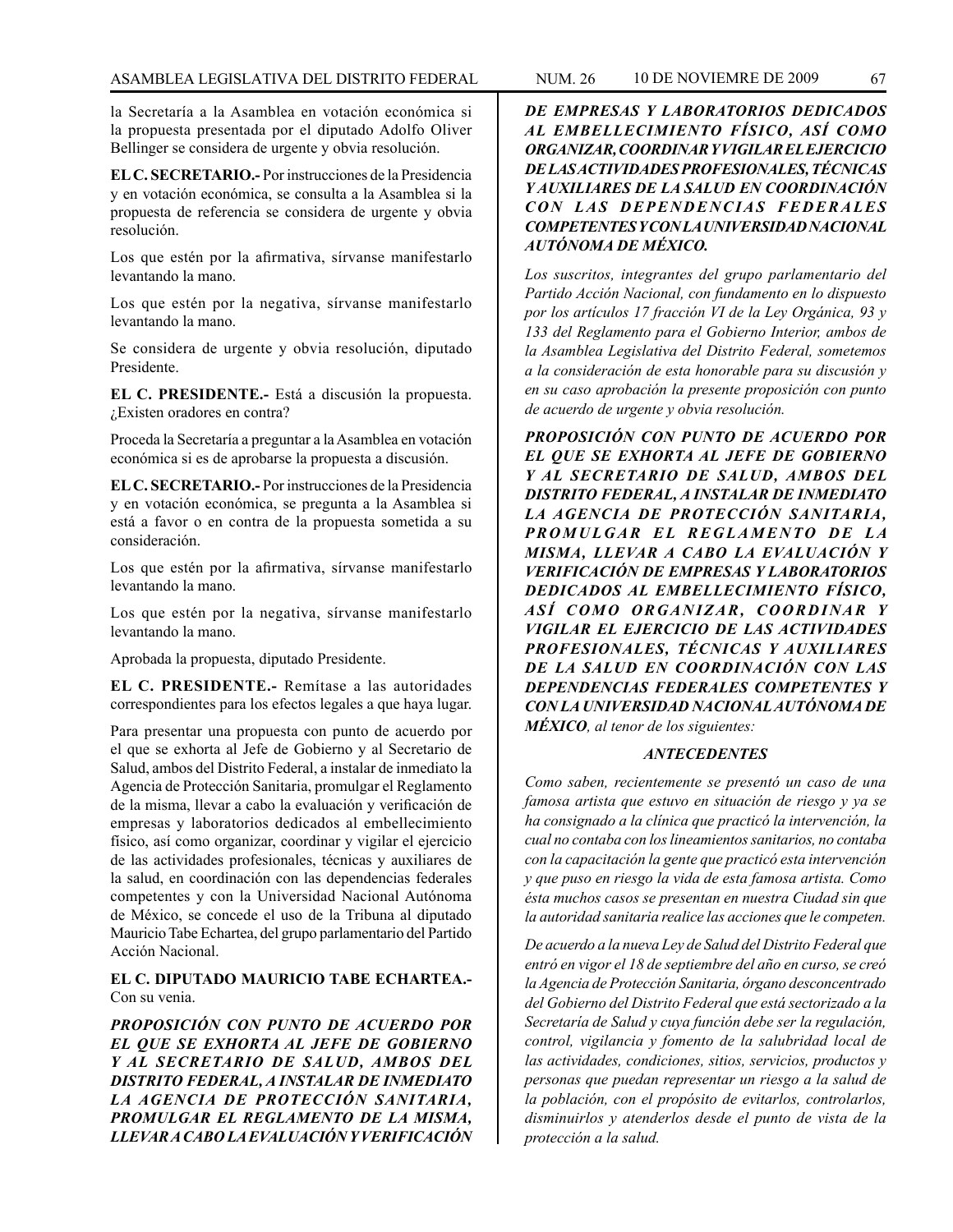la Secretaría a la Asamblea en votación económica si la propuesta presentada por el diputado Adolfo Oliver Bellinger se considera de urgente y obvia resolución.

**EL C. SECRETARIO.-** Por instrucciones de la Presidencia y en votación económica, se consulta a la Asamblea si la propuesta de referencia se considera de urgente y obvia resolución.

Los que estén por la afirmativa, sírvanse manifestarlo levantando la mano.

Los que estén por la negativa, sírvanse manifestarlo levantando la mano.

Se considera de urgente y obvia resolución, diputado Presidente.

**EL C. PRESIDENTE.-** Está a discusión la propuesta. ¿Existen oradores en contra?

Proceda la Secretaría a preguntar a la Asamblea en votación económica si es de aprobarse la propuesta a discusión.

**EL C. SECRETARIO.-** Por instrucciones de la Presidencia y en votación económica, se pregunta a la Asamblea si está a favor o en contra de la propuesta sometida a su consideración.

Los que estén por la afirmativa, sírvanse manifestarlo levantando la mano.

Los que estén por la negativa, sírvanse manifestarlo levantando la mano.

Aprobada la propuesta, diputado Presidente.

**EL C. PRESIDENTE.-** Remítase a las autoridades correspondientes para los efectos legales a que haya lugar.

Para presentar una propuesta con punto de acuerdo por el que se exhorta al Jefe de Gobierno y al Secretario de Salud, ambos del Distrito Federal, a instalar de inmediato la Agencia de Protección Sanitaria, promulgar el Reglamento de la misma, llevar a cabo la evaluación y verificación de empresas y laboratorios dedicados al embellecimiento físico, así como organizar, coordinar y vigilar el ejercicio de las actividades profesionales, técnicas y auxiliares de la salud, en coordinación con las dependencias federales competentes y con la Universidad Nacional Autónoma de México, se concede el uso de la Tribuna al diputado Mauricio Tabe Echartea, del grupo parlamentario del Partido Acción Nacional.

**EL C. DIPUTADO MAURICIO TABE ECHARTEA.-** Con su venia.

***PROPOSICIÓN CON PUNTO DE ACUERDO POR EL QUE SE EXHORTA AL JEFE DE GOBIERNO Y AL SECRETARIO DE SALUD, AMBOS DEL DISTRITO FEDERAL, A INSTALAR DE INMEDIATO LA AGENCIA DE PROTECCIÓN SANITARIA, PROMULGAR EL REGLAMENTO DE LA MISMA, LLEVAR A CABO LA EVALUACIÓN Y VERIFICACIÓN DE EMPRESAS Y LABORATORIOS DEDICADOS AL EMBELLECIMIENTO FÍSICO, ASÍ COMO ORGANIZAR, COORDINAR Y VIGILAR EL EJERCICIO DE LAS ACTIVIDADES PROFESIONALES, TÉCNICAS Y AUXILIARES DE LA SALUD EN COORDINACIÓN CON LAS DEPENDENCIAS FEDERALES COMPETENTES Y CON LA UNIVERSIDAD NACIONAL AUTÓNOMA DE MÉXICO.***

*Los suscritos, integrantes del grupo parlamentario del Partido Acción Nacional, con fundamento en lo dispuesto por los artículos 17 fracción VI de la Ley Orgánica, 93 y 133 del Reglamento para el Gobierno Interior, ambos de la Asamblea Legislativa del Distrito Federal, sometemos a la consideración de esta honorable para su discusión y en su caso aprobación la presente proposición con punto de acuerdo de urgente y obvia resolución.*

***PROPOSICIÓN CON PUNTO DE ACUERDO POR EL QUE SE EXHORTA AL JEFE DE GOBIERNO Y AL SECRETARIO DE SALUD, AMBOS DEL DISTRITO FEDERAL, A INSTALAR DE INMEDIATO LA AGENCIA DE PROTECCIÓN SANITARIA, PROMULGAR EL REGLAMENTO DE LA MISMA, LLEVAR A CABO LA EVALUACIÓN Y VERIFICACIÓN DE EMPRESAS Y LABORATORIOS DEDICADOS AL EMBELLECIMIENTO FÍSICO, ASÍ COMO ORGANIZAR, COORDINAR Y VIGILAR EL EJERCICIO DE LAS ACTIVIDADES PROFESIONALES, TÉCNICAS Y AUXILIARES DE LA SALUD EN COORDINACIÓN CON LAS DEPENDENCIAS FEDERALES COMPETENTES Y CON LA UNIVERSIDAD NACIONAL AUTÓNOMA DE MÉXICO****, al tenor de los siguientes:*

***ANTECEDENTES***

*Como saben, recientemente se presentó un caso de una famosa artista que estuvo en situación de riesgo y ya se ha consignado a la clínica que practicó la intervención, la cual no contaba con los lineamientos sanitarios, no contaba con la capacitación la gente que practicó esta intervención y que puso en riesgo la vida de esta famosa artista. Como ésta muchos casos se presentan en nuestra Ciudad sin que la autoridad sanitaria realice las acciones que le competen.*

*De acuerdo a la nueva Ley de Salud del Distrito Federal que entró en vigor el 18 de septiembre del año en curso, se creó la Agencia de Protección Sanitaria, órgano desconcentrado del Gobierno del Distrito Federal que está sectorizado a la Secretaría de Salud y cuya función debe ser la regulación, control, vigilancia y fomento de la salubridad local de las actividades, condiciones, sitios, servicios, productos y personas que puedan representar un riesgo a la salud de la población, con el propósito de evitarlos, controlarlos, disminuirlos y atenderlos desde el punto de vista de la protección a la salud.*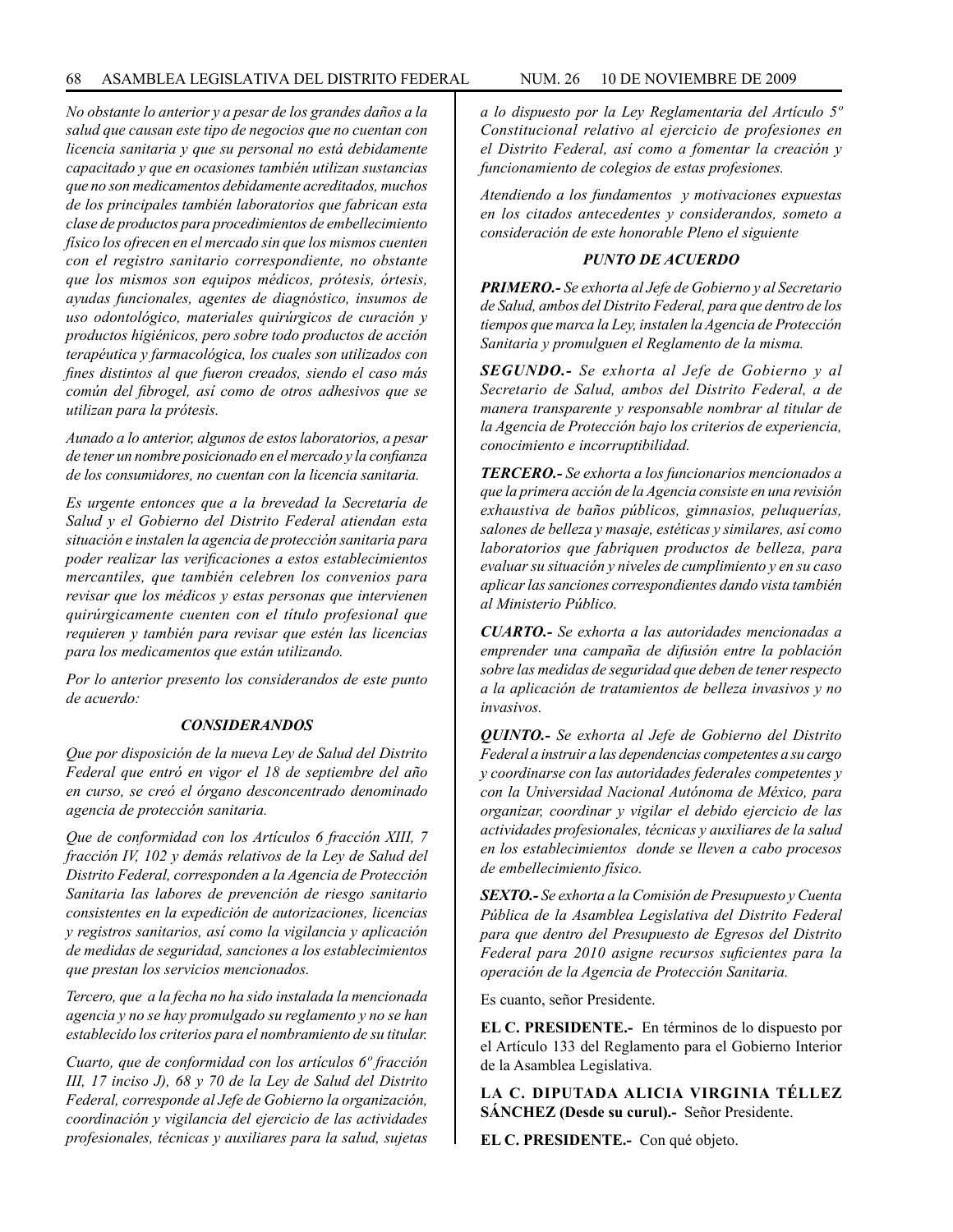*No obstante lo anterior y a pesar de los grandes daños a la salud que causan este tipo de negocios que no cuentan con licencia sanitaria y que su personal no está debidamente capacitado y que en ocasiones también utilizan sustancias que no son medicamentos debidamente acreditados, muchos de los principales también laboratorios que fabrican esta clase de productos para procedimientos de embellecimiento físico los ofrecen en el mercado sin que los mismos cuenten con el registro sanitario correspondiente, no obstante que los mismos son equipos médicos, prótesis, órtesis, ayudas funcionales, agentes de diagnóstico, insumos de uso odontológico, materiales quirúrgicos de curación y productos higiénicos, pero sobre todo productos de acción terapéutica y farmacológica, los cuales son utilizados con fines distintos al que fueron creados, siendo el caso más común del fibrogel, así como de otros adhesivos que se utilizan para la prótesis.*

*Aunado a lo anterior, algunos de estos laboratorios, a pesar de tener un nombre posicionado en el mercado y la confianza de los consumidores, no cuentan con la licencia sanitaria.*

*Es urgente entonces que a la brevedad la Secretaría de Salud y el Gobierno del Distrito Federal atiendan esta situación e instalen la agencia de protección sanitaria para poder realizar las verificaciones a estos establecimientos mercantiles, que también celebren los convenios para revisar que los médicos y estas personas que intervienen quirúrgicamente cuenten con el título profesional que requieren y también para revisar que estén las licencias para los medicamentos que están utilizando.*

*Por lo anterior presento los considerandos de este punto de acuerdo:*

***CONSIDERANDOS***

*Que por disposición de la nueva Ley de Salud del Distrito Federal que entró en vigor el 18 de septiembre del año en curso, se creó el órgano desconcentrado denominado agencia de protección sanitaria.*

*Que de conformidad con los Artículos 6 fracción XIII, 7 fracción IV, 102 y demás relativos de la Ley de Salud del Distrito Federal, corresponden a la Agencia de Protección Sanitaria las labores de prevención de riesgo sanitario consistentes en la expedición de autorizaciones, licencias y registros sanitarios, así como la vigilancia y aplicación de medidas de seguridad, sanciones a los establecimientos que prestan los servicios mencionados.*

*Tercero, que a la fecha no ha sido instalada la mencionada agencia y no se hay promulgado su reglamento y no se han establecido los criterios para el nombramiento de su titular.*

*Cuarto, que de conformidad con los artículos 6º fracción III, 17 inciso J), 68 y 70 de la Ley de Salud del Distrito Federal, corresponde al Jefe de Gobierno la organización, coordinación y vigilancia del ejercicio de las actividades profesionales, técnicas y auxiliares para la salud, sujetas a lo dispuesto por la Ley Reglamentaria del Artículo 5º Constitucional relativo al ejercicio de profesiones en el Distrito Federal, así como a fomentar la creación y funcionamiento de colegios de estas profesiones.*

*Atendiendo a los fundamentos y motivaciones expuestas en los citados antecedentes y considerandos, someto a consideración de este honorable Pleno el siguiente*

***PUNTO DE ACUERDO***

***PRIMERO.-*** *Se exhorta al Jefe de Gobierno y al Secretario de Salud, ambos del Distrito Federal, para que dentro de los tiempos que marca la Ley, instalen la Agencia de Protección Sanitaria y promulguen el Reglamento de la misma.*

***SEGUNDO.-*** *Se exhorta al Jefe de Gobierno y al Secretario de Salud, ambos del Distrito Federal, a de manera transparente y responsable nombrar al titular de la Agencia de Protección bajo los criterios de experiencia, conocimiento e incorruptibilidad.*

***TERCERO.-*** *Se exhorta a los funcionarios mencionados a que la primera acción de la Agencia consiste en una revisión exhaustiva de baños públicos, gimnasios, peluquerías, salones de belleza y masaje, estéticas y similares, así como laboratorios que fabriquen productos de belleza, para evaluar su situación y niveles de cumplimiento y en su caso aplicar las sanciones correspondientes dando vista también al Ministerio Público.*

***CUARTO.-*** *Se exhorta a las autoridades mencionadas a emprender una campaña de difusión entre la población sobre las medidas de seguridad que deben de tener respecto a la aplicación de tratamientos de belleza invasivos y no invasivos.*

***QUINTO.-*** *Se exhorta al Jefe de Gobierno del Distrito Federal a instruir a las dependencias competentes a su cargo y coordinarse con las autoridades federales competentes y con la Universidad Nacional Autónoma de México, para organizar, coordinar y vigilar el debido ejercicio de las actividades profesionales, técnicas y auxiliares de la salud en los establecimientos donde se lleven a cabo procesos de embellecimiento físico.*

***SEXTO.-*** *Se exhorta a la Comisión de Presupuesto y Cuenta Pública de la Asamblea Legislativa del Distrito Federal para que dentro del Presupuesto de Egresos del Distrito Federal para 2010 asigne recursos suficientes para la operación de la Agencia de Protección Sanitaria.*

Es cuanto, señor Presidente.

**EL C. PRESIDENTE.-** En términos de lo dispuesto por el Artículo 133 del Reglamento para el Gobierno Interior de la Asamblea Legislativa.

**LA C. DIPUTADA ALICIA VIRGINIA TÉLLEZ SÁNCHEZ (Desde su curul).-** Señor Presidente.

**EL C. PRESIDENTE.-** Con qué objeto.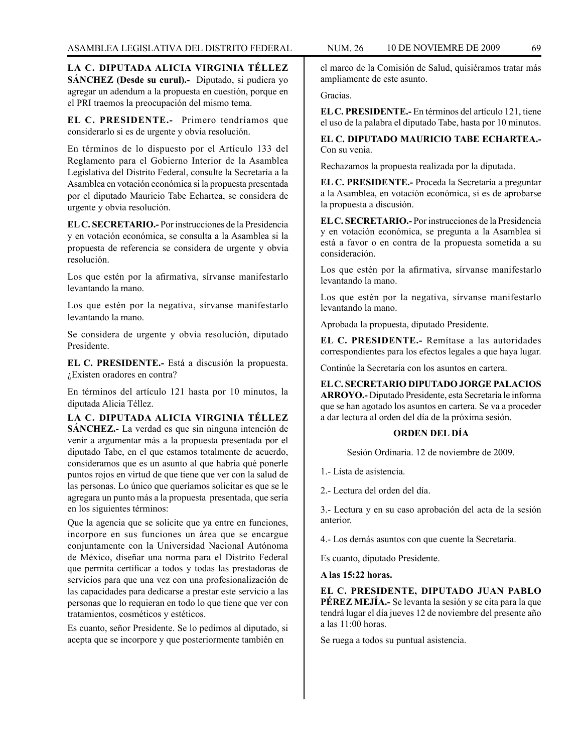**LA C. DIPUTADA ALICIA VIRGINIA TÉLLEZ SÁNCHEZ (Desde su curul).-** Diputado, si pudiera yo agregar un adendum a la propuesta en cuestión, porque en el PRI traemos la preocupación del mismo tema.

**EL C. PRESIDENTE.-** Primero tendríamos que considerarlo si es de urgente y obvia resolución.

En términos de lo dispuesto por el Artículo 133 del Reglamento para el Gobierno Interior de la Asamblea Legislativa del Distrito Federal, consulte la Secretaría a la Asamblea en votación económica si la propuesta presentada por el diputado Mauricio Tabe Echartea, se considera de urgente y obvia resolución.

**EL C. SECRETARIO.-** Por instrucciones de la Presidencia y en votación económica, se consulta a la Asamblea si la propuesta de referencia se considera de urgente y obvia resolución.

Los que estén por la afirmativa, sírvanse manifestarlo levantando la mano.

Los que estén por la negativa, sírvanse manifestarlo levantando la mano.

Se considera de urgente y obvia resolución, diputado Presidente.

**EL C. PRESIDENTE.-** Está a discusión la propuesta. ¿Existen oradores en contra?

En términos del artículo 121 hasta por 10 minutos, la diputada Alicia Téllez.

**LA C. DIPUTADA ALICIA VIRGINIA TÉLLEZ SÁNCHEZ.-** La verdad es que sin ninguna intención de venir a argumentar más a la propuesta presentada por el diputado Tabe, en el que estamos totalmente de acuerdo, consideramos que es un asunto al que habría qué ponerle puntos rojos en virtud de que tiene que ver con la salud de las personas. Lo único que queríamos solicitar es que se le agregara un punto más a la propuesta presentada, que sería en los siguientes términos:

Que la agencia que se solicite que ya entre en funciones, incorpore en sus funciones un área que se encargue conjuntamente con la Universidad Nacional Autónoma de México, diseñar una norma para el Distrito Federal que permita certificar a todos y todas las prestadoras de servicios para que una vez con una profesionalización de las capacidades para dedicarse a prestar este servicio a las personas que lo requieran en todo lo que tiene que ver con tratamientos, cosméticos y estéticos.

Es cuanto, señor Presidente. Se lo pedimos al diputado, si acepta que se incorpore y que posteriormente también en el marco de la Comisión de Salud, quisiéramos tratar más ampliamente de este asunto.

Gracias.

**EL C. PRESIDENTE.-** En términos del artículo 121, tiene el uso de la palabra el diputado Tabe, hasta por 10 minutos.

**EL C. DIPUTADO MAURICIO TABE ECHARTEA.-** Con su venia.

Rechazamos la propuesta realizada por la diputada.

**EL C. PRESIDENTE.-** Proceda la Secretaría a preguntar a la Asamblea, en votación económica, si es de aprobarse la propuesta a discusión.

**EL C. SECRETARIO.-** Por instrucciones de la Presidencia y en votación económica, se pregunta a la Asamblea si está a favor o en contra de la propuesta sometida a su consideración.

Los que estén por la afirmativa, sírvanse manifestarlo levantando la mano.

Los que estén por la negativa, sírvanse manifestarlo levantando la mano.

Aprobada la propuesta, diputado Presidente.

**EL C. PRESIDENTE.-** Remítase a las autoridades correspondientes para los efectos legales a que haya lugar.

Continúe la Secretaría con los asuntos en cartera.

**EL C. SECRETARIO DIPUTADO JORGE PALACIOS ARROYO.-** Diputado Presidente, esta Secretaría le informa que se han agotado los asuntos en cartera. Se va a proceder a dar lectura al orden del día de la próxima sesión.

**ORDEN DEL DÍA**

Sesión Ordinaria. 12 de noviembre de 2009.

1.- Lista de asistencia.

2.- Lectura del orden del día.

3.- Lectura y en su caso aprobación del acta de la sesión anterior.

4.- Los demás asuntos con que cuente la Secretaría.

Es cuanto, diputado Presidente.

**A las 15:22 horas.**

**EL C. PRESIDENTE, DIPUTADO JUAN PABLO PÉREZ MEJÍA.-** Se levanta la sesión y se cita para la que tendrá lugar el día jueves 12 de noviembre del presente año a las 11:00 horas.

Se ruega a todos su puntual asistencia.